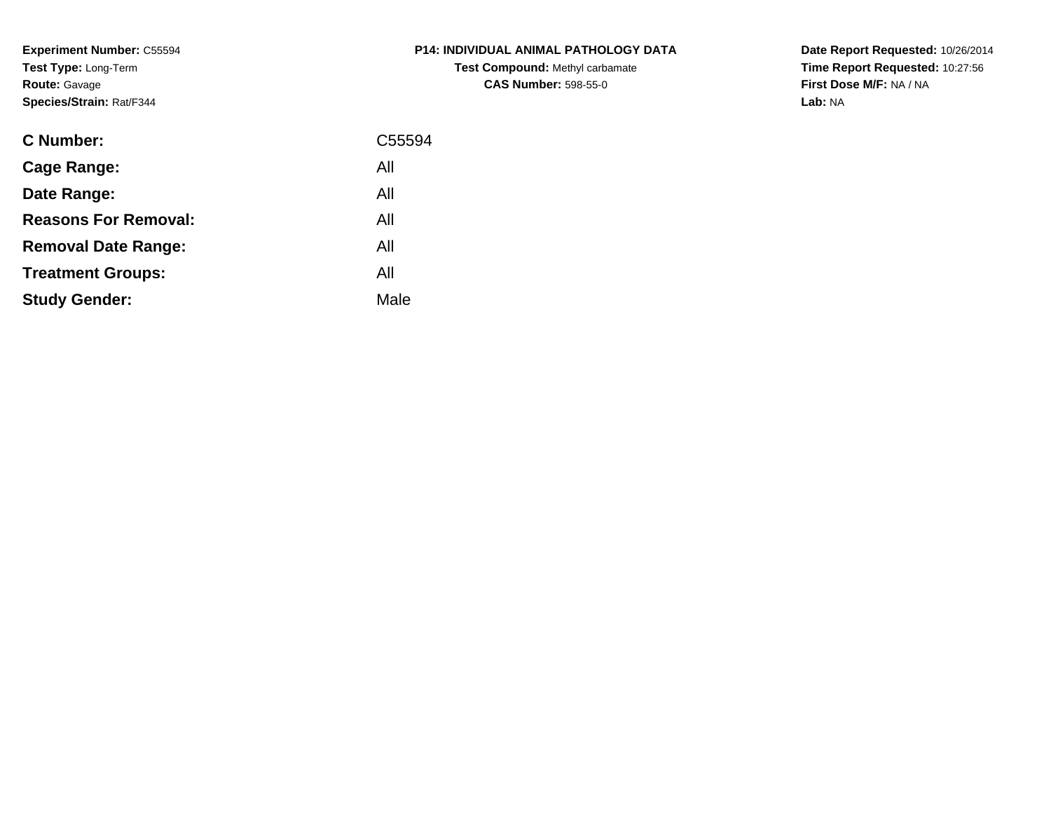**Experiment Number:** C55594
**Test Type:** Long-Term
**Route:** Gavage
**Species/Strain:** Rat/F344

**P14: INDIVIDUAL ANIMAL PATHOLOGY DATA**
**Test Compound:** Methyl carbamate
**CAS Number:** 598-55-0

**Date Report Requested:** 10/26/2014
**Time Report Requested:** 10:27:56
**First Dose M/F:** NA / NA
**Lab:** NA

| | |
|---|---|
| **C Number:** | C55594 |
| **Cage Range:** | All |
| **Date Range:** | All |
| **Reasons For Removal:** | All |
| **Removal Date Range:** | All |
| **Treatment Groups:** | All |
| **Study Gender:** | Male |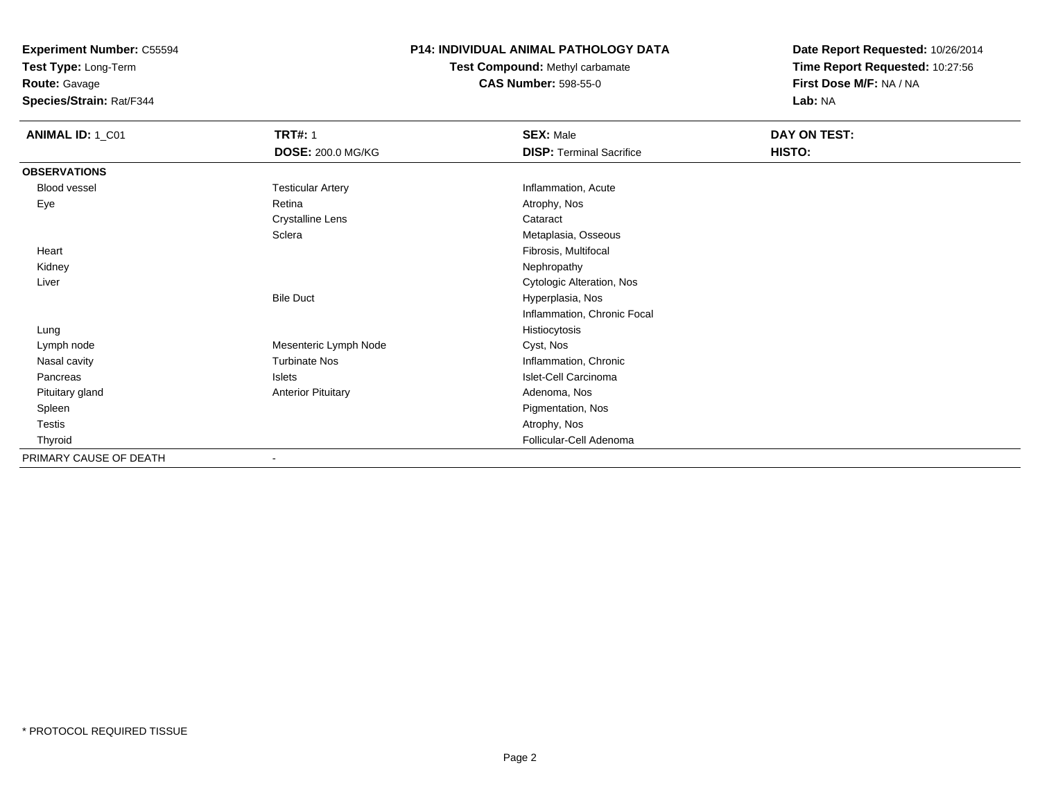**Experiment Number:** C55594
**Test Type:** Long-Term
**Route:** Gavage
**Species/Strain:** Rat/F344

## P14: INDIVIDUAL ANIMAL PATHOLOGY DATA

**Test Compound:** Methyl carbamate
**CAS Number:** 598-55-0

**Date Report Requested:** 10/26/2014
**Time Report Requested:** 10:27:56
**First Dose M/F:** NA / NA
**Lab:** NA

| **ANIMAL ID:** 1_C01 | **TRT#:** 1 | **SEX:** Male | **DAY ON TEST:** |
|---|---|---|---|
| | **DOSE:** 200.0 MG/KG | **DISP:** Terminal Sacrifice | **HISTO:** |
| **OBSERVATIONS** | | | |
| Blood vessel | Testicular Artery | Inflammation, Acute | |
| Eye | Retina | Atrophy, Nos | |
| | Crystalline Lens | Cataract | |
| | Sclera | Metaplasia, Osseous | |
| Heart | | Fibrosis, Multifocal | |
| Kidney | | Nephropathy | |
| Liver | | Cytologic Alteration, Nos | |
| | Bile Duct | Hyperplasia, Nos | |
| | | Inflammation, Chronic Focal | |
| Lung | | Histiocytosis | |
| Lymph node | Mesenteric Lymph Node | Cyst, Nos | |
| Nasal cavity | Turbinate Nos | Inflammation, Chronic | |
| Pancreas | Islets | Islet-Cell Carcinoma | |
| Pituitary gland | Anterior Pituitary | Adenoma, Nos | |
| Spleen | | Pigmentation, Nos | |
| Testis | | Atrophy, Nos | |
| Thyroid | | Follicular-Cell Adenoma | |
| PRIMARY CAUSE OF DEATH | - | | |

* PROTOCOL REQUIRED TISSUE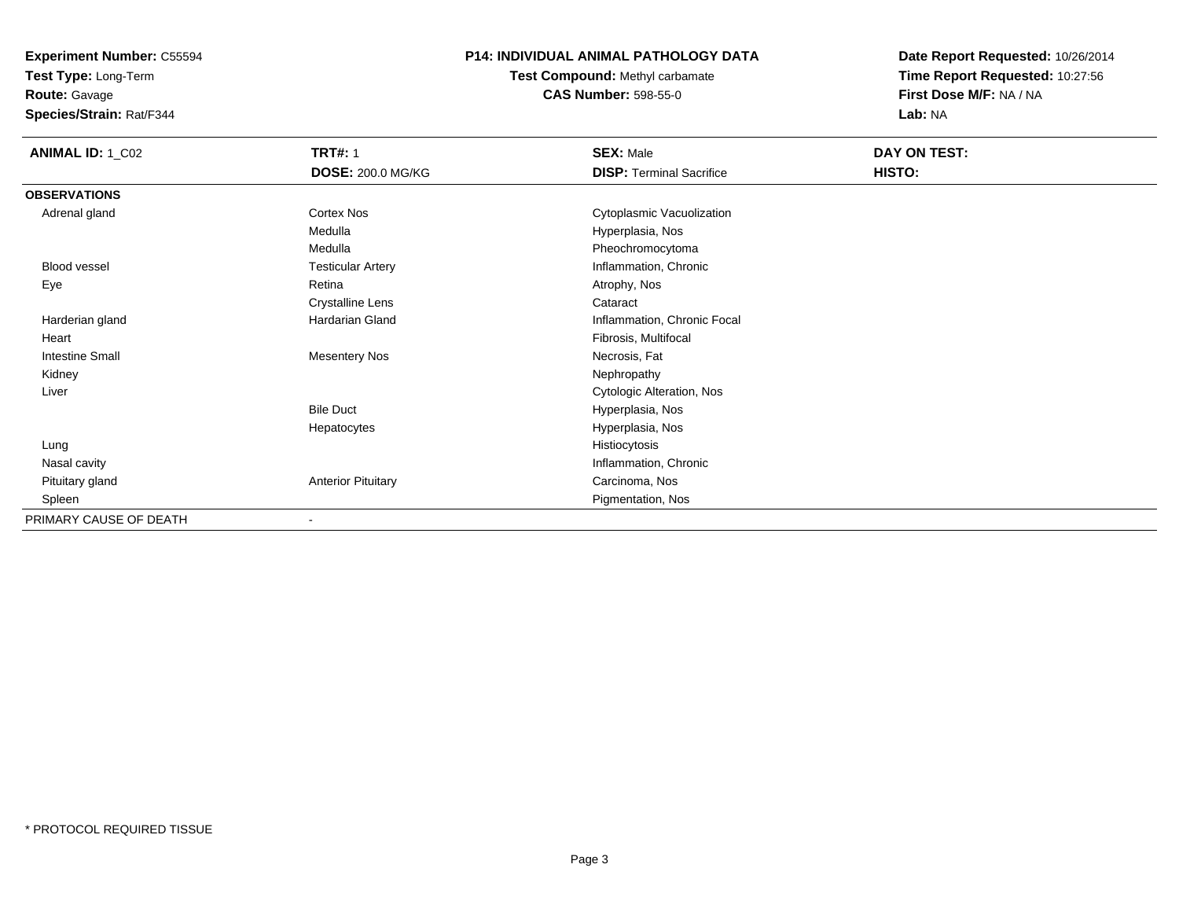**Experiment Number:** C55594
**Test Type:** Long-Term
**Route:** Gavage
**Species/Strain:** Rat/F344

# P14: INDIVIDUAL ANIMAL PATHOLOGY DATA

**Test Compound:** Methyl carbamate
**CAS Number:** 598-55-0

**Date Report Requested:** 10/26/2014
**Time Report Requested:** 10:27:56
**First Dose M/F:** NA / NA
**Lab:** NA

| **ANIMAL ID:** 1_C02 | **TRT#:** 1 | **SEX:** Male | **DAY ON TEST:** |
|---|---|---|---|
| | **DOSE:** 200.0 MG/KG | **DISP:** Terminal Sacrifice | **HISTO:** |
| **OBSERVATIONS** | | | |
| Adrenal gland | Cortex Nos | Cytoplasmic Vacuolization | |
| | Medulla | Hyperplasia, Nos | |
| | Medulla | Pheochromocytoma | |
| Blood vessel | Testicular Artery | Inflammation, Chronic | |
| Eye | Retina | Atrophy, Nos | |
| | Crystalline Lens | Cataract | |
| Harderian gland | Hardarian Gland | Inflammation, Chronic Focal | |
| Heart | | Fibrosis, Multifocal | |
| Intestine Small | Mesentery Nos | Necrosis, Fat | |
| Kidney | | Nephropathy | |
| Liver | | Cytologic Alteration, Nos | |
| | Bile Duct | Hyperplasia, Nos | |
| | Hepatocytes | Hyperplasia, Nos | |
| Lung | | Histiocytosis | |
| Nasal cavity | | Inflammation, Chronic | |
| Pituitary gland | Anterior Pituitary | Carcinoma, Nos | |
| Spleen | | Pigmentation, Nos | |
| PRIMARY CAUSE OF DEATH | - | | |

* PROTOCOL REQUIRED TISSUE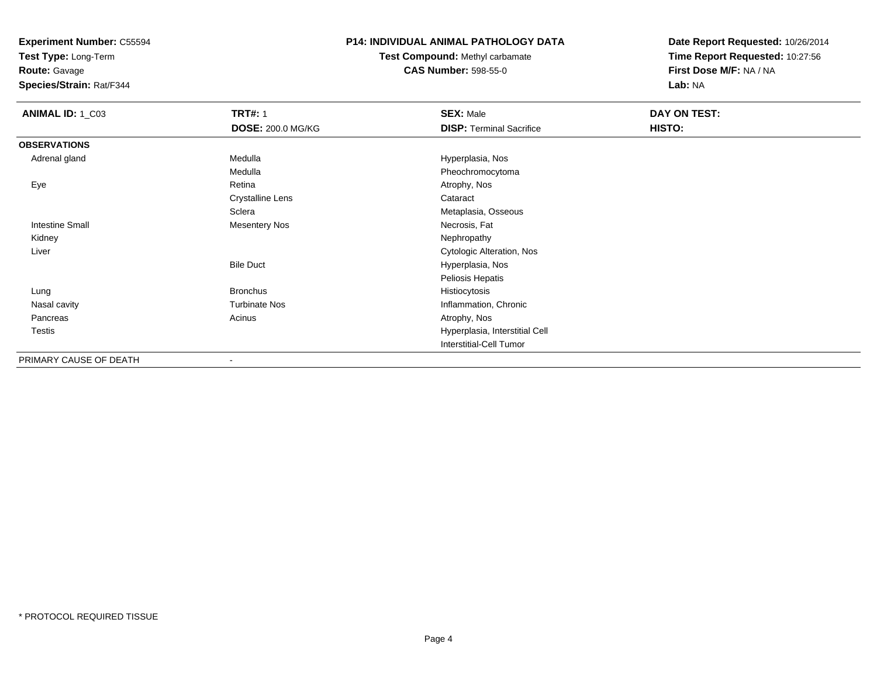**Experiment Number:** C55594
**Test Type:** Long-Term
**Route:** Gavage
**Species/Strain:** Rat/F344

**P14: INDIVIDUAL ANIMAL PATHOLOGY DATA**
**Test Compound:** Methyl carbamate
**CAS Number:** 598-55-0

**Date Report Requested:** 10/26/2014
**Time Report Requested:** 10:27:56
**First Dose M/F:** NA / NA
**Lab:** NA

| **ANIMAL ID:** 1_C03 | **TRT#:** 1 | **SEX:** Male | **DAY ON TEST:** |
|---|---|---|---|
| | **DOSE:** 200.0 MG/KG | **DISP:** Terminal Sacrifice | **HISTO:** |
| **OBSERVATIONS** | | | |
| Adrenal gland | Medulla | Hyperplasia, Nos | |
| | Medulla | Pheochromocytoma | |
| Eye | Retina | Atrophy, Nos | |
| | Crystalline Lens | Cataract | |
| | Sclera | Metaplasia, Osseous | |
| Intestine Small | Mesentery Nos | Necrosis, Fat | |
| Kidney | | Nephropathy | |
| Liver | | Cytologic Alteration, Nos | |
| | Bile Duct | Hyperplasia, Nos | |
| | | Peliosis Hepatis | |
| Lung | Bronchus | Histiocytosis | |
| Nasal cavity | Turbinate Nos | Inflammation, Chronic | |
| Pancreas | Acinus | Atrophy, Nos | |
| Testis | | Hyperplasia, Interstitial Cell | |
| | | Interstitial-Cell Tumor | |
| PRIMARY CAUSE OF DEATH | - | | |

* PROTOCOL REQUIRED TISSUE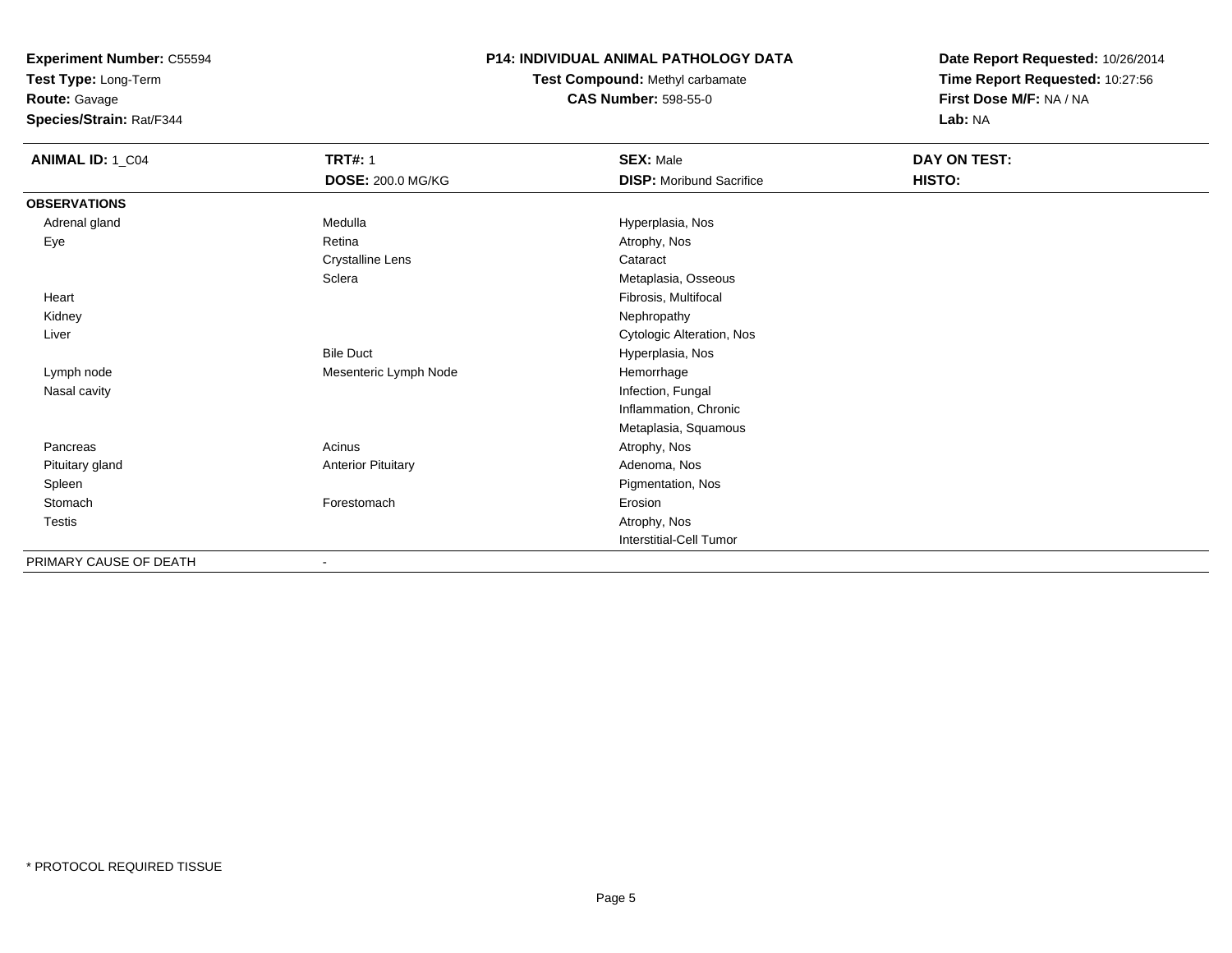**Experiment Number:** C55594
**Test Type:** Long-Term
**Route:** Gavage
**Species/Strain:** Rat/F344

**P14: INDIVIDUAL ANIMAL PATHOLOGY DATA**
**Test Compound:** Methyl carbamate
**CAS Number:** 598-55-0

**Date Report Requested:** 10/26/2014
**Time Report Requested:** 10:27:56
**First Dose M/F:** NA / NA
**Lab:** NA

| **ANIMAL ID:** 1_C04 | **TRT#:** 1 | **SEX:** Male | **DAY ON TEST:** |
|---|---|---|---|
| | **DOSE:** 200.0 MG/KG | **DISP:** Moribund Sacrifice | **HISTO:** |
| **OBSERVATIONS** | | | |
| Adrenal gland | Medulla | Hyperplasia, Nos | |
| Eye | Retina | Atrophy, Nos | |
| | Crystalline Lens | Cataract | |
| | Sclera | Metaplasia, Osseous | |
| Heart | | Fibrosis, Multifocal | |
| Kidney | | Nephropathy | |
| Liver | | Cytologic Alteration, Nos | |
| | Bile Duct | Hyperplasia, Nos | |
| Lymph node | Mesenteric Lymph Node | Hemorrhage | |
| Nasal cavity | | Infection, Fungal | |
| | | Inflammation, Chronic | |
| | | Metaplasia, Squamous | |
| Pancreas | Acinus | Atrophy, Nos | |
| Pituitary gland | Anterior Pituitary | Adenoma, Nos | |
| Spleen | | Pigmentation, Nos | |
| Stomach | Forestomach | Erosion | |
| Testis | | Atrophy, Nos | |
| | | Interstitial-Cell Tumor | |
| PRIMARY CAUSE OF DEATH | - | | |

* PROTOCOL REQUIRED TISSUE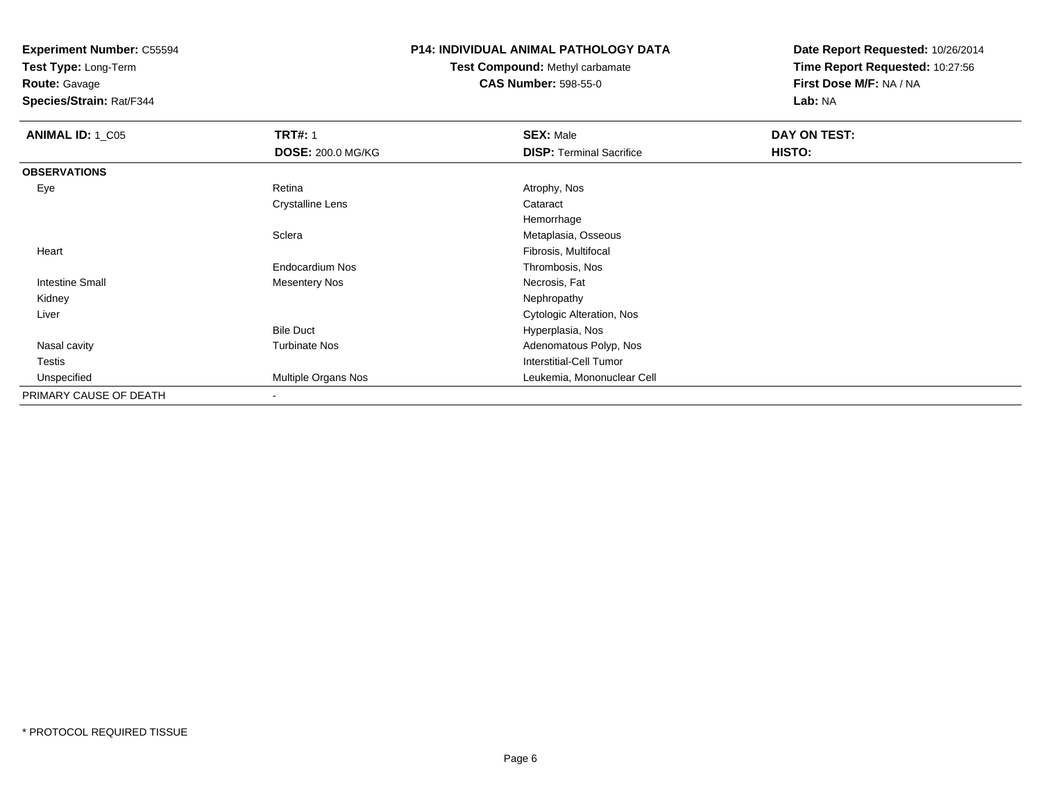**Experiment Number:** C55594
**Test Type:** Long-Term
**Route:** Gavage
**Species/Strain:** Rat/F344

**P14: INDIVIDUAL ANIMAL PATHOLOGY DATA**
**Test Compound:** Methyl carbamate
**CAS Number:** 598-55-0

**Date Report Requested:** 10/26/2014
**Time Report Requested:** 10:27:56
**First Dose M/F:** NA / NA
**Lab:** NA

| **ANIMAL ID:** 1_C05 | **TRT#:** 1 | **SEX:** Male | **DAY ON TEST:** |
|---|---|---|---|
| | **DOSE:** 200.0 MG/KG | **DISP:** Terminal Sacrifice | **HISTO:** |
| **OBSERVATIONS** | | | |
| Eye | Retina | Atrophy, Nos | |
| | Crystalline Lens | Cataract | |
| | | Hemorrhage | |
| | Sclera | Metaplasia, Osseous | |
| Heart | | Fibrosis, Multifocal | |
| | Endocardium Nos | Thrombosis, Nos | |
| Intestine Small | Mesentery Nos | Necrosis, Fat | |
| Kidney | | Nephropathy | |
| Liver | | Cytologic Alteration, Nos | |
| | Bile Duct | Hyperplasia, Nos | |
| Nasal cavity | Turbinate Nos | Adenomatous Polyp, Nos | |
| Testis | | Interstitial-Cell Tumor | |
| Unspecified | Multiple Organs Nos | Leukemia, Mononuclear Cell | |
| PRIMARY CAUSE OF DEATH | - | | |

* PROTOCOL REQUIRED TISSUE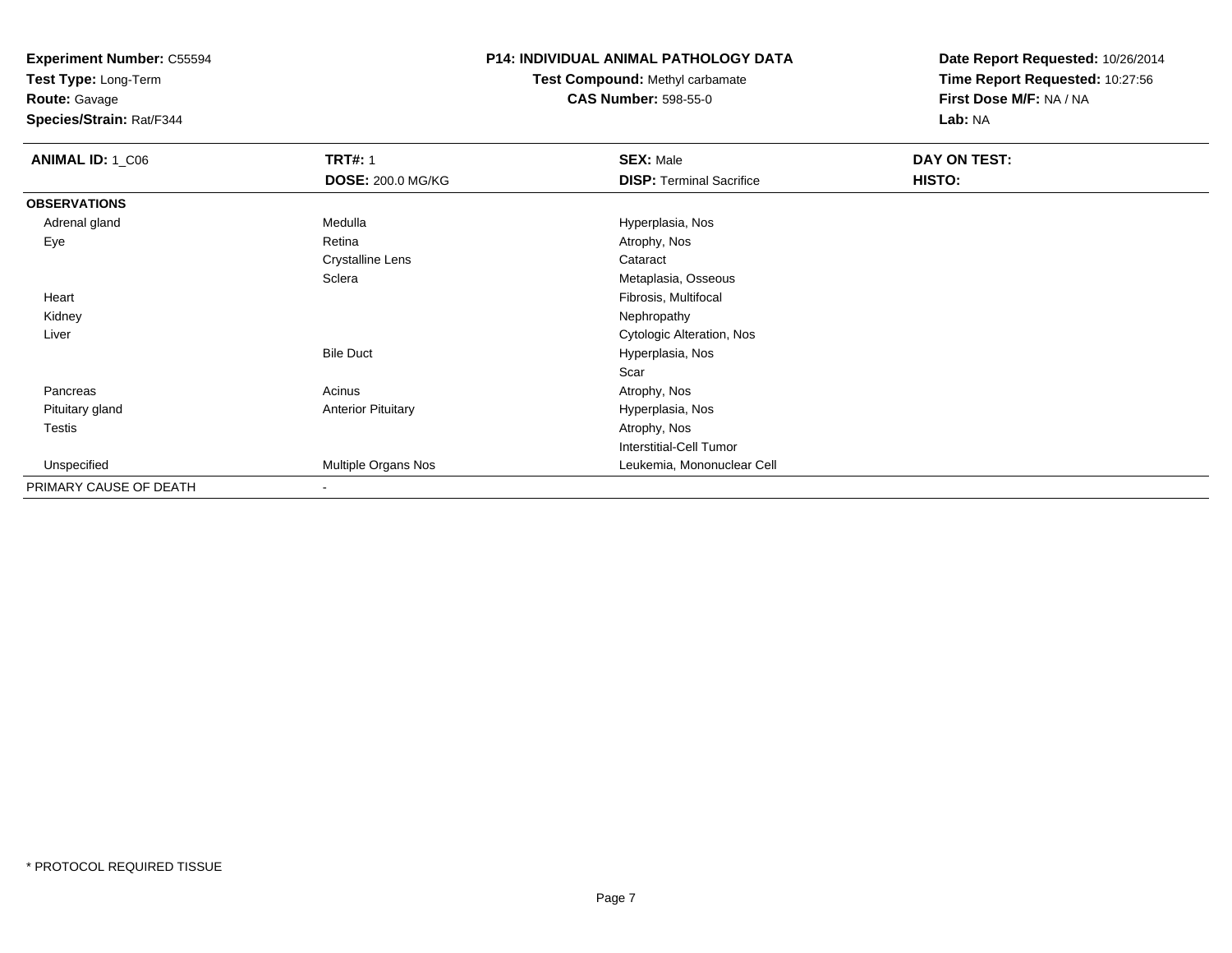**Experiment Number:** C55594
**Test Type:** Long-Term
**Route:** Gavage
**Species/Strain:** Rat/F344

**P14: INDIVIDUAL ANIMAL PATHOLOGY DATA**
**Test Compound:** Methyl carbamate
**CAS Number:** 598-55-0

**Date Report Requested:** 10/26/2014
**Time Report Requested:** 10:27:56
**First Dose M/F:** NA / NA
**Lab:** NA

| **ANIMAL ID:** 1_C06 | **TRT#:** 1 | **SEX:** Male | **DAY ON TEST:** |
|---|---|---|---|
| | **DOSE:** 200.0 MG/KG | **DISP:** Terminal Sacrifice | **HISTO:** |
| **OBSERVATIONS** | | | |
| Adrenal gland | Medulla | Hyperplasia, Nos | |
| Eye | Retina | Atrophy, Nos | |
| | Crystalline Lens | Cataract | |
| | Sclera | Metaplasia, Osseous | |
| Heart | | Fibrosis, Multifocal | |
| Kidney | | Nephropathy | |
| Liver | | Cytologic Alteration, Nos | |
| | Bile Duct | Hyperplasia, Nos | |
| | | Scar | |
| Pancreas | Acinus | Atrophy, Nos | |
| Pituitary gland | Anterior Pituitary | Hyperplasia, Nos | |
| Testis | | Atrophy, Nos | |
| | | Interstitial-Cell Tumor | |
| Unspecified | Multiple Organs Nos | Leukemia, Mononuclear Cell | |
| PRIMARY CAUSE OF DEATH | - | | |

* PROTOCOL REQUIRED TISSUE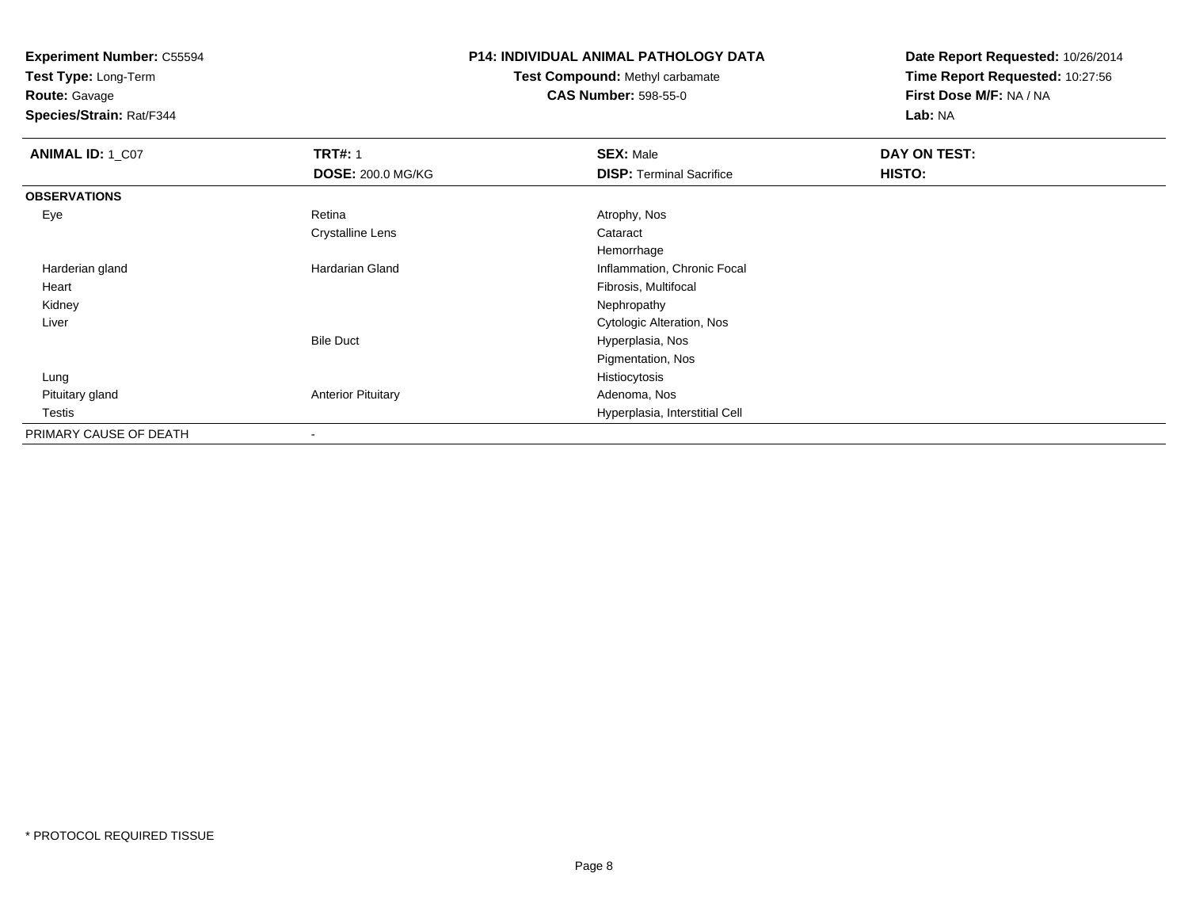**Experiment Number:** C55594
**Test Type:** Long-Term
**Route:** Gavage
**Species/Strain:** Rat/F344

**P14: INDIVIDUAL ANIMAL PATHOLOGY DATA**
**Test Compound:** Methyl carbamate
**CAS Number:** 598-55-0

**Date Report Requested:** 10/26/2014
**Time Report Requested:** 10:27:56
**First Dose M/F:** NA / NA
**Lab:** NA

| **ANIMAL ID:** 1_C07 | **TRT#:** 1 | **SEX:** Male | **DAY ON TEST:** |
|---|---|---|---|
| | **DOSE:** 200.0 MG/KG | **DISP:** Terminal Sacrifice | **HISTO:** |
| **OBSERVATIONS** | | | |
| Eye | Retina | Atrophy, Nos | |
| | Crystalline Lens | Cataract | |
| | | Hemorrhage | |
| Harderian gland | Hardarian Gland | Inflammation, Chronic Focal | |
| Heart | | Fibrosis, Multifocal | |
| Kidney | | Nephropathy | |
| Liver | | Cytologic Alteration, Nos | |
| | Bile Duct | Hyperplasia, Nos | |
| | | Pigmentation, Nos | |
| Lung | | Histiocytosis | |
| Pituitary gland | Anterior Pituitary | Adenoma, Nos | |
| Testis | | Hyperplasia, Interstitial Cell | |
| PRIMARY CAUSE OF DEATH | - | | |

\* PROTOCOL REQUIRED TISSUE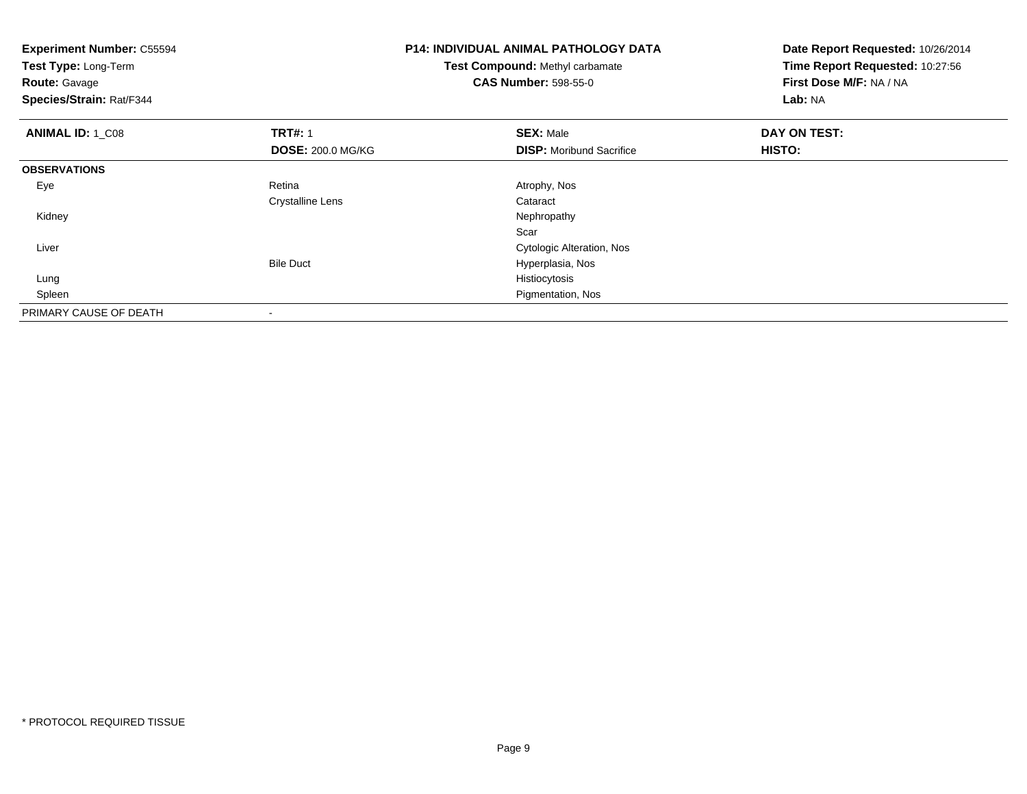**Experiment Number:** C55594
**Test Type:** Long-Term
**Route:** Gavage
**Species/Strain:** Rat/F344

**P14: INDIVIDUAL ANIMAL PATHOLOGY DATA**
**Test Compound:** Methyl carbamate
**CAS Number:** 598-55-0

**Date Report Requested:** 10/26/2014
**Time Report Requested:** 10:27:56
**First Dose M/F:** NA / NA
**Lab:** NA

| **ANIMAL ID:** 1_C08 | **TRT#:** 1 | **SEX:** Male | **DAY ON TEST:** |
|---|---|---|---|
| | **DOSE:** 200.0 MG/KG | **DISP:** Moribund Sacrifice | **HISTO:** |
| **OBSERVATIONS** | | | |
| Eye | Retina | Atrophy, Nos | |
| | Crystalline Lens | Cataract | |
| Kidney | | Nephropathy | |
| | | Scar | |
| Liver | | Cytologic Alteration, Nos | |
| | Bile Duct | Hyperplasia, Nos | |
| Lung | | Histiocytosis | |
| Spleen | | Pigmentation, Nos | |
| PRIMARY CAUSE OF DEATH | - | | |

* PROTOCOL REQUIRED TISSUE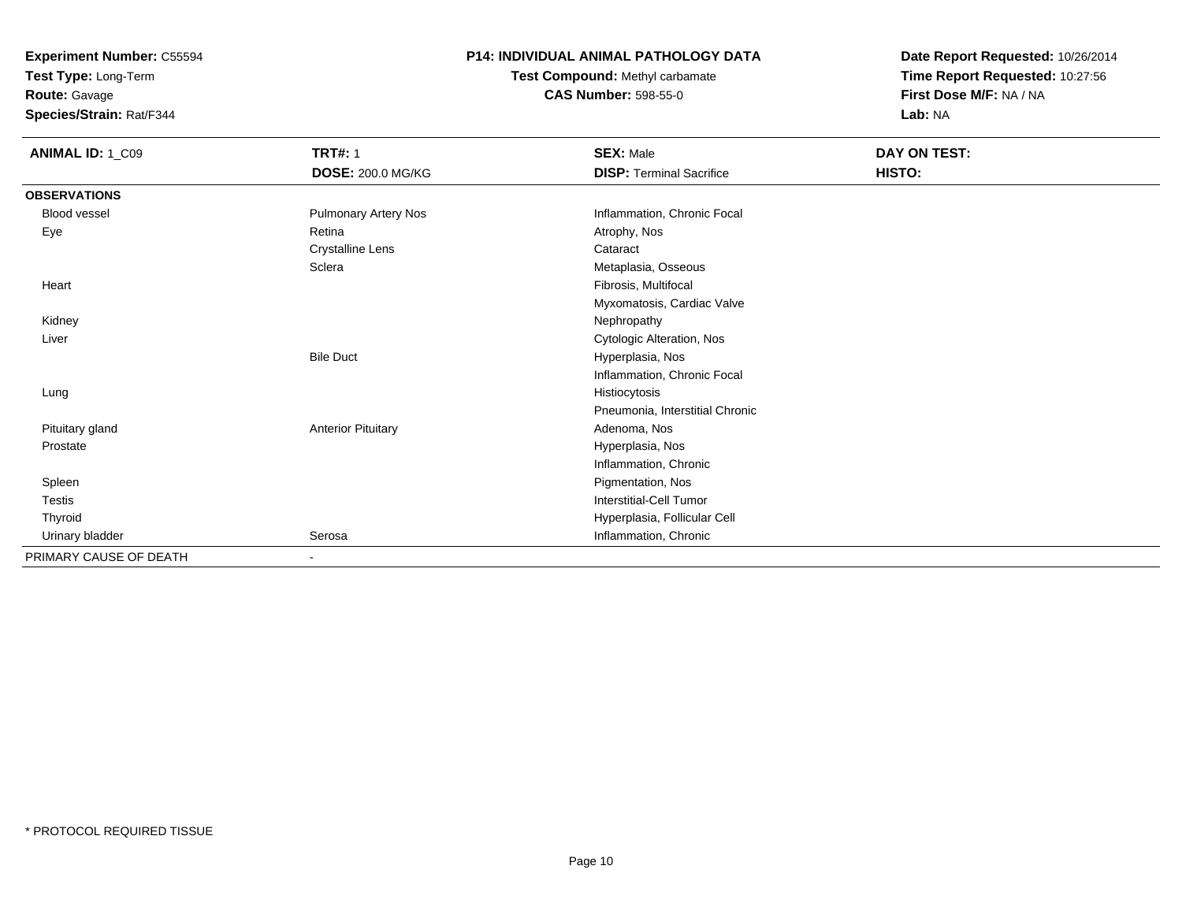**Experiment Number:** C55594
**Test Type:** Long-Term
**Route:** Gavage
**Species/Strain:** Rat/F344

**P14: INDIVIDUAL ANIMAL PATHOLOGY DATA**
**Test Compound:** Methyl carbamate
**CAS Number:** 598-55-0

**Date Report Requested:** 10/26/2014
**Time Report Requested:** 10:27:56
**First Dose M/F:** NA / NA
**Lab:** NA

| **ANIMAL ID:** 1_C09 | **TRT#:** 1 | **SEX:** Male | **DAY ON TEST:** |
|---|---|---|---|
| | **DOSE:** 200.0 MG/KG | **DISP:** Terminal Sacrifice | **HISTO:** |
| **OBSERVATIONS** | | | |
| Blood vessel | Pulmonary Artery Nos | Inflammation, Chronic Focal | |
| Eye | Retina | Atrophy, Nos | |
| | Crystalline Lens | Cataract | |
| | Sclera | Metaplasia, Osseous | |
| Heart | | Fibrosis, Multifocal | |
| | | Myxomatosis, Cardiac Valve | |
| Kidney | | Nephropathy | |
| Liver | | Cytologic Alteration, Nos | |
| | Bile Duct | Hyperplasia, Nos | |
| | | Inflammation, Chronic Focal | |
| Lung | | Histiocytosis | |
| | | Pneumonia, Interstitial Chronic | |
| Pituitary gland | Anterior Pituitary | Adenoma, Nos | |
| Prostate | | Hyperplasia, Nos | |
| | | Inflammation, Chronic | |
| Spleen | | Pigmentation, Nos | |
| Testis | | Interstitial-Cell Tumor | |
| Thyroid | | Hyperplasia, Follicular Cell | |
| Urinary bladder | Serosa | Inflammation, Chronic | |
| PRIMARY CAUSE OF DEATH | - | | |

* PROTOCOL REQUIRED TISSUE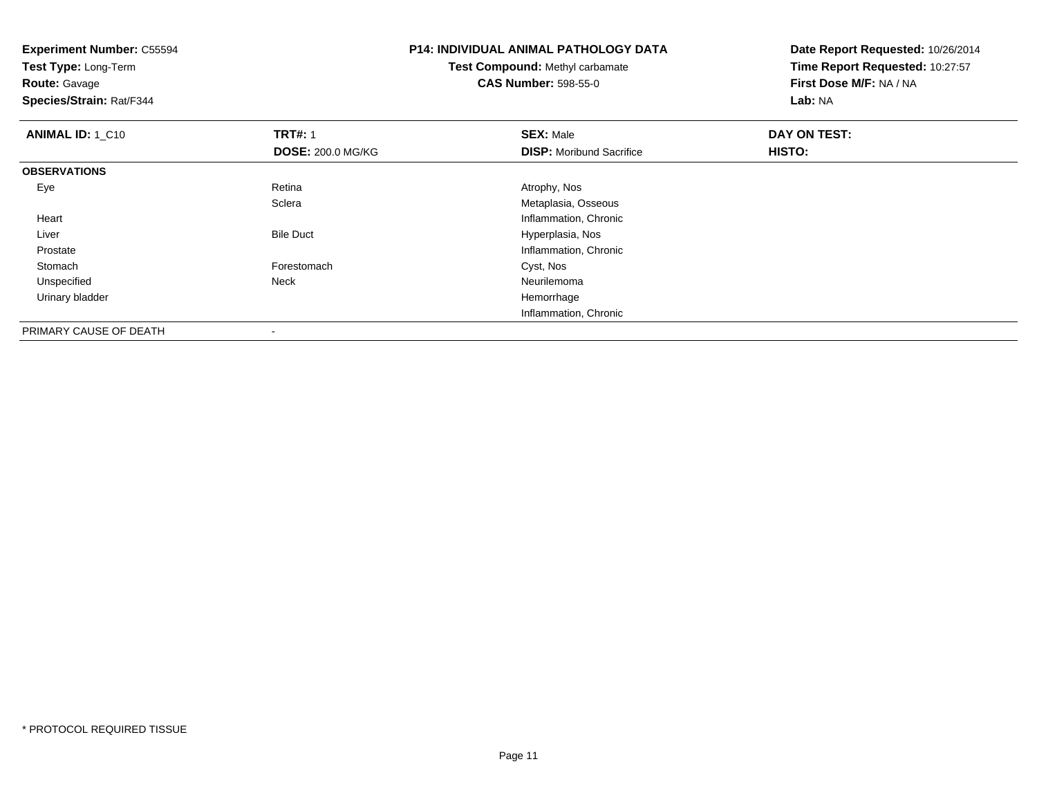**Experiment Number:** C55594
**Test Type:** Long-Term
**Route:** Gavage
**Species/Strain:** Rat/F344

**P14: INDIVIDUAL ANIMAL PATHOLOGY DATA**
**Test Compound:** Methyl carbamate
**CAS Number:** 598-55-0

**Date Report Requested:** 10/26/2014
**Time Report Requested:** 10:27:57
**First Dose M/F:** NA / NA
**Lab:** NA

| **ANIMAL ID:** 1_C10 | **TRT#:** 1 | **SEX:** Male | **DAY ON TEST:** |
|---|---|---|---|
| | **DOSE:** 200.0 MG/KG | **DISP:** Moribund Sacrifice | **HISTO:** |
| **OBSERVATIONS** | | | |
| Eye | Retina | Atrophy, Nos | |
| | Sclera | Metaplasia, Osseous | |
| Heart | | Inflammation, Chronic | |
| Liver | Bile Duct | Hyperplasia, Nos | |
| Prostate | | Inflammation, Chronic | |
| Stomach | Forestomach | Cyst, Nos | |
| Unspecified | Neck | Neurilemoma | |
| Urinary bladder | | Hemorrhage | |
| | | Inflammation, Chronic | |
| PRIMARY CAUSE OF DEATH | - | | |

* PROTOCOL REQUIRED TISSUE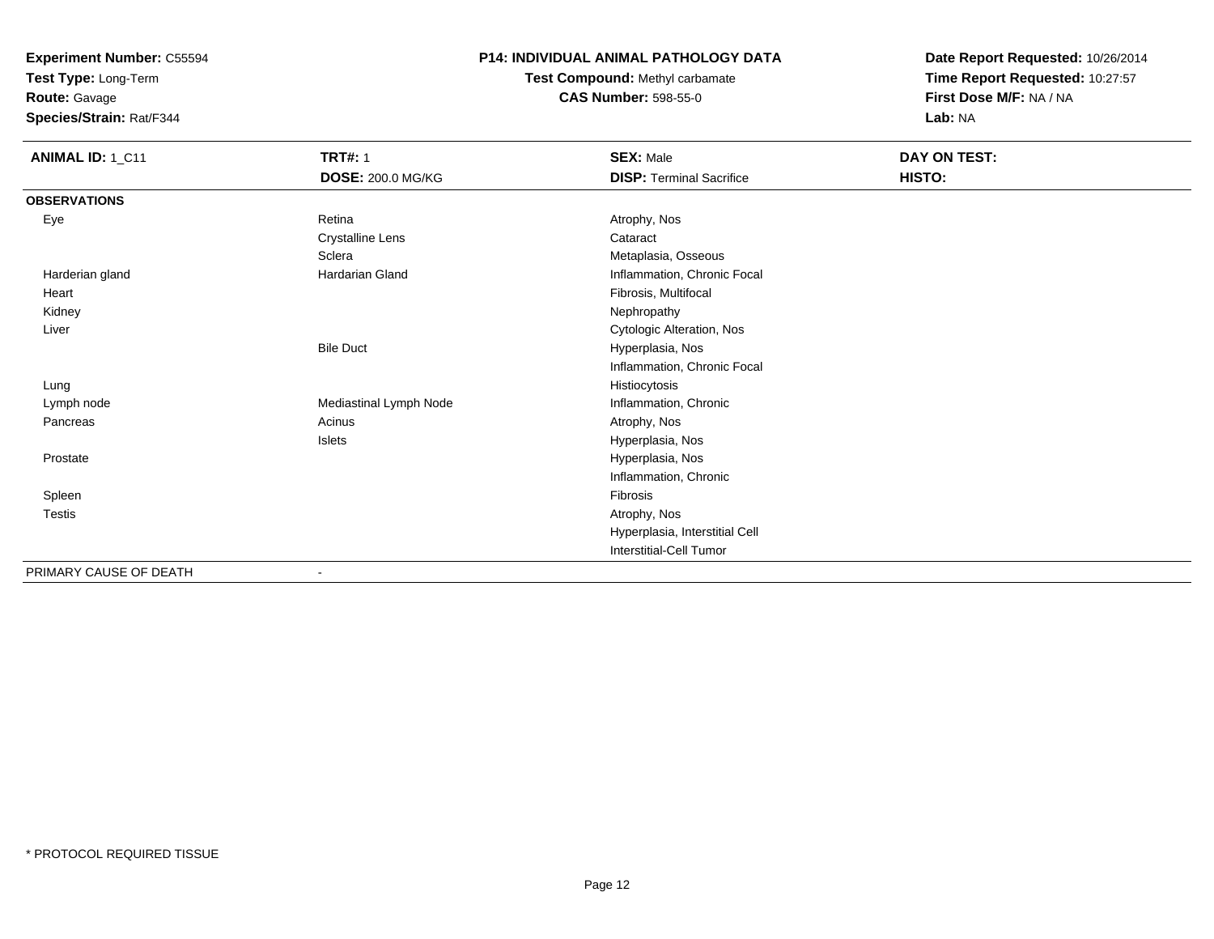**Experiment Number:** C55594
**Test Type:** Long-Term
**Route:** Gavage
**Species/Strain:** Rat/F344

**P14: INDIVIDUAL ANIMAL PATHOLOGY DATA**
**Test Compound:** Methyl carbamate
**CAS Number:** 598-55-0

**Date Report Requested:** 10/26/2014
**Time Report Requested:** 10:27:57
**First Dose M/F:** NA / NA
**Lab:** NA

| **ANIMAL ID:** 1_C11 | **TRT#:** 1 | **SEX:** Male | **DAY ON TEST:** |
|---|---|---|---|
| | **DOSE:** 200.0 MG/KG | **DISP:** Terminal Sacrifice | **HISTO:** |
| **OBSERVATIONS** | | | |
| Eye | Retina | Atrophy, Nos | |
| | Crystalline Lens | Cataract | |
| | Sclera | Metaplasia, Osseous | |
| Harderian gland | Hardarian Gland | Inflammation, Chronic Focal | |
| Heart | | Fibrosis, Multifocal | |
| Kidney | | Nephropathy | |
| Liver | | Cytologic Alteration, Nos | |
| | Bile Duct | Hyperplasia, Nos | |
| | | Inflammation, Chronic Focal | |
| Lung | | Histiocytosis | |
| Lymph node | Mediastinal Lymph Node | Inflammation, Chronic | |
| Pancreas | Acinus | Atrophy, Nos | |
| | Islets | Hyperplasia, Nos | |
| Prostate | | Hyperplasia, Nos | |
| | | Inflammation, Chronic | |
| Spleen | | Fibrosis | |
| Testis | | Atrophy, Nos | |
| | | Hyperplasia, Interstitial Cell | |
| | | Interstitial-Cell Tumor | |
| PRIMARY CAUSE OF DEATH | - | | |

* PROTOCOL REQUIRED TISSUE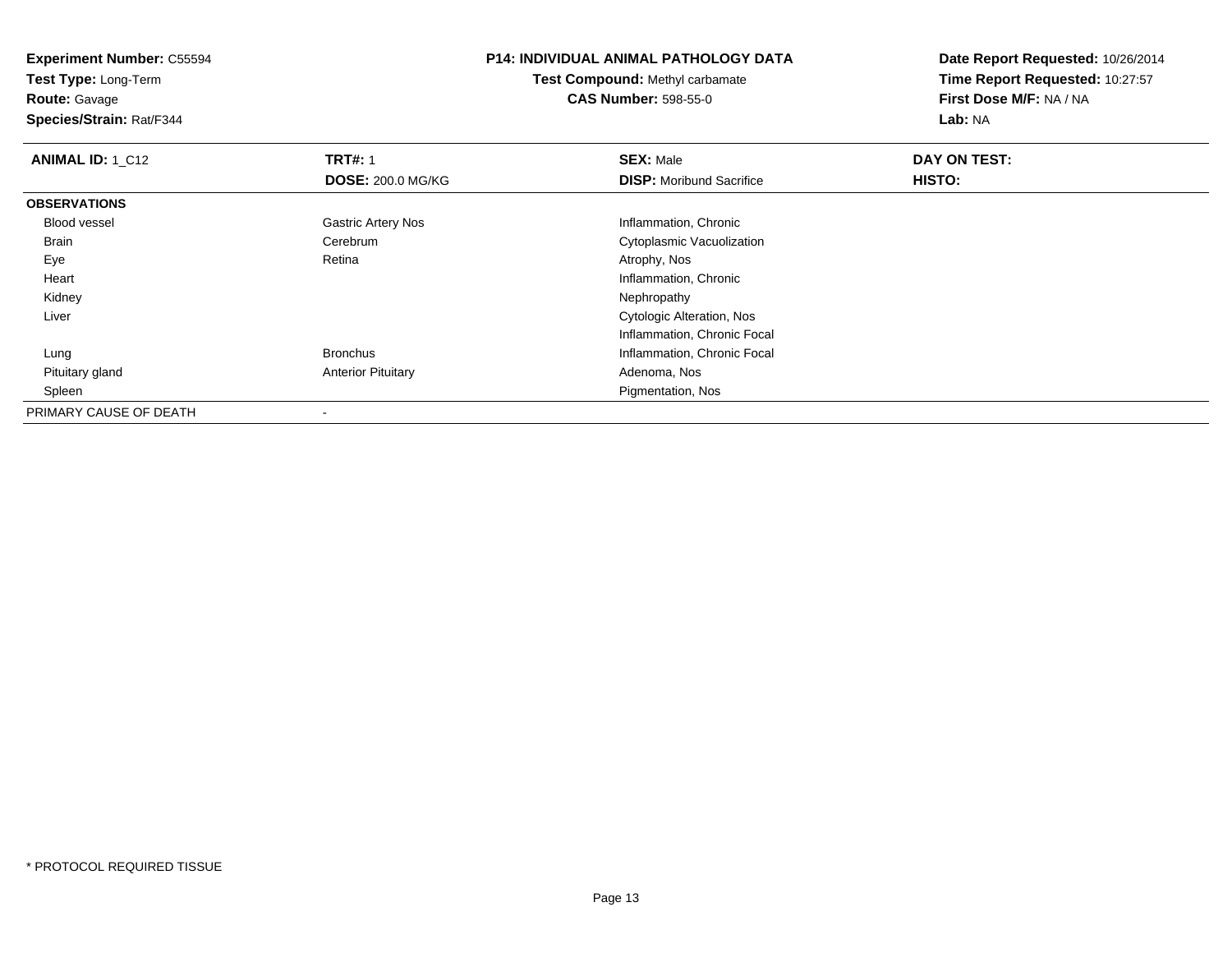**Experiment Number:** C55594
**Test Type:** Long-Term
**Route:** Gavage
**Species/Strain:** Rat/F344

**P14: INDIVIDUAL ANIMAL PATHOLOGY DATA**
**Test Compound:** Methyl carbamate
**CAS Number:** 598-55-0

**Date Report Requested:** 10/26/2014
**Time Report Requested:** 10:27:57
**First Dose M/F:** NA / NA
**Lab:** NA

| **ANIMAL ID:** 1_C12 | **TRT#:** 1 | **SEX:** Male | **DAY ON TEST:** |
|---|---|---|---|
| | **DOSE:** 200.0 MG/KG | **DISP:** Moribund Sacrifice | **HISTO:** |
| **OBSERVATIONS** | | | |
| Blood vessel | Gastric Artery Nos | Inflammation, Chronic | |
| Brain | Cerebrum | Cytoplasmic Vacuolization | |
| Eye | Retina | Atrophy, Nos | |
| Heart | | Inflammation, Chronic | |
| Kidney | | Nephropathy | |
| Liver | | Cytologic Alteration, Nos | |
| | | Inflammation, Chronic Focal | |
| Lung | Bronchus | Inflammation, Chronic Focal | |
| Pituitary gland | Anterior Pituitary | Adenoma, Nos | |
| Spleen | | Pigmentation, Nos | |
| PRIMARY CAUSE OF DEATH | - | | |

* PROTOCOL REQUIRED TISSUE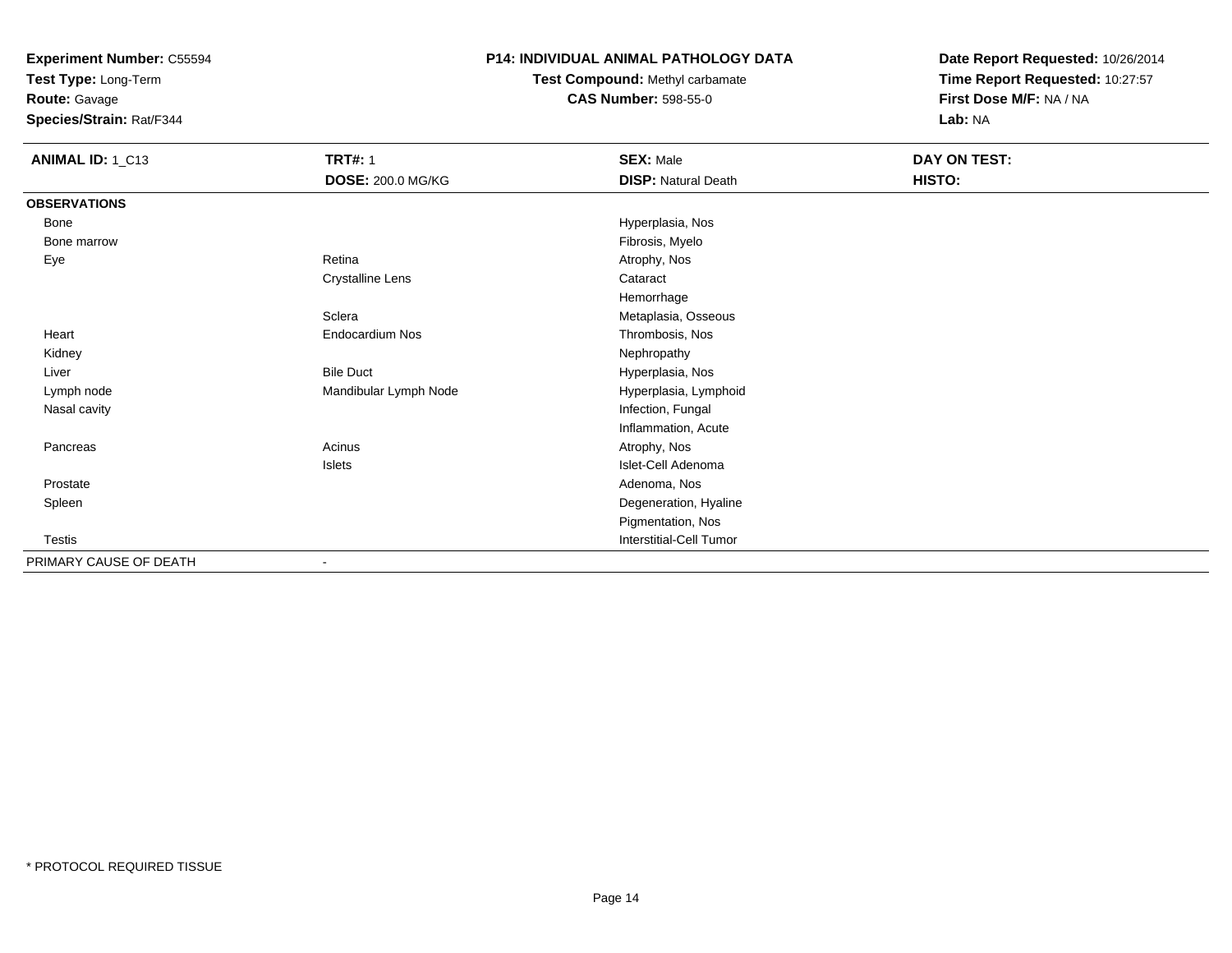**Experiment Number:** C55594
**Test Type:** Long-Term
**Route:** Gavage
**Species/Strain:** Rat/F344

**P14: INDIVIDUAL ANIMAL PATHOLOGY DATA**
**Test Compound:** Methyl carbamate
**CAS Number:** 598-55-0

**Date Report Requested:** 10/26/2014
**Time Report Requested:** 10:27:57
**First Dose M/F:** NA / NA
**Lab:** NA

| **ANIMAL ID:** 1_C13 | **TRT#:** 1<br>**DOSE:** 200.0 MG/KG | **SEX:** Male<br>**DISP:** Natural Death | **DAY ON TEST:**<br>**HISTO:** |
|---|---|---|---|
| **OBSERVATIONS** | | | |
| Bone | | Hyperplasia, Nos | |
| Bone marrow | | Fibrosis, Myelo | |
| Eye | Retina | Atrophy, Nos | |
| | Crystalline Lens | Cataract | |
| | | Hemorrhage | |
| | Sclera | Metaplasia, Osseous | |
| Heart | Endocardium Nos | Thrombosis, Nos | |
| Kidney | | Nephropathy | |
| Liver | Bile Duct | Hyperplasia, Nos | |
| Lymph node | Mandibular Lymph Node | Hyperplasia, Lymphoid | |
| Nasal cavity | | Infection, Fungal | |
| | | Inflammation, Acute | |
| Pancreas | Acinus | Atrophy, Nos | |
| | Islets | Islet-Cell Adenoma | |
| Prostate | | Adenoma, Nos | |
| Spleen | | Degeneration, Hyaline | |
| | | Pigmentation, Nos | |
| Testis | | Interstitial-Cell Tumor | |
| PRIMARY CAUSE OF DEATH | - | | |

* PROTOCOL REQUIRED TISSUE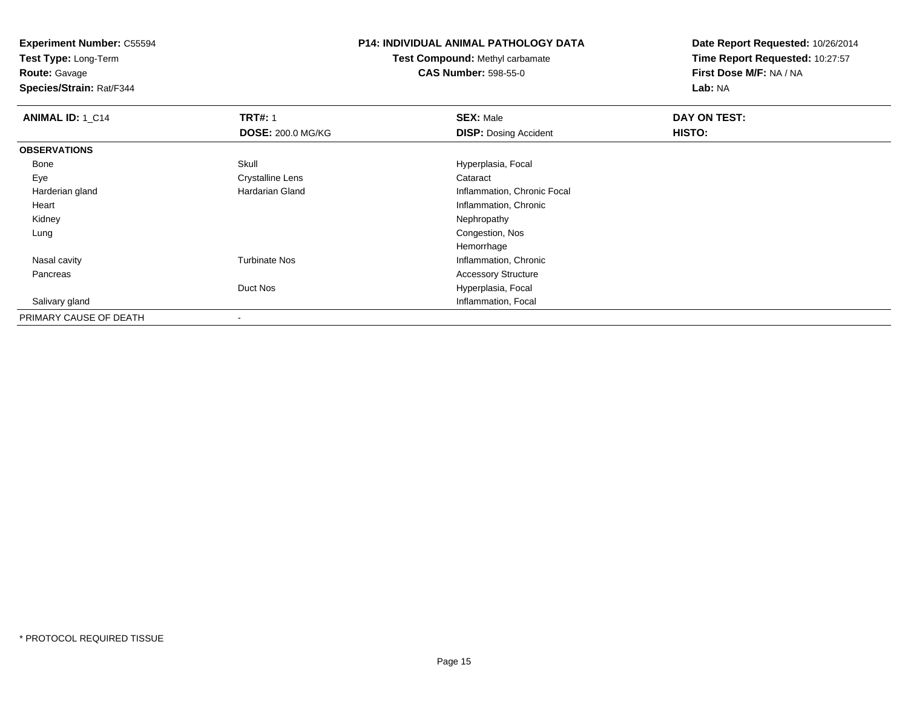**Experiment Number:** C55594
**Test Type:** Long-Term
**Route:** Gavage
**Species/Strain:** Rat/F344

**P14: INDIVIDUAL ANIMAL PATHOLOGY DATA**
**Test Compound:** Methyl carbamate
**CAS Number:** 598-55-0

**Date Report Requested:** 10/26/2014
**Time Report Requested:** 10:27:57
**First Dose M/F:** NA / NA
**Lab:** NA

| **ANIMAL ID:** 1_C14 | **TRT#:** 1 | **SEX:** Male | **DAY ON TEST:** |
|---|---|---|---|
| | **DOSE:** 200.0 MG/KG | **DISP:** Dosing Accident | **HISTO:** |
| **OBSERVATIONS** | | | |
| Bone | Skull | Hyperplasia, Focal | |
| Eye | Crystalline Lens | Cataract | |
| Harderian gland | Hardarian Gland | Inflammation, Chronic Focal | |
| Heart | | Inflammation, Chronic | |
| Kidney | | Nephropathy | |
| Lung | | Congestion, Nos | |
| | | Hemorrhage | |
| Nasal cavity | Turbinate Nos | Inflammation, Chronic | |
| Pancreas | | Accessory Structure | |
| | Duct Nos | Hyperplasia, Focal | |
| Salivary gland | | Inflammation, Focal | |
| PRIMARY CAUSE OF DEATH | - | | |

* PROTOCOL REQUIRED TISSUE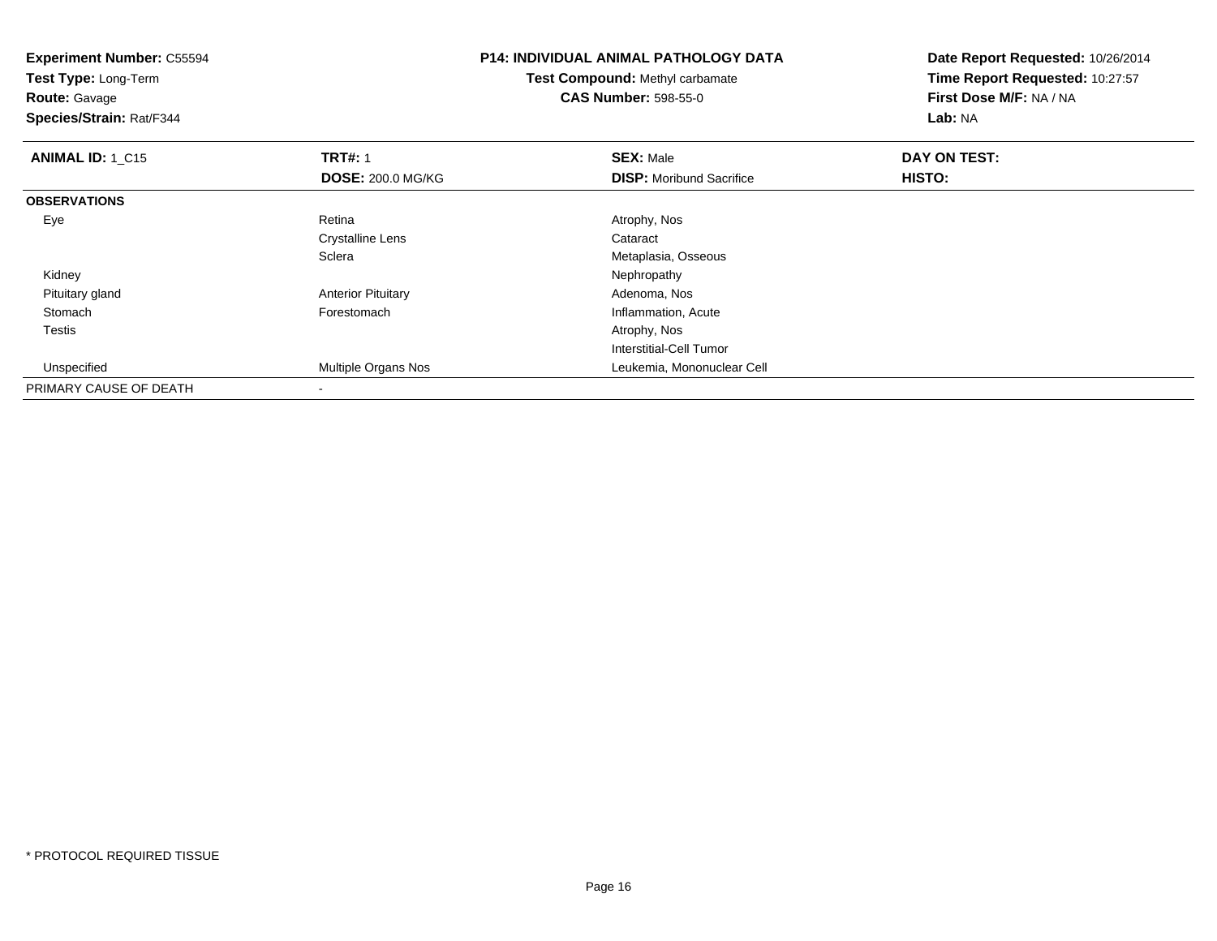**Experiment Number:** C55594
**Test Type:** Long-Term
**Route:** Gavage
**Species/Strain:** Rat/F344

**P14: INDIVIDUAL ANIMAL PATHOLOGY DATA**
**Test Compound:** Methyl carbamate
**CAS Number:** 598-55-0

**Date Report Requested:** 10/26/2014
**Time Report Requested:** 10:27:57
**First Dose M/F:** NA / NA
**Lab:** NA

| **ANIMAL ID:** 1_C15 | **TRT#:** 1 | **SEX:** Male | **DAY ON TEST:** |
|---|---|---|---|
| | **DOSE:** 200.0 MG/KG | **DISP:** Moribund Sacrifice | **HISTO:** |
| **OBSERVATIONS** | | | |
| Eye | Retina | Atrophy, Nos | |
| | Crystalline Lens | Cataract | |
| | Sclera | Metaplasia, Osseous | |
| Kidney | | Nephropathy | |
| Pituitary gland | Anterior Pituitary | Adenoma, Nos | |
| Stomach | Forestomach | Inflammation, Acute | |
| Testis | | Atrophy, Nos | |
| | | Interstitial-Cell Tumor | |
| Unspecified | Multiple Organs Nos | Leukemia, Mononuclear Cell | |
| PRIMARY CAUSE OF DEATH | - | | |

\* PROTOCOL REQUIRED TISSUE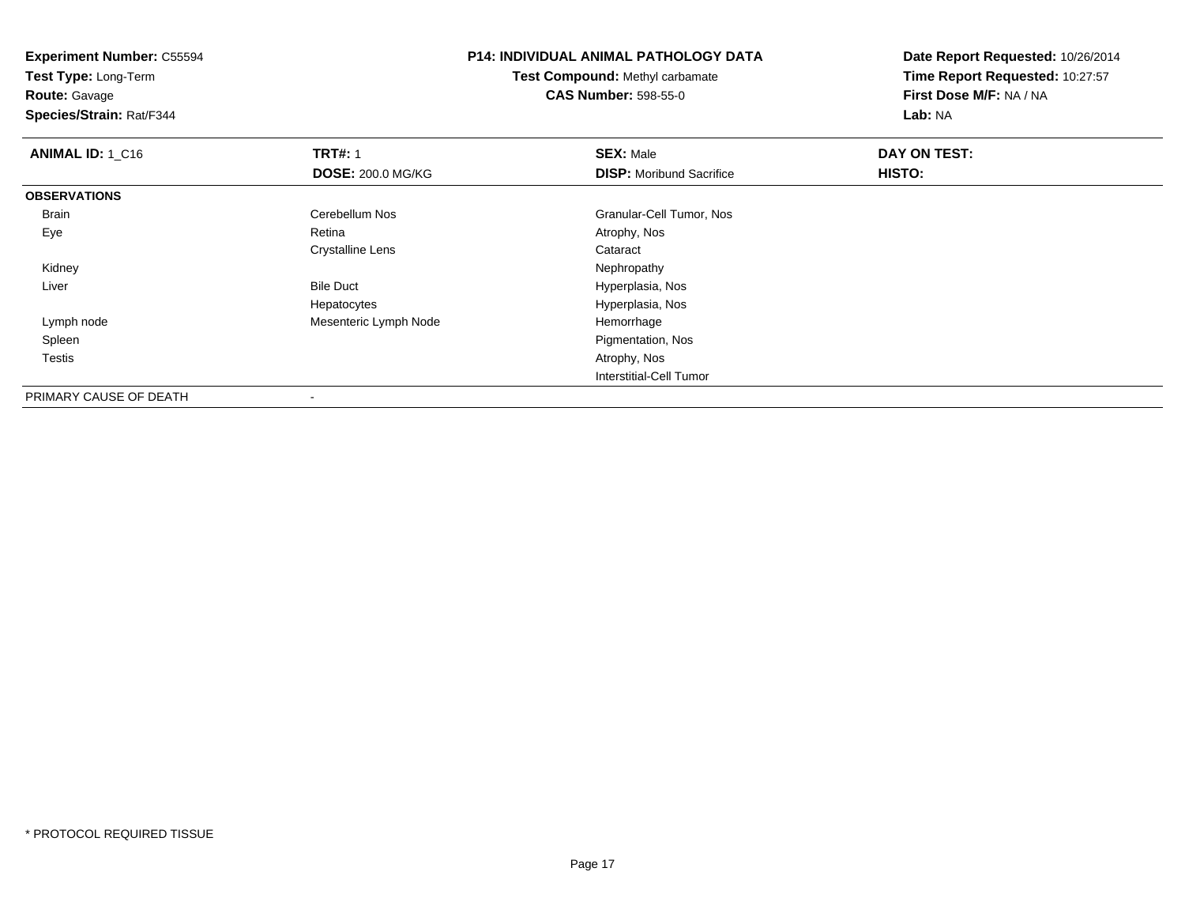**Experiment Number:** C55594
**Test Type:** Long-Term
**Route:** Gavage
**Species/Strain:** Rat/F344

**P14: INDIVIDUAL ANIMAL PATHOLOGY DATA**
**Test Compound:** Methyl carbamate
**CAS Number:** 598-55-0

**Date Report Requested:** 10/26/2014
**Time Report Requested:** 10:27:57
**First Dose M/F:** NA / NA
**Lab:** NA

| **ANIMAL ID:** 1_C16 | **TRT#:** 1 | **SEX:** Male | **DAY ON TEST:** |
|---|---|---|---|
| | **DOSE:** 200.0 MG/KG | **DISP:** Moribund Sacrifice | **HISTO:** |
| **OBSERVATIONS** | | | |
| Brain | Cerebellum Nos | Granular-Cell Tumor, Nos | |
| Eye | Retina | Atrophy, Nos | |
| | Crystalline Lens | Cataract | |
| Kidney | | Nephropathy | |
| Liver | Bile Duct | Hyperplasia, Nos | |
| | Hepatocytes | Hyperplasia, Nos | |
| Lymph node | Mesenteric Lymph Node | Hemorrhage | |
| Spleen | | Pigmentation, Nos | |
| Testis | | Atrophy, Nos | |
| | | Interstitial-Cell Tumor | |
| PRIMARY CAUSE OF DEATH | - | | |

* PROTOCOL REQUIRED TISSUE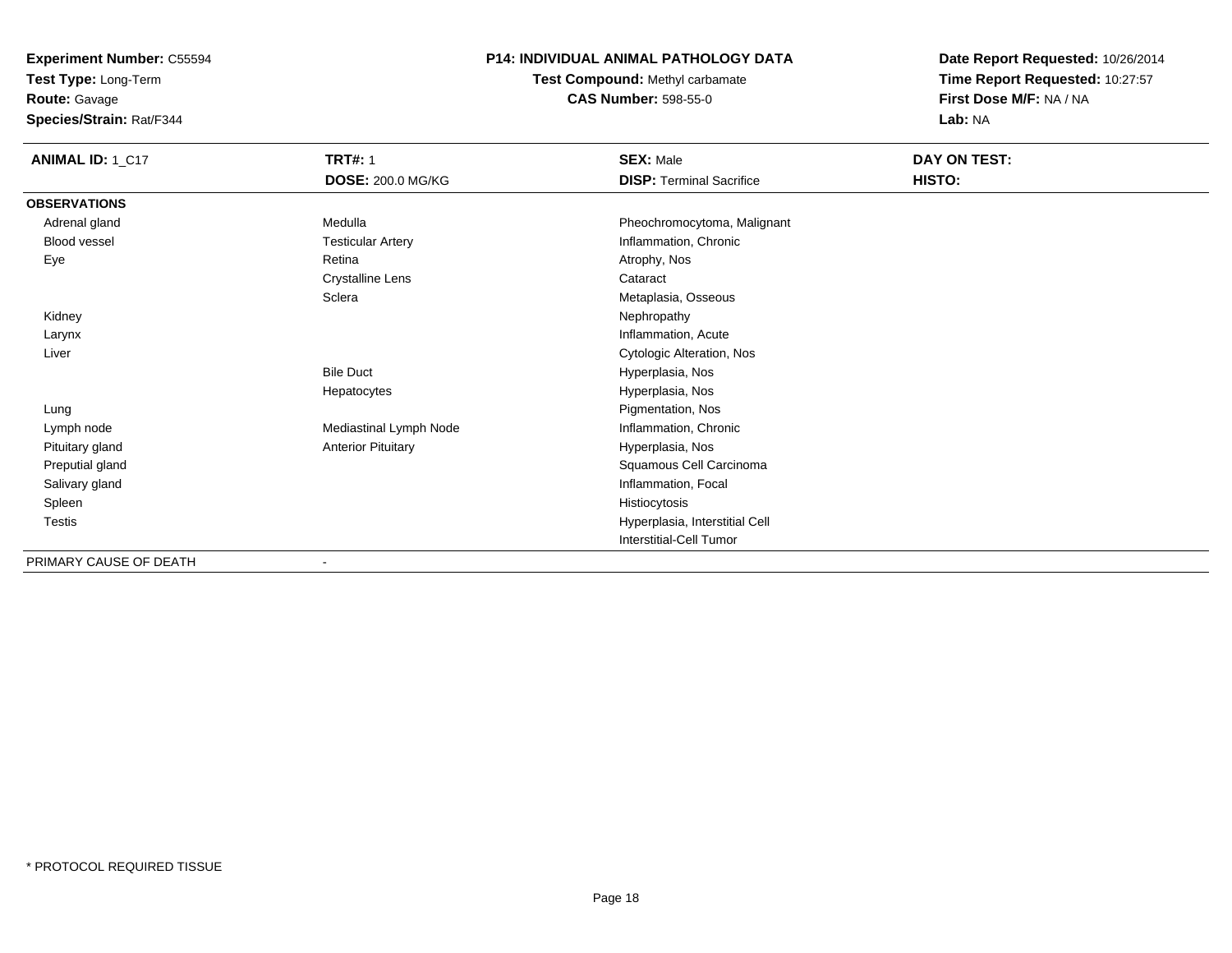**Experiment Number:** C55594
**Test Type:** Long-Term
**Route:** Gavage
**Species/Strain:** Rat/F344

**P14: INDIVIDUAL ANIMAL PATHOLOGY DATA**
**Test Compound:** Methyl carbamate
**CAS Number:** 598-55-0

**Date Report Requested:** 10/26/2014
**Time Report Requested:** 10:27:57
**First Dose M/F:** NA / NA
**Lab:** NA

| **ANIMAL ID:** 1_C17 | **TRT#:** 1<br>**DOSE:** 200.0 MG/KG | **SEX:** Male<br>**DISP:** Terminal Sacrifice | **DAY ON TEST:**<br>**HISTO:** |
|---|---|---|---|
| **OBSERVATIONS** | | | |
| Adrenal gland | Medulla | Pheochromocytoma, Malignant | |
| Blood vessel | Testicular Artery | Inflammation, Chronic | |
| Eye | Retina | Atrophy, Nos | |
| | Crystalline Lens | Cataract | |
| | Sclera | Metaplasia, Osseous | |
| Kidney | | Nephropathy | |
| Larynx | | Inflammation, Acute | |
| Liver | | Cytologic Alteration, Nos | |
| | Bile Duct | Hyperplasia, Nos | |
| | Hepatocytes | Hyperplasia, Nos | |
| Lung | | Pigmentation, Nos | |
| Lymph node | Mediastinal Lymph Node | Inflammation, Chronic | |
| Pituitary gland | Anterior Pituitary | Hyperplasia, Nos | |
| Preputial gland | | Squamous Cell Carcinoma | |
| Salivary gland | | Inflammation, Focal | |
| Spleen | | Histiocytosis | |
| Testis | | Hyperplasia, Interstitial Cell | |
| | | Interstitial-Cell Tumor | |
| PRIMARY CAUSE OF DEATH | - | | |

* PROTOCOL REQUIRED TISSUE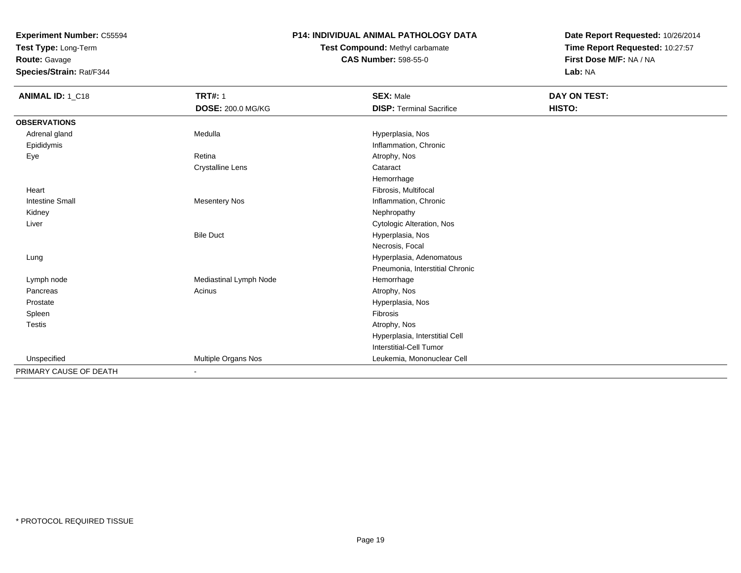**Experiment Number:** C55594
**Test Type:** Long-Term
**Route:** Gavage
**Species/Strain:** Rat/F344

**P14: INDIVIDUAL ANIMAL PATHOLOGY DATA**
**Test Compound:** Methyl carbamate
**CAS Number:** 598-55-0

**Date Report Requested:** 10/26/2014
**Time Report Requested:** 10:27:57
**First Dose M/F:** NA / NA
**Lab:** NA

| **ANIMAL ID:** 1_C18 | **TRT#:** 1 | **SEX:** Male | **DAY ON TEST:** |
|---|---|---|---|
| | **DOSE:** 200.0 MG/KG | **DISP:** Terminal Sacrifice | **HISTO:** |
| **OBSERVATIONS** | | | |
| Adrenal gland | Medulla | Hyperplasia, Nos | |
| Epididymis | | Inflammation, Chronic | |
| Eye | Retina | Atrophy, Nos | |
| | Crystalline Lens | Cataract | |
| | | Hemorrhage | |
| Heart | | Fibrosis, Multifocal | |
| Intestine Small | Mesentery Nos | Inflammation, Chronic | |
| Kidney | | Nephropathy | |
| Liver | | Cytologic Alteration, Nos | |
| | Bile Duct | Hyperplasia, Nos | |
| | | Necrosis, Focal | |
| Lung | | Hyperplasia, Adenomatous | |
| | | Pneumonia, Interstitial Chronic | |
| Lymph node | Mediastinal Lymph Node | Hemorrhage | |
| Pancreas | Acinus | Atrophy, Nos | |
| Prostate | | Hyperplasia, Nos | |
| Spleen | | Fibrosis | |
| Testis | | Atrophy, Nos | |
| | | Hyperplasia, Interstitial Cell | |
| | | Interstitial-Cell Tumor | |
| Unspecified | Multiple Organs Nos | Leukemia, Mononuclear Cell | |
| PRIMARY CAUSE OF DEATH | - | | |

* PROTOCOL REQUIRED TISSUE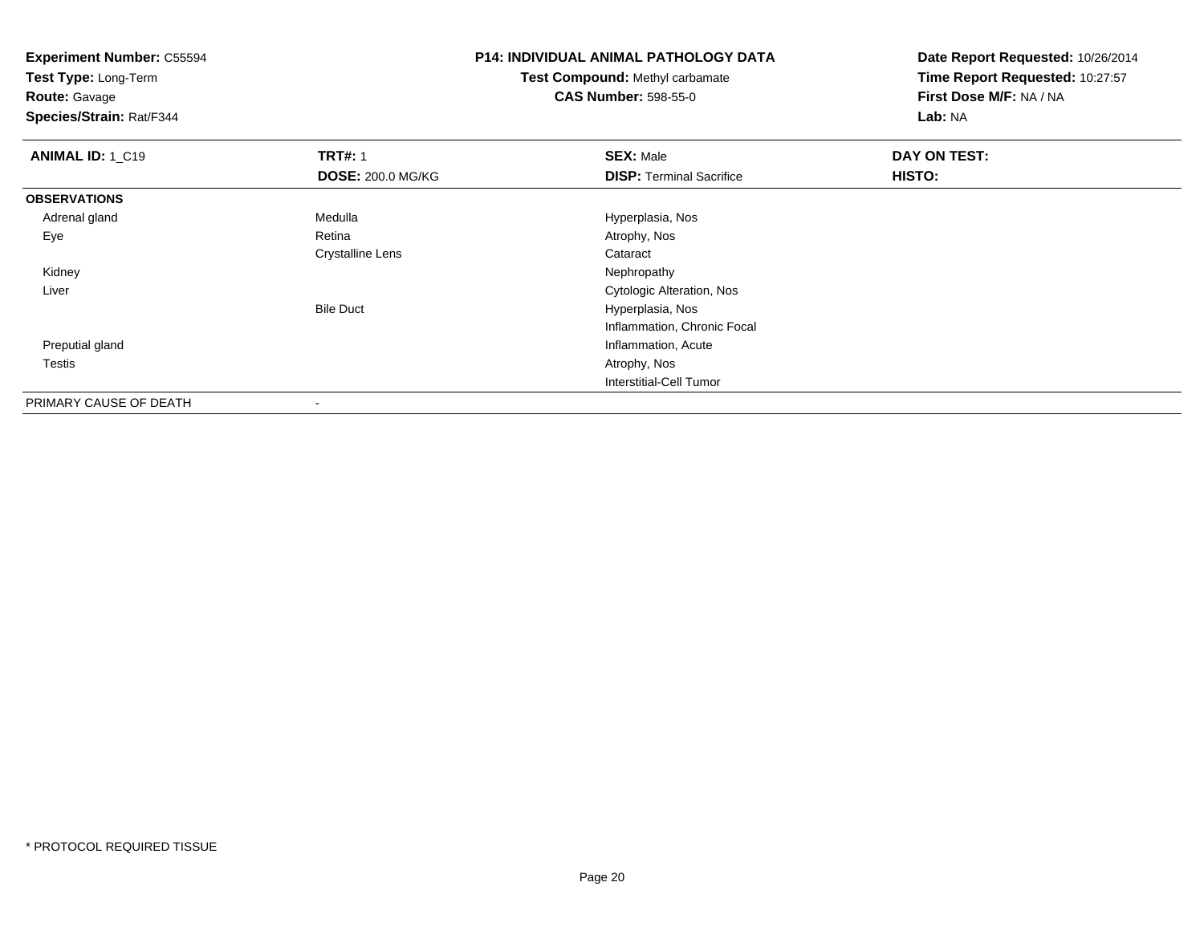**Experiment Number:** C55594
**Test Type:** Long-Term
**Route:** Gavage
**Species/Strain:** Rat/F344

**P14: INDIVIDUAL ANIMAL PATHOLOGY DATA**
**Test Compound:** Methyl carbamate
**CAS Number:** 598-55-0

**Date Report Requested:** 10/26/2014
**Time Report Requested:** 10:27:57
**First Dose M/F:** NA / NA
**Lab:** NA

| **ANIMAL ID:** 1_C19 | **TRT#:** 1 | **SEX:** Male | **DAY ON TEST:** |
|---|---|---|---|
| | **DOSE:** 200.0 MG/KG | **DISP:** Terminal Sacrifice | **HISTO:** |
| **OBSERVATIONS** | | | |
| Adrenal gland | Medulla | Hyperplasia, Nos | |
| Eye | Retina | Atrophy, Nos | |
| | Crystalline Lens | Cataract | |
| Kidney | | Nephropathy | |
| Liver | | Cytologic Alteration, Nos | |
| | Bile Duct | Hyperplasia, Nos | |
| | | Inflammation, Chronic Focal | |
| Preputial gland | | Inflammation, Acute | |
| Testis | | Atrophy, Nos | |
| | | Interstitial-Cell Tumor | |
| PRIMARY CAUSE OF DEATH | - | | |

* PROTOCOL REQUIRED TISSUE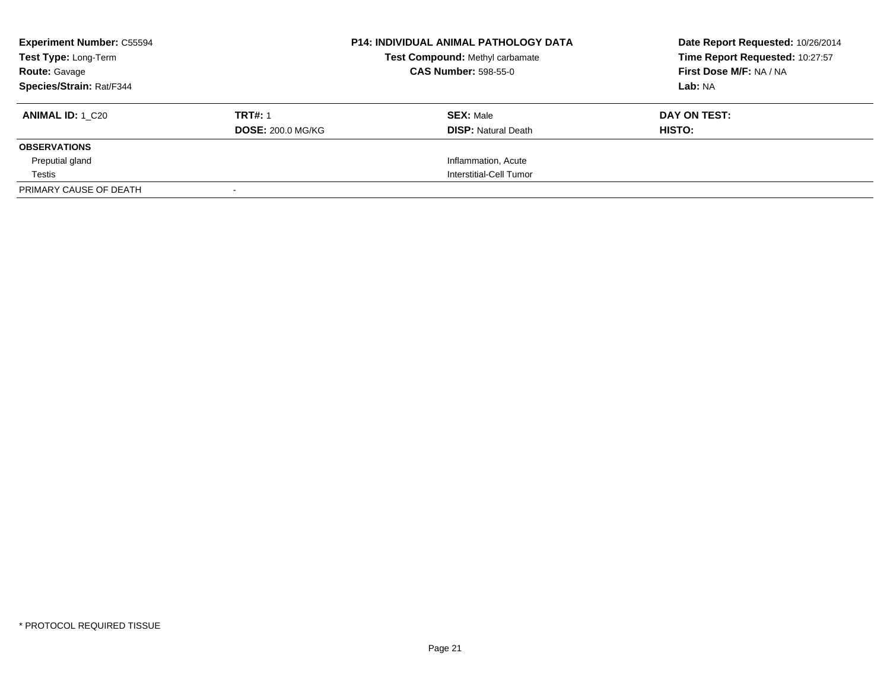**Experiment Number:** C55594
**Test Type:** Long-Term
**Route:** Gavage
**Species/Strain:** Rat/F344

**P14: INDIVIDUAL ANIMAL PATHOLOGY DATA**
**Test Compound:** Methyl carbamate
**CAS Number:** 598-55-0

**Date Report Requested:** 10/26/2014
**Time Report Requested:** 10:27:57
**First Dose M/F:** NA / NA
**Lab:** NA

| **ANIMAL ID:** 1_C20 | **TRT#:** 1 | **SEX:** Male | **DAY ON TEST:** |
|---|---|---|---|
| | **DOSE:** 200.0 MG/KG | **DISP:** Natural Death | **HISTO:** |
| **OBSERVATIONS** | | | |
| Preputial gland | | Inflammation, Acute | |
| Testis | | Interstitial-Cell Tumor | |
| PRIMARY CAUSE OF DEATH | - | | |

* PROTOCOL REQUIRED TISSUE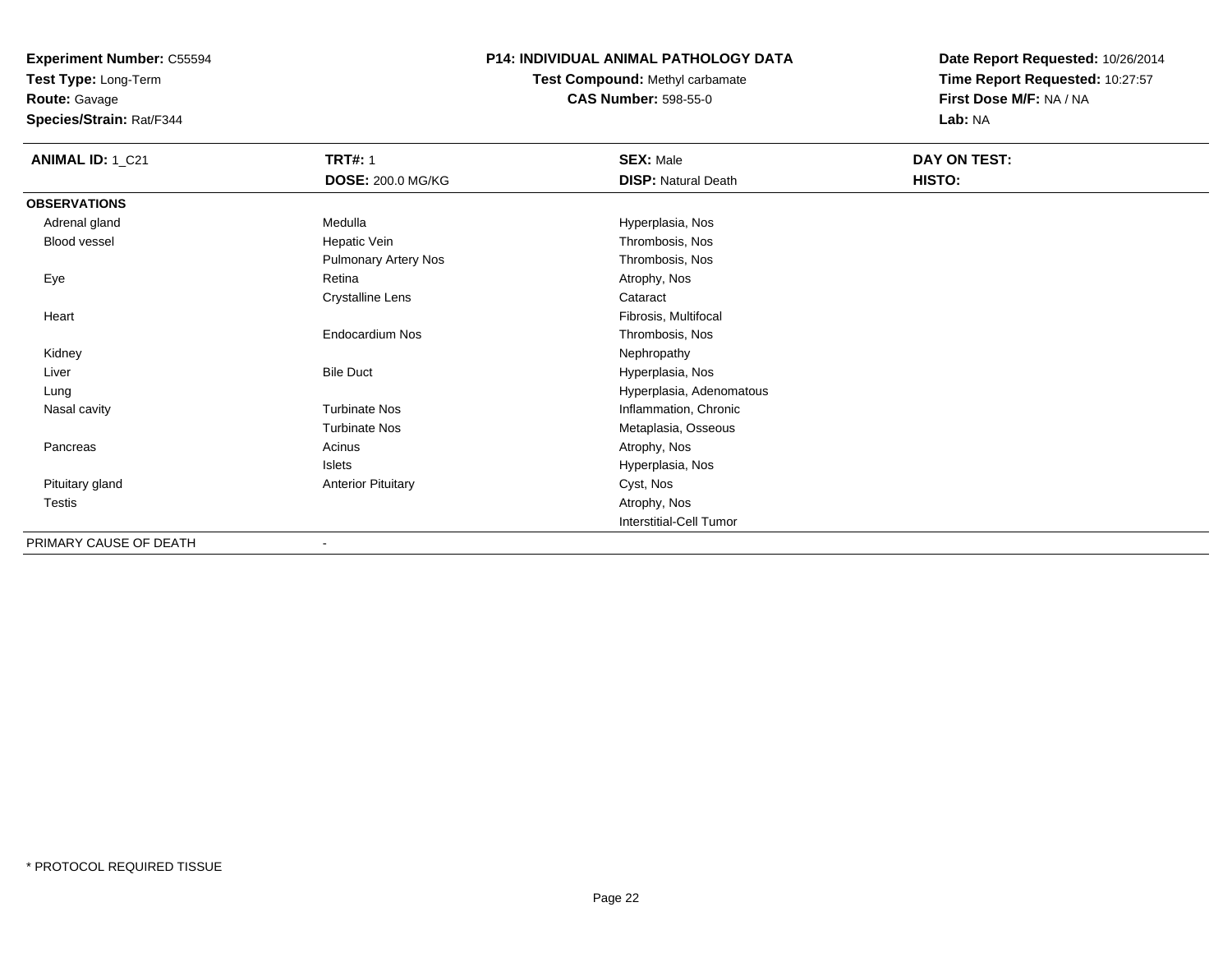**Experiment Number:** C55594
**Test Type:** Long-Term
**Route:** Gavage
**Species/Strain:** Rat/F344

**P14: INDIVIDUAL ANIMAL PATHOLOGY DATA**
**Test Compound:** Methyl carbamate
**CAS Number:** 598-55-0

**Date Report Requested:** 10/26/2014
**Time Report Requested:** 10:27:57
**First Dose M/F:** NA / NA
**Lab:** NA

| **ANIMAL ID:** 1_C21 | **TRT#:** 1 | **SEX:** Male | **DAY ON TEST:** |
|---|---|---|---|
| | **DOSE:** 200.0 MG/KG | **DISP:** Natural Death | **HISTO:** |
| **OBSERVATIONS** | | | |
| Adrenal gland | Medulla | Hyperplasia, Nos | |
| Blood vessel | Hepatic Vein | Thrombosis, Nos | |
| | Pulmonary Artery Nos | Thrombosis, Nos | |
| Eye | Retina | Atrophy, Nos | |
| | Crystalline Lens | Cataract | |
| Heart | | Fibrosis, Multifocal | |
| | Endocardium Nos | Thrombosis, Nos | |
| Kidney | | Nephropathy | |
| Liver | Bile Duct | Hyperplasia, Nos | |
| Lung | | Hyperplasia, Adenomatous | |
| Nasal cavity | Turbinate Nos | Inflammation, Chronic | |
| | Turbinate Nos | Metaplasia, Osseous | |
| Pancreas | Acinus | Atrophy, Nos | |
| | Islets | Hyperplasia, Nos | |
| Pituitary gland | Anterior Pituitary | Cyst, Nos | |
| Testis | | Atrophy, Nos | |
| | | Interstitial-Cell Tumor | |
| PRIMARY CAUSE OF DEATH | - | | |

* PROTOCOL REQUIRED TISSUE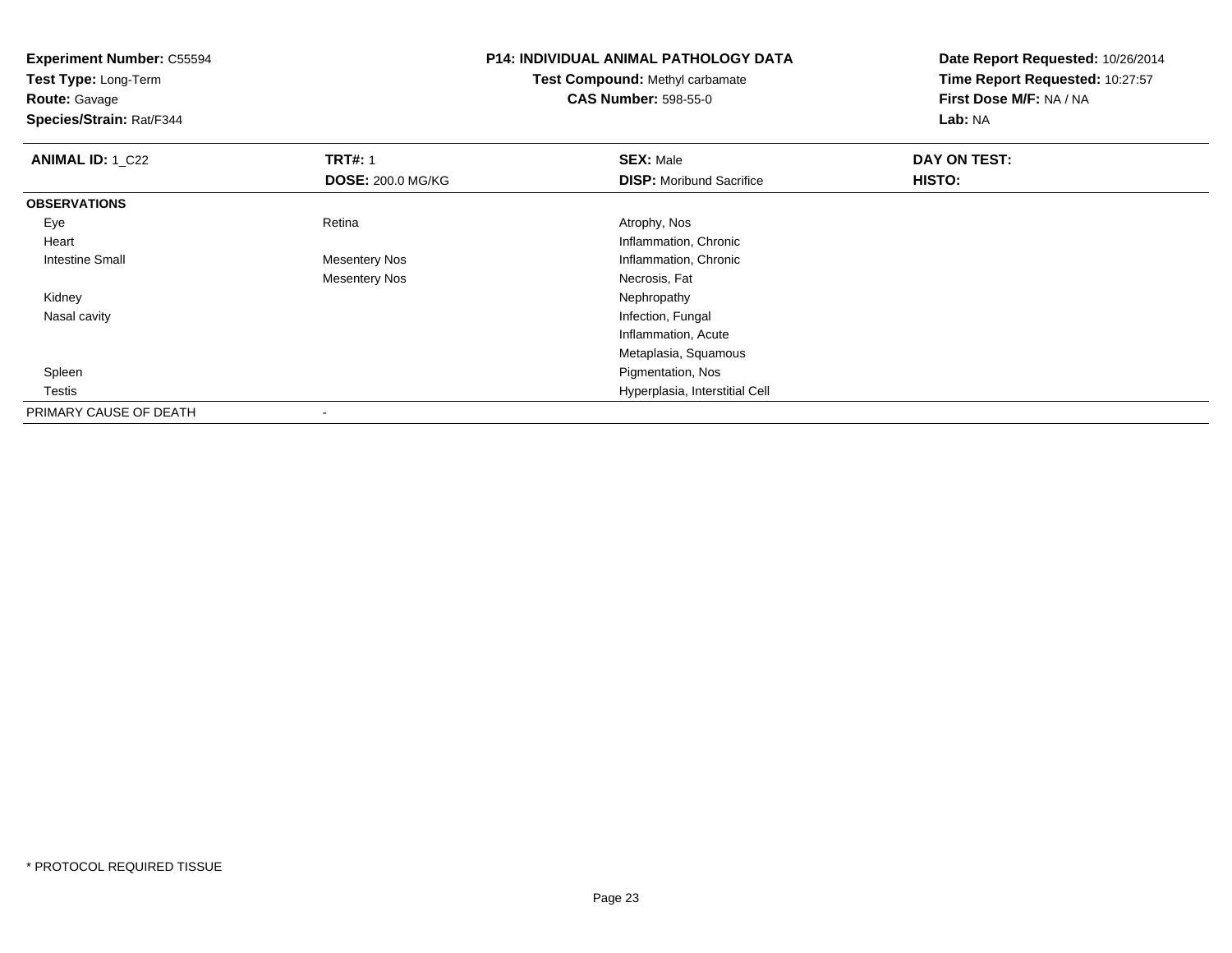**Experiment Number:** C55594
**Test Type:** Long-Term
**Route:** Gavage
**Species/Strain:** Rat/F344

**P14: INDIVIDUAL ANIMAL PATHOLOGY DATA**
**Test Compound:** Methyl carbamate
**CAS Number:** 598-55-0

**Date Report Requested:** 10/26/2014
**Time Report Requested:** 10:27:57
**First Dose M/F:** NA / NA
**Lab:** NA

| **ANIMAL ID:** 1_C22 | **TRT#:** 1 | **SEX:** Male | **DAY ON TEST:** |
|---|---|---|---|
| | **DOSE:** 200.0 MG/KG | **DISP:** Moribund Sacrifice | **HISTO:** |
| **OBSERVATIONS** | | | |
| Eye | Retina | Atrophy, Nos | |
| Heart | | Inflammation, Chronic | |
| Intestine Small | Mesentery Nos | Inflammation, Chronic | |
| | Mesentery Nos | Necrosis, Fat | |
| Kidney | | Nephropathy | |
| Nasal cavity | | Infection, Fungal | |
| | | Inflammation, Acute | |
| | | Metaplasia, Squamous | |
| Spleen | | Pigmentation, Nos | |
| Testis | | Hyperplasia, Interstitial Cell | |
| PRIMARY CAUSE OF DEATH | - | | |

* PROTOCOL REQUIRED TISSUE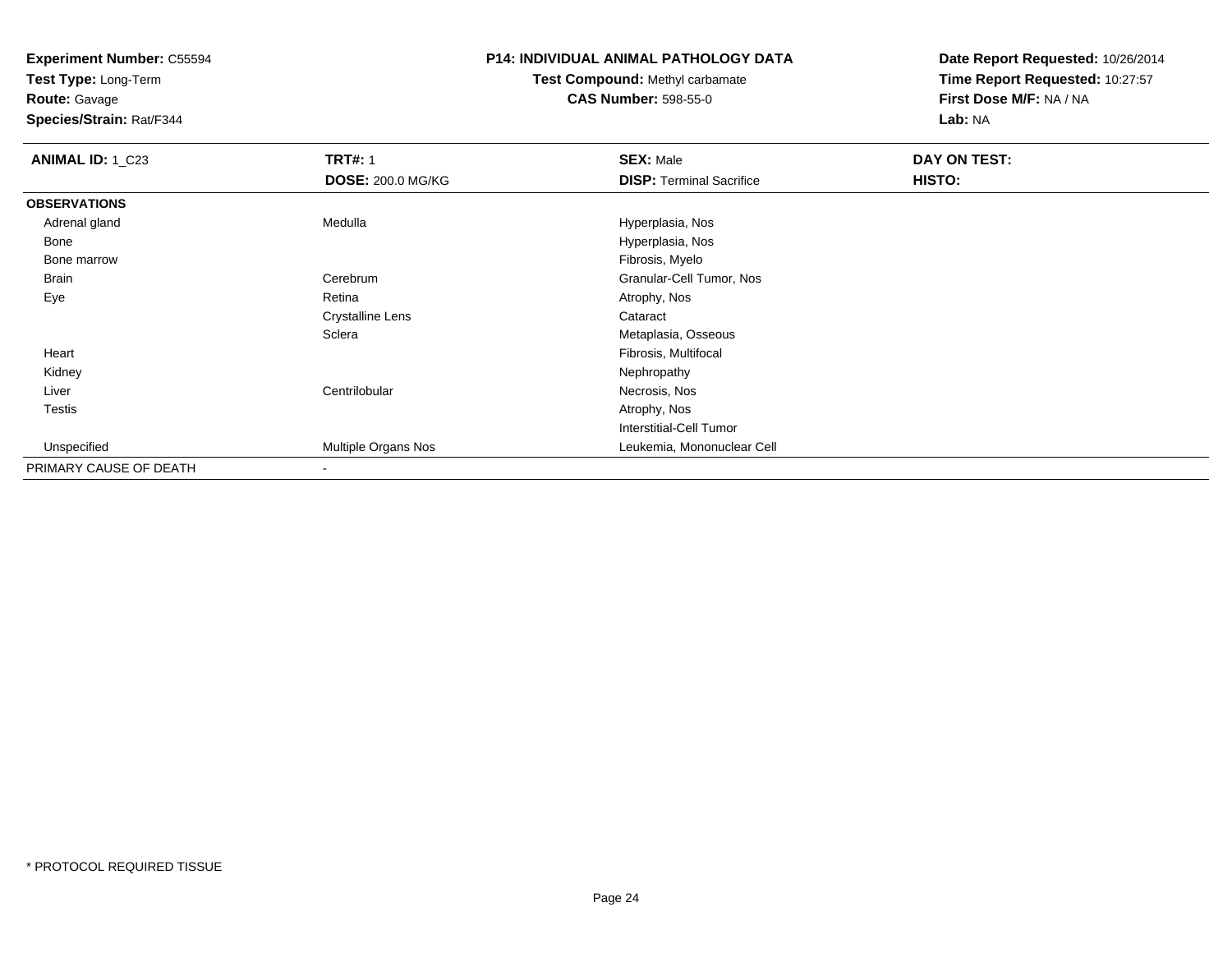**Experiment Number:** C55594
**Test Type:** Long-Term
**Route:** Gavage
**Species/Strain:** Rat/F344

**P14: INDIVIDUAL ANIMAL PATHOLOGY DATA**
**Test Compound:** Methyl carbamate
**CAS Number:** 598-55-0

**Date Report Requested:** 10/26/2014
**Time Report Requested:** 10:27:57
**First Dose M/F:** NA / NA
**Lab:** NA

| **ANIMAL ID:** 1_C23 | **TRT#:** 1 | **SEX:** Male | **DAY ON TEST:** |
|---|---|---|---|
| | **DOSE:** 200.0 MG/KG | **DISP:** Terminal Sacrifice | **HISTO:** |
| **OBSERVATIONS** | | | |
| Adrenal gland | Medulla | Hyperplasia, Nos | |
| Bone | | Hyperplasia, Nos | |
| Bone marrow | | Fibrosis, Myelo | |
| Brain | Cerebrum | Granular-Cell Tumor, Nos | |
| Eye | Retina | Atrophy, Nos | |
| | Crystalline Lens | Cataract | |
| | Sclera | Metaplasia, Osseous | |
| Heart | | Fibrosis, Multifocal | |
| Kidney | | Nephropathy | |
| Liver | Centrilobular | Necrosis, Nos | |
| Testis | | Atrophy, Nos | |
| | | Interstitial-Cell Tumor | |
| Unspecified | Multiple Organs Nos | Leukemia, Mononuclear Cell | |
| PRIMARY CAUSE OF DEATH | - | | |

* PROTOCOL REQUIRED TISSUE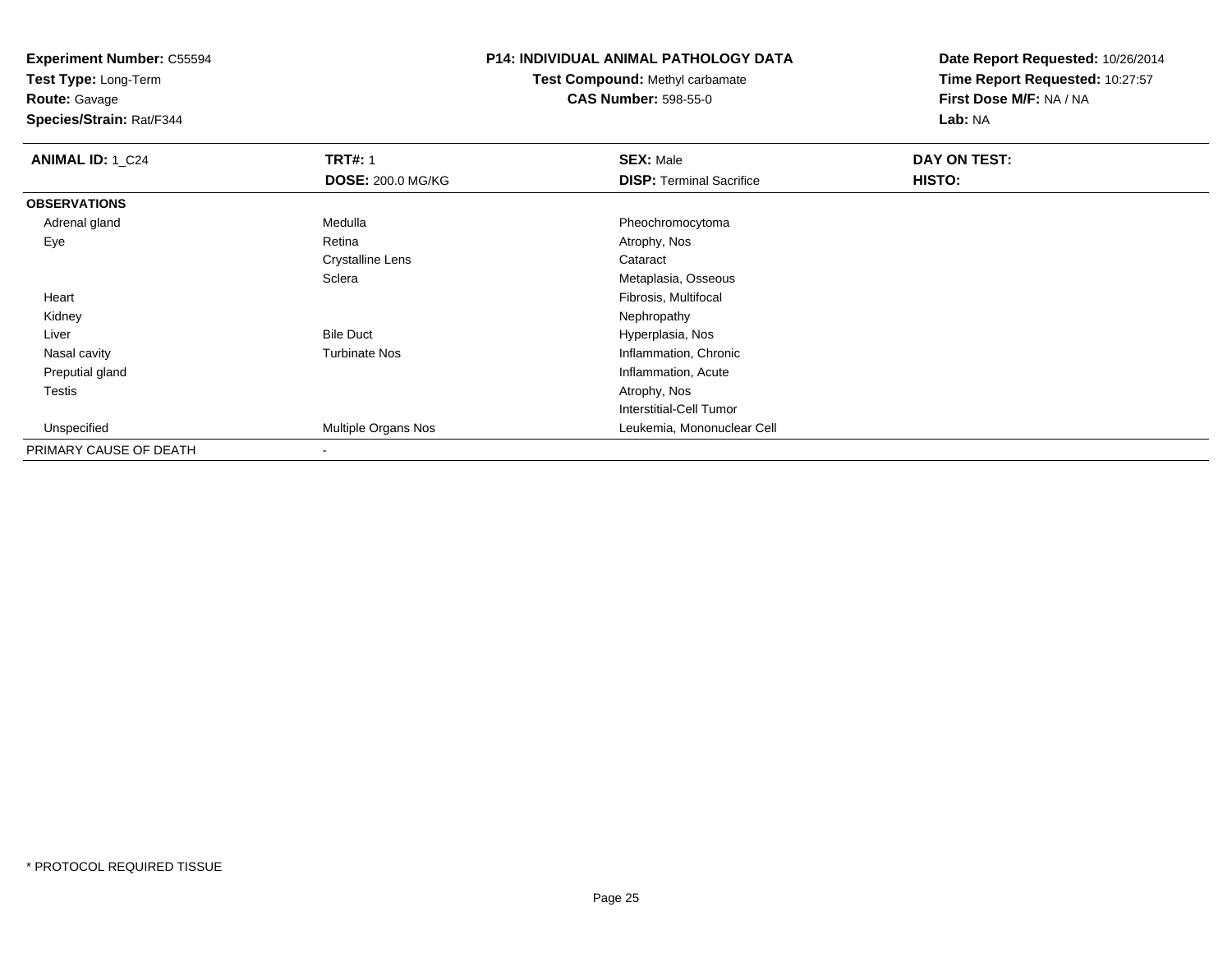**Experiment Number:** C55594
**Test Type:** Long-Term
**Route:** Gavage
**Species/Strain:** Rat/F344

**P14: INDIVIDUAL ANIMAL PATHOLOGY DATA**
**Test Compound:** Methyl carbamate
**CAS Number:** 598-55-0

**Date Report Requested:** 10/26/2014
**Time Report Requested:** 10:27:57
**First Dose M/F:** NA / NA
**Lab:** NA

| **ANIMAL ID:** 1_C24 | **TRT#:** 1 | **SEX:** Male | **DAY ON TEST:** |
|---|---|---|---|
| | **DOSE:** 200.0 MG/KG | **DISP:** Terminal Sacrifice | **HISTO:** |
| **OBSERVATIONS** | | | |
| Adrenal gland | Medulla | Pheochromocytoma | |
| Eye | Retina | Atrophy, Nos | |
| | Crystalline Lens | Cataract | |
| | Sclera | Metaplasia, Osseous | |
| Heart | | Fibrosis, Multifocal | |
| Kidney | | Nephropathy | |
| Liver | Bile Duct | Hyperplasia, Nos | |
| Nasal cavity | Turbinate Nos | Inflammation, Chronic | |
| Preputial gland | | Inflammation, Acute | |
| Testis | | Atrophy, Nos | |
| | | Interstitial-Cell Tumor | |
| Unspecified | Multiple Organs Nos | Leukemia, Mononuclear Cell | |
| PRIMARY CAUSE OF DEATH | - | | |

* PROTOCOL REQUIRED TISSUE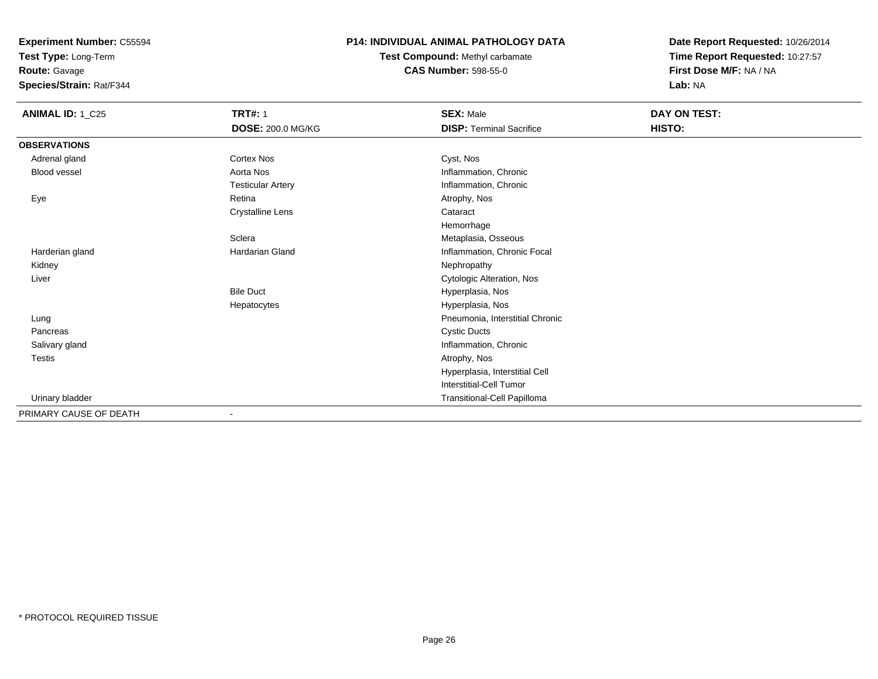**Experiment Number:** C55594
**Test Type:** Long-Term
**Route:** Gavage
**Species/Strain:** Rat/F344

**P14: INDIVIDUAL ANIMAL PATHOLOGY DATA**
**Test Compound:** Methyl carbamate
**CAS Number:** 598-55-0

**Date Report Requested:** 10/26/2014
**Time Report Requested:** 10:27:57
**First Dose M/F:** NA / NA
**Lab:** NA

| **ANIMAL ID:** 1_C25 | **TRT#:** 1 | **SEX:** Male | **DAY ON TEST:** |
|---|---|---|---|
| | **DOSE:** 200.0 MG/KG | **DISP:** Terminal Sacrifice | **HISTO:** |
| **OBSERVATIONS** | | | |
| Adrenal gland | Cortex Nos | Cyst, Nos | |
| Blood vessel | Aorta Nos | Inflammation, Chronic | |
| | Testicular Artery | Inflammation, Chronic | |
| Eye | Retina | Atrophy, Nos | |
| | Crystalline Lens | Cataract | |
| | | Hemorrhage | |
| | Sclera | Metaplasia, Osseous | |
| Harderian gland | Hardarian Gland | Inflammation, Chronic Focal | |
| Kidney | | Nephropathy | |
| Liver | | Cytologic Alteration, Nos | |
| | Bile Duct | Hyperplasia, Nos | |
| | Hepatocytes | Hyperplasia, Nos | |
| Lung | | Pneumonia, Interstitial Chronic | |
| Pancreas | | Cystic Ducts | |
| Salivary gland | | Inflammation, Chronic | |
| Testis | | Atrophy, Nos | |
| | | Hyperplasia, Interstitial Cell | |
| | | Interstitial-Cell Tumor | |
| Urinary bladder | | Transitional-Cell Papilloma | |
| PRIMARY CAUSE OF DEATH | - | | |

* PROTOCOL REQUIRED TISSUE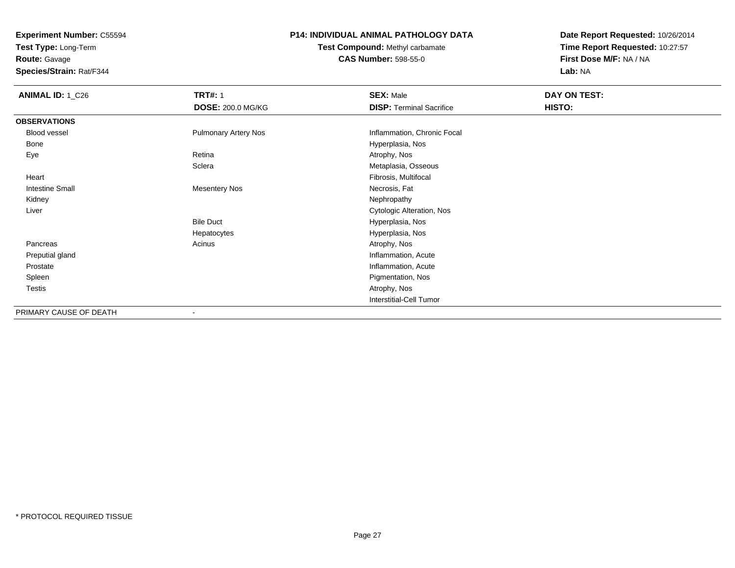**Experiment Number:** C55594
**Test Type:** Long-Term
**Route:** Gavage
**Species/Strain:** Rat/F344

**P14: INDIVIDUAL ANIMAL PATHOLOGY DATA**
**Test Compound:** Methyl carbamate
**CAS Number:** 598-55-0

**Date Report Requested:** 10/26/2014
**Time Report Requested:** 10:27:57
**First Dose M/F:** NA / NA
**Lab:** NA

| **ANIMAL ID:** 1_C26 | **TRT#:** 1 | **SEX:** Male | **DAY ON TEST:** |
|---|---|---|---|
| | **DOSE:** 200.0 MG/KG | **DISP:** Terminal Sacrifice | **HISTO:** |
| **OBSERVATIONS** | | | |
| Blood vessel | Pulmonary Artery Nos | Inflammation, Chronic Focal | |
| Bone | | Hyperplasia, Nos | |
| Eye | Retina | Atrophy, Nos | |
| | Sclera | Metaplasia, Osseous | |
| Heart | | Fibrosis, Multifocal | |
| Intestine Small | Mesentery Nos | Necrosis, Fat | |
| Kidney | | Nephropathy | |
| Liver | | Cytologic Alteration, Nos | |
| | Bile Duct | Hyperplasia, Nos | |
| | Hepatocytes | Hyperplasia, Nos | |
| Pancreas | Acinus | Atrophy, Nos | |
| Preputial gland | | Inflammation, Acute | |
| Prostate | | Inflammation, Acute | |
| Spleen | | Pigmentation, Nos | |
| Testis | | Atrophy, Nos | |
| | | Interstitial-Cell Tumor | |
| PRIMARY CAUSE OF DEATH | - | | |

* PROTOCOL REQUIRED TISSUE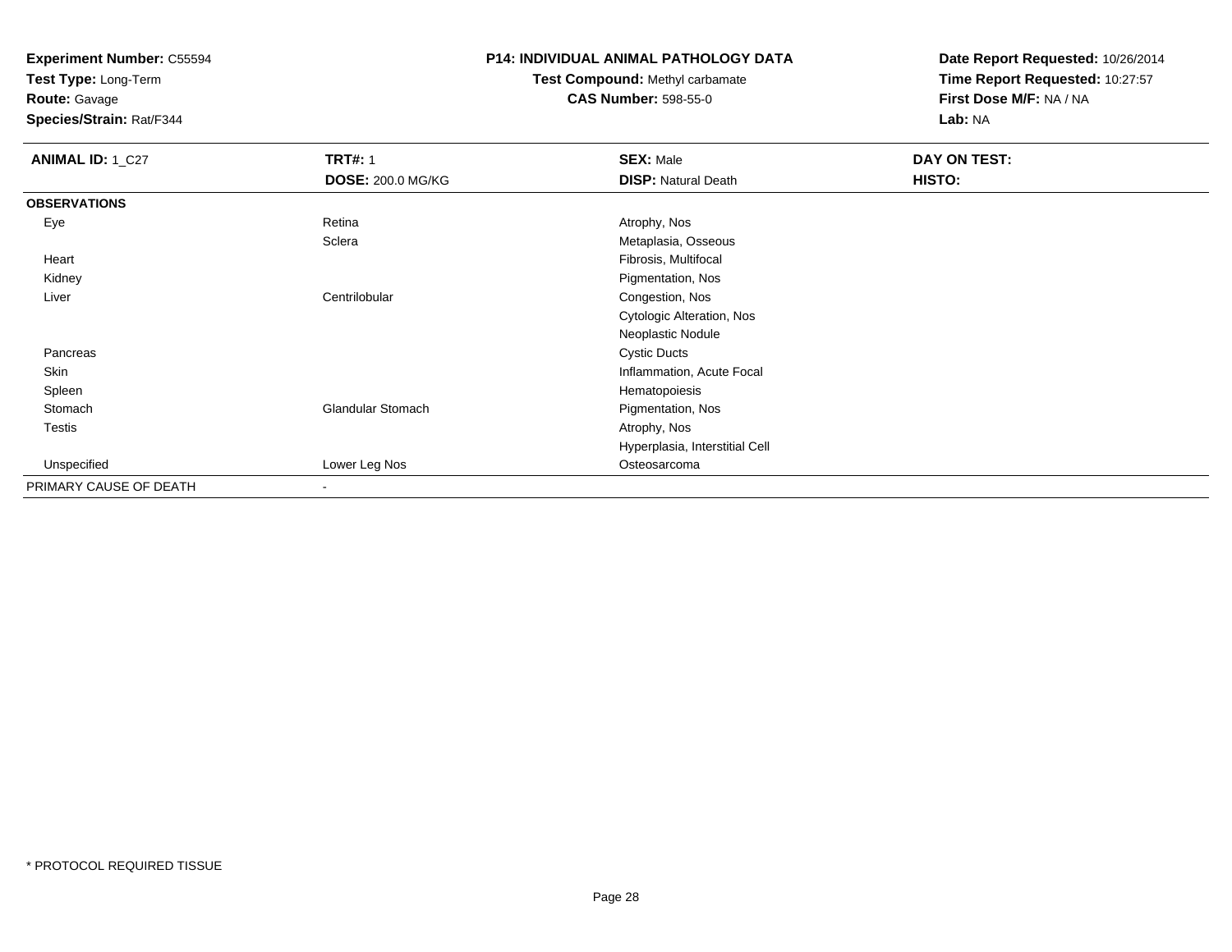**Experiment Number:** C55594
**Test Type:** Long-Term
**Route:** Gavage
**Species/Strain:** Rat/F344

**P14: INDIVIDUAL ANIMAL PATHOLOGY DATA**
**Test Compound:** Methyl carbamate
**CAS Number:** 598-55-0

**Date Report Requested:** 10/26/2014
**Time Report Requested:** 10:27:57
**First Dose M/F:** NA / NA
**Lab:** NA

| **ANIMAL ID:** 1_C27 | **TRT#:** 1 | **SEX:** Male | **DAY ON TEST:** |
|---|---|---|---|
| | **DOSE:** 200.0 MG/KG | **DISP:** Natural Death | **HISTO:** |
| **OBSERVATIONS** | | | |
| Eye | Retina | Atrophy, Nos | |
| | Sclera | Metaplasia, Osseous | |
| Heart | | Fibrosis, Multifocal | |
| Kidney | | Pigmentation, Nos | |
| Liver | Centrilobular | Congestion, Nos | |
| | | Cytologic Alteration, Nos | |
| | | Neoplastic Nodule | |
| Pancreas | | Cystic Ducts | |
| Skin | | Inflammation, Acute Focal | |
| Spleen | | Hematopoiesis | |
| Stomach | Glandular Stomach | Pigmentation, Nos | |
| Testis | | Atrophy, Nos | |
| | | Hyperplasia, Interstitial Cell | |
| Unspecified | Lower Leg Nos | Osteosarcoma | |
| PRIMARY CAUSE OF DEATH | - | | |

* PROTOCOL REQUIRED TISSUE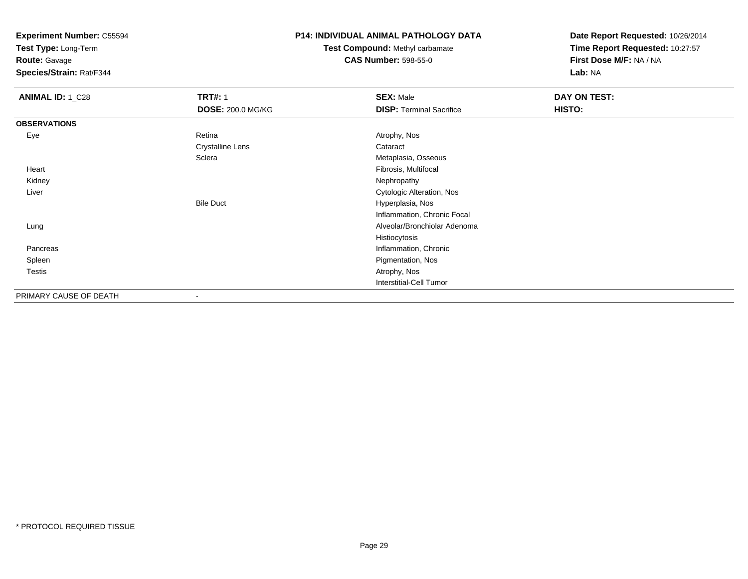**Experiment Number:** C55594
**Test Type:** Long-Term
**Route:** Gavage
**Species/Strain:** Rat/F344

**P14: INDIVIDUAL ANIMAL PATHOLOGY DATA**
**Test Compound:** Methyl carbamate
**CAS Number:** 598-55-0

**Date Report Requested:** 10/26/2014
**Time Report Requested:** 10:27:57
**First Dose M/F:** NA / NA
**Lab:** NA

| **ANIMAL ID:** 1_C28 | **TRT#:** 1 | **SEX:** Male | **DAY ON TEST:** |
|---|---|---|---|
| | **DOSE:** 200.0 MG/KG | **DISP:** Terminal Sacrifice | **HISTO:** |
| **OBSERVATIONS** | | | |
| Eye | Retina | Atrophy, Nos | |
| | Crystalline Lens | Cataract | |
| | Sclera | Metaplasia, Osseous | |
| Heart | | Fibrosis, Multifocal | |
| Kidney | | Nephropathy | |
| Liver | | Cytologic Alteration, Nos | |
| | Bile Duct | Hyperplasia, Nos | |
| | | Inflammation, Chronic Focal | |
| Lung | | Alveolar/Bronchiolar Adenoma | |
| | | Histiocytosis | |
| Pancreas | | Inflammation, Chronic | |
| Spleen | | Pigmentation, Nos | |
| Testis | | Atrophy, Nos | |
| | | Interstitial-Cell Tumor | |
| PRIMARY CAUSE OF DEATH | - | | |

* PROTOCOL REQUIRED TISSUE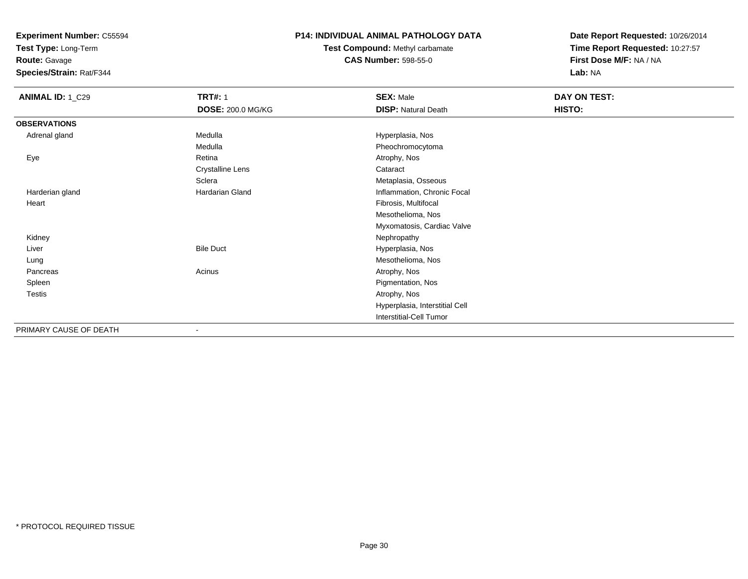**Experiment Number:** C55594
**Test Type:** Long-Term
**Route:** Gavage
**Species/Strain:** Rat/F344

## P14: INDIVIDUAL ANIMAL PATHOLOGY DATA

**Test Compound:** Methyl carbamate
**CAS Number:** 598-55-0

**Date Report Requested:** 10/26/2014
**Time Report Requested:** 10:27:57
**First Dose M/F:** NA / NA
**Lab:** NA

| **ANIMAL ID:** 1_C29 | **TRT#:** 1 | **SEX:** Male | **DAY ON TEST:** |
|---|---|---|---|
| | **DOSE:** 200.0 MG/KG | **DISP:** Natural Death | **HISTO:** |
| **OBSERVATIONS** | | | |
| Adrenal gland | Medulla | Hyperplasia, Nos | |
| | Medulla | Pheochromocytoma | |
| Eye | Retina | Atrophy, Nos | |
| | Crystalline Lens | Cataract | |
| | Sclera | Metaplasia, Osseous | |
| Harderian gland | Hardarian Gland | Inflammation, Chronic Focal | |
| Heart | | Fibrosis, Multifocal | |
| | | Mesothelioma, Nos | |
| | | Myxomatosis, Cardiac Valve | |
| Kidney | | Nephropathy | |
| Liver | Bile Duct | Hyperplasia, Nos | |
| Lung | | Mesothelioma, Nos | |
| Pancreas | Acinus | Atrophy, Nos | |
| Spleen | | Pigmentation, Nos | |
| Testis | | Atrophy, Nos | |
| | | Hyperplasia, Interstitial Cell | |
| | | Interstitial-Cell Tumor | |
| PRIMARY CAUSE OF DEATH | - | | |

* PROTOCOL REQUIRED TISSUE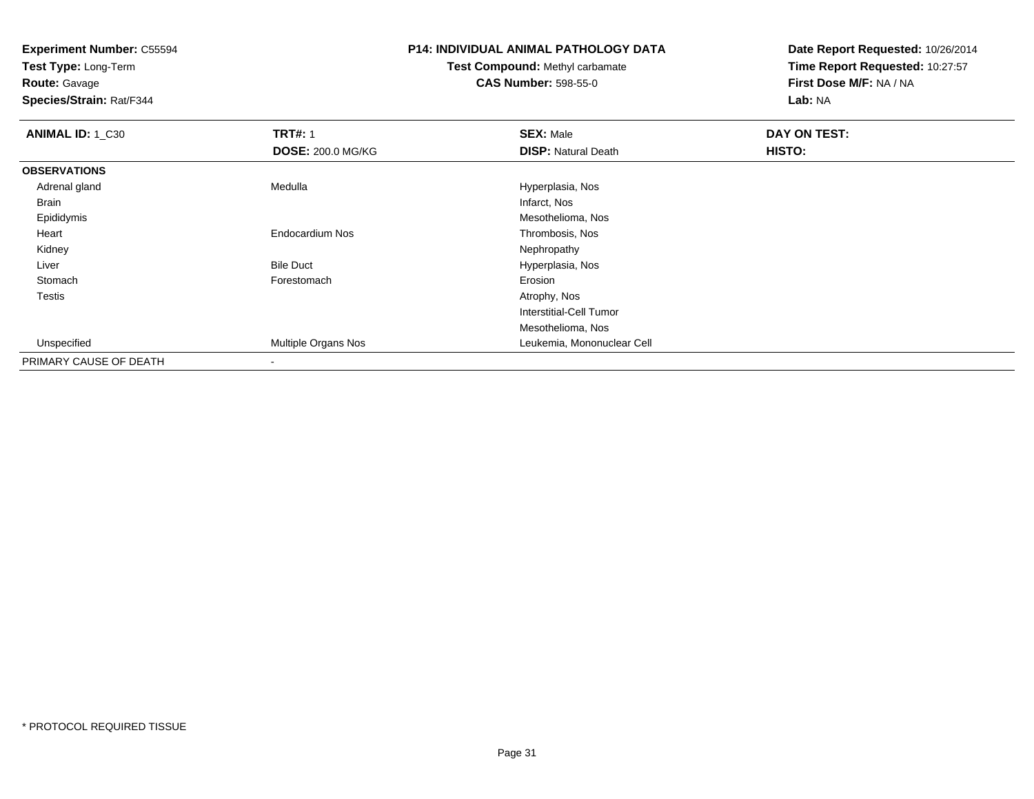**Experiment Number:** C55594
**Test Type:** Long-Term
**Route:** Gavage
**Species/Strain:** Rat/F344

**P14: INDIVIDUAL ANIMAL PATHOLOGY DATA**
**Test Compound:** Methyl carbamate
**CAS Number:** 598-55-0

**Date Report Requested:** 10/26/2014
**Time Report Requested:** 10:27:57
**First Dose M/F:** NA / NA
**Lab:** NA

| **ANIMAL ID:** 1_C30 | **TRT#:** 1 | **SEX:** Male | **DAY ON TEST:** |
|---|---|---|---|
| | **DOSE:** 200.0 MG/KG | **DISP:** Natural Death | **HISTO:** |
| **OBSERVATIONS** | | | |
| Adrenal gland | Medulla | Hyperplasia, Nos | |
| Brain | | Infarct, Nos | |
| Epididymis | | Mesothelioma, Nos | |
| Heart | Endocardium Nos | Thrombosis, Nos | |
| Kidney | | Nephropathy | |
| Liver | Bile Duct | Hyperplasia, Nos | |
| Stomach | Forestomach | Erosion | |
| Testis | | Atrophy, Nos | |
| | | Interstitial-Cell Tumor | |
| | | Mesothelioma, Nos | |
| Unspecified | Multiple Organs Nos | Leukemia, Mononuclear Cell | |
| PRIMARY CAUSE OF DEATH | - | | |

* PROTOCOL REQUIRED TISSUE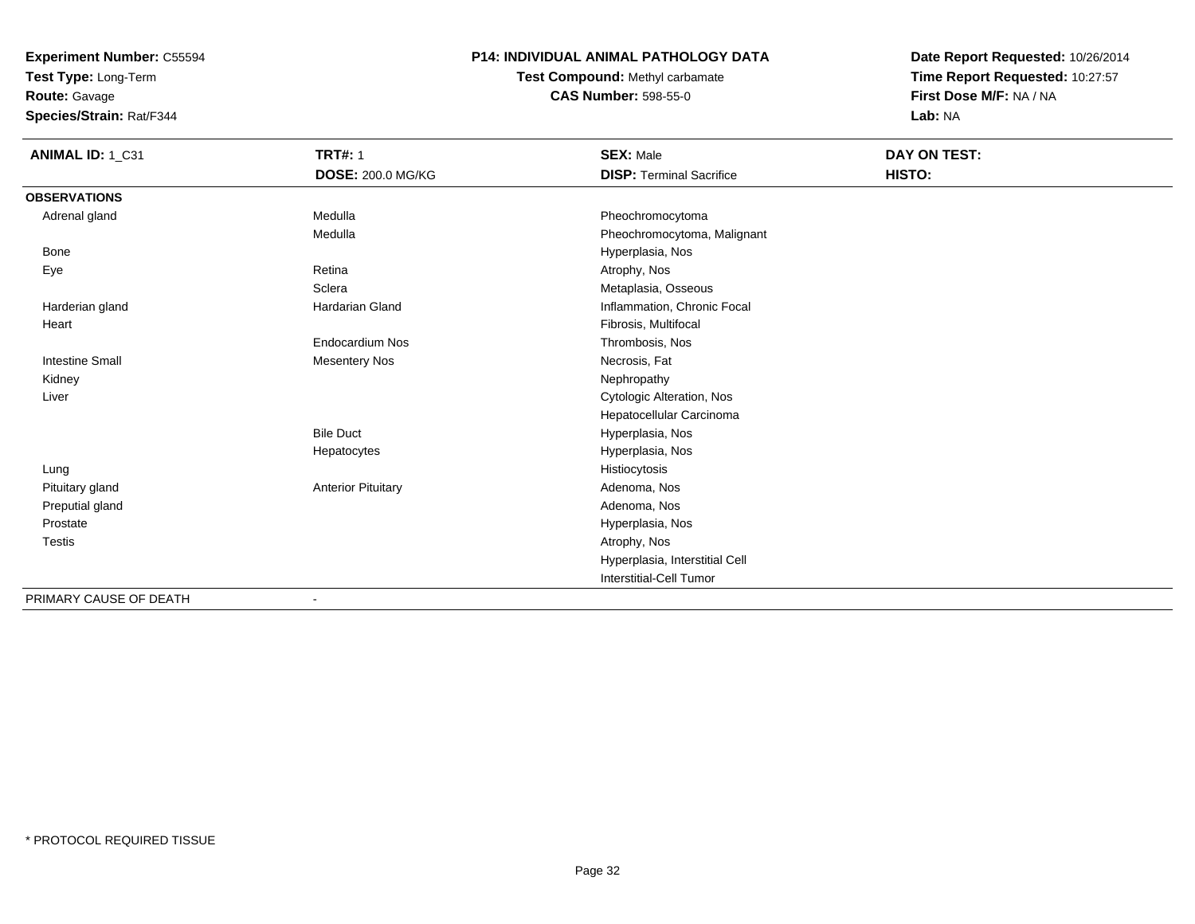**Experiment Number:** C55594
**Test Type:** Long-Term
**Route:** Gavage
**Species/Strain:** Rat/F344

**P14: INDIVIDUAL ANIMAL PATHOLOGY DATA**
**Test Compound:** Methyl carbamate
**CAS Number:** 598-55-0

**Date Report Requested:** 10/26/2014
**Time Report Requested:** 10:27:57
**First Dose M/F:** NA / NA
**Lab:** NA

| **ANIMAL ID:** 1_C31 | **TRT#:** 1<br>**DOSE:** 200.0 MG/KG | **SEX:** Male<br>**DISP:** Terminal Sacrifice | **DAY ON TEST:**<br>**HISTO:** |
|---|---|---|---|
| **OBSERVATIONS** | | | |
| Adrenal gland | Medulla | Pheochromocytoma | |
| | Medulla | Pheochromocytoma, Malignant | |
| Bone | | Hyperplasia, Nos | |
| Eye | Retina | Atrophy, Nos | |
| | Sclera | Metaplasia, Osseous | |
| Harderian gland | Hardarian Gland | Inflammation, Chronic Focal | |
| Heart | | Fibrosis, Multifocal | |
| | Endocardium Nos | Thrombosis, Nos | |
| Intestine Small | Mesentery Nos | Necrosis, Fat | |
| Kidney | | Nephropathy | |
| Liver | | Cytologic Alteration, Nos | |
| | | Hepatocellular Carcinoma | |
| | Bile Duct | Hyperplasia, Nos | |
| | Hepatocytes | Hyperplasia, Nos | |
| Lung | | Histiocytosis | |
| Pituitary gland | Anterior Pituitary | Adenoma, Nos | |
| Preputial gland | | Adenoma, Nos | |
| Prostate | | Hyperplasia, Nos | |
| Testis | | Atrophy, Nos | |
| | | Hyperplasia, Interstitial Cell | |
| | | Interstitial-Cell Tumor | |
| PRIMARY CAUSE OF DEATH | - | | |

* PROTOCOL REQUIRED TISSUE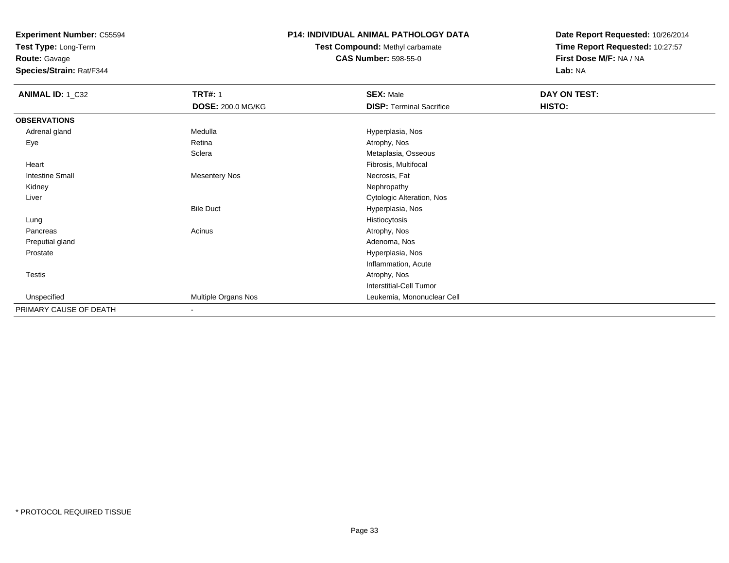**Experiment Number:** C55594
**Test Type:** Long-Term
**Route:** Gavage
**Species/Strain:** Rat/F344

**P14: INDIVIDUAL ANIMAL PATHOLOGY DATA**
**Test Compound:** Methyl carbamate
**CAS Number:** 598-55-0

**Date Report Requested:** 10/26/2014
**Time Report Requested:** 10:27:57
**First Dose M/F:** NA / NA
**Lab:** NA

| **ANIMAL ID:** 1_C32 | **TRT#:** 1 | **SEX:** Male | **DAY ON TEST:** |
|---|---|---|---|
| | **DOSE:** 200.0 MG/KG | **DISP:** Terminal Sacrifice | **HISTO:** |
| **OBSERVATIONS** | | | |
| Adrenal gland | Medulla | Hyperplasia, Nos | |
| Eye | Retina | Atrophy, Nos | |
| | Sclera | Metaplasia, Osseous | |
| Heart | | Fibrosis, Multifocal | |
| Intestine Small | Mesentery Nos | Necrosis, Fat | |
| Kidney | | Nephropathy | |
| Liver | | Cytologic Alteration, Nos | |
| | Bile Duct | Hyperplasia, Nos | |
| Lung | | Histiocytosis | |
| Pancreas | Acinus | Atrophy, Nos | |
| Preputial gland | | Adenoma, Nos | |
| Prostate | | Hyperplasia, Nos | |
| | | Inflammation, Acute | |
| Testis | | Atrophy, Nos | |
| | | Interstitial-Cell Tumor | |
| Unspecified | Multiple Organs Nos | Leukemia, Mononuclear Cell | |
| PRIMARY CAUSE OF DEATH | - | | |

* PROTOCOL REQUIRED TISSUE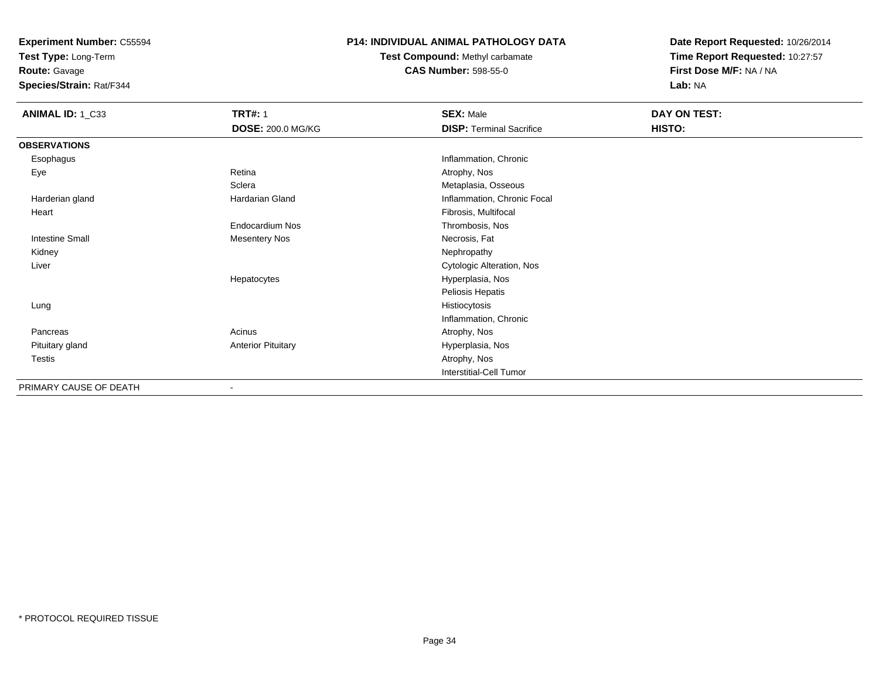**Experiment Number:** C55594
**Test Type:** Long-Term
**Route:** Gavage
**Species/Strain:** Rat/F344

**P14: INDIVIDUAL ANIMAL PATHOLOGY DATA**
**Test Compound:** Methyl carbamate
**CAS Number:** 598-55-0

**Date Report Requested:** 10/26/2014
**Time Report Requested:** 10:27:57
**First Dose M/F:** NA / NA
**Lab:** NA

| **ANIMAL ID:** 1_C33 | **TRT#:** 1 | **SEX:** Male | **DAY ON TEST:** |
|---|---|---|---|
| | **DOSE:** 200.0 MG/KG | **DISP:** Terminal Sacrifice | **HISTO:** |
| **OBSERVATIONS** | | | |
| Esophagus | | Inflammation, Chronic | |
| Eye | Retina | Atrophy, Nos | |
| | Sclera | Metaplasia, Osseous | |
| Harderian gland | Hardarian Gland | Inflammation, Chronic Focal | |
| Heart | | Fibrosis, Multifocal | |
| | Endocardium Nos | Thrombosis, Nos | |
| Intestine Small | Mesentery Nos | Necrosis, Fat | |
| Kidney | | Nephropathy | |
| Liver | | Cytologic Alteration, Nos | |
| | Hepatocytes | Hyperplasia, Nos | |
| | | Peliosis Hepatis | |
| Lung | | Histiocytosis | |
| | | Inflammation, Chronic | |
| Pancreas | Acinus | Atrophy, Nos | |
| Pituitary gland | Anterior Pituitary | Hyperplasia, Nos | |
| Testis | | Atrophy, Nos | |
| | | Interstitial-Cell Tumor | |
| PRIMARY CAUSE OF DEATH | - | | |

* PROTOCOL REQUIRED TISSUE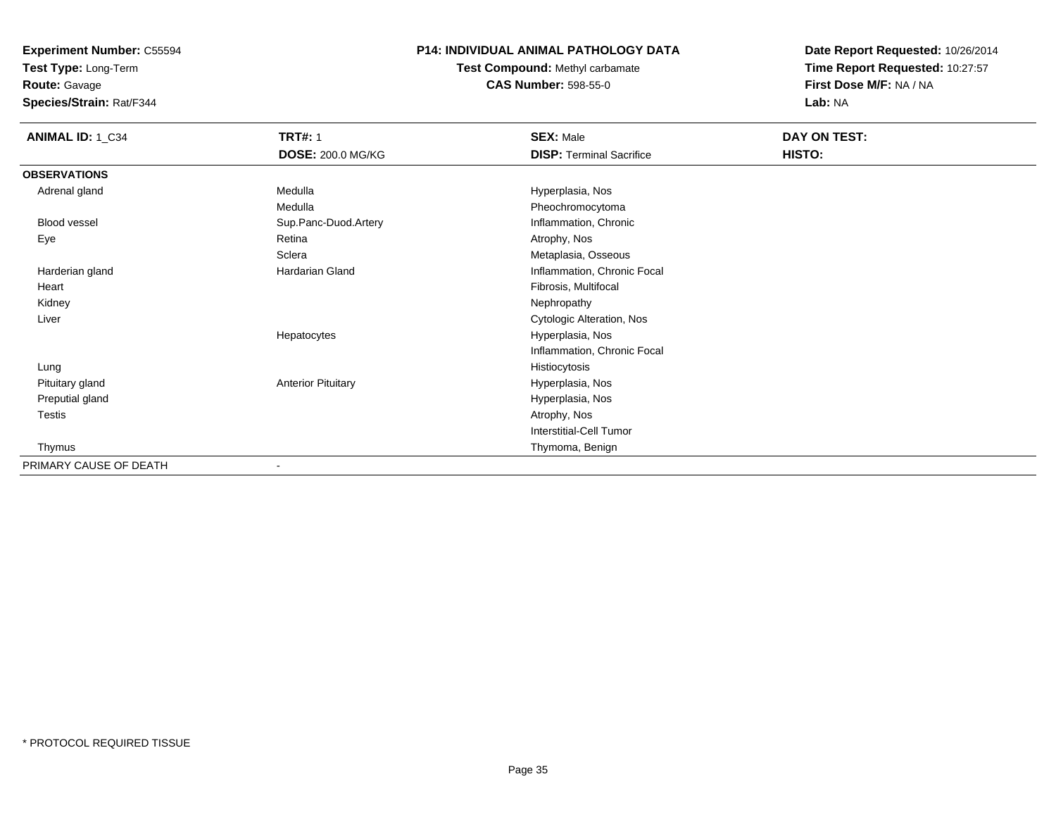**Experiment Number:** C55594
**Test Type:** Long-Term
**Route:** Gavage
**Species/Strain:** Rat/F344

**P14: INDIVIDUAL ANIMAL PATHOLOGY DATA**
**Test Compound:** Methyl carbamate
**CAS Number:** 598-55-0

**Date Report Requested:** 10/26/2014
**Time Report Requested:** 10:27:57
**First Dose M/F:** NA / NA
**Lab:** NA

| **ANIMAL ID:** 1_C34 | **TRT#:** 1 | **SEX:** Male | **DAY ON TEST:** |
|---|---|---|---|
| | **DOSE:** 200.0 MG/KG | **DISP:** Terminal Sacrifice | **HISTO:** |
| **OBSERVATIONS** | | | |
| Adrenal gland | Medulla | Hyperplasia, Nos | |
| | Medulla | Pheochromocytoma | |
| Blood vessel | Sup.Panc-Duod.Artery | Inflammation, Chronic | |
| Eye | Retina | Atrophy, Nos | |
| | Sclera | Metaplasia, Osseous | |
| Harderian gland | Hardarian Gland | Inflammation, Chronic Focal | |
| Heart | | Fibrosis, Multifocal | |
| Kidney | | Nephropathy | |
| Liver | | Cytologic Alteration, Nos | |
| | Hepatocytes | Hyperplasia, Nos | |
| | | Inflammation, Chronic Focal | |
| Lung | | Histiocytosis | |
| Pituitary gland | Anterior Pituitary | Hyperplasia, Nos | |
| Preputial gland | | Hyperplasia, Nos | |
| Testis | | Atrophy, Nos | |
| | | Interstitial-Cell Tumor | |
| Thymus | | Thymoma, Benign | |
| PRIMARY CAUSE OF DEATH | - | | |

* PROTOCOL REQUIRED TISSUE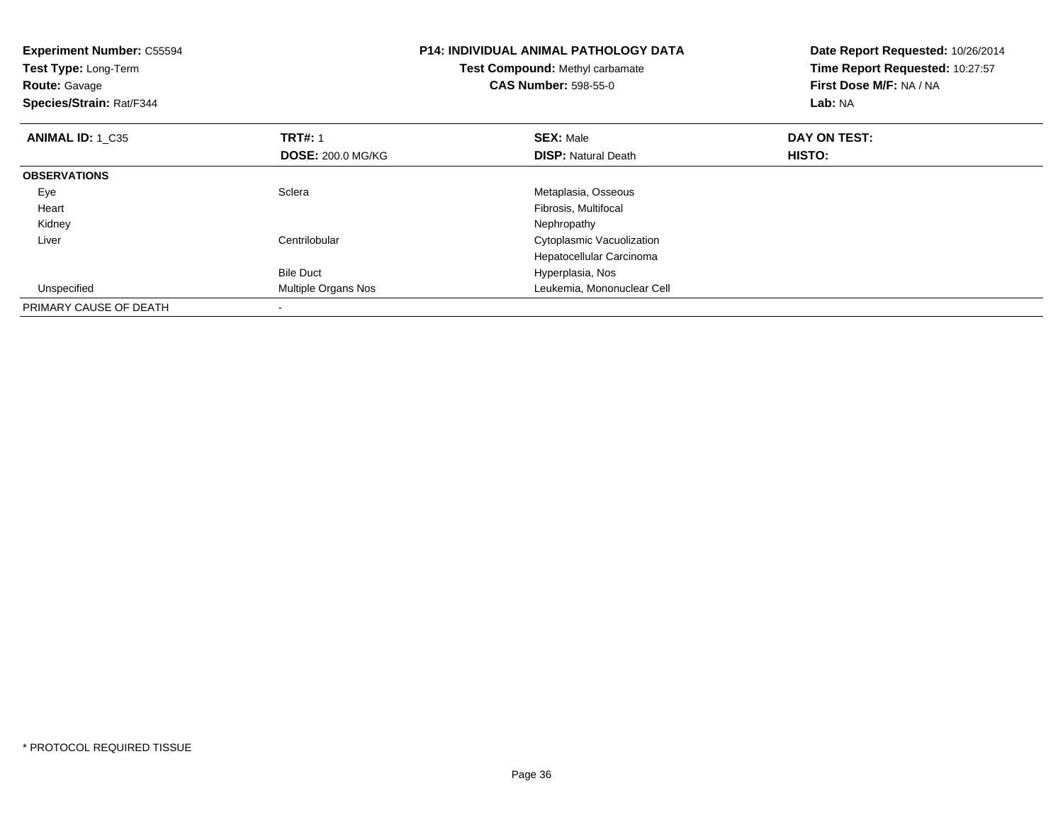**Experiment Number:** C55594
**Test Type:** Long-Term
**Route:** Gavage
**Species/Strain:** Rat/F344

**P14: INDIVIDUAL ANIMAL PATHOLOGY DATA**
**Test Compound:** Methyl carbamate
**CAS Number:** 598-55-0

**Date Report Requested:** 10/26/2014
**Time Report Requested:** 10:27:57
**First Dose M/F:** NA / NA
**Lab:** NA

| **ANIMAL ID:** 1_C35 | **TRT#:** 1 | **SEX:** Male | **DAY ON TEST:** |
|---|---|---|---|
| | **DOSE:** 200.0 MG/KG | **DISP:** Natural Death | **HISTO:** |
| **OBSERVATIONS** | | | |
| Eye | Sclera | Metaplasia, Osseous | |
| Heart | | Fibrosis, Multifocal | |
| Kidney | | Nephropathy | |
| Liver | Centrilobular | Cytoplasmic Vacuolization | |
| | | Hepatocellular Carcinoma | |
| | Bile Duct | Hyperplasia, Nos | |
| Unspecified | Multiple Organs Nos | Leukemia, Mononuclear Cell | |
| PRIMARY CAUSE OF DEATH | - | | |

* PROTOCOL REQUIRED TISSUE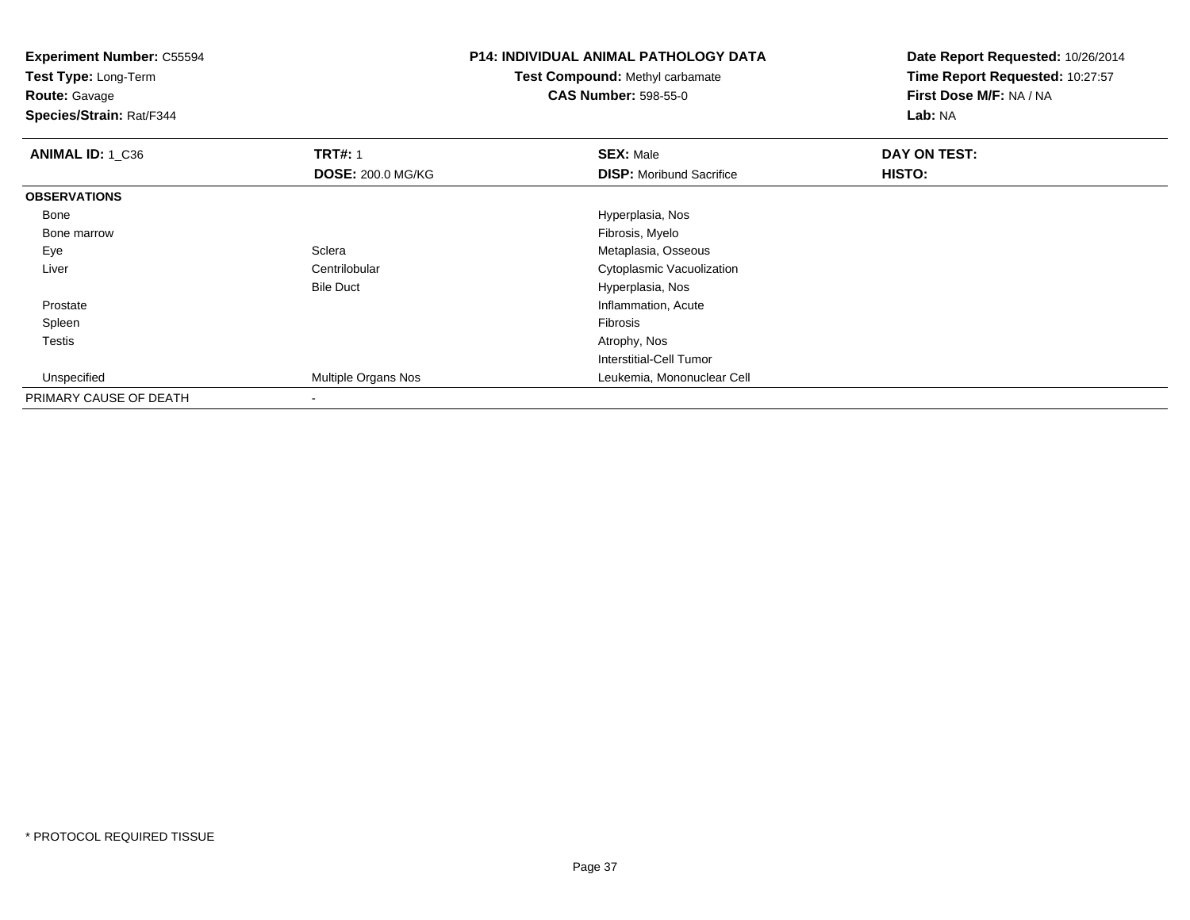**Experiment Number:** C55594
**Test Type:** Long-Term
**Route:** Gavage
**Species/Strain:** Rat/F344

**P14: INDIVIDUAL ANIMAL PATHOLOGY DATA**
**Test Compound:** Methyl carbamate
**CAS Number:** 598-55-0

**Date Report Requested:** 10/26/2014
**Time Report Requested:** 10:27:57
**First Dose M/F:** NA / NA
**Lab:** NA

| **ANIMAL ID:** 1_C36 | **TRT#:** 1 | **SEX:** Male | **DAY ON TEST:** |
|---|---|---|---|
| | **DOSE:** 200.0 MG/KG | **DISP:** Moribund Sacrifice | **HISTO:** |
| **OBSERVATIONS** | | | |
| Bone | | Hyperplasia, Nos | |
| Bone marrow | | Fibrosis, Myelo | |
| Eye | Sclera | Metaplasia, Osseous | |
| Liver | Centrilobular | Cytoplasmic Vacuolization | |
| | Bile Duct | Hyperplasia, Nos | |
| Prostate | | Inflammation, Acute | |
| Spleen | | Fibrosis | |
| Testis | | Atrophy, Nos | |
| | | Interstitial-Cell Tumor | |
| Unspecified | Multiple Organs Nos | Leukemia, Mononuclear Cell | |
| PRIMARY CAUSE OF DEATH | - | | |

* PROTOCOL REQUIRED TISSUE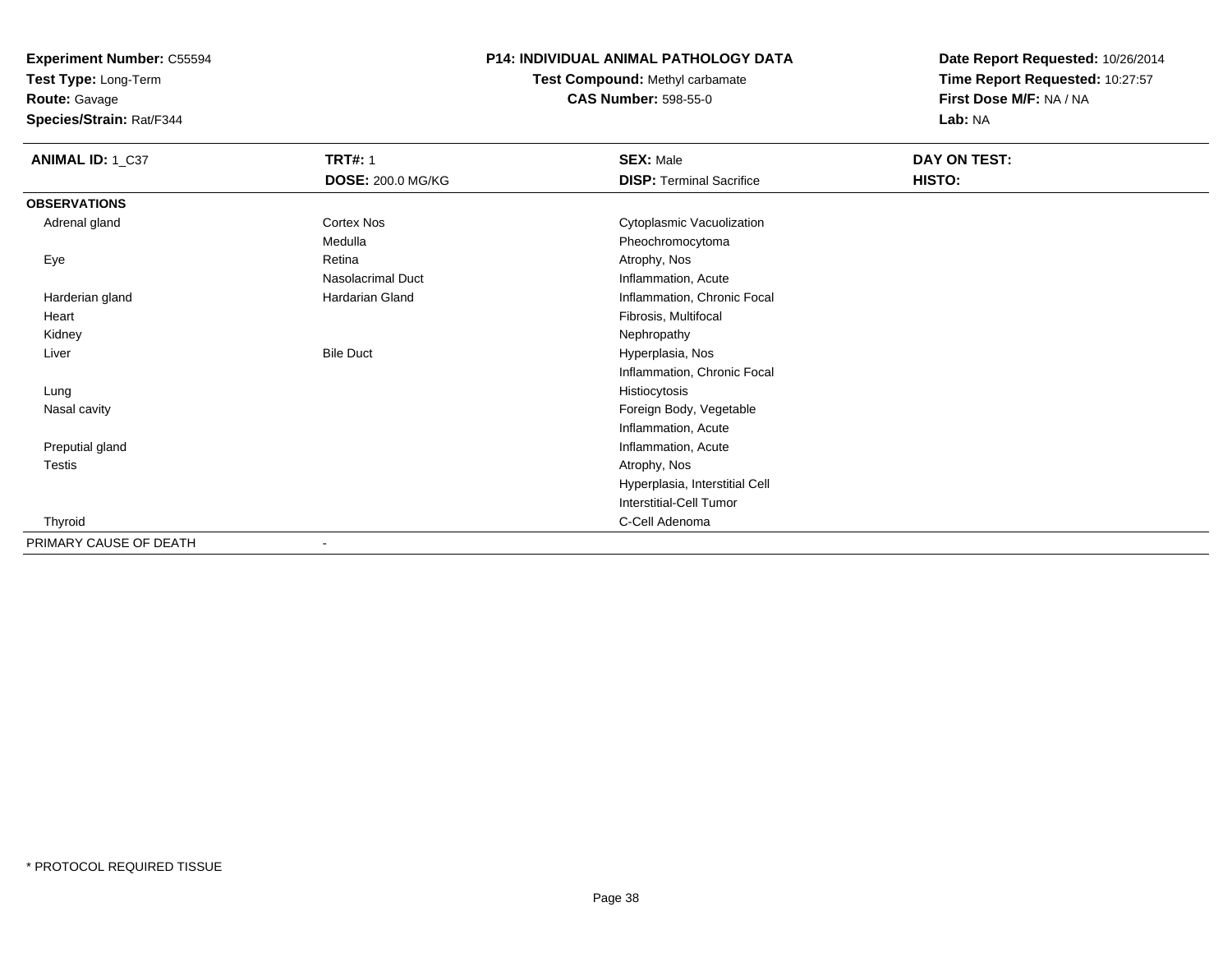**Experiment Number:** C55594
**Test Type:** Long-Term
**Route:** Gavage
**Species/Strain:** Rat/F344

**P14: INDIVIDUAL ANIMAL PATHOLOGY DATA**
**Test Compound:** Methyl carbamate
**CAS Number:** 598-55-0

**Date Report Requested:** 10/26/2014
**Time Report Requested:** 10:27:57
**First Dose M/F:** NA / NA
**Lab:** NA

| **ANIMAL ID:** 1_C37 | **TRT#:** 1 | **SEX:** Male | **DAY ON TEST:** |
|---|---|---|---|
| | **DOSE:** 200.0 MG/KG | **DISP:** Terminal Sacrifice | **HISTO:** |
| **OBSERVATIONS** | | | |
| Adrenal gland | Cortex Nos | Cytoplasmic Vacuolization | |
| | Medulla | Pheochromocytoma | |
| Eye | Retina | Atrophy, Nos | |
| | Nasolacrimal Duct | Inflammation, Acute | |
| Harderian gland | Hardarian Gland | Inflammation, Chronic Focal | |
| Heart | | Fibrosis, Multifocal | |
| Kidney | | Nephropathy | |
| Liver | Bile Duct | Hyperplasia, Nos | |
| | | Inflammation, Chronic Focal | |
| Lung | | Histiocytosis | |
| Nasal cavity | | Foreign Body, Vegetable | |
| | | Inflammation, Acute | |
| Preputial gland | | Inflammation, Acute | |
| Testis | | Atrophy, Nos | |
| | | Hyperplasia, Interstitial Cell | |
| | | Interstitial-Cell Tumor | |
| Thyroid | | C-Cell Adenoma | |
| PRIMARY CAUSE OF DEATH | - | | |

* PROTOCOL REQUIRED TISSUE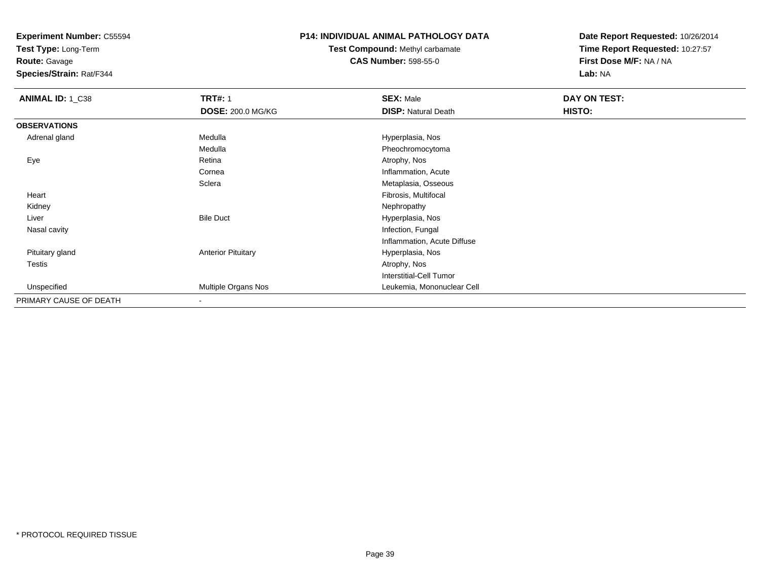**Experiment Number:** C55594
**Test Type:** Long-Term
**Route:** Gavage
**Species/Strain:** Rat/F344

**P14: INDIVIDUAL ANIMAL PATHOLOGY DATA**
**Test Compound:** Methyl carbamate
**CAS Number:** 598-55-0

**Date Report Requested:** 10/26/2014
**Time Report Requested:** 10:27:57
**First Dose M/F:** NA / NA
**Lab:** NA

| **ANIMAL ID:** 1_C38 | **TRT#:** 1 | **SEX:** Male | **DAY ON TEST:** |
|---|---|---|---|
| | **DOSE:** 200.0 MG/KG | **DISP:** Natural Death | **HISTO:** |
| **OBSERVATIONS** | | | |
| Adrenal gland | Medulla | Hyperplasia, Nos | |
| | Medulla | Pheochromocytoma | |
| Eye | Retina | Atrophy, Nos | |
| | Cornea | Inflammation, Acute | |
| | Sclera | Metaplasia, Osseous | |
| Heart | | Fibrosis, Multifocal | |
| Kidney | | Nephropathy | |
| Liver | Bile Duct | Hyperplasia, Nos | |
| Nasal cavity | | Infection, Fungal | |
| | | Inflammation, Acute Diffuse | |
| Pituitary gland | Anterior Pituitary | Hyperplasia, Nos | |
| Testis | | Atrophy, Nos | |
| | | Interstitial-Cell Tumor | |
| Unspecified | Multiple Organs Nos | Leukemia, Mononuclear Cell | |
| PRIMARY CAUSE OF DEATH | - | | |

* PROTOCOL REQUIRED TISSUE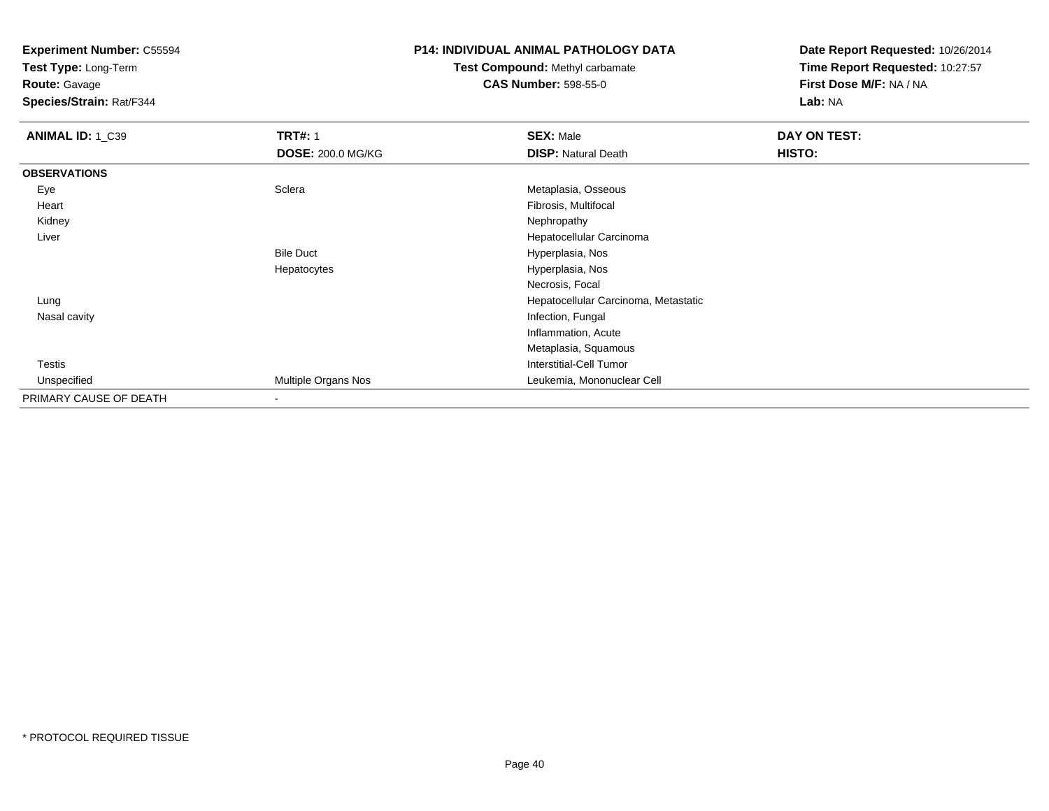**Experiment Number:** C55594
**Test Type:** Long-Term
**Route:** Gavage
**Species/Strain:** Rat/F344

**P14: INDIVIDUAL ANIMAL PATHOLOGY DATA**
**Test Compound:** Methyl carbamate
**CAS Number:** 598-55-0

**Date Report Requested:** 10/26/2014
**Time Report Requested:** 10:27:57
**First Dose M/F:** NA / NA
**Lab:** NA

| **ANIMAL ID:** 1_C39 | **TRT#:** 1 | **SEX:** Male | **DAY ON TEST:** |
|---|---|---|---|
| | **DOSE:** 200.0 MG/KG | **DISP:** Natural Death | **HISTO:** |
| **OBSERVATIONS** | | | |
| Eye | Sclera | Metaplasia, Osseous | |
| Heart | | Fibrosis, Multifocal | |
| Kidney | | Nephropathy | |
| Liver | | Hepatocellular Carcinoma | |
| | Bile Duct | Hyperplasia, Nos | |
| | Hepatocytes | Hyperplasia, Nos | |
| | | Necrosis, Focal | |
| Lung | | Hepatocellular Carcinoma, Metastatic | |
| Nasal cavity | | Infection, Fungal | |
| | | Inflammation, Acute | |
| | | Metaplasia, Squamous | |
| Testis | | Interstitial-Cell Tumor | |
| Unspecified | Multiple Organs Nos | Leukemia, Mononuclear Cell | |
| PRIMARY CAUSE OF DEATH | - | | |

* PROTOCOL REQUIRED TISSUE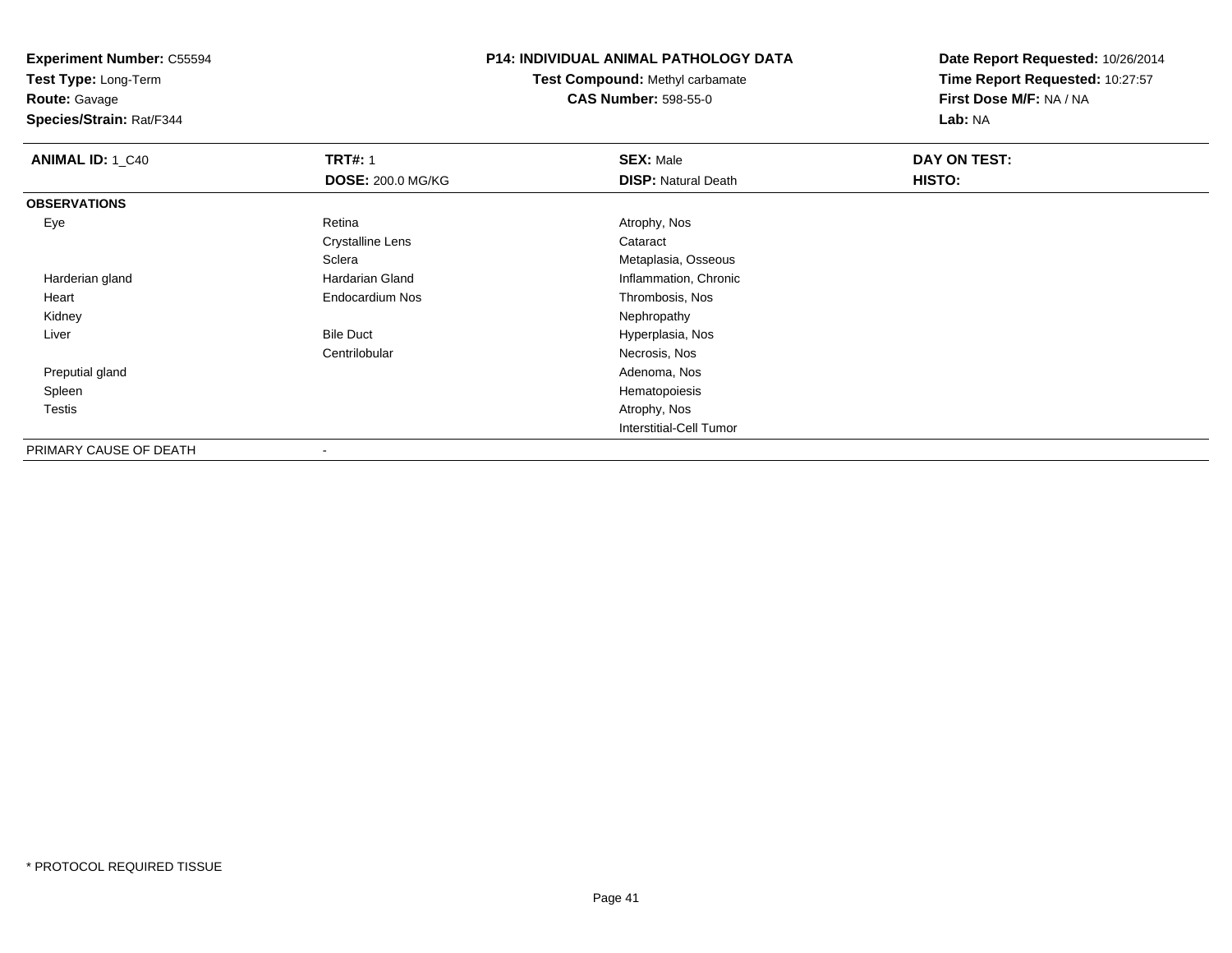**Experiment Number:** C55594
**Test Type:** Long-Term
**Route:** Gavage
**Species/Strain:** Rat/F344

**P14: INDIVIDUAL ANIMAL PATHOLOGY DATA**
**Test Compound:** Methyl carbamate
**CAS Number:** 598-55-0

**Date Report Requested:** 10/26/2014
**Time Report Requested:** 10:27:57
**First Dose M/F:** NA / NA
**Lab:** NA

| **ANIMAL ID:** 1_C40 | **TRT#:** 1 | **SEX:** Male | **DAY ON TEST:** |
|---|---|---|---|
| | **DOSE:** 200.0 MG/KG | **DISP:** Natural Death | **HISTO:** |
| **OBSERVATIONS** | | | |
| Eye | Retina | Atrophy, Nos | |
| | Crystalline Lens | Cataract | |
| | Sclera | Metaplasia, Osseous | |
| Harderian gland | Hardarian Gland | Inflammation, Chronic | |
| Heart | Endocardium Nos | Thrombosis, Nos | |
| Kidney | | Nephropathy | |
| Liver | Bile Duct | Hyperplasia, Nos | |
| | Centrilobular | Necrosis, Nos | |
| Preputial gland | | Adenoma, Nos | |
| Spleen | | Hematopoiesis | |
| Testis | | Atrophy, Nos | |
| | | Interstitial-Cell Tumor | |
| PRIMARY CAUSE OF DEATH | - | | |

\* PROTOCOL REQUIRED TISSUE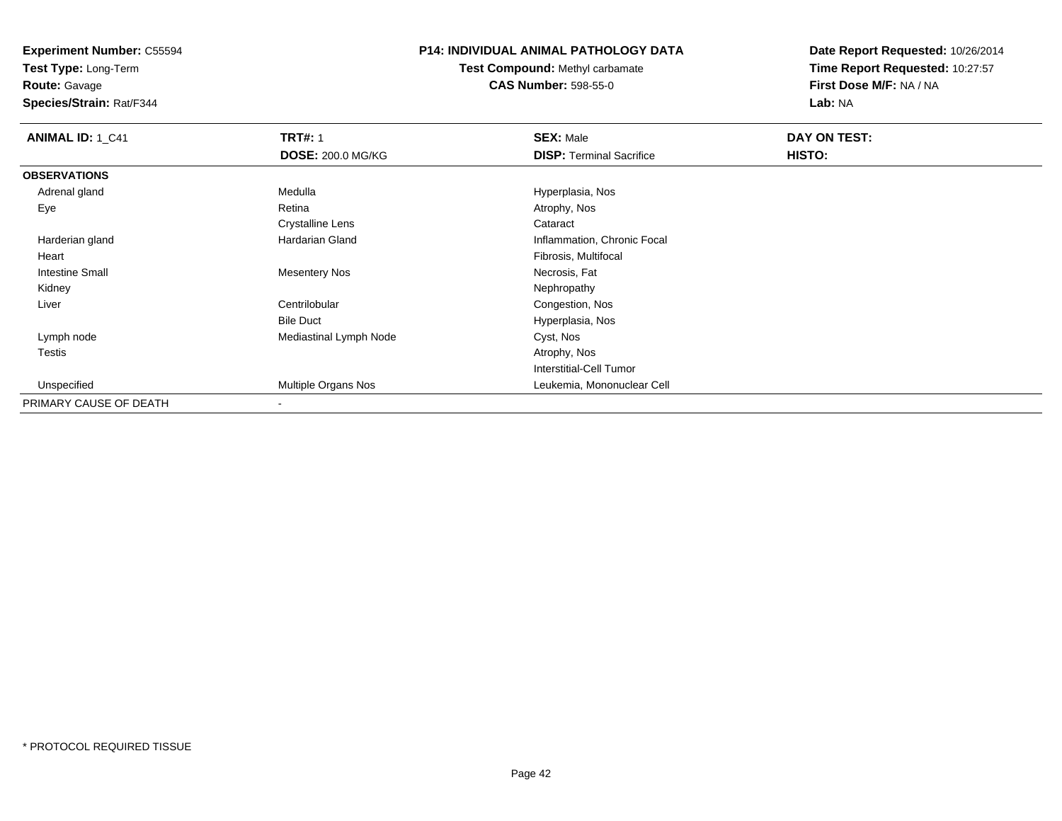**Experiment Number:** C55594
**Test Type:** Long-Term
**Route:** Gavage
**Species/Strain:** Rat/F344

## P14: INDIVIDUAL ANIMAL PATHOLOGY DATA

**Test Compound:** Methyl carbamate
**CAS Number:** 598-55-0

**Date Report Requested:** 10/26/2014
**Time Report Requested:** 10:27:57
**First Dose M/F:** NA / NA
**Lab:** NA

| **ANIMAL ID:** 1_C41 | **TRT#:** 1 | **SEX:** Male | **DAY ON TEST:** |
|---|---|---|---|
| | **DOSE:** 200.0 MG/KG | **DISP:** Terminal Sacrifice | **HISTO:** |
| **OBSERVATIONS** | | | |
| Adrenal gland | Medulla | Hyperplasia, Nos | |
| Eye | Retina | Atrophy, Nos | |
| | Crystalline Lens | Cataract | |
| Harderian gland | Hardarian Gland | Inflammation, Chronic Focal | |
| Heart | | Fibrosis, Multifocal | |
| Intestine Small | Mesentery Nos | Necrosis, Fat | |
| Kidney | | Nephropathy | |
| Liver | Centrilobular | Congestion, Nos | |
| | Bile Duct | Hyperplasia, Nos | |
| Lymph node | Mediastinal Lymph Node | Cyst, Nos | |
| Testis | | Atrophy, Nos | |
| | | Interstitial-Cell Tumor | |
| Unspecified | Multiple Organs Nos | Leukemia, Mononuclear Cell | |
| PRIMARY CAUSE OF DEATH | - | | |

* PROTOCOL REQUIRED TISSUE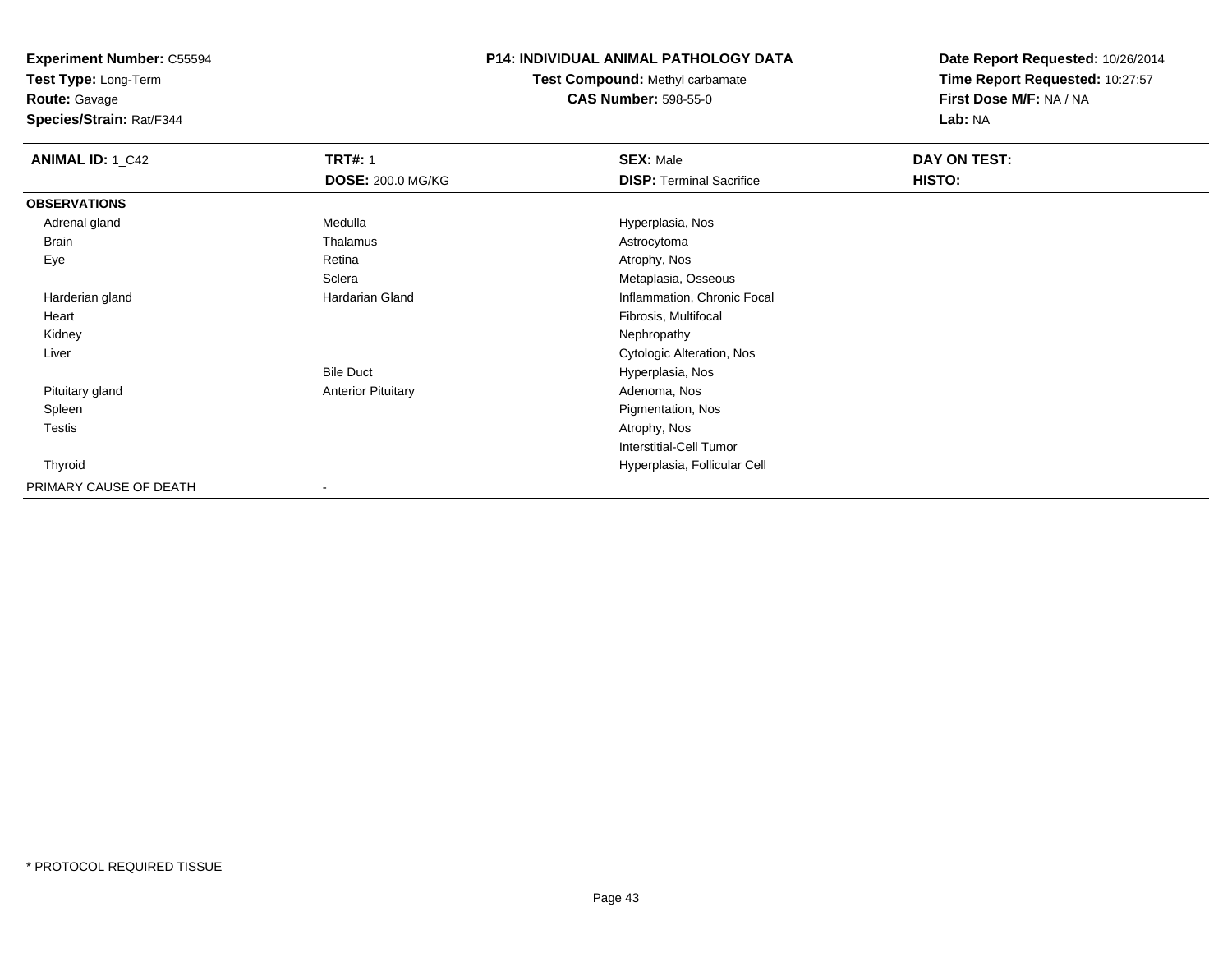**Experiment Number:** C55594
**Test Type:** Long-Term
**Route:** Gavage
**Species/Strain:** Rat/F344

**P14: INDIVIDUAL ANIMAL PATHOLOGY DATA**
**Test Compound:** Methyl carbamate
**CAS Number:** 598-55-0

**Date Report Requested:** 10/26/2014
**Time Report Requested:** 10:27:57
**First Dose M/F:** NA / NA
**Lab:** NA

| **ANIMAL ID:** 1_C42 | **TRT#:** 1 | **SEX:** Male | **DAY ON TEST:** |
|---|---|---|---|
| | **DOSE:** 200.0 MG/KG | **DISP:** Terminal Sacrifice | **HISTO:** |
| **OBSERVATIONS** | | | |
| Adrenal gland | Medulla | Hyperplasia, Nos | |
| Brain | Thalamus | Astrocytoma | |
| Eye | Retina | Atrophy, Nos | |
| | Sclera | Metaplasia, Osseous | |
| Harderian gland | Hardarian Gland | Inflammation, Chronic Focal | |
| Heart | | Fibrosis, Multifocal | |
| Kidney | | Nephropathy | |
| Liver | | Cytologic Alteration, Nos | |
| | Bile Duct | Hyperplasia, Nos | |
| Pituitary gland | Anterior Pituitary | Adenoma, Nos | |
| Spleen | | Pigmentation, Nos | |
| Testis | | Atrophy, Nos | |
| | | Interstitial-Cell Tumor | |
| Thyroid | | Hyperplasia, Follicular Cell | |
| PRIMARY CAUSE OF DEATH | - | | |

* PROTOCOL REQUIRED TISSUE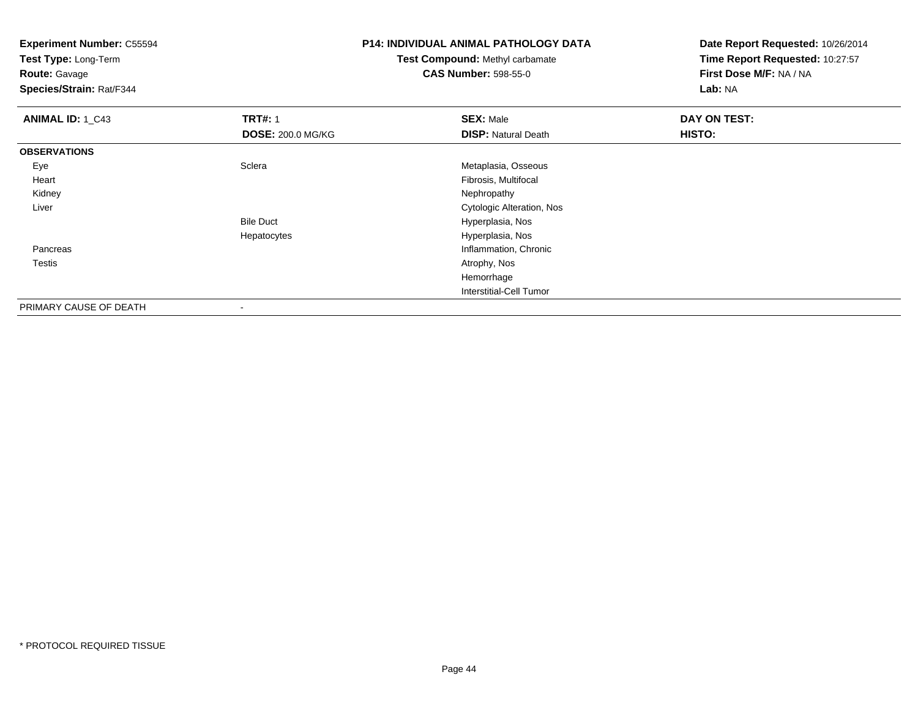**Experiment Number:** C55594
**Test Type:** Long-Term
**Route:** Gavage
**Species/Strain:** Rat/F344

**P14: INDIVIDUAL ANIMAL PATHOLOGY DATA**
**Test Compound:** Methyl carbamate
**CAS Number:** 598-55-0

**Date Report Requested:** 10/26/2014
**Time Report Requested:** 10:27:57
**First Dose M/F:** NA / NA
**Lab:** NA

| **ANIMAL ID:** 1_C43 | **TRT#:** 1 | **SEX:** Male | **DAY ON TEST:** |
|---|---|---|---|
| | **DOSE:** 200.0 MG/KG | **DISP:** Natural Death | **HISTO:** |
| **OBSERVATIONS** | | | |
| Eye | Sclera | Metaplasia, Osseous | |
| Heart | | Fibrosis, Multifocal | |
| Kidney | | Nephropathy | |
| Liver | | Cytologic Alteration, Nos | |
| | Bile Duct | Hyperplasia, Nos | |
| | Hepatocytes | Hyperplasia, Nos | |
| Pancreas | | Inflammation, Chronic | |
| Testis | | Atrophy, Nos | |
| | | Hemorrhage | |
| | | Interstitial-Cell Tumor | |
| PRIMARY CAUSE OF DEATH | - | | |

* PROTOCOL REQUIRED TISSUE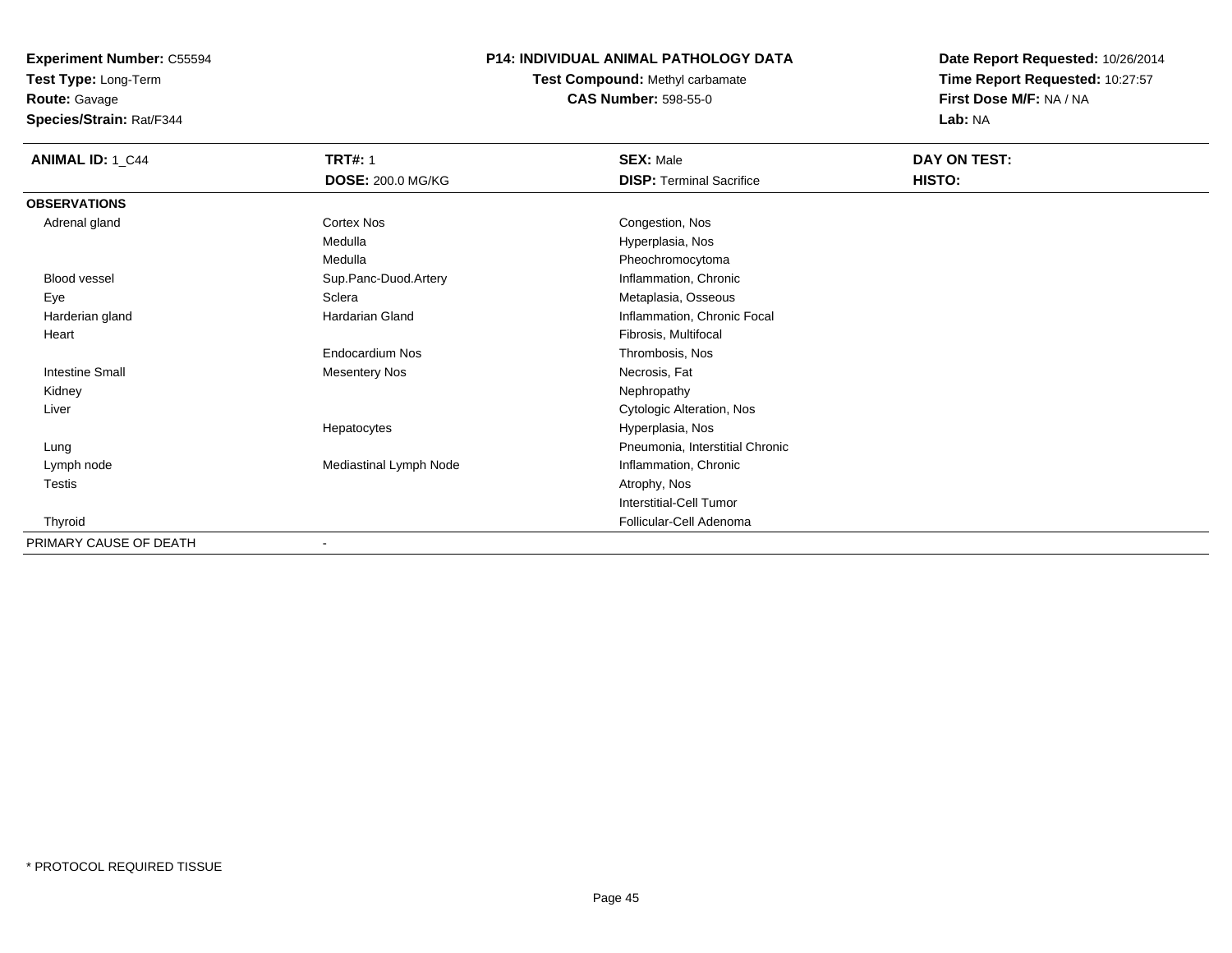**Experiment Number:** C55594
**Test Type:** Long-Term
**Route:** Gavage
**Species/Strain:** Rat/F344

# P14: INDIVIDUAL ANIMAL PATHOLOGY DATA

**Test Compound:** Methyl carbamate
**CAS Number:** 598-55-0

**Date Report Requested:** 10/26/2014
**Time Report Requested:** 10:27:57
**First Dose M/F:** NA / NA
**Lab:** NA

| **ANIMAL ID:** 1_C44 | **TRT#:** 1 | **SEX:** Male | **DAY ON TEST:** |
|---|---|---|---|
| | **DOSE:** 200.0 MG/KG | **DISP:** Terminal Sacrifice | **HISTO:** |
| **OBSERVATIONS** | | | |
| Adrenal gland | Cortex Nos | Congestion, Nos | |
| | Medulla | Hyperplasia, Nos | |
| | Medulla | Pheochromocytoma | |
| Blood vessel | Sup.Panc-Duod.Artery | Inflammation, Chronic | |
| Eye | Sclera | Metaplasia, Osseous | |
| Harderian gland | Hardarian Gland | Inflammation, Chronic Focal | |
| Heart | | Fibrosis, Multifocal | |
| | Endocardium Nos | Thrombosis, Nos | |
| Intestine Small | Mesentery Nos | Necrosis, Fat | |
| Kidney | | Nephropathy | |
| Liver | | Cytologic Alteration, Nos | |
| | Hepatocytes | Hyperplasia, Nos | |
| Lung | | Pneumonia, Interstitial Chronic | |
| Lymph node | Mediastinal Lymph Node | Inflammation, Chronic | |
| Testis | | Atrophy, Nos | |
| | | Interstitial-Cell Tumor | |
| Thyroid | | Follicular-Cell Adenoma | |
| PRIMARY CAUSE OF DEATH | - | | |

* PROTOCOL REQUIRED TISSUE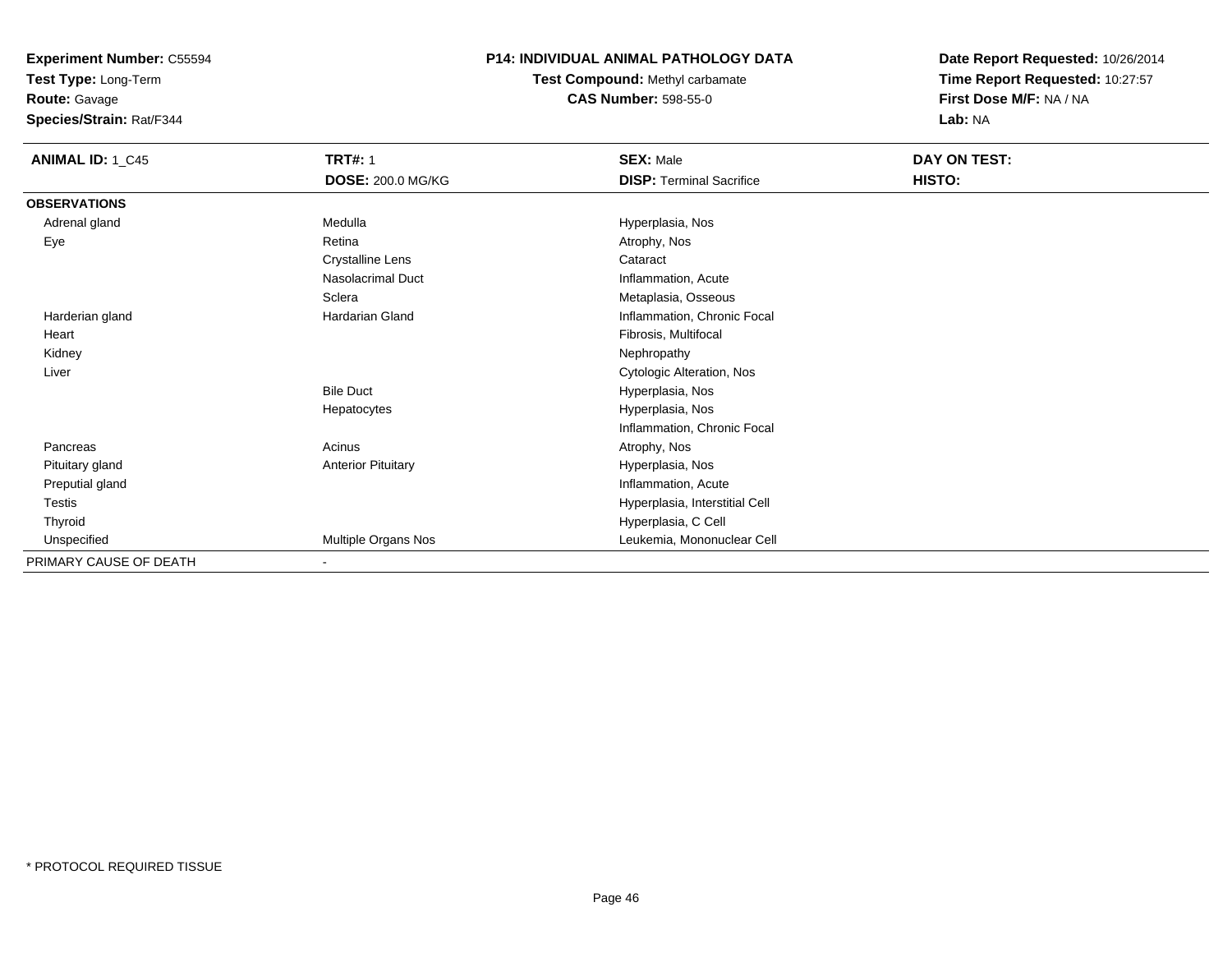**Experiment Number:** C55594
**Test Type:** Long-Term
**Route:** Gavage
**Species/Strain:** Rat/F344

# P14: INDIVIDUAL ANIMAL PATHOLOGY DATA

**Test Compound:** Methyl carbamate
**CAS Number:** 598-55-0

**Date Report Requested:** 10/26/2014
**Time Report Requested:** 10:27:57
**First Dose M/F:** NA / NA
**Lab:** NA

| **ANIMAL ID:** 1_C45 | **TRT#:** 1 | **SEX:** Male | **DAY ON TEST:** |
|---|---|---|---|
| | **DOSE:** 200.0 MG/KG | **DISP:** Terminal Sacrifice | **HISTO:** |
| **OBSERVATIONS** | | | |
| Adrenal gland | Medulla | Hyperplasia, Nos | |
| Eye | Retina | Atrophy, Nos | |
| | Crystalline Lens | Cataract | |
| | Nasolacrimal Duct | Inflammation, Acute | |
| | Sclera | Metaplasia, Osseous | |
| Harderian gland | Hardarian Gland | Inflammation, Chronic Focal | |
| Heart | | Fibrosis, Multifocal | |
| Kidney | | Nephropathy | |
| Liver | | Cytologic Alteration, Nos | |
| | Bile Duct | Hyperplasia, Nos | |
| | Hepatocytes | Hyperplasia, Nos | |
| | | Inflammation, Chronic Focal | |
| Pancreas | Acinus | Atrophy, Nos | |
| Pituitary gland | Anterior Pituitary | Hyperplasia, Nos | |
| Preputial gland | | Inflammation, Acute | |
| Testis | | Hyperplasia, Interstitial Cell | |
| Thyroid | | Hyperplasia, C Cell | |
| Unspecified | Multiple Organs Nos | Leukemia, Mononuclear Cell | |
| PRIMARY CAUSE OF DEATH | - | | |

* PROTOCOL REQUIRED TISSUE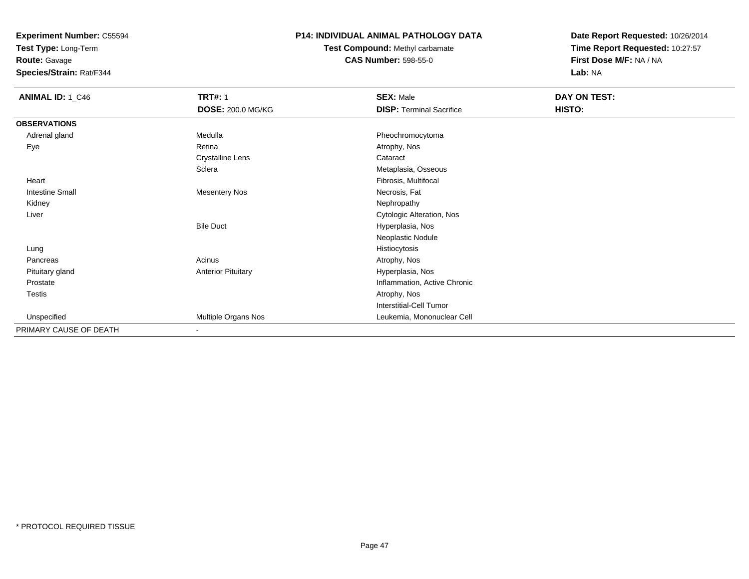**Experiment Number:** C55594
**Test Type:** Long-Term
**Route:** Gavage
**Species/Strain:** Rat/F344

**P14: INDIVIDUAL ANIMAL PATHOLOGY DATA**
**Test Compound:** Methyl carbamate
**CAS Number:** 598-55-0

**Date Report Requested:** 10/26/2014
**Time Report Requested:** 10:27:57
**First Dose M/F:** NA / NA
**Lab:** NA

| **ANIMAL ID:** 1_C46 | **TRT#:** 1 | **SEX:** Male | **DAY ON TEST:** |
|---|---|---|---|
| | **DOSE:** 200.0 MG/KG | **DISP:** Terminal Sacrifice | **HISTO:** |
| **OBSERVATIONS** | | | |
| Adrenal gland | Medulla | Pheochromocytoma | |
| Eye | Retina | Atrophy, Nos | |
| | Crystalline Lens | Cataract | |
| | Sclera | Metaplasia, Osseous | |
| Heart | | Fibrosis, Multifocal | |
| Intestine Small | Mesentery Nos | Necrosis, Fat | |
| Kidney | | Nephropathy | |
| Liver | | Cytologic Alteration, Nos | |
| | Bile Duct | Hyperplasia, Nos | |
| | | Neoplastic Nodule | |
| Lung | | Histiocytosis | |
| Pancreas | Acinus | Atrophy, Nos | |
| Pituitary gland | Anterior Pituitary | Hyperplasia, Nos | |
| Prostate | | Inflammation, Active Chronic | |
| Testis | | Atrophy, Nos | |
| | | Interstitial-Cell Tumor | |
| Unspecified | Multiple Organs Nos | Leukemia, Mononuclear Cell | |
| PRIMARY CAUSE OF DEATH | - | | |

* PROTOCOL REQUIRED TISSUE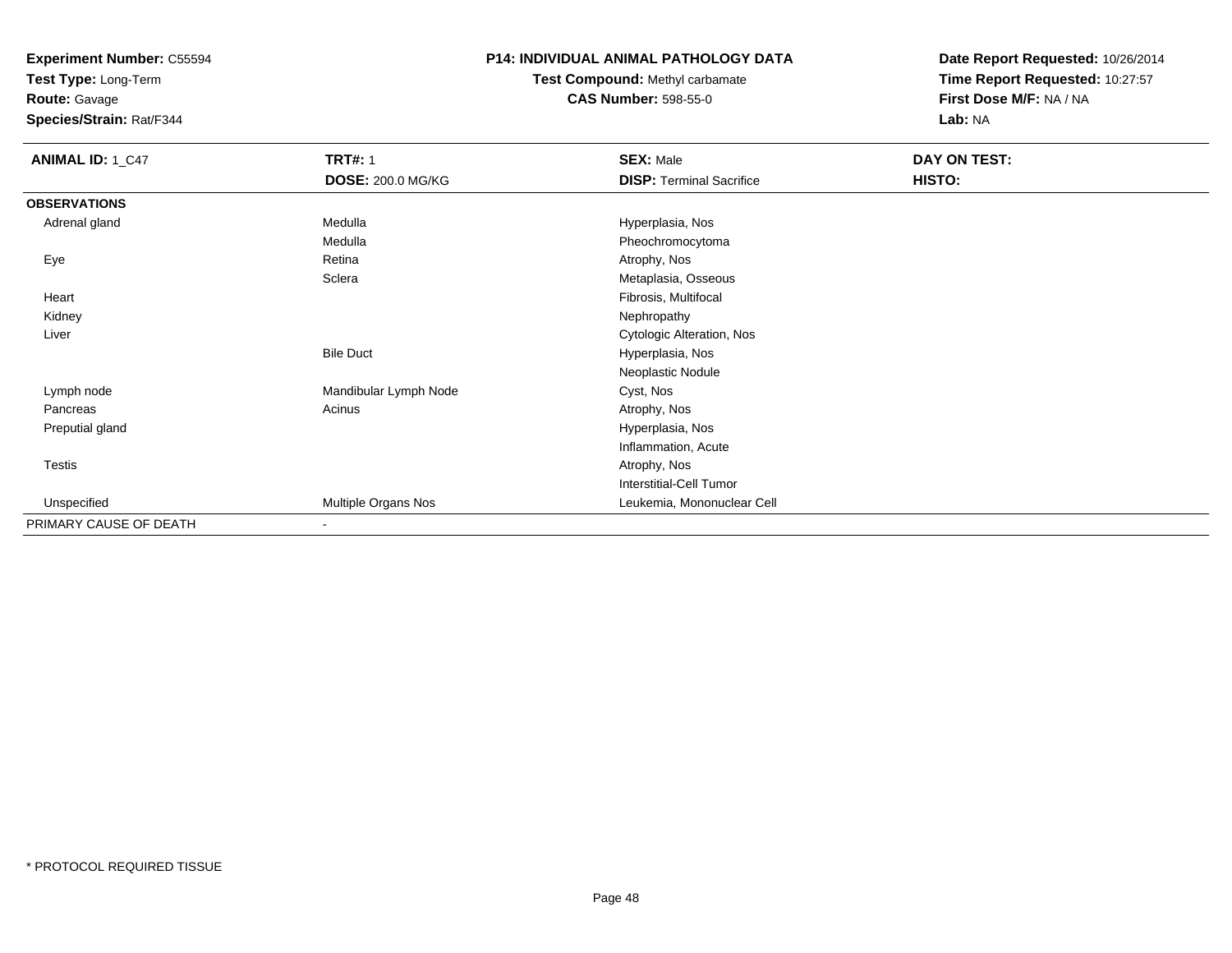**Experiment Number:** C55594
**Test Type:** Long-Term
**Route:** Gavage
**Species/Strain:** Rat/F344

**P14: INDIVIDUAL ANIMAL PATHOLOGY DATA**
**Test Compound:** Methyl carbamate
**CAS Number:** 598-55-0

**Date Report Requested:** 10/26/2014
**Time Report Requested:** 10:27:57
**First Dose M/F:** NA / NA
**Lab:** NA

| **ANIMAL ID:** 1_C47 | **TRT#:** 1 | **SEX:** Male | **DAY ON TEST:** |
|---|---|---|---|
| | **DOSE:** 200.0 MG/KG | **DISP:** Terminal Sacrifice | **HISTO:** |
| **OBSERVATIONS** | | | |
| Adrenal gland | Medulla | Hyperplasia, Nos | |
| | Medulla | Pheochromocytoma | |
| Eye | Retina | Atrophy, Nos | |
| | Sclera | Metaplasia, Osseous | |
| Heart | | Fibrosis, Multifocal | |
| Kidney | | Nephropathy | |
| Liver | | Cytologic Alteration, Nos | |
| | Bile Duct | Hyperplasia, Nos | |
| | | Neoplastic Nodule | |
| Lymph node | Mandibular Lymph Node | Cyst, Nos | |
| Pancreas | Acinus | Atrophy, Nos | |
| Preputial gland | | Hyperplasia, Nos | |
| | | Inflammation, Acute | |
| Testis | | Atrophy, Nos | |
| | | Interstitial-Cell Tumor | |
| Unspecified | Multiple Organs Nos | Leukemia, Mononuclear Cell | |
| PRIMARY CAUSE OF DEATH | - | | |

* PROTOCOL REQUIRED TISSUE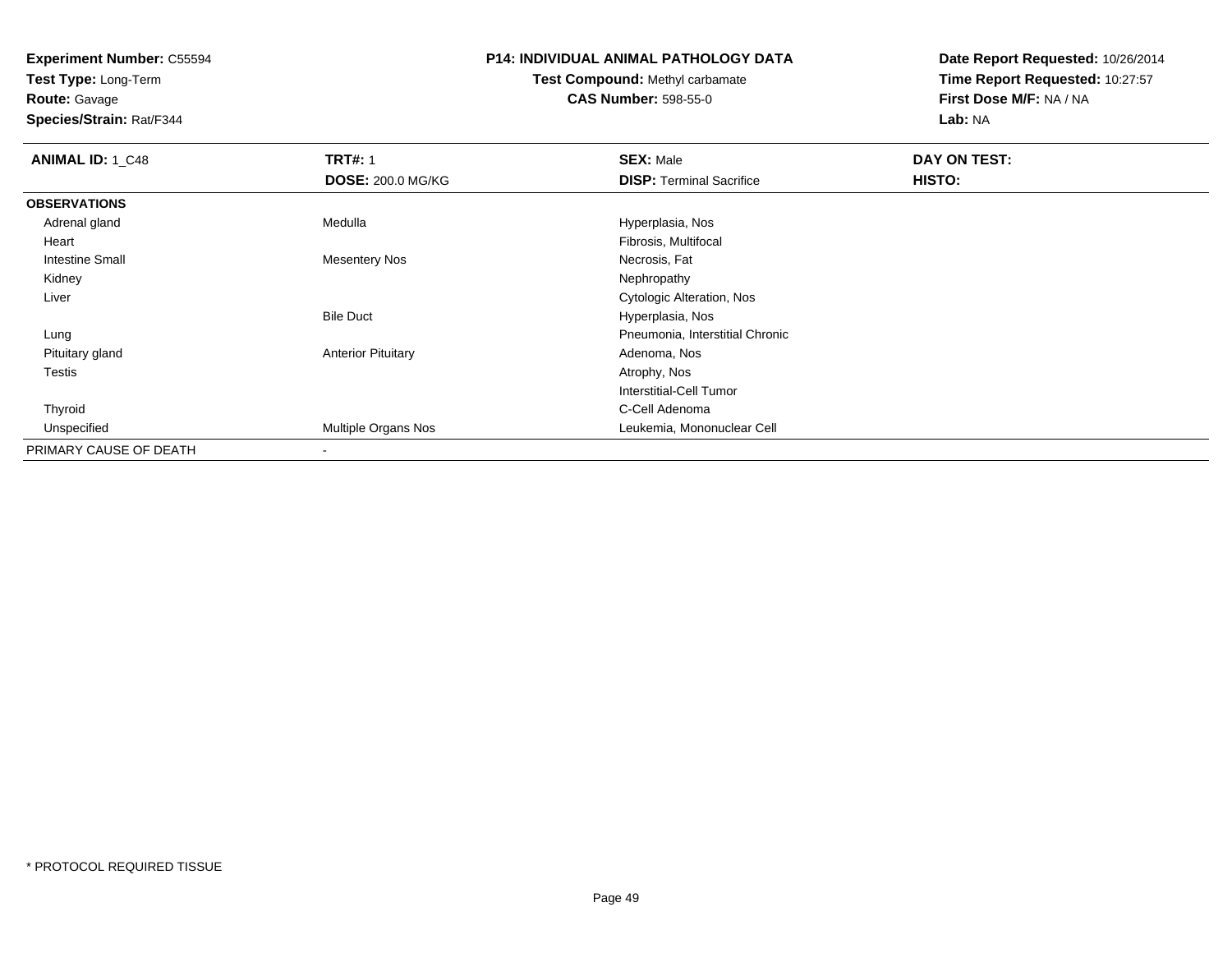**Experiment Number:** C55594
**Test Type:** Long-Term
**Route:** Gavage
**Species/Strain:** Rat/F344

**P14: INDIVIDUAL ANIMAL PATHOLOGY DATA**
**Test Compound:** Methyl carbamate
**CAS Number:** 598-55-0

**Date Report Requested:** 10/26/2014
**Time Report Requested:** 10:27:57
**First Dose M/F:** NA / NA
**Lab:** NA

| **ANIMAL ID:** 1_C48 | **TRT#:** 1 | **SEX:** Male | **DAY ON TEST:** |
|---|---|---|---|
| | **DOSE:** 200.0 MG/KG | **DISP:** Terminal Sacrifice | **HISTO:** |
| **OBSERVATIONS** | | | |
| Adrenal gland | Medulla | Hyperplasia, Nos | |
| Heart | | Fibrosis, Multifocal | |
| Intestine Small | Mesentery Nos | Necrosis, Fat | |
| Kidney | | Nephropathy | |
| Liver | | Cytologic Alteration, Nos | |
| | Bile Duct | Hyperplasia, Nos | |
| Lung | | Pneumonia, Interstitial Chronic | |
| Pituitary gland | Anterior Pituitary | Adenoma, Nos | |
| Testis | | Atrophy, Nos | |
| | | Interstitial-Cell Tumor | |
| Thyroid | | C-Cell Adenoma | |
| Unspecified | Multiple Organs Nos | Leukemia, Mononuclear Cell | |
| PRIMARY CAUSE OF DEATH | - | | |

* PROTOCOL REQUIRED TISSUE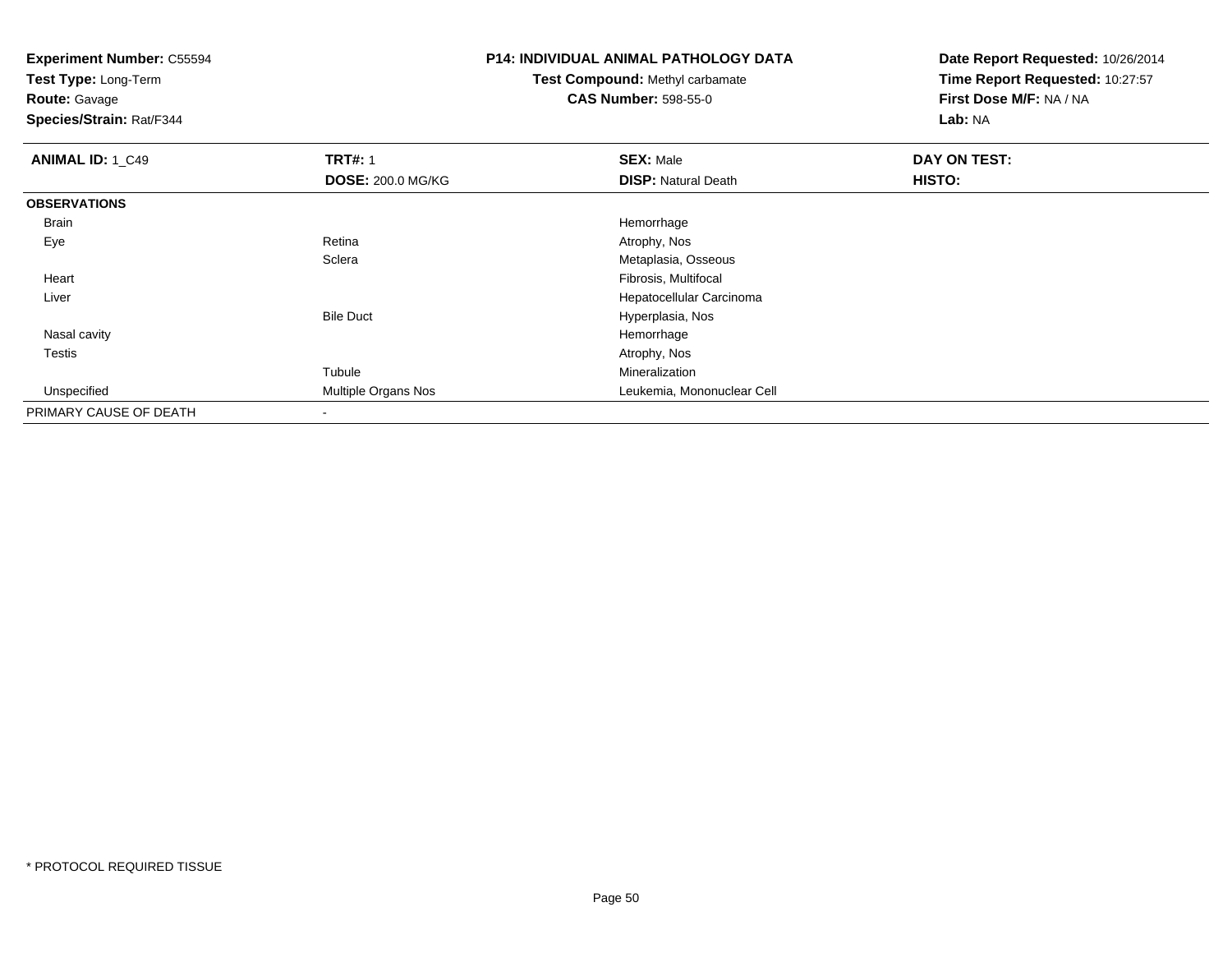**Experiment Number:** C55594
**Test Type:** Long-Term
**Route:** Gavage
**Species/Strain:** Rat/F344

**P14: INDIVIDUAL ANIMAL PATHOLOGY DATA**
**Test Compound:** Methyl carbamate
**CAS Number:** 598-55-0

**Date Report Requested:** 10/26/2014
**Time Report Requested:** 10:27:57
**First Dose M/F:** NA / NA
**Lab:** NA

| **ANIMAL ID:** 1_C49 | **TRT#:** 1 | **SEX:** Male | **DAY ON TEST:** |
|---|---|---|---|
| | **DOSE:** 200.0 MG/KG | **DISP:** Natural Death | **HISTO:** |
| **OBSERVATIONS** | | | |
| Brain | | Hemorrhage | |
| Eye | Retina | Atrophy, Nos | |
| | Sclera | Metaplasia, Osseous | |
| Heart | | Fibrosis, Multifocal | |
| Liver | | Hepatocellular Carcinoma | |
| | Bile Duct | Hyperplasia, Nos | |
| Nasal cavity | | Hemorrhage | |
| Testis | | Atrophy, Nos | |
| | Tubule | Mineralization | |
| Unspecified | Multiple Organs Nos | Leukemia, Mononuclear Cell | |
| PRIMARY CAUSE OF DEATH | - | | |

* PROTOCOL REQUIRED TISSUE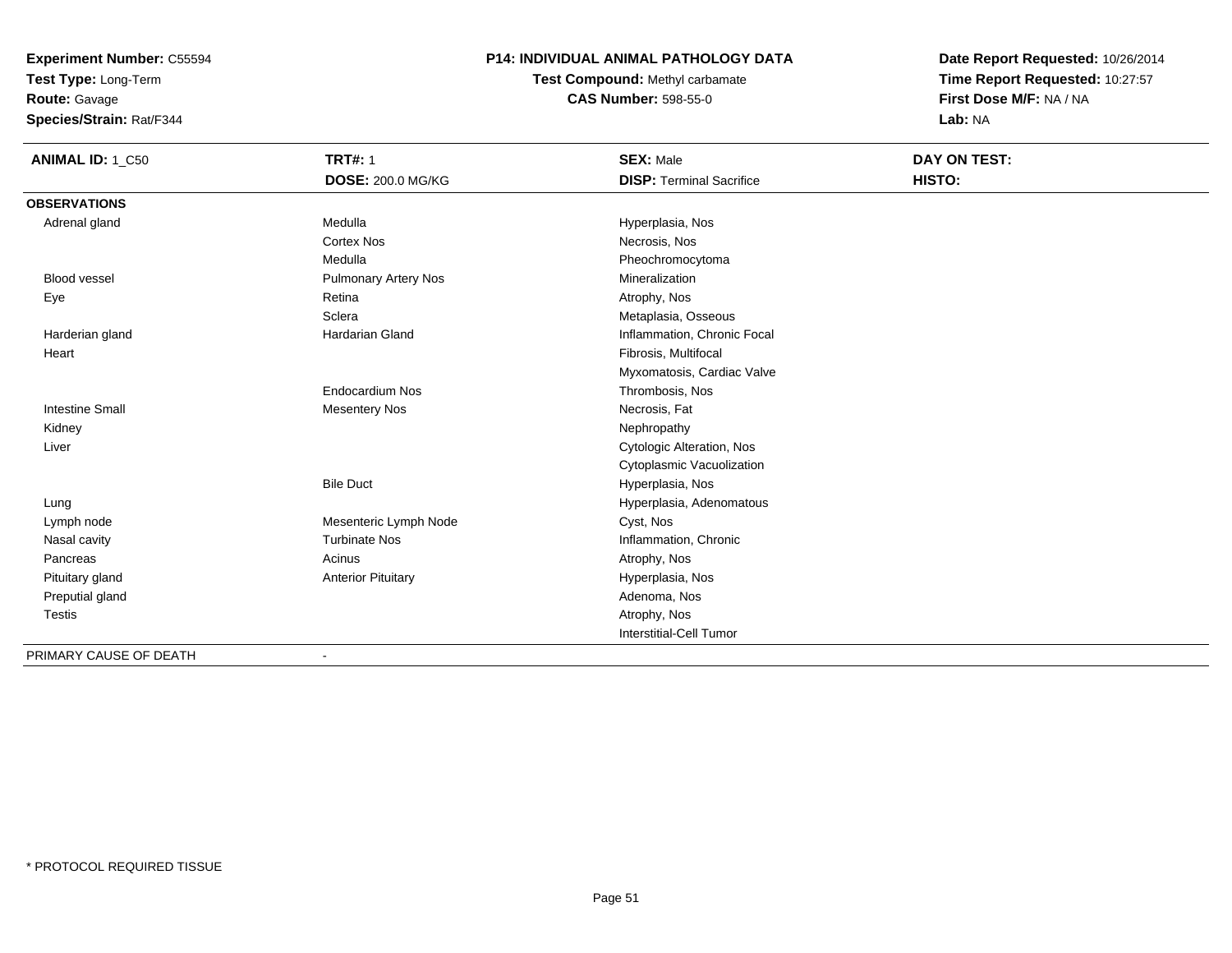**Experiment Number:** C55594
**Test Type:** Long-Term
**Route:** Gavage
**Species/Strain:** Rat/F344

**P14: INDIVIDUAL ANIMAL PATHOLOGY DATA**
**Test Compound:** Methyl carbamate
**CAS Number:** 598-55-0

**Date Report Requested:** 10/26/2014
**Time Report Requested:** 10:27:57
**First Dose M/F:** NA / NA
**Lab:** NA

| **ANIMAL ID:** 1_C50 | **TRT#:** 1 | **SEX:** Male | **DAY ON TEST:** |
|---|---|---|---|
| | **DOSE:** 200.0 MG/KG | **DISP:** Terminal Sacrifice | **HISTO:** |
| **OBSERVATIONS** | | | |
| Adrenal gland | Medulla | Hyperplasia, Nos | |
| | Cortex Nos | Necrosis, Nos | |
| | Medulla | Pheochromocytoma | |
| Blood vessel | Pulmonary Artery Nos | Mineralization | |
| Eye | Retina | Atrophy, Nos | |
| | Sclera | Metaplasia, Osseous | |
| Harderian gland | Hardarian Gland | Inflammation, Chronic Focal | |
| Heart | | Fibrosis, Multifocal | |
| | | Myxomatosis, Cardiac Valve | |
| | Endocardium Nos | Thrombosis, Nos | |
| Intestine Small | Mesentery Nos | Necrosis, Fat | |
| Kidney | | Nephropathy | |
| Liver | | Cytologic Alteration, Nos | |
| | | Cytoplasmic Vacuolization | |
| | Bile Duct | Hyperplasia, Nos | |
| Lung | | Hyperplasia, Adenomatous | |
| Lymph node | Mesenteric Lymph Node | Cyst, Nos | |
| Nasal cavity | Turbinate Nos | Inflammation, Chronic | |
| Pancreas | Acinus | Atrophy, Nos | |
| Pituitary gland | Anterior Pituitary | Hyperplasia, Nos | |
| Preputial gland | | Adenoma, Nos | |
| Testis | | Atrophy, Nos | |
| | | Interstitial-Cell Tumor | |
| PRIMARY CAUSE OF DEATH | - | | |

* PROTOCOL REQUIRED TISSUE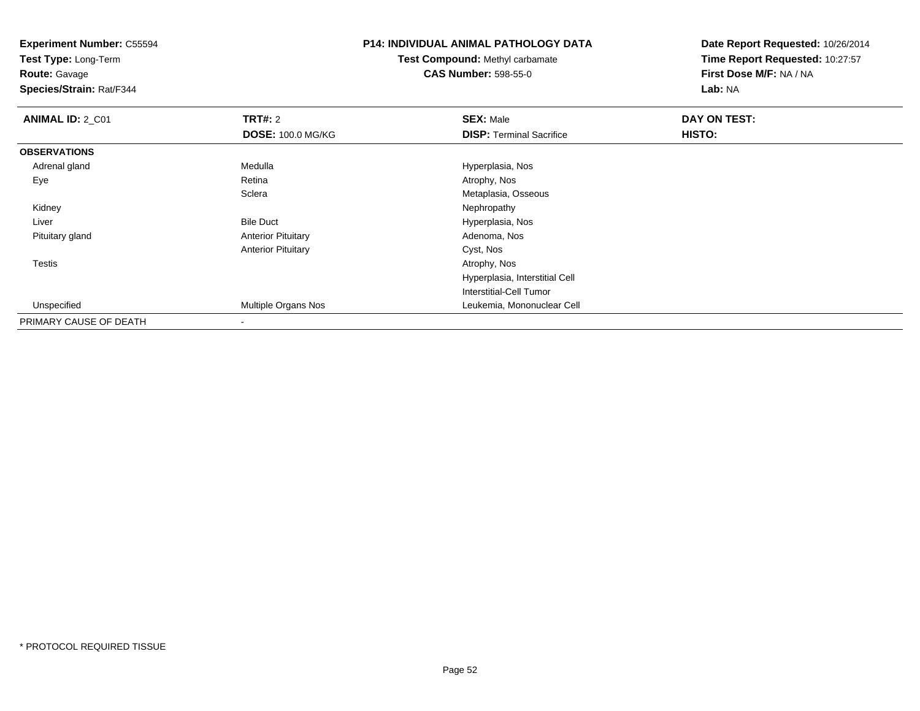**Experiment Number:** C55594
**Test Type:** Long-Term
**Route:** Gavage
**Species/Strain:** Rat/F344

**P14: INDIVIDUAL ANIMAL PATHOLOGY DATA**
**Test Compound:** Methyl carbamate
**CAS Number:** 598-55-0

**Date Report Requested:** 10/26/2014
**Time Report Requested:** 10:27:57
**First Dose M/F:** NA / NA
**Lab:** NA

| **ANIMAL ID:** 2_C01 | **TRT#:** 2 | **SEX:** Male | **DAY ON TEST:** |
|---|---|---|---|
| | **DOSE:** 100.0 MG/KG | **DISP:** Terminal Sacrifice | **HISTO:** |
| **OBSERVATIONS** | | | |
| Adrenal gland | Medulla | Hyperplasia, Nos | |
| Eye | Retina | Atrophy, Nos | |
| | Sclera | Metaplasia, Osseous | |
| Kidney | | Nephropathy | |
| Liver | Bile Duct | Hyperplasia, Nos | |
| Pituitary gland | Anterior Pituitary | Adenoma, Nos | |
| | Anterior Pituitary | Cyst, Nos | |
| Testis | | Atrophy, Nos | |
| | | Hyperplasia, Interstitial Cell | |
| | | Interstitial-Cell Tumor | |
| Unspecified | Multiple Organs Nos | Leukemia, Mononuclear Cell | |
| PRIMARY CAUSE OF DEATH | - | | |

* PROTOCOL REQUIRED TISSUE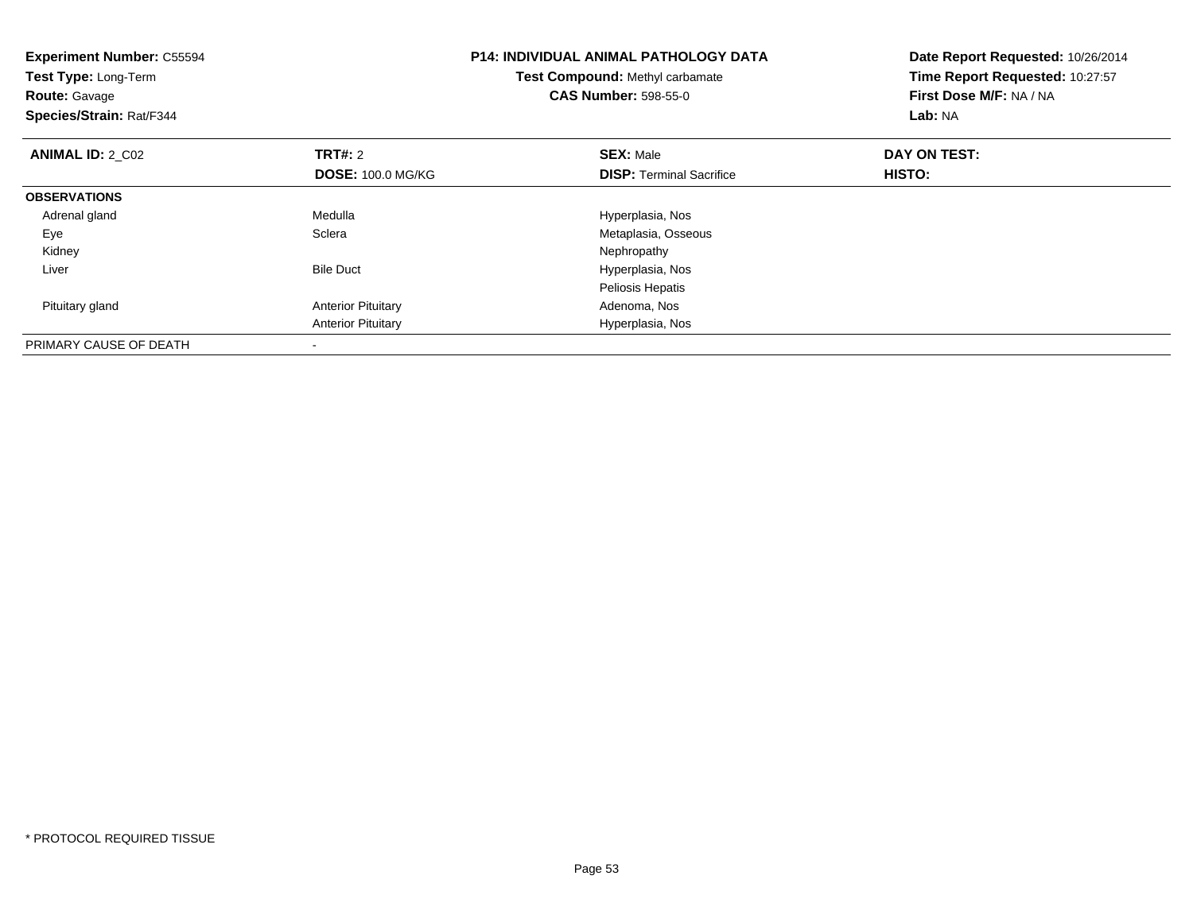**Experiment Number:** C55594
**Test Type:** Long-Term
**Route:** Gavage
**Species/Strain:** Rat/F344

**P14: INDIVIDUAL ANIMAL PATHOLOGY DATA**
**Test Compound:** Methyl carbamate
**CAS Number:** 598-55-0

**Date Report Requested:** 10/26/2014
**Time Report Requested:** 10:27:57
**First Dose M/F:** NA / NA
**Lab:** NA

| **ANIMAL ID:** 2_C02 | **TRT#:** 2 | **SEX:** Male | **DAY ON TEST:** |
|---|---|---|---|
| | **DOSE:** 100.0 MG/KG | **DISP:** Terminal Sacrifice | **HISTO:** |
| **OBSERVATIONS** | | | |
| Adrenal gland | Medulla | Hyperplasia, Nos | |
| Eye | Sclera | Metaplasia, Osseous | |
| Kidney | | Nephropathy | |
| Liver | Bile Duct | Hyperplasia, Nos | |
| | | Peliosis Hepatis | |
| Pituitary gland | Anterior Pituitary | Adenoma, Nos | |
| | Anterior Pituitary | Hyperplasia, Nos | |
| PRIMARY CAUSE OF DEATH | - | | |

* PROTOCOL REQUIRED TISSUE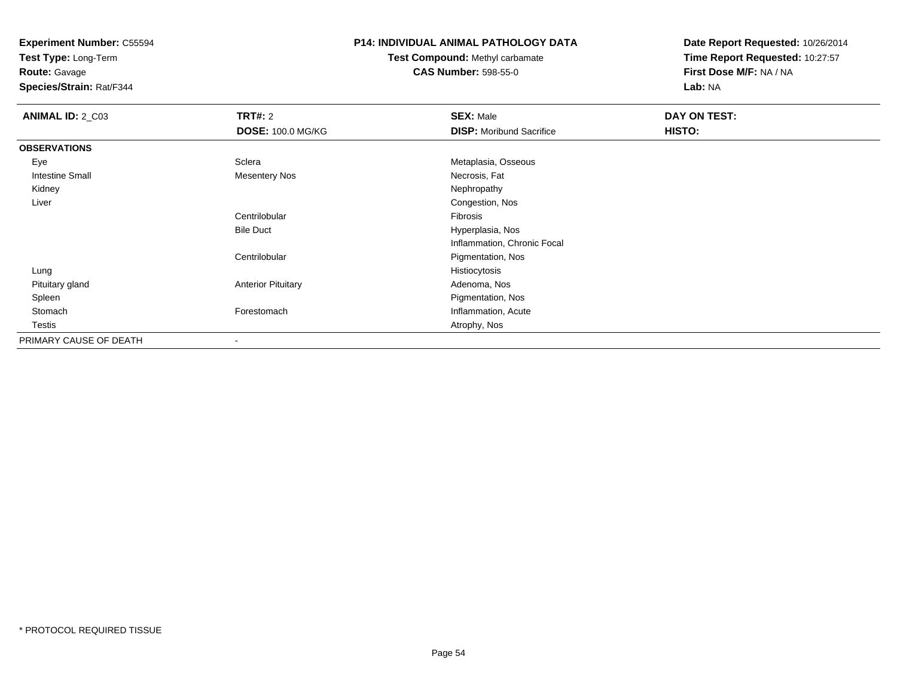**Experiment Number:** C55594
**Test Type:** Long-Term
**Route:** Gavage
**Species/Strain:** Rat/F344

**P14: INDIVIDUAL ANIMAL PATHOLOGY DATA**
**Test Compound:** Methyl carbamate
**CAS Number:** 598-55-0

**Date Report Requested:** 10/26/2014
**Time Report Requested:** 10:27:57
**First Dose M/F:** NA / NA
**Lab:** NA

| **ANIMAL ID:** 2_C03 | **TRT#:** 2 | **SEX:** Male | **DAY ON TEST:** |
|---|---|---|---|
| | **DOSE:** 100.0 MG/KG | **DISP:** Moribund Sacrifice | **HISTO:** |
| **OBSERVATIONS** | | | |
| Eye | Sclera | Metaplasia, Osseous | |
| Intestine Small | Mesentery Nos | Necrosis, Fat | |
| Kidney | | Nephropathy | |
| Liver | | Congestion, Nos | |
| | Centrilobular | Fibrosis | |
| | Bile Duct | Hyperplasia, Nos | |
| | | Inflammation, Chronic Focal | |
| | Centrilobular | Pigmentation, Nos | |
| Lung | | Histiocytosis | |
| Pituitary gland | Anterior Pituitary | Adenoma, Nos | |
| Spleen | | Pigmentation, Nos | |
| Stomach | Forestomach | Inflammation, Acute | |
| Testis | | Atrophy, Nos | |
| PRIMARY CAUSE OF DEATH | - | | |

* PROTOCOL REQUIRED TISSUE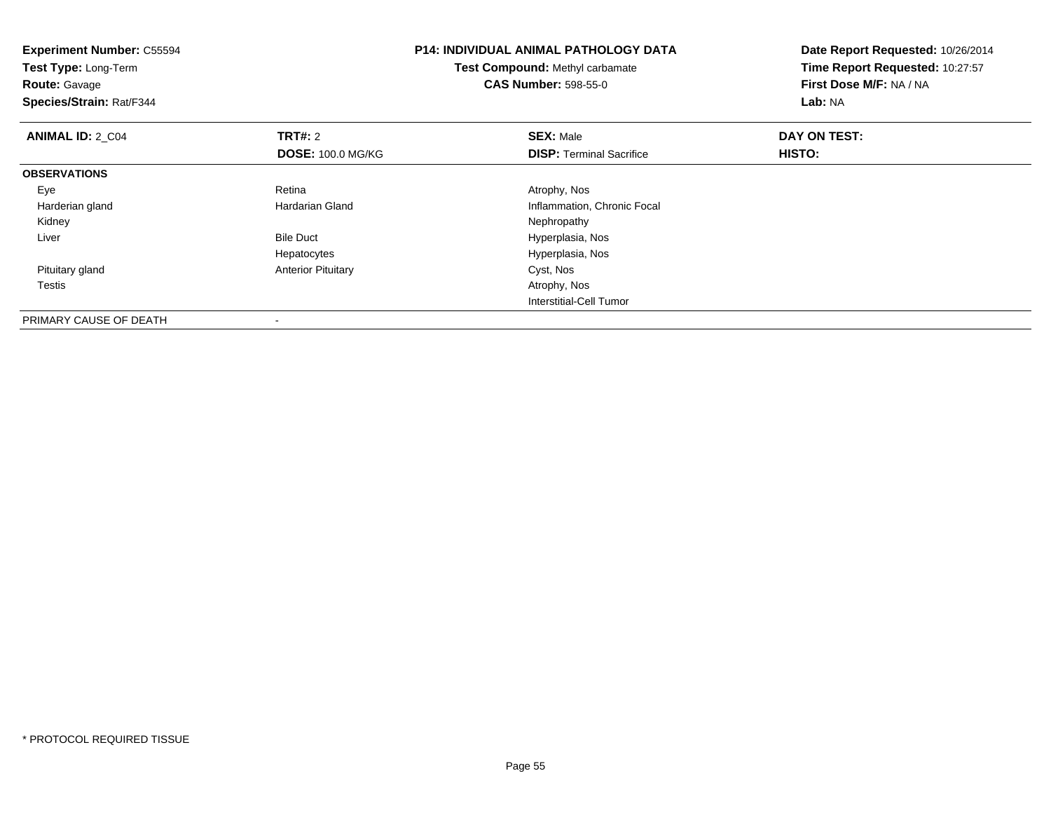**Experiment Number:** C55594
**Test Type:** Long-Term
**Route:** Gavage
**Species/Strain:** Rat/F344

**P14: INDIVIDUAL ANIMAL PATHOLOGY DATA**
**Test Compound:** Methyl carbamate
**CAS Number:** 598-55-0

**Date Report Requested:** 10/26/2014
**Time Report Requested:** 10:27:57
**First Dose M/F:** NA / NA
**Lab:** NA

| **ANIMAL ID:** 2_C04 | **TRT#:** 2 | **SEX:** Male | **DAY ON TEST:** |
|---|---|---|---|
| | **DOSE:** 100.0 MG/KG | **DISP:** Terminal Sacrifice | **HISTO:** |
| **OBSERVATIONS** | | | |
| Eye | Retina | Atrophy, Nos | |
| Harderian gland | Hardarian Gland | Inflammation, Chronic Focal | |
| Kidney | | Nephropathy | |
| Liver | Bile Duct | Hyperplasia, Nos | |
| | Hepatocytes | Hyperplasia, Nos | |
| Pituitary gland | Anterior Pituitary | Cyst, Nos | |
| Testis | | Atrophy, Nos | |
| | | Interstitial-Cell Tumor | |
| PRIMARY CAUSE OF DEATH | - | | |

* PROTOCOL REQUIRED TISSUE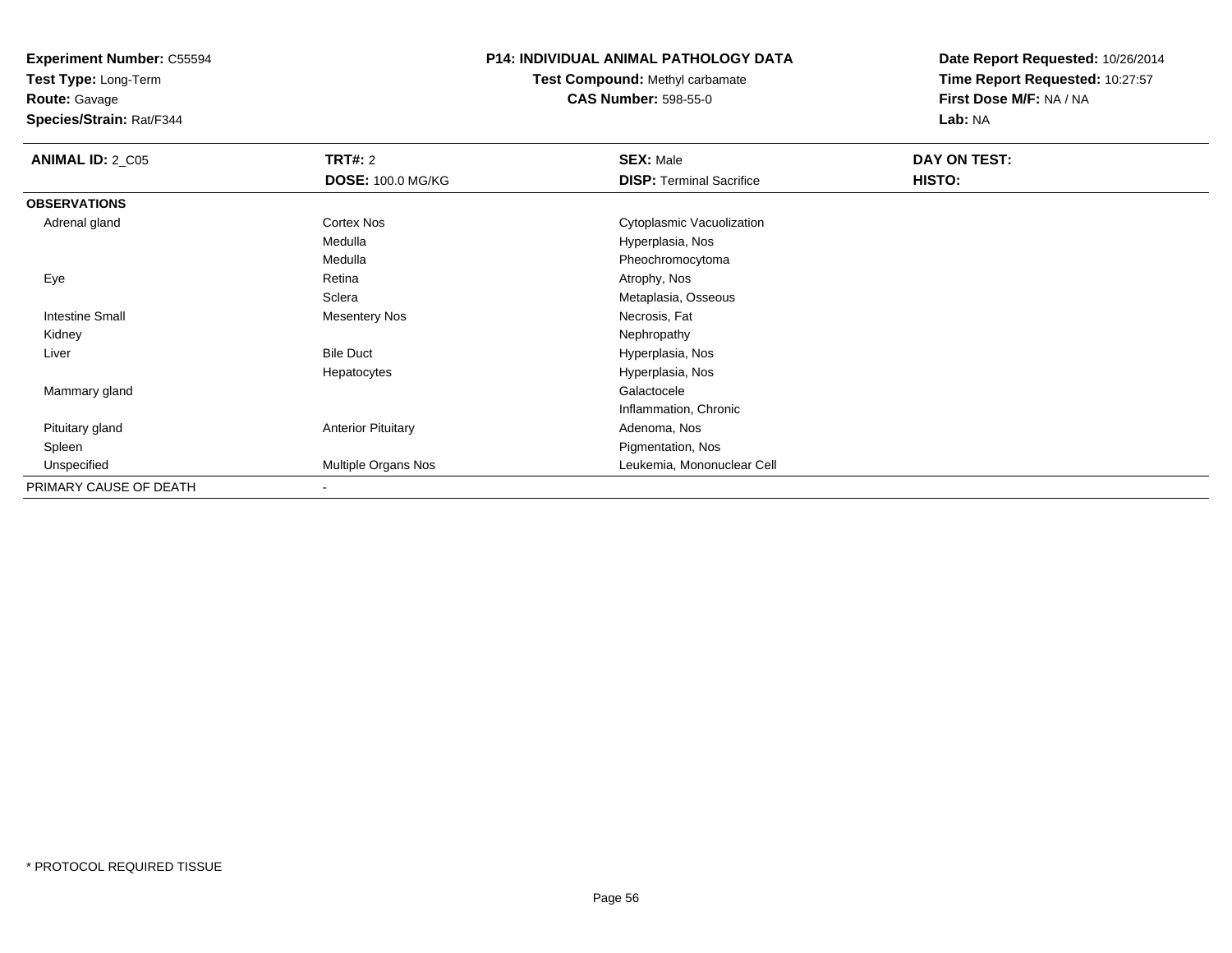**Experiment Number:** C55594
**Test Type:** Long-Term
**Route:** Gavage
**Species/Strain:** Rat/F344

**P14: INDIVIDUAL ANIMAL PATHOLOGY DATA**
**Test Compound:** Methyl carbamate
**CAS Number:** 598-55-0

**Date Report Requested:** 10/26/2014
**Time Report Requested:** 10:27:57
**First Dose M/F:** NA / NA
**Lab:** NA

| **ANIMAL ID:** 2_C05 | **TRT#:** 2 | **SEX:** Male | **DAY ON TEST:** |
|---|---|---|---|
| | **DOSE:** 100.0 MG/KG | **DISP:** Terminal Sacrifice | **HISTO:** |
| **OBSERVATIONS** | | | |
| Adrenal gland | Cortex Nos | Cytoplasmic Vacuolization | |
| | Medulla | Hyperplasia, Nos | |
| | Medulla | Pheochromocytoma | |
| Eye | Retina | Atrophy, Nos | |
| | Sclera | Metaplasia, Osseous | |
| Intestine Small | Mesentery Nos | Necrosis, Fat | |
| Kidney | | Nephropathy | |
| Liver | Bile Duct | Hyperplasia, Nos | |
| | Hepatocytes | Hyperplasia, Nos | |
| Mammary gland | | Galactocele | |
| | | Inflammation, Chronic | |
| Pituitary gland | Anterior Pituitary | Adenoma, Nos | |
| Spleen | | Pigmentation, Nos | |
| Unspecified | Multiple Organs Nos | Leukemia, Mononuclear Cell | |
| PRIMARY CAUSE OF DEATH | - | | |

* PROTOCOL REQUIRED TISSUE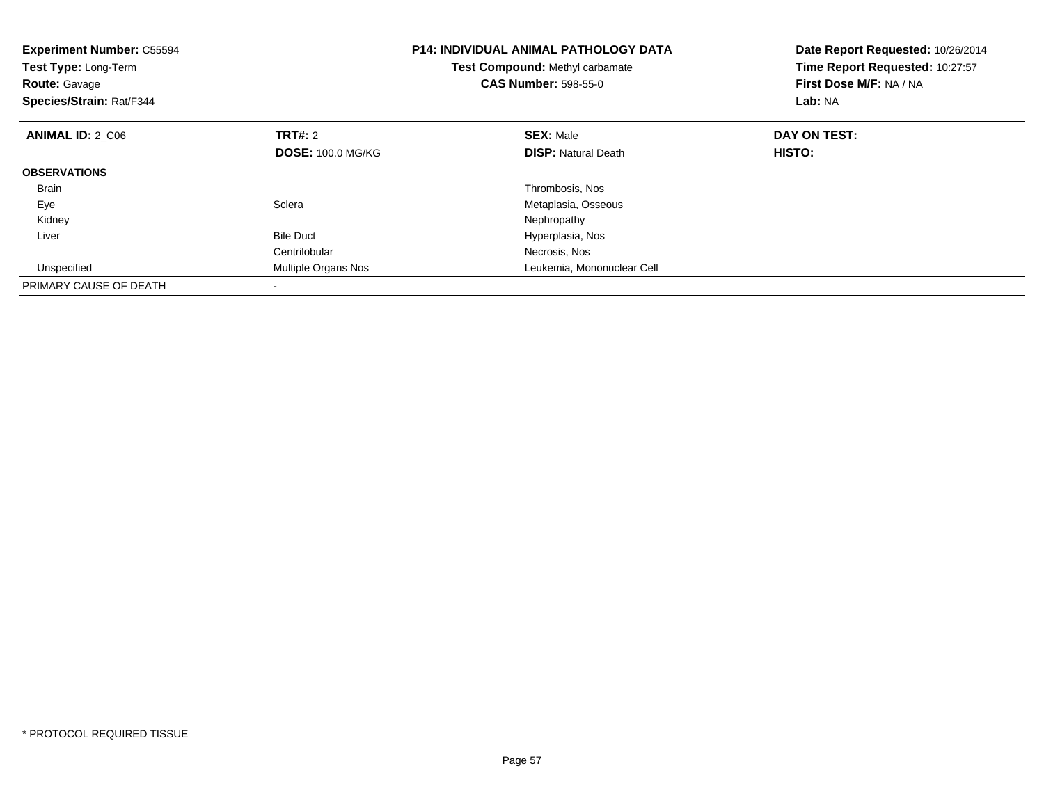**Experiment Number:** C55594
**Test Type:** Long-Term
**Route:** Gavage
**Species/Strain:** Rat/F344

# P14: INDIVIDUAL ANIMAL PATHOLOGY DATA

**Test Compound:** Methyl carbamate
**CAS Number:** 598-55-0

**Date Report Requested:** 10/26/2014
**Time Report Requested:** 10:27:57
**First Dose M/F:** NA / NA
**Lab:** NA

| **ANIMAL ID:** 2_C06 | **TRT#:** 2 | **SEX:** Male | **DAY ON TEST:** |
|---|---|---|---|
| | **DOSE:** 100.0 MG/KG | **DISP:** Natural Death | **HISTO:** |
| **OBSERVATIONS** | | | |
| Brain | | Thrombosis, Nos | |
| Eye | Sclera | Metaplasia, Osseous | |
| Kidney | | Nephropathy | |
| Liver | Bile Duct | Hyperplasia, Nos | |
| | Centrilobular | Necrosis, Nos | |
| Unspecified | Multiple Organs Nos | Leukemia, Mononuclear Cell | |
| PRIMARY CAUSE OF DEATH | - | | |

* PROTOCOL REQUIRED TISSUE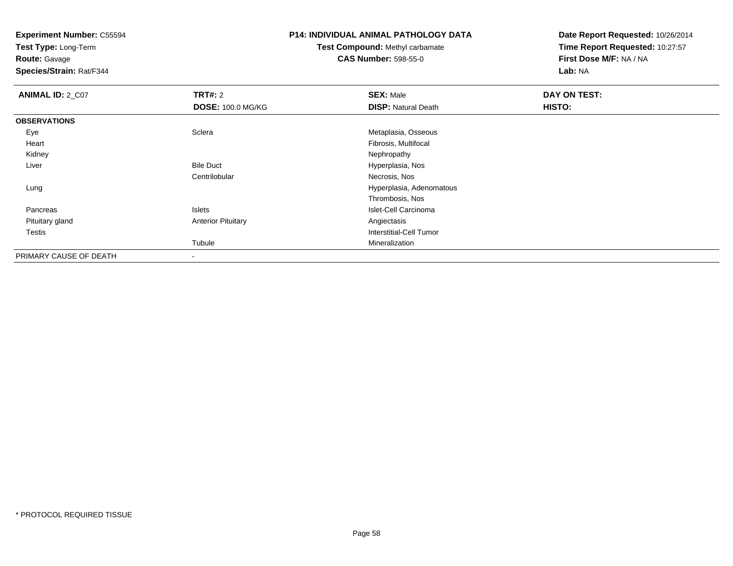**Experiment Number:** C55594
**Test Type:** Long-Term
**Route:** Gavage
**Species/Strain:** Rat/F344

**P14: INDIVIDUAL ANIMAL PATHOLOGY DATA**
**Test Compound:** Methyl carbamate
**CAS Number:** 598-55-0

**Date Report Requested:** 10/26/2014
**Time Report Requested:** 10:27:57
**First Dose M/F:** NA / NA
**Lab:** NA

| **ANIMAL ID:** 2_C07 | **TRT#:** 2 | **SEX:** Male | **DAY ON TEST:** |
|---|---|---|---|
| | **DOSE:** 100.0 MG/KG | **DISP:** Natural Death | **HISTO:** |
| **OBSERVATIONS** | | | |
| Eye | Sclera | Metaplasia, Osseous | |
| Heart | | Fibrosis, Multifocal | |
| Kidney | | Nephropathy | |
| Liver | Bile Duct | Hyperplasia, Nos | |
| | Centrilobular | Necrosis, Nos | |
| Lung | | Hyperplasia, Adenomatous | |
| | | Thrombosis, Nos | |
| Pancreas | Islets | Islet-Cell Carcinoma | |
| Pituitary gland | Anterior Pituitary | Angiectasis | |
| Testis | | Interstitial-Cell Tumor | |
| | Tubule | Mineralization | |
| PRIMARY CAUSE OF DEATH | - | | |

* PROTOCOL REQUIRED TISSUE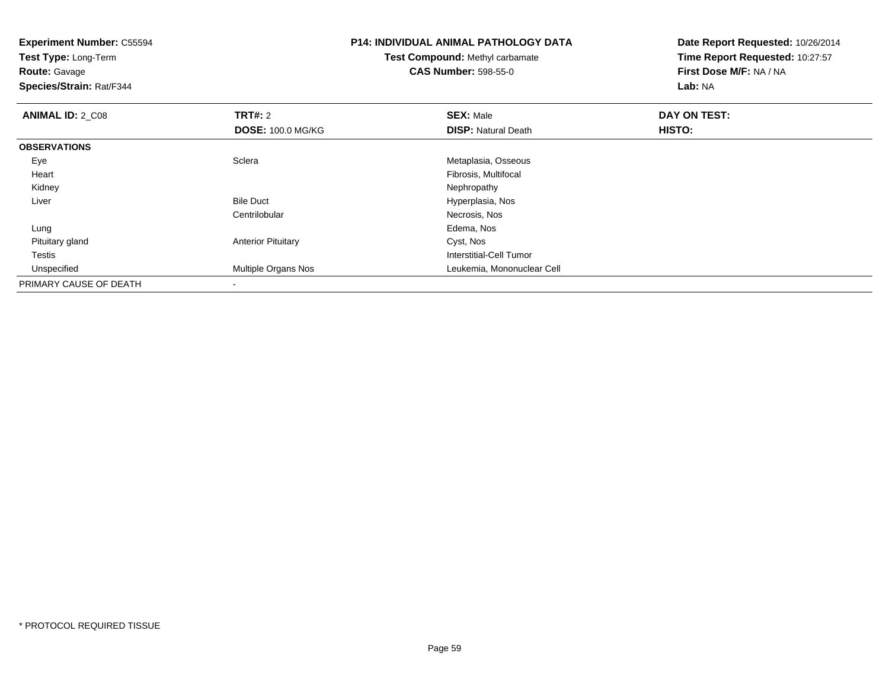**Experiment Number:** C55594
**Test Type:** Long-Term
**Route:** Gavage
**Species/Strain:** Rat/F344

**P14: INDIVIDUAL ANIMAL PATHOLOGY DATA**
**Test Compound:** Methyl carbamate
**CAS Number:** 598-55-0

**Date Report Requested:** 10/26/2014
**Time Report Requested:** 10:27:57
**First Dose M/F:** NA / NA
**Lab:** NA

| **ANIMAL ID:** 2_C08 | **TRT#:** 2 | **SEX:** Male | **DAY ON TEST:** |
|---|---|---|---|
| | **DOSE:** 100.0 MG/KG | **DISP:** Natural Death | **HISTO:** |
| **OBSERVATIONS** | | | |
| Eye | Sclera | Metaplasia, Osseous | |
| Heart | | Fibrosis, Multifocal | |
| Kidney | | Nephropathy | |
| Liver | Bile Duct | Hyperplasia, Nos | |
| | Centrilobular | Necrosis, Nos | |
| Lung | | Edema, Nos | |
| Pituitary gland | Anterior Pituitary | Cyst, Nos | |
| Testis | | Interstitial-Cell Tumor | |
| Unspecified | Multiple Organs Nos | Leukemia, Mononuclear Cell | |
| PRIMARY CAUSE OF DEATH | - | | |

* PROTOCOL REQUIRED TISSUE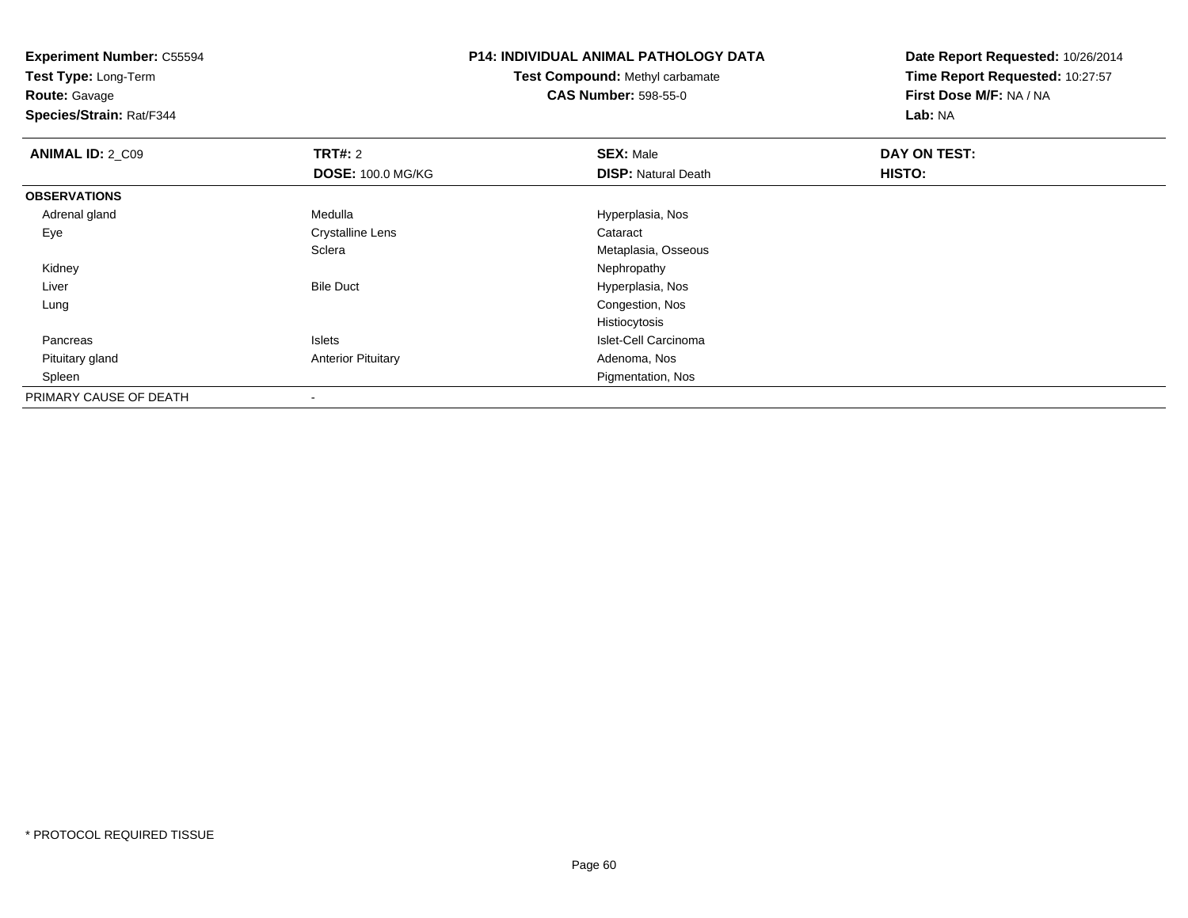**Experiment Number:** C55594
**Test Type:** Long-Term
**Route:** Gavage
**Species/Strain:** Rat/F344

**P14: INDIVIDUAL ANIMAL PATHOLOGY DATA**
**Test Compound:** Methyl carbamate
**CAS Number:** 598-55-0

**Date Report Requested:** 10/26/2014
**Time Report Requested:** 10:27:57
**First Dose M/F:** NA / NA
**Lab:** NA

| **ANIMAL ID:** 2_C09 | **TRT#:** 2 | **SEX:** Male | **DAY ON TEST:** |
|---|---|---|---|
| | **DOSE:** 100.0 MG/KG | **DISP:** Natural Death | **HISTO:** |
| **OBSERVATIONS** | | | |
| Adrenal gland | Medulla | Hyperplasia, Nos | |
| Eye | Crystalline Lens | Cataract | |
| | Sclera | Metaplasia, Osseous | |
| Kidney | | Nephropathy | |
| Liver | Bile Duct | Hyperplasia, Nos | |
| Lung | | Congestion, Nos | |
| | | Histiocytosis | |
| Pancreas | Islets | Islet-Cell Carcinoma | |
| Pituitary gland | Anterior Pituitary | Adenoma, Nos | |
| Spleen | | Pigmentation, Nos | |
| PRIMARY CAUSE OF DEATH | - | | |

* PROTOCOL REQUIRED TISSUE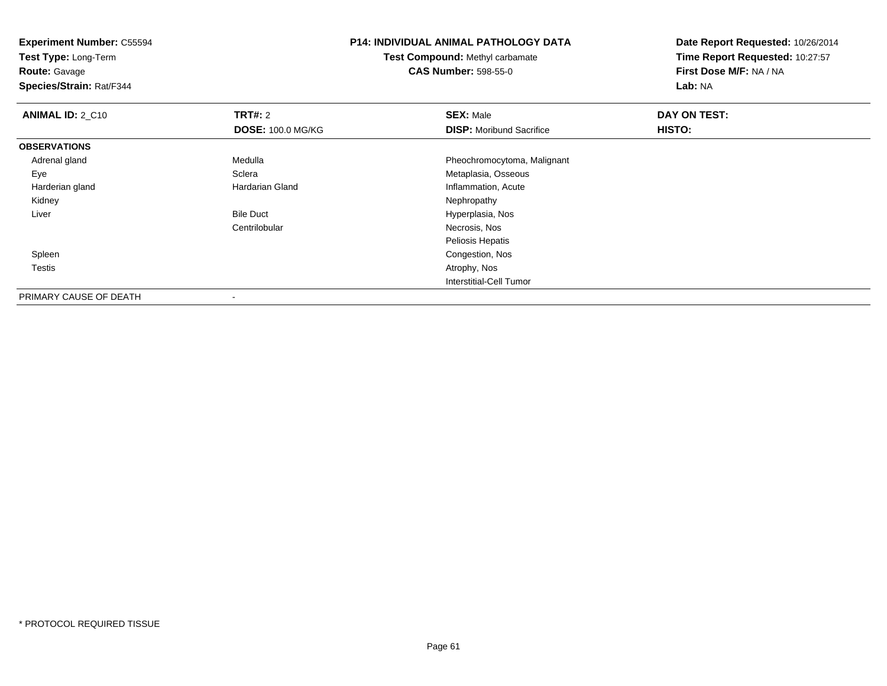**Experiment Number:** C55594
**Test Type:** Long-Term
**Route:** Gavage
**Species/Strain:** Rat/F344

**P14: INDIVIDUAL ANIMAL PATHOLOGY DATA**
**Test Compound:** Methyl carbamate
**CAS Number:** 598-55-0

**Date Report Requested:** 10/26/2014
**Time Report Requested:** 10:27:57
**First Dose M/F:** NA / NA
**Lab:** NA

| **ANIMAL ID:** 2_C10 | **TRT#:** 2 | **SEX:** Male | **DAY ON TEST:** |
|---|---|---|---|
| | **DOSE:** 100.0 MG/KG | **DISP:** Moribund Sacrifice | **HISTO:** |
| **OBSERVATIONS** | | | |
| Adrenal gland | Medulla | Pheochromocytoma, Malignant | |
| Eye | Sclera | Metaplasia, Osseous | |
| Harderian gland | Hardarian Gland | Inflammation, Acute | |
| Kidney | | Nephropathy | |
| Liver | Bile Duct | Hyperplasia, Nos | |
| | Centrilobular | Necrosis, Nos | |
| | | Peliosis Hepatis | |
| Spleen | | Congestion, Nos | |
| Testis | | Atrophy, Nos | |
| | | Interstitial-Cell Tumor | |
| PRIMARY CAUSE OF DEATH | - | | |

\* PROTOCOL REQUIRED TISSUE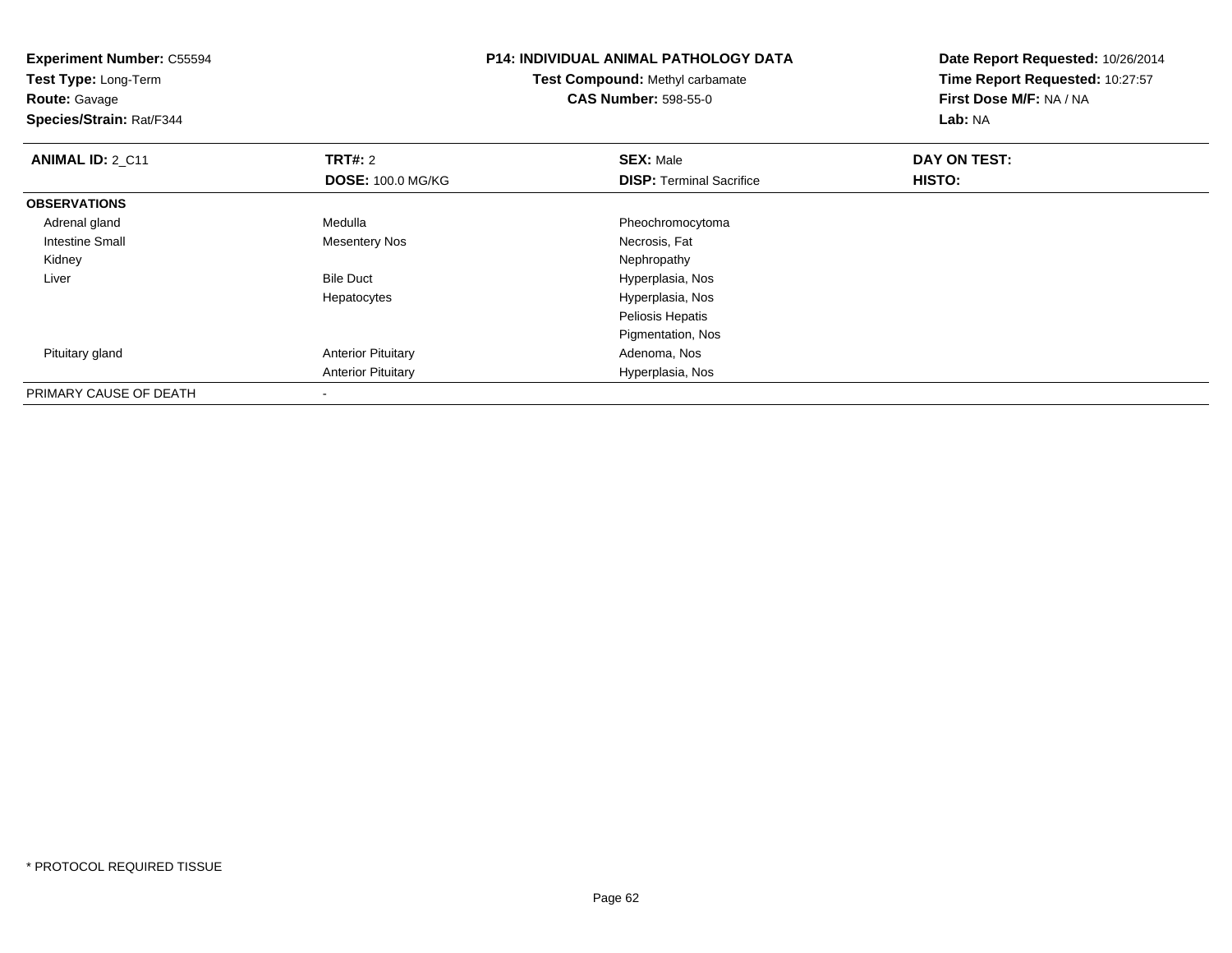**Experiment Number:** C55594
**Test Type:** Long-Term
**Route:** Gavage
**Species/Strain:** Rat/F344

**P14: INDIVIDUAL ANIMAL PATHOLOGY DATA**
**Test Compound:** Methyl carbamate
**CAS Number:** 598-55-0

**Date Report Requested:** 10/26/2014
**Time Report Requested:** 10:27:57
**First Dose M/F:** NA / NA
**Lab:** NA

| **ANIMAL ID:** 2_C11 | **TRT#:** 2 | **SEX:** Male | **DAY ON TEST:** |
|---|---|---|---|
| | **DOSE:** 100.0 MG/KG | **DISP:** Terminal Sacrifice | **HISTO:** |
| **OBSERVATIONS** | | | |
| Adrenal gland | Medulla | Pheochromocytoma | |
| Intestine Small | Mesentery Nos | Necrosis, Fat | |
| Kidney | | Nephropathy | |
| Liver | Bile Duct | Hyperplasia, Nos | |
| | Hepatocytes | Hyperplasia, Nos | |
| | | Peliosis Hepatis | |
| | | Pigmentation, Nos | |
| Pituitary gland | Anterior Pituitary | Adenoma, Nos | |
| | Anterior Pituitary | Hyperplasia, Nos | |
| PRIMARY CAUSE OF DEATH | - | | |

* PROTOCOL REQUIRED TISSUE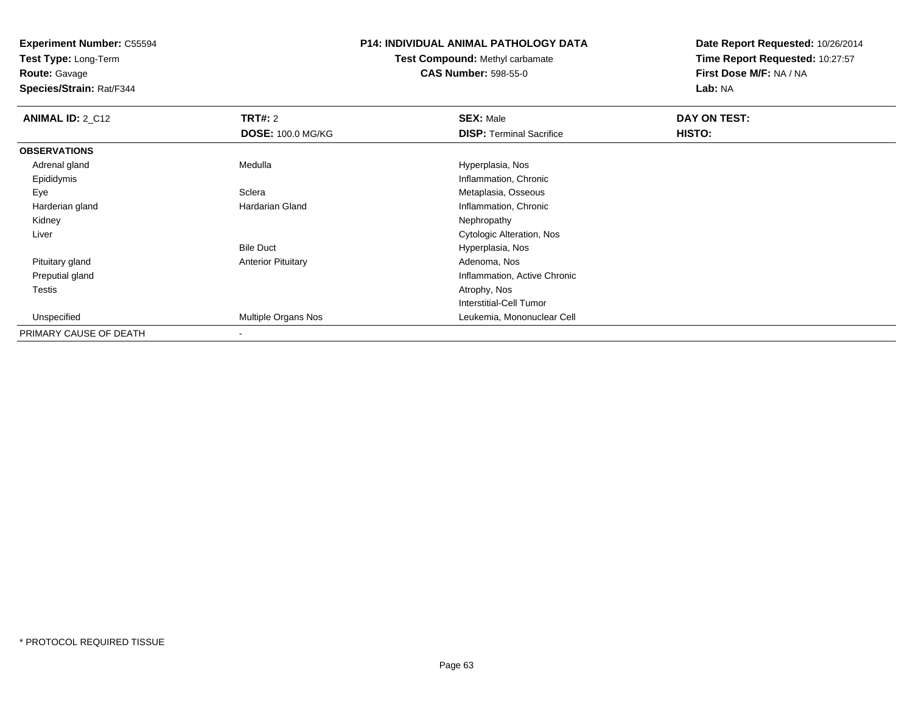**Experiment Number:** C55594
**Test Type:** Long-Term
**Route:** Gavage
**Species/Strain:** Rat/F344

**P14: INDIVIDUAL ANIMAL PATHOLOGY DATA**
**Test Compound:** Methyl carbamate
**CAS Number:** 598-55-0

**Date Report Requested:** 10/26/2014
**Time Report Requested:** 10:27:57
**First Dose M/F:** NA / NA
**Lab:** NA

| **ANIMAL ID:** 2_C12 | **TRT#:** 2 | **SEX:** Male | **DAY ON TEST:** |
|---|---|---|---|
| | **DOSE:** 100.0 MG/KG | **DISP:** Terminal Sacrifice | **HISTO:** |
| **OBSERVATIONS** | | | |
| Adrenal gland | Medulla | Hyperplasia, Nos | |
| Epididymis | | Inflammation, Chronic | |
| Eye | Sclera | Metaplasia, Osseous | |
| Harderian gland | Hardarian Gland | Inflammation, Chronic | |
| Kidney | | Nephropathy | |
| Liver | | Cytologic Alteration, Nos | |
| | Bile Duct | Hyperplasia, Nos | |
| Pituitary gland | Anterior Pituitary | Adenoma, Nos | |
| Preputial gland | | Inflammation, Active Chronic | |
| Testis | | Atrophy, Nos | |
| | | Interstitial-Cell Tumor | |
| Unspecified | Multiple Organs Nos | Leukemia, Mononuclear Cell | |
| PRIMARY CAUSE OF DEATH | - | | |

* PROTOCOL REQUIRED TISSUE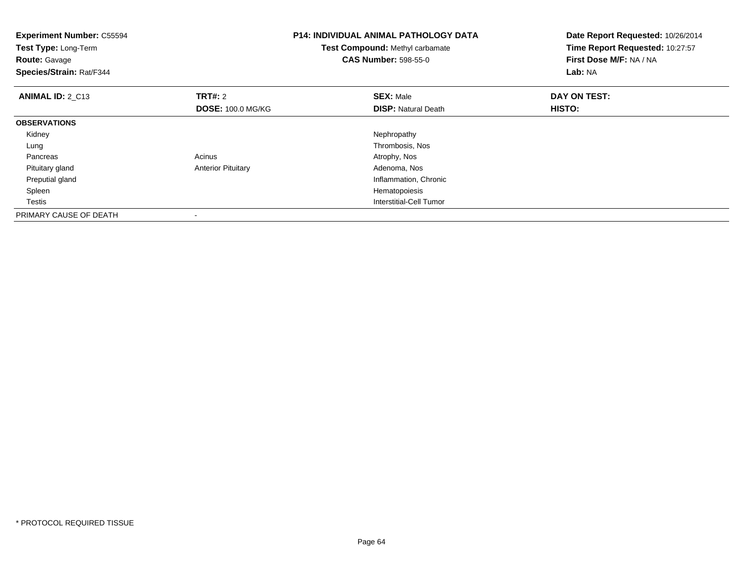**Experiment Number:** C55594
**Test Type:** Long-Term
**Route:** Gavage
**Species/Strain:** Rat/F344

**P14: INDIVIDUAL ANIMAL PATHOLOGY DATA**
**Test Compound:** Methyl carbamate
**CAS Number:** 598-55-0

**Date Report Requested:** 10/26/2014
**Time Report Requested:** 10:27:57
**First Dose M/F:** NA / NA
**Lab:** NA

| **ANIMAL ID:** 2_C13 | **TRT#:** 2 | **SEX:** Male | **DAY ON TEST:** |
|---|---|---|---|
| | **DOSE:** 100.0 MG/KG | **DISP:** Natural Death | **HISTO:** |
| **OBSERVATIONS** | | | |
| Kidney | | Nephropathy | |
| Lung | | Thrombosis, Nos | |
| Pancreas | Acinus | Atrophy, Nos | |
| Pituitary gland | Anterior Pituitary | Adenoma, Nos | |
| Preputial gland | | Inflammation, Chronic | |
| Spleen | | Hematopoiesis | |
| Testis | | Interstitial-Cell Tumor | |
| PRIMARY CAUSE OF DEATH | - | | |

* PROTOCOL REQUIRED TISSUE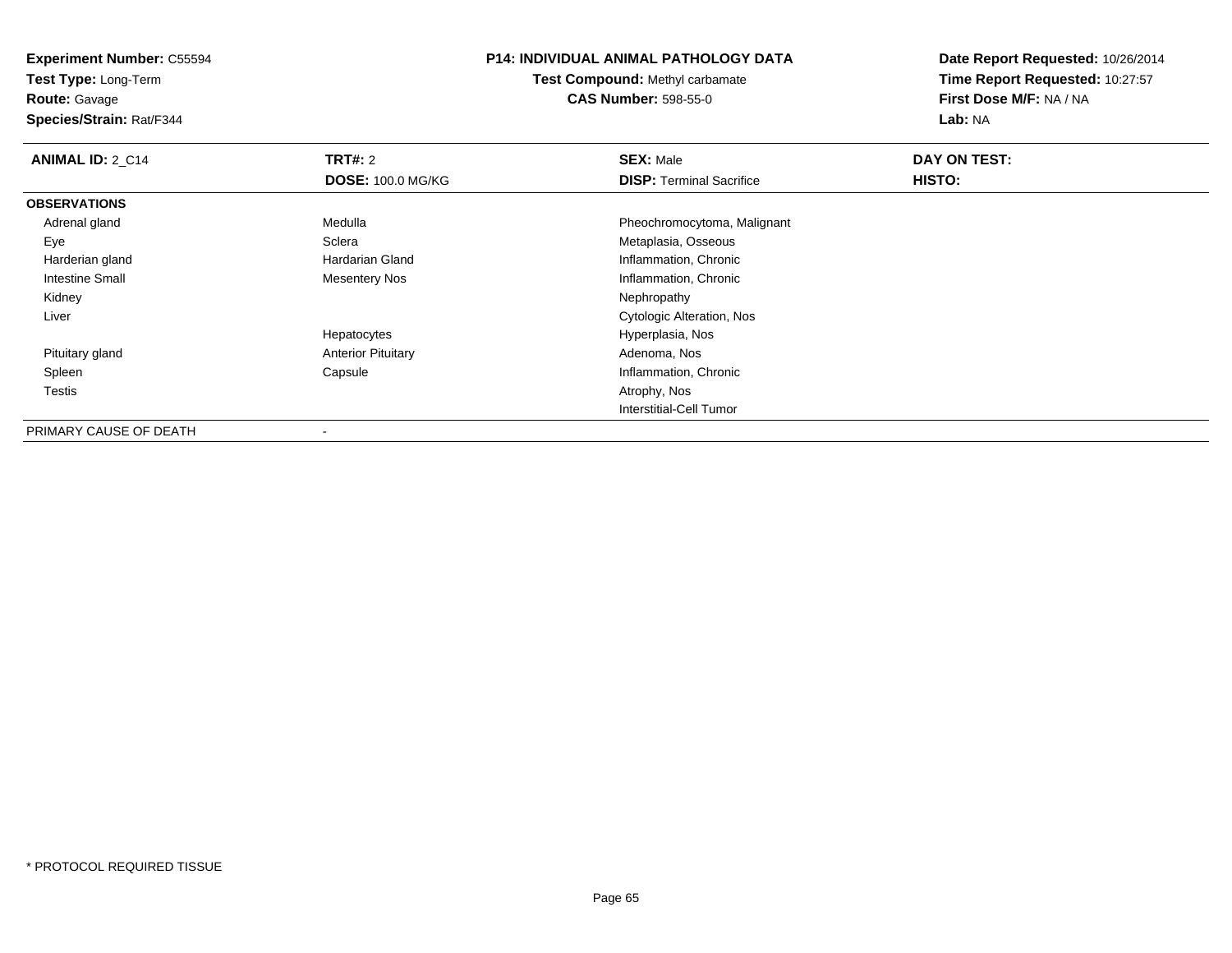**Experiment Number:** C55594
**Test Type:** Long-Term
**Route:** Gavage
**Species/Strain:** Rat/F344

**P14: INDIVIDUAL ANIMAL PATHOLOGY DATA**
**Test Compound:** Methyl carbamate
**CAS Number:** 598-55-0

**Date Report Requested:** 10/26/2014
**Time Report Requested:** 10:27:57
**First Dose M/F:** NA / NA
**Lab:** NA

| **ANIMAL ID:** 2_C14 | **TRT#:** 2 | **SEX:** Male | **DAY ON TEST:** |
|---|---|---|---|
| | **DOSE:** 100.0 MG/KG | **DISP:** Terminal Sacrifice | **HISTO:** |
| **OBSERVATIONS** | | | |
| Adrenal gland | Medulla | Pheochromocytoma, Malignant | |
| Eye | Sclera | Metaplasia, Osseous | |
| Harderian gland | Hardarian Gland | Inflammation, Chronic | |
| Intestine Small | Mesentery Nos | Inflammation, Chronic | |
| Kidney | | Nephropathy | |
| Liver | | Cytologic Alteration, Nos | |
| | Hepatocytes | Hyperplasia, Nos | |
| Pituitary gland | Anterior Pituitary | Adenoma, Nos | |
| Spleen | Capsule | Inflammation, Chronic | |
| Testis | | Atrophy, Nos | |
| | | Interstitial-Cell Tumor | |
| PRIMARY CAUSE OF DEATH | - | | |

* PROTOCOL REQUIRED TISSUE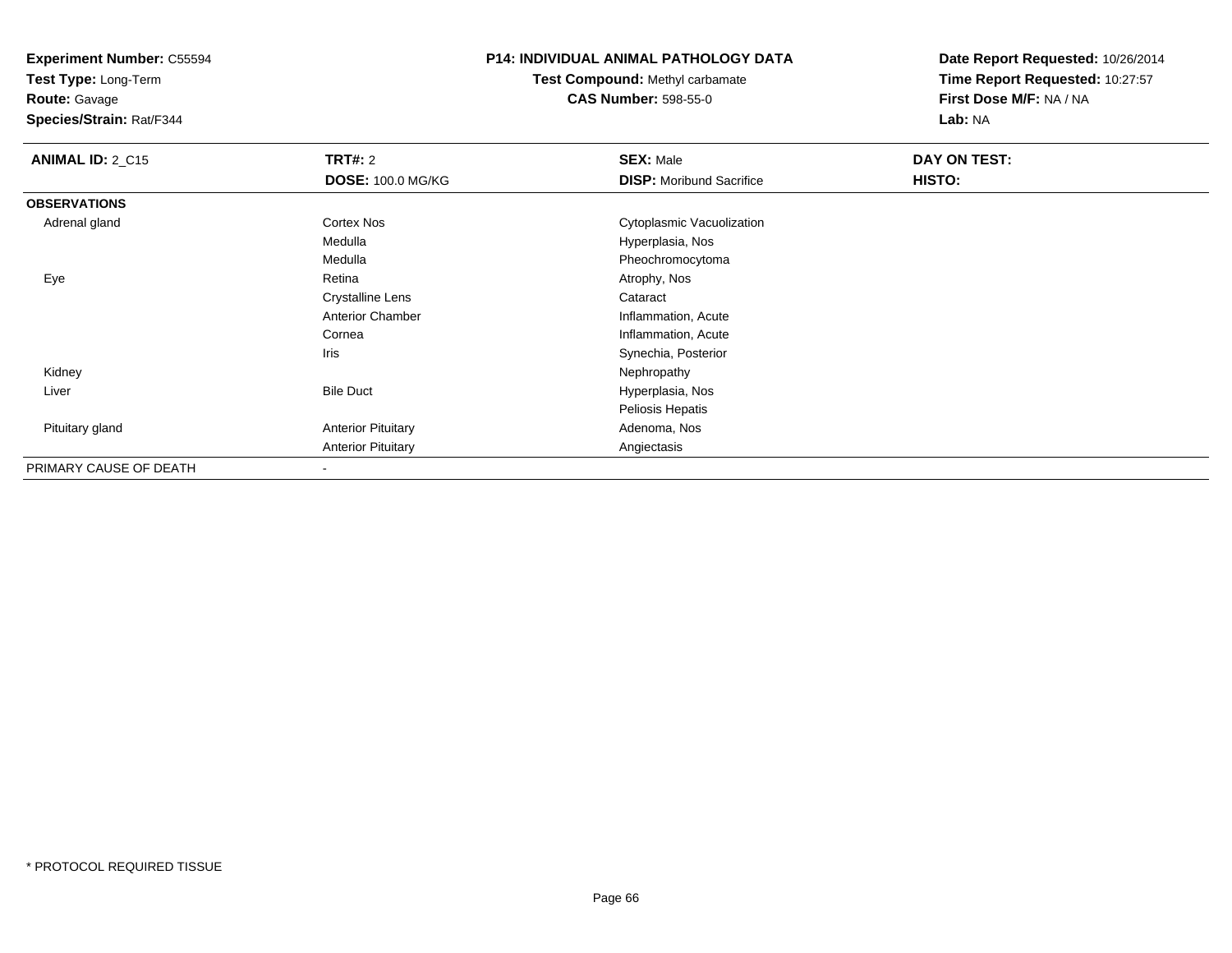**Experiment Number:** C55594
**Test Type:** Long-Term
**Route:** Gavage
**Species/Strain:** Rat/F344

**P14: INDIVIDUAL ANIMAL PATHOLOGY DATA**
**Test Compound:** Methyl carbamate
**CAS Number:** 598-55-0

**Date Report Requested:** 10/26/2014
**Time Report Requested:** 10:27:57
**First Dose M/F:** NA / NA
**Lab:** NA

| **ANIMAL ID:** 2_C15 | **TRT#:** 2 | **SEX:** Male | **DAY ON TEST:** |
|---|---|---|---|
| | **DOSE:** 100.0 MG/KG | **DISP:** Moribund Sacrifice | **HISTO:** |
| **OBSERVATIONS** | | | |
| Adrenal gland | Cortex Nos | Cytoplasmic Vacuolization | |
| | Medulla | Hyperplasia, Nos | |
| | Medulla | Pheochromocytoma | |
| Eye | Retina | Atrophy, Nos | |
| | Crystalline Lens | Cataract | |
| | Anterior Chamber | Inflammation, Acute | |
| | Cornea | Inflammation, Acute | |
| | Iris | Synechia, Posterior | |
| Kidney | | Nephropathy | |
| Liver | Bile Duct | Hyperplasia, Nos | |
| | | Peliosis Hepatis | |
| Pituitary gland | Anterior Pituitary | Adenoma, Nos | |
| | Anterior Pituitary | Angiectasis | |
| PRIMARY CAUSE OF DEATH | - | | |

* PROTOCOL REQUIRED TISSUE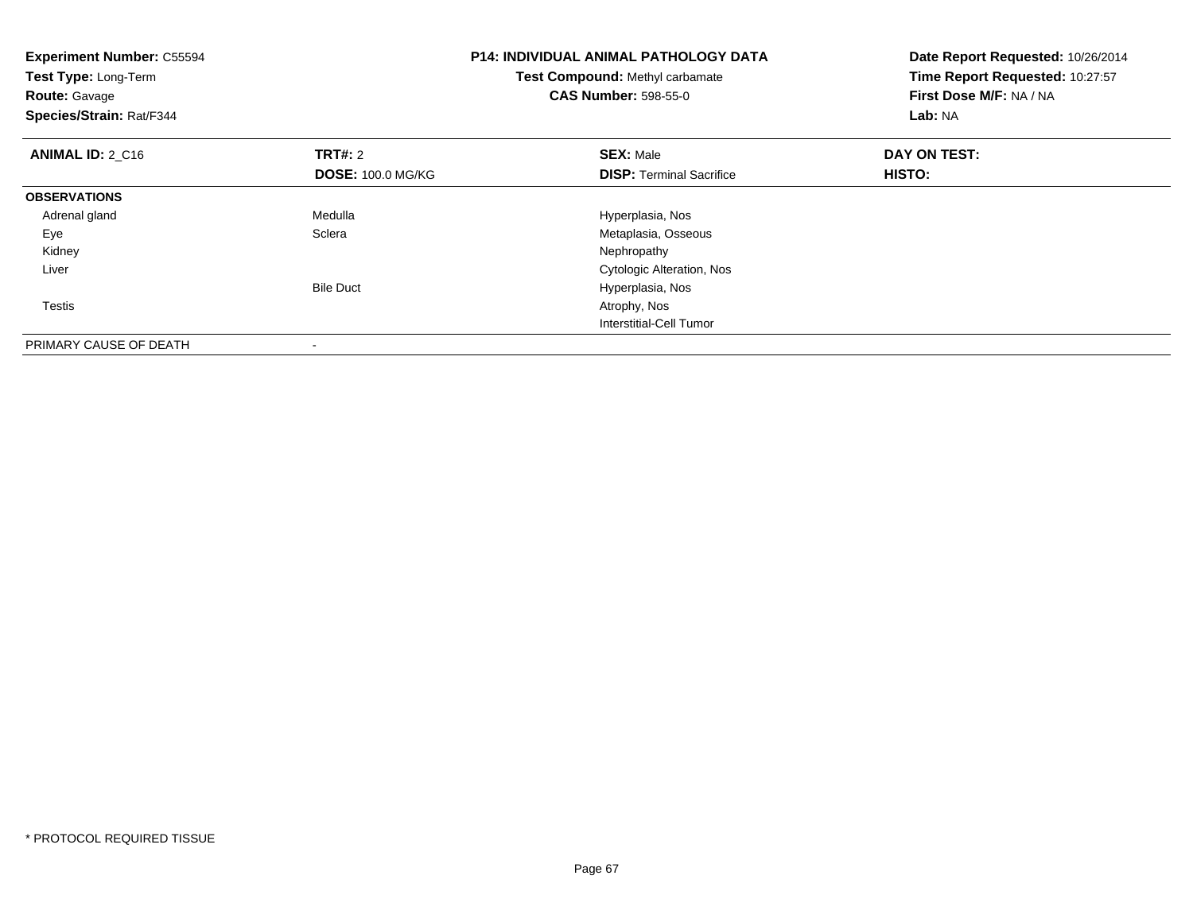**Experiment Number:** C55594
**Test Type:** Long-Term
**Route:** Gavage
**Species/Strain:** Rat/F344

**P14: INDIVIDUAL ANIMAL PATHOLOGY DATA**
**Test Compound:** Methyl carbamate
**CAS Number:** 598-55-0

**Date Report Requested:** 10/26/2014
**Time Report Requested:** 10:27:57
**First Dose M/F:** NA / NA
**Lab:** NA

| **ANIMAL ID:** 2_C16 | **TRT#:** 2 | **SEX:** Male | **DAY ON TEST:** |
|---|---|---|---|
| | **DOSE:** 100.0 MG/KG | **DISP:** Terminal Sacrifice | **HISTO:** |
| **OBSERVATIONS** | | | |
| Adrenal gland | Medulla | Hyperplasia, Nos | |
| Eye | Sclera | Metaplasia, Osseous | |
| Kidney | | Nephropathy | |
| Liver | | Cytologic Alteration, Nos | |
| | Bile Duct | Hyperplasia, Nos | |
| Testis | | Atrophy, Nos | |
| | | Interstitial-Cell Tumor | |
| PRIMARY CAUSE OF DEATH | - | | |

* PROTOCOL REQUIRED TISSUE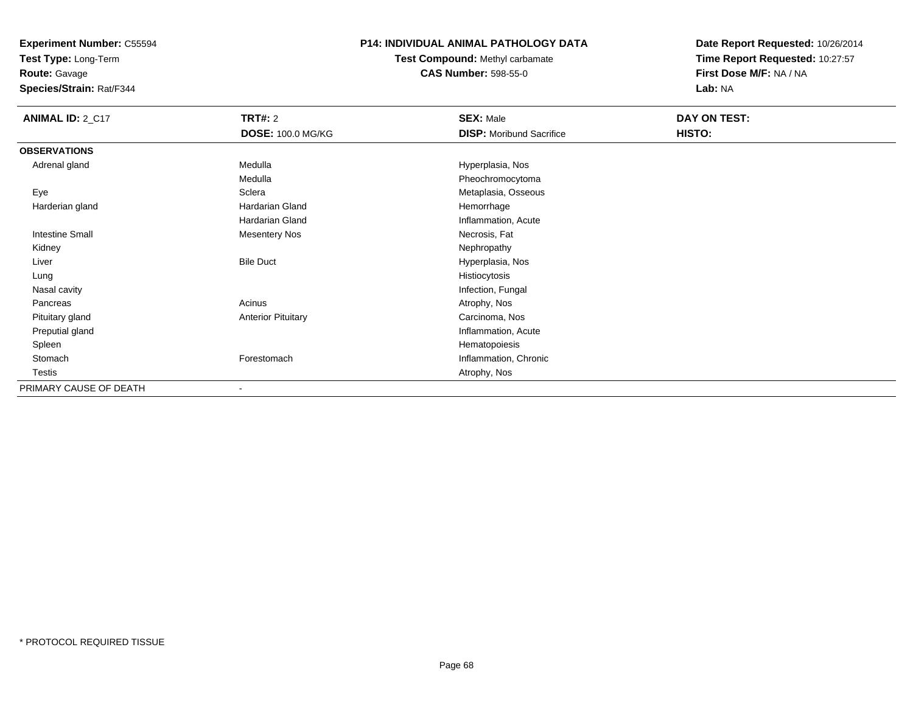**Experiment Number:** C55594
**Test Type:** Long-Term
**Route:** Gavage
**Species/Strain:** Rat/F344

**P14: INDIVIDUAL ANIMAL PATHOLOGY DATA**
**Test Compound:** Methyl carbamate
**CAS Number:** 598-55-0

**Date Report Requested:** 10/26/2014
**Time Report Requested:** 10:27:57
**First Dose M/F:** NA / NA
**Lab:** NA

| **ANIMAL ID:** 2_C17 | **TRT#:** 2 | **SEX:** Male | **DAY ON TEST:** |
|---|---|---|---|
| | **DOSE:** 100.0 MG/KG | **DISP:** Moribund Sacrifice | **HISTO:** |
| **OBSERVATIONS** | | | |
| Adrenal gland | Medulla | Hyperplasia, Nos | |
| | Medulla | Pheochromocytoma | |
| Eye | Sclera | Metaplasia, Osseous | |
| Harderian gland | Hardarian Gland | Hemorrhage | |
| | Hardarian Gland | Inflammation, Acute | |
| Intestine Small | Mesentery Nos | Necrosis, Fat | |
| Kidney | | Nephropathy | |
| Liver | Bile Duct | Hyperplasia, Nos | |
| Lung | | Histiocytosis | |
| Nasal cavity | | Infection, Fungal | |
| Pancreas | Acinus | Atrophy, Nos | |
| Pituitary gland | Anterior Pituitary | Carcinoma, Nos | |
| Preputial gland | | Inflammation, Acute | |
| Spleen | | Hematopoiesis | |
| Stomach | Forestomach | Inflammation, Chronic | |
| Testis | | Atrophy, Nos | |
| PRIMARY CAUSE OF DEATH | - | | |

* PROTOCOL REQUIRED TISSUE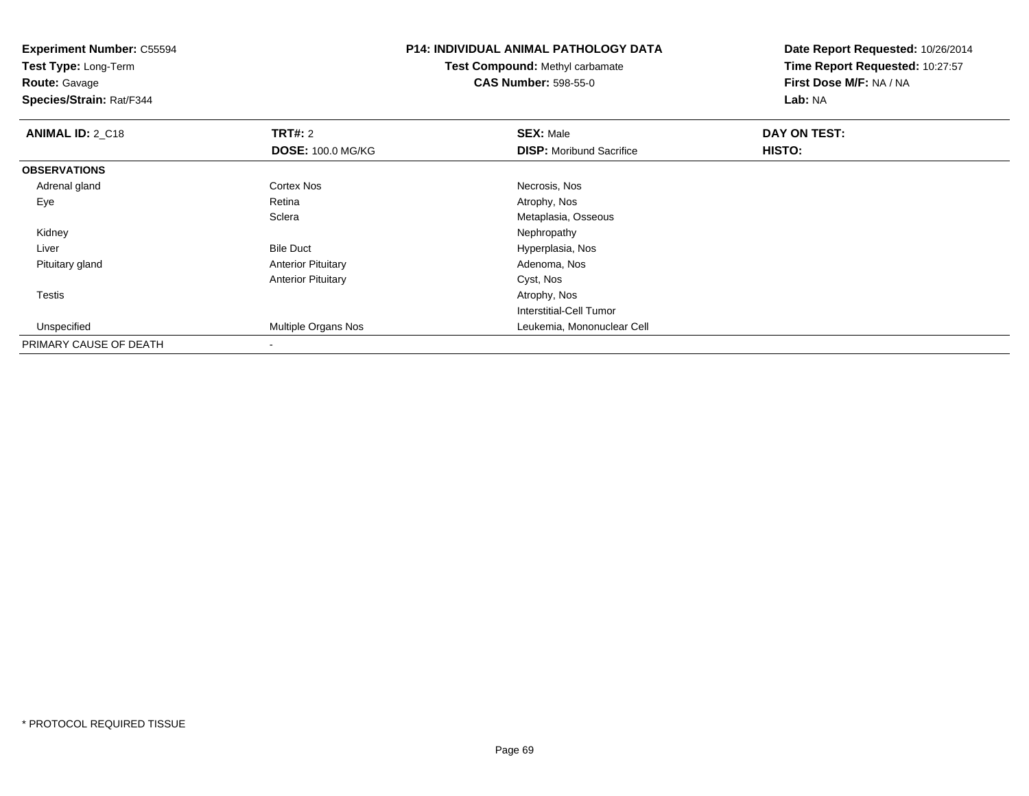**Experiment Number:** C55594
**Test Type:** Long-Term
**Route:** Gavage
**Species/Strain:** Rat/F344

**P14: INDIVIDUAL ANIMAL PATHOLOGY DATA**
**Test Compound:** Methyl carbamate
**CAS Number:** 598-55-0

**Date Report Requested:** 10/26/2014
**Time Report Requested:** 10:27:57
**First Dose M/F:** NA / NA
**Lab:** NA

| **ANIMAL ID:** 2_C18 | **TRT#:** 2 | **SEX:** Male | **DAY ON TEST:** |
|---|---|---|---|
| | **DOSE:** 100.0 MG/KG | **DISP:** Moribund Sacrifice | **HISTO:** |
| **OBSERVATIONS** | | | |
| Adrenal gland | Cortex Nos | Necrosis, Nos | |
| Eye | Retina | Atrophy, Nos | |
| | Sclera | Metaplasia, Osseous | |
| Kidney | | Nephropathy | |
| Liver | Bile Duct | Hyperplasia, Nos | |
| Pituitary gland | Anterior Pituitary | Adenoma, Nos | |
| | Anterior Pituitary | Cyst, Nos | |
| Testis | | Atrophy, Nos | |
| | | Interstitial-Cell Tumor | |
| Unspecified | Multiple Organs Nos | Leukemia, Mononuclear Cell | |
| PRIMARY CAUSE OF DEATH | - | | |

* PROTOCOL REQUIRED TISSUE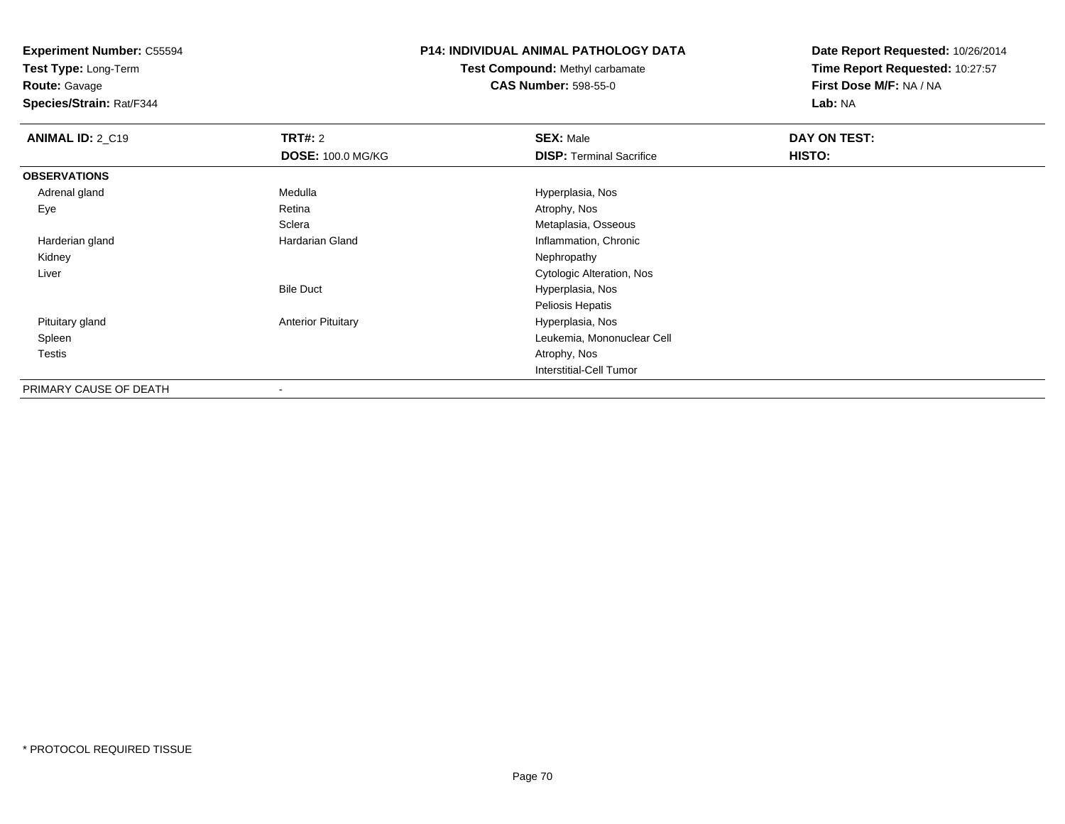**Experiment Number:** C55594
**Test Type:** Long-Term
**Route:** Gavage
**Species/Strain:** Rat/F344

**P14: INDIVIDUAL ANIMAL PATHOLOGY DATA**
**Test Compound:** Methyl carbamate
**CAS Number:** 598-55-0

**Date Report Requested:** 10/26/2014
**Time Report Requested:** 10:27:57
**First Dose M/F:** NA / NA
**Lab:** NA

| **ANIMAL ID:** 2_C19 | **TRT#:** 2 | **SEX:** Male | **DAY ON TEST:** |
|---|---|---|---|
| | **DOSE:** 100.0 MG/KG | **DISP:** Terminal Sacrifice | **HISTO:** |
| **OBSERVATIONS** | | | |
| Adrenal gland | Medulla | Hyperplasia, Nos | |
| Eye | Retina | Atrophy, Nos | |
| | Sclera | Metaplasia, Osseous | |
| Harderian gland | Hardarian Gland | Inflammation, Chronic | |
| Kidney | | Nephropathy | |
| Liver | | Cytologic Alteration, Nos | |
| | Bile Duct | Hyperplasia, Nos | |
| | | Peliosis Hepatis | |
| Pituitary gland | Anterior Pituitary | Hyperplasia, Nos | |
| Spleen | | Leukemia, Mononuclear Cell | |
| Testis | | Atrophy, Nos | |
| | | Interstitial-Cell Tumor | |
| PRIMARY CAUSE OF DEATH | - | | |

* PROTOCOL REQUIRED TISSUE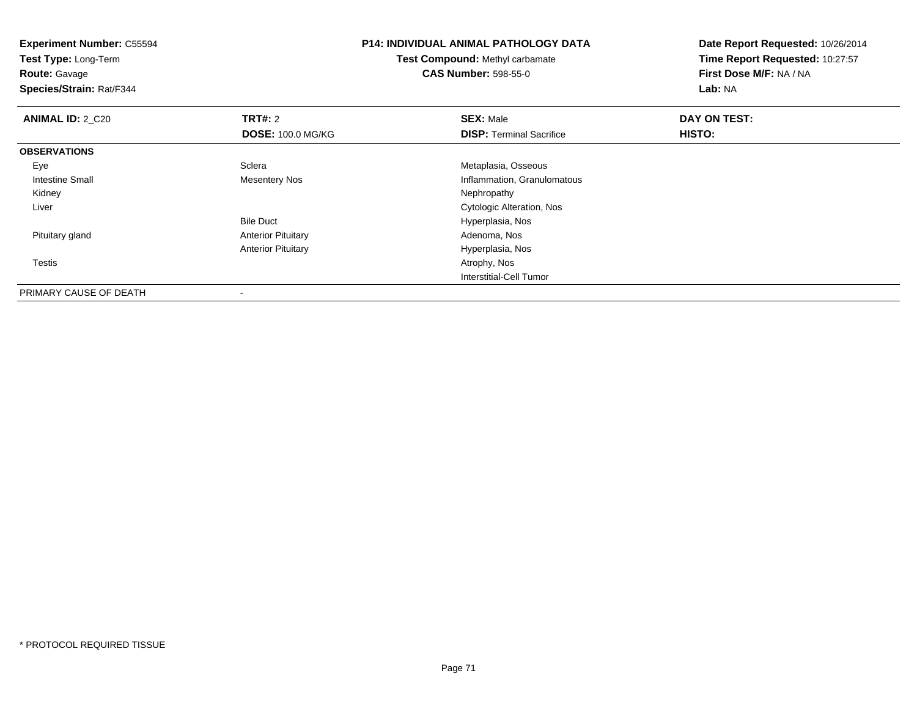**Experiment Number:** C55594
**Test Type:** Long-Term
**Route:** Gavage
**Species/Strain:** Rat/F344

**P14: INDIVIDUAL ANIMAL PATHOLOGY DATA**
**Test Compound:** Methyl carbamate
**CAS Number:** 598-55-0

**Date Report Requested:** 10/26/2014
**Time Report Requested:** 10:27:57
**First Dose M/F:** NA / NA
**Lab:** NA

| **ANIMAL ID:** 2_C20 | **TRT#:** 2 | **SEX:** Male | **DAY ON TEST:** |
|---|---|---|---|
| | **DOSE:** 100.0 MG/KG | **DISP:** Terminal Sacrifice | **HISTO:** |
| **OBSERVATIONS** | | | |
| Eye | Sclera | Metaplasia, Osseous | |
| Intestine Small | Mesentery Nos | Inflammation, Granulomatous | |
| Kidney | | Nephropathy | |
| Liver | | Cytologic Alteration, Nos | |
| | Bile Duct | Hyperplasia, Nos | |
| Pituitary gland | Anterior Pituitary | Adenoma, Nos | |
| | Anterior Pituitary | Hyperplasia, Nos | |
| Testis | | Atrophy, Nos | |
| | | Interstitial-Cell Tumor | |
| PRIMARY CAUSE OF DEATH | - | | |

* PROTOCOL REQUIRED TISSUE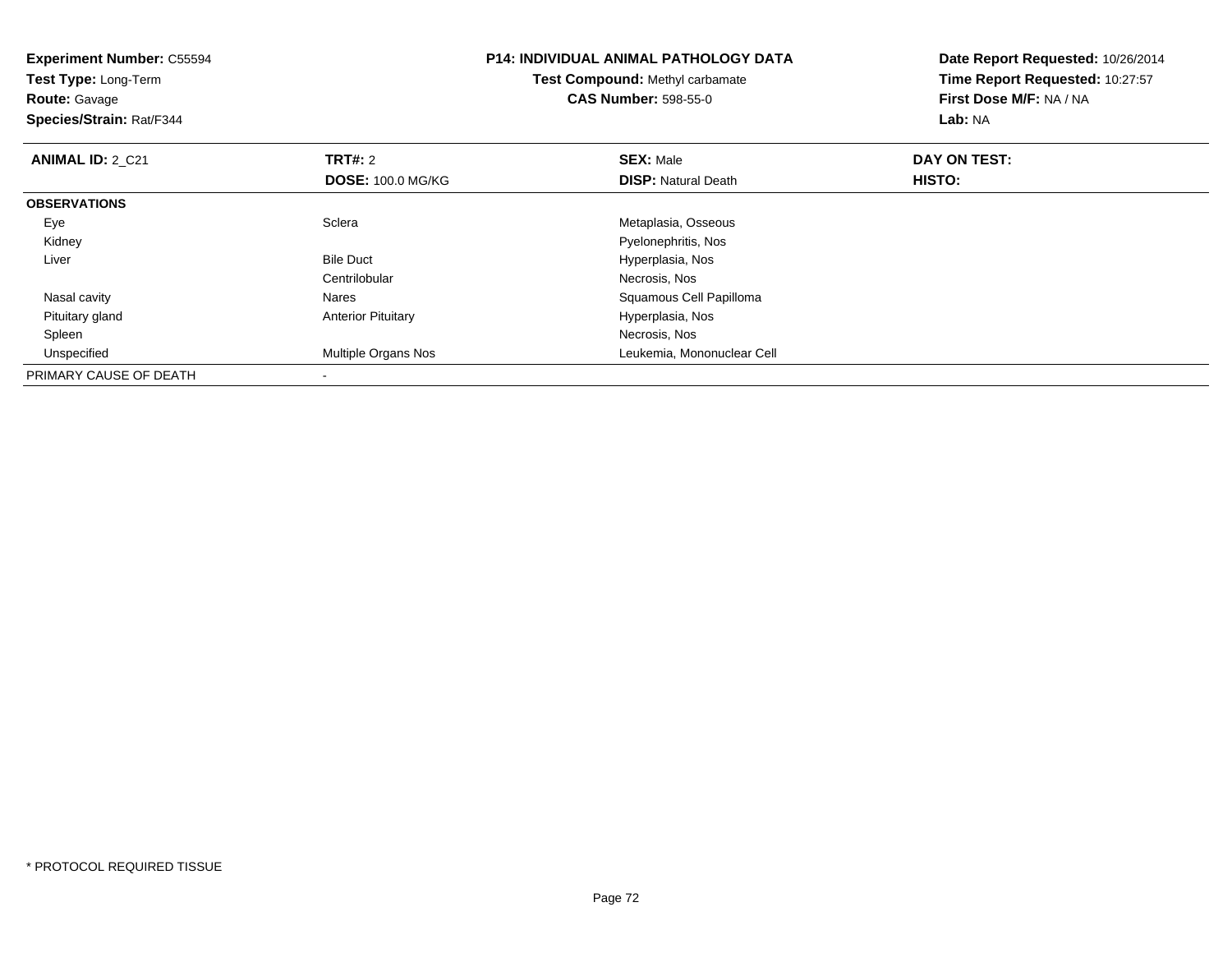**Experiment Number:** C55594
**Test Type:** Long-Term
**Route:** Gavage
**Species/Strain:** Rat/F344

**P14: INDIVIDUAL ANIMAL PATHOLOGY DATA**
**Test Compound:** Methyl carbamate
**CAS Number:** 598-55-0

**Date Report Requested:** 10/26/2014
**Time Report Requested:** 10:27:57
**First Dose M/F:** NA / NA
**Lab:** NA

| **ANIMAL ID:** 2_C21 | **TRT#:** 2 | **SEX:** Male | **DAY ON TEST:** |
|---|---|---|---|
| | **DOSE:** 100.0 MG/KG | **DISP:** Natural Death | **HISTO:** |
| **OBSERVATIONS** | | | |
| Eye | Sclera | Metaplasia, Osseous | |
| Kidney | | Pyelonephritis, Nos | |
| Liver | Bile Duct | Hyperplasia, Nos | |
| | Centrilobular | Necrosis, Nos | |
| Nasal cavity | Nares | Squamous Cell Papilloma | |
| Pituitary gland | Anterior Pituitary | Hyperplasia, Nos | |
| Spleen | | Necrosis, Nos | |
| Unspecified | Multiple Organs Nos | Leukemia, Mononuclear Cell | |
| PRIMARY CAUSE OF DEATH | - | | |

* PROTOCOL REQUIRED TISSUE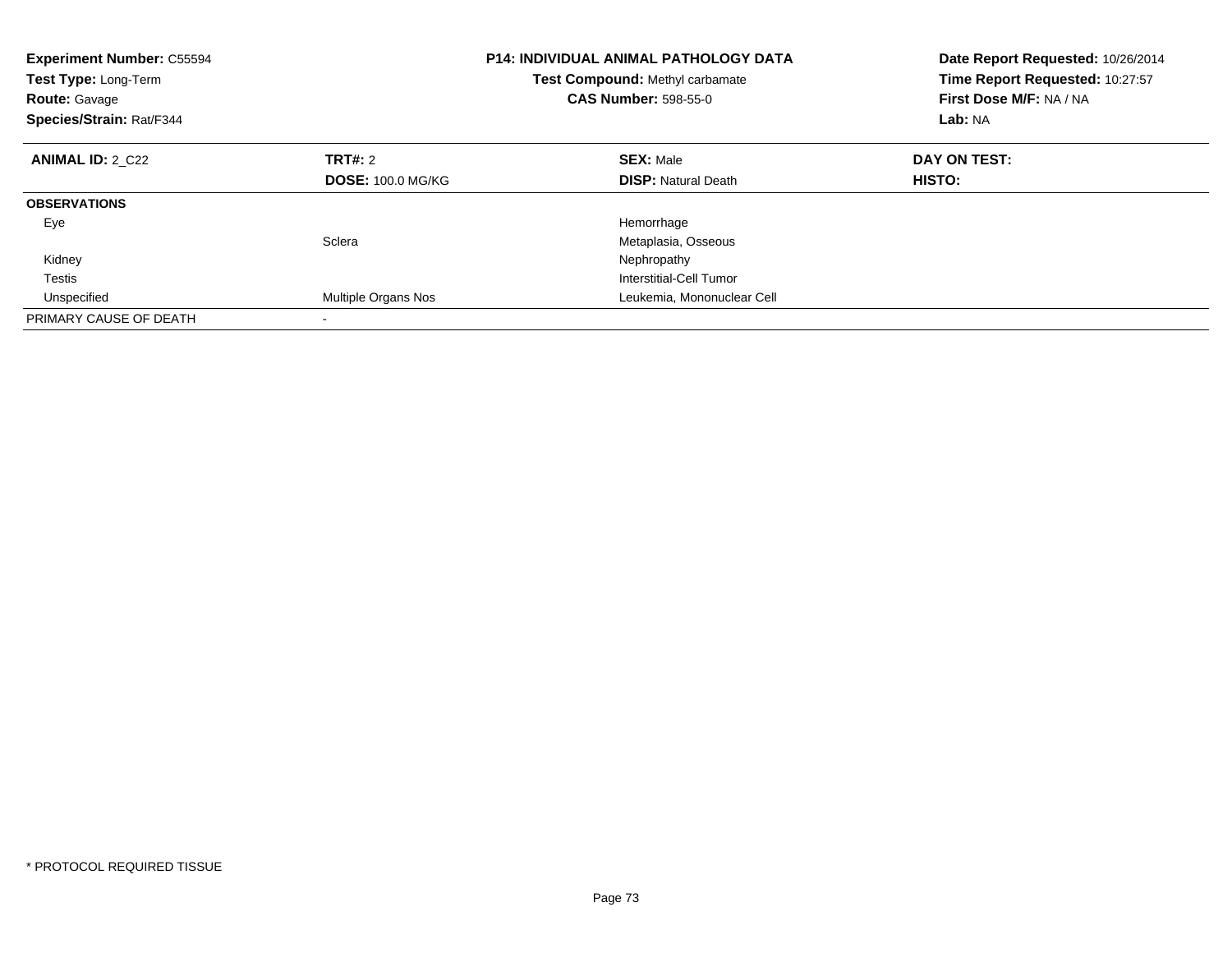**Experiment Number:** C55594
**Test Type:** Long-Term
**Route:** Gavage
**Species/Strain:** Rat/F344

**P14: INDIVIDUAL ANIMAL PATHOLOGY DATA**
**Test Compound:** Methyl carbamate
**CAS Number:** 598-55-0

**Date Report Requested:** 10/26/2014
**Time Report Requested:** 10:27:57
**First Dose M/F:** NA / NA
**Lab:** NA

| **ANIMAL ID:** 2_C22 | **TRT#:** 2 | **SEX:** Male | **DAY ON TEST:** |
|---|---|---|---|
| | **DOSE:** 100.0 MG/KG | **DISP:** Natural Death | **HISTO:** |
| **OBSERVATIONS** | | | |
| Eye | | Hemorrhage | |
| | Sclera | Metaplasia, Osseous | |
| Kidney | | Nephropathy | |
| Testis | | Interstitial-Cell Tumor | |
| Unspecified | Multiple Organs Nos | Leukemia, Mononuclear Cell | |
| PRIMARY CAUSE OF DEATH | - | | |

\* PROTOCOL REQUIRED TISSUE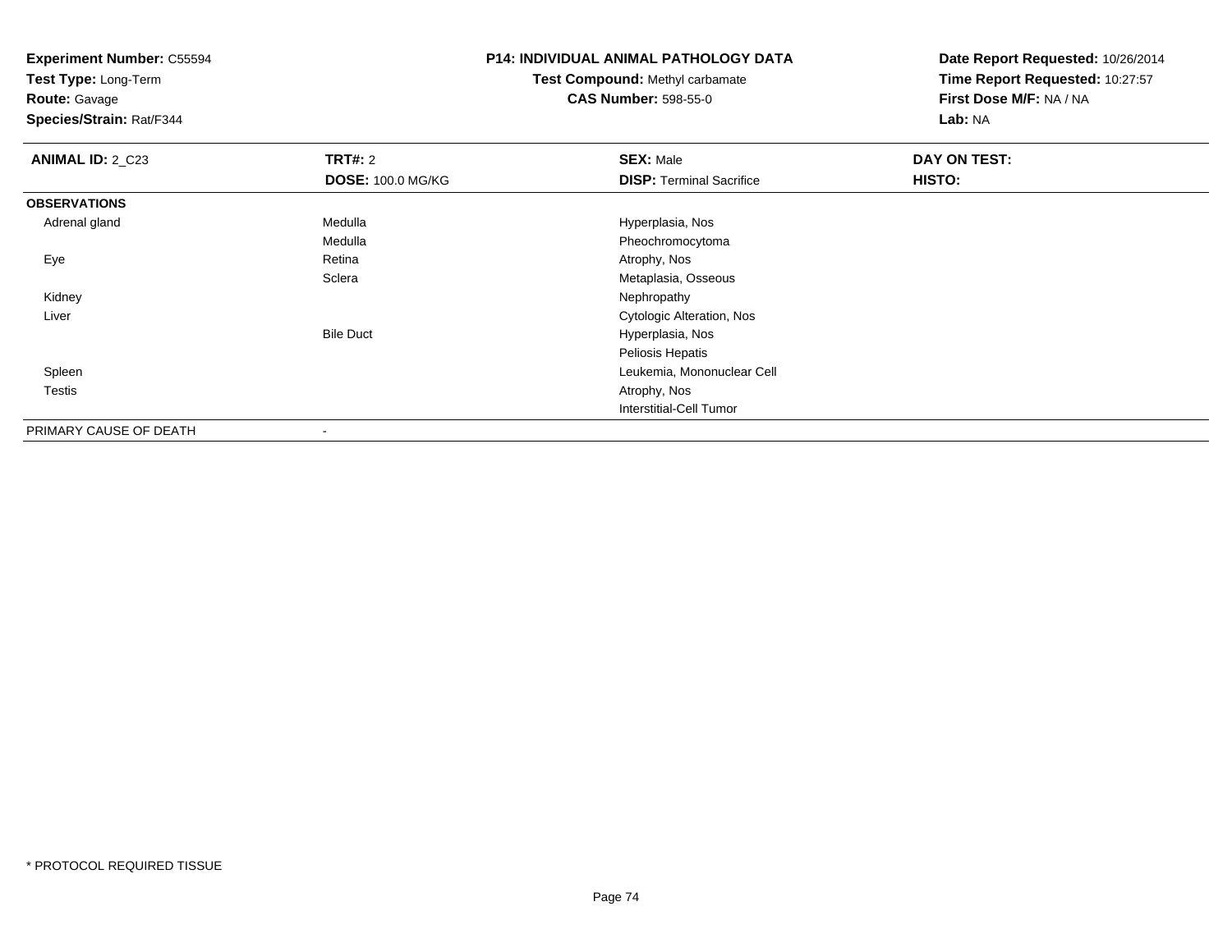**Experiment Number:** C55594
**Test Type:** Long-Term
**Route:** Gavage
**Species/Strain:** Rat/F344

**P14: INDIVIDUAL ANIMAL PATHOLOGY DATA**
**Test Compound:** Methyl carbamate
**CAS Number:** 598-55-0

**Date Report Requested:** 10/26/2014
**Time Report Requested:** 10:27:57
**First Dose M/F:** NA / NA
**Lab:** NA

| **ANIMAL ID:** 2_C23 | **TRT#:** 2 | **SEX:** Male | **DAY ON TEST:** |
|---|---|---|---|
| | **DOSE:** 100.0 MG/KG | **DISP:** Terminal Sacrifice | **HISTO:** |
| **OBSERVATIONS** | | | |
| Adrenal gland | Medulla | Hyperplasia, Nos | |
| | Medulla | Pheochromocytoma | |
| Eye | Retina | Atrophy, Nos | |
| | Sclera | Metaplasia, Osseous | |
| Kidney | | Nephropathy | |
| Liver | | Cytologic Alteration, Nos | |
| | Bile Duct | Hyperplasia, Nos | |
| | | Peliosis Hepatis | |
| Spleen | | Leukemia, Mononuclear Cell | |
| Testis | | Atrophy, Nos | |
| | | Interstitial-Cell Tumor | |
| PRIMARY CAUSE OF DEATH | - | | |

* PROTOCOL REQUIRED TISSUE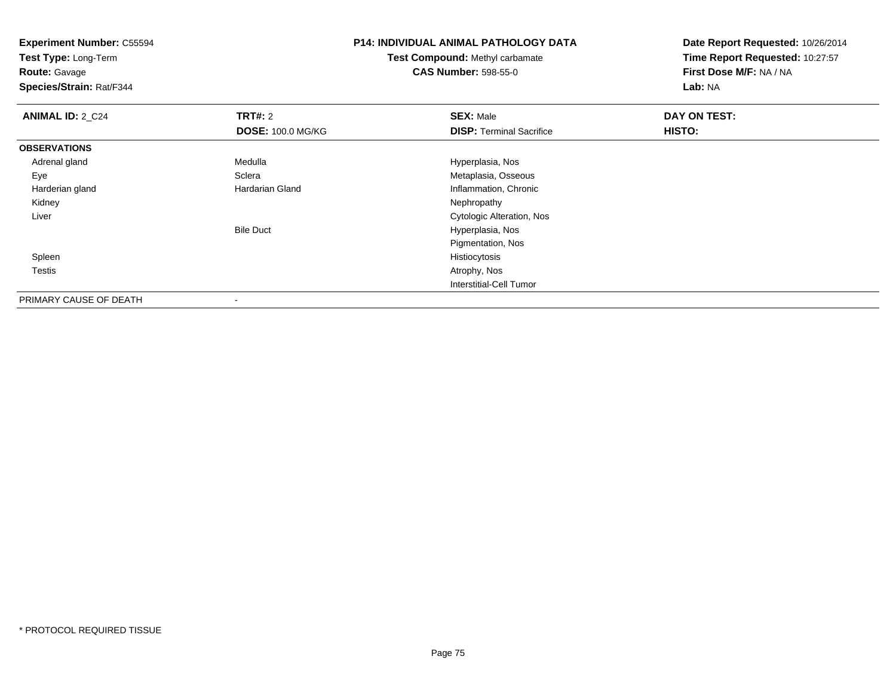**Experiment Number:** C55594
**Test Type:** Long-Term
**Route:** Gavage
**Species/Strain:** Rat/F344

**P14: INDIVIDUAL ANIMAL PATHOLOGY DATA**
**Test Compound:** Methyl carbamate
**CAS Number:** 598-55-0

**Date Report Requested:** 10/26/2014
**Time Report Requested:** 10:27:57
**First Dose M/F:** NA / NA
**Lab:** NA

| **ANIMAL ID:** 2_C24 | **TRT#:** 2 | **SEX:** Male | **DAY ON TEST:** |
|---|---|---|---|
| | **DOSE:** 100.0 MG/KG | **DISP:** Terminal Sacrifice | **HISTO:** |
| **OBSERVATIONS** | | | |
| Adrenal gland | Medulla | Hyperplasia, Nos | |
| Eye | Sclera | Metaplasia, Osseous | |
| Harderian gland | Hardarian Gland | Inflammation, Chronic | |
| Kidney | | Nephropathy | |
| Liver | | Cytologic Alteration, Nos | |
| | Bile Duct | Hyperplasia, Nos | |
| | | Pigmentation, Nos | |
| Spleen | | Histiocytosis | |
| Testis | | Atrophy, Nos | |
| | | Interstitial-Cell Tumor | |
| PRIMARY CAUSE OF DEATH | - | | |

* PROTOCOL REQUIRED TISSUE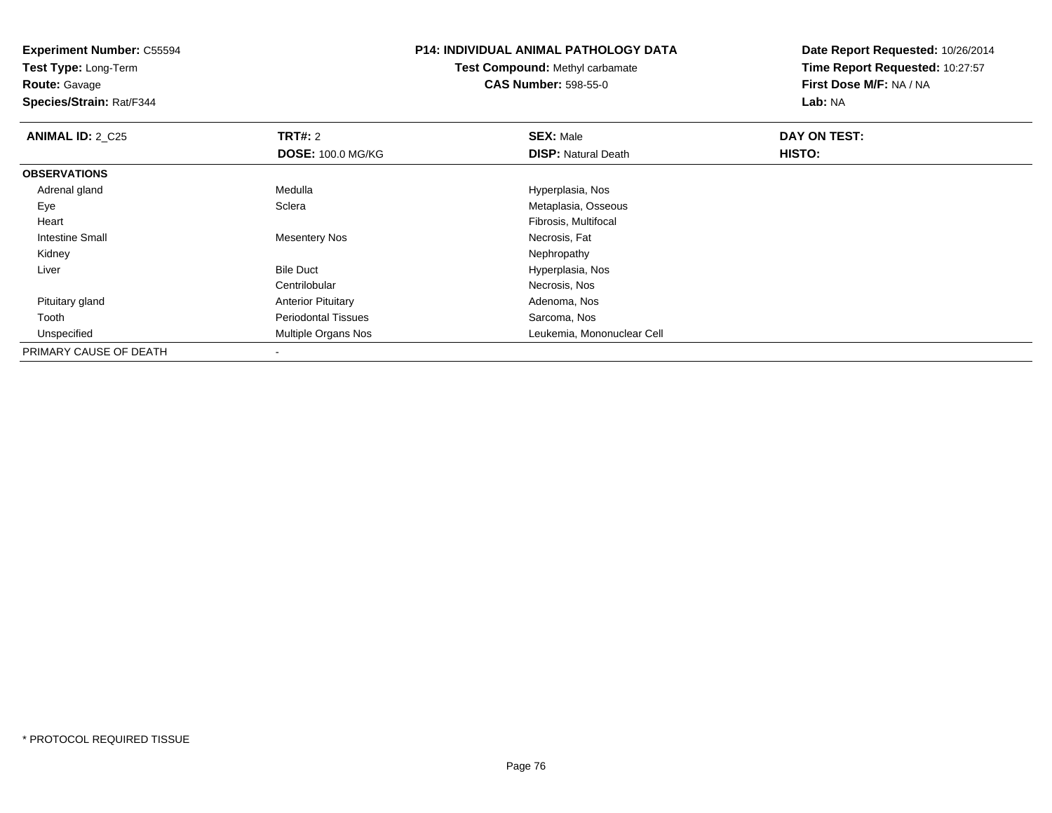**Experiment Number:** C55594
**Test Type:** Long-Term
**Route:** Gavage
**Species/Strain:** Rat/F344

**P14: INDIVIDUAL ANIMAL PATHOLOGY DATA**
**Test Compound:** Methyl carbamate
**CAS Number:** 598-55-0

**Date Report Requested:** 10/26/2014
**Time Report Requested:** 10:27:57
**First Dose M/F:** NA / NA
**Lab:** NA

| **ANIMAL ID:** 2_C25 | **TRT#:** 2 | **SEX:** Male | **DAY ON TEST:** |
|---|---|---|---|
| | **DOSE:** 100.0 MG/KG | **DISP:** Natural Death | **HISTO:** |
| **OBSERVATIONS** | | | |
| Adrenal gland | Medulla | Hyperplasia, Nos | |
| Eye | Sclera | Metaplasia, Osseous | |
| Heart | | Fibrosis, Multifocal | |
| Intestine Small | Mesentery Nos | Necrosis, Fat | |
| Kidney | | Nephropathy | |
| Liver | Bile Duct | Hyperplasia, Nos | |
| | Centrilobular | Necrosis, Nos | |
| Pituitary gland | Anterior Pituitary | Adenoma, Nos | |
| Tooth | Periodontal Tissues | Sarcoma, Nos | |
| Unspecified | Multiple Organs Nos | Leukemia, Mononuclear Cell | |
| PRIMARY CAUSE OF DEATH | - | | |

* PROTOCOL REQUIRED TISSUE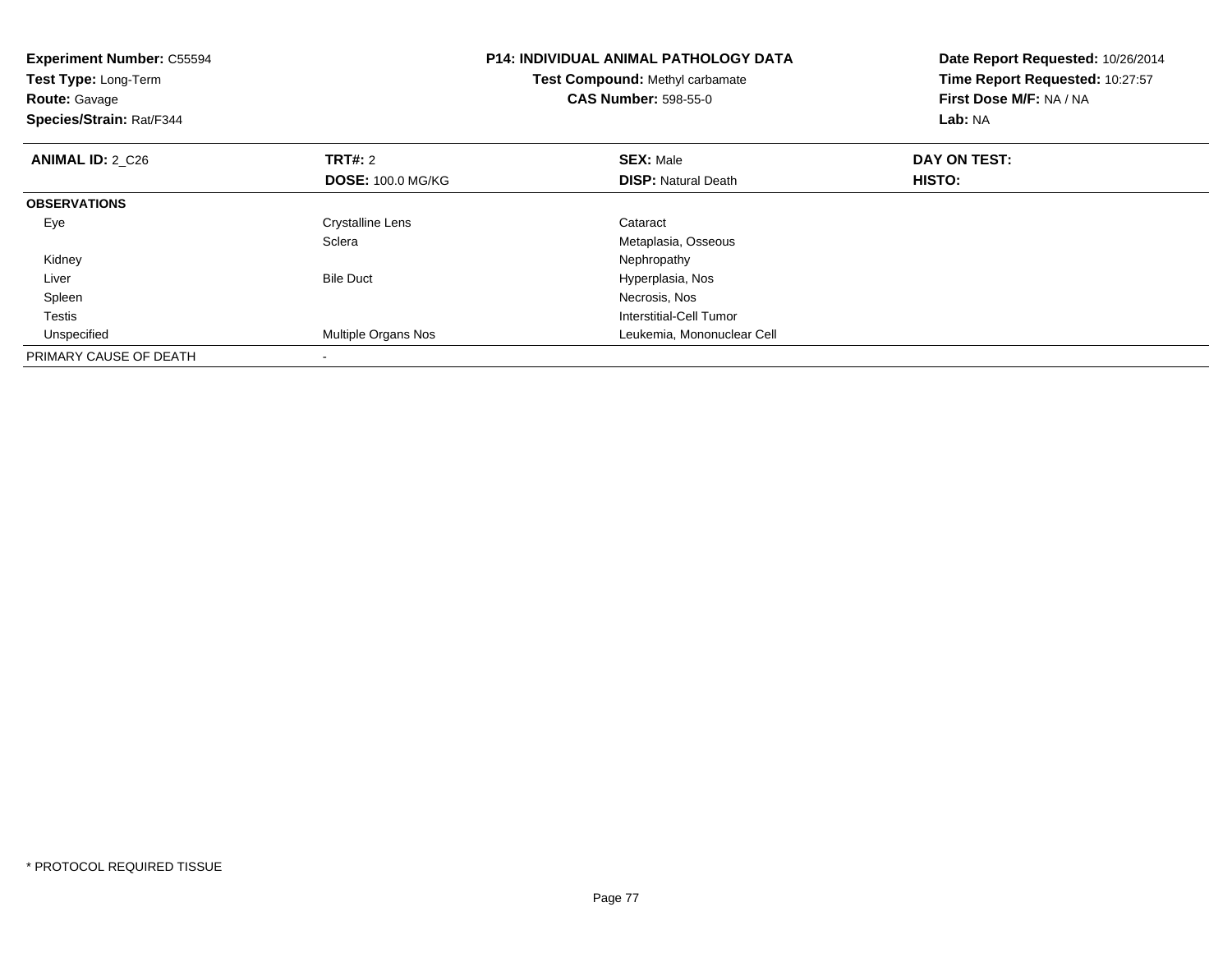**Experiment Number:** C55594
**Test Type:** Long-Term
**Route:** Gavage
**Species/Strain:** Rat/F344

**P14: INDIVIDUAL ANIMAL PATHOLOGY DATA**
**Test Compound:** Methyl carbamate
**CAS Number:** 598-55-0

**Date Report Requested:** 10/26/2014
**Time Report Requested:** 10:27:57
**First Dose M/F:** NA / NA
**Lab:** NA

| **ANIMAL ID:** 2_C26 | **TRT#:** 2 | **SEX:** Male | **DAY ON TEST:** |
|---|---|---|---|
| | **DOSE:** 100.0 MG/KG | **DISP:** Natural Death | **HISTO:** |
| **OBSERVATIONS** | | | |
| Eye | Crystalline Lens | Cataract | |
| | Sclera | Metaplasia, Osseous | |
| Kidney | | Nephropathy | |
| Liver | Bile Duct | Hyperplasia, Nos | |
| Spleen | | Necrosis, Nos | |
| Testis | | Interstitial-Cell Tumor | |
| Unspecified | Multiple Organs Nos | Leukemia, Mononuclear Cell | |
| PRIMARY CAUSE OF DEATH | - | | |

* PROTOCOL REQUIRED TISSUE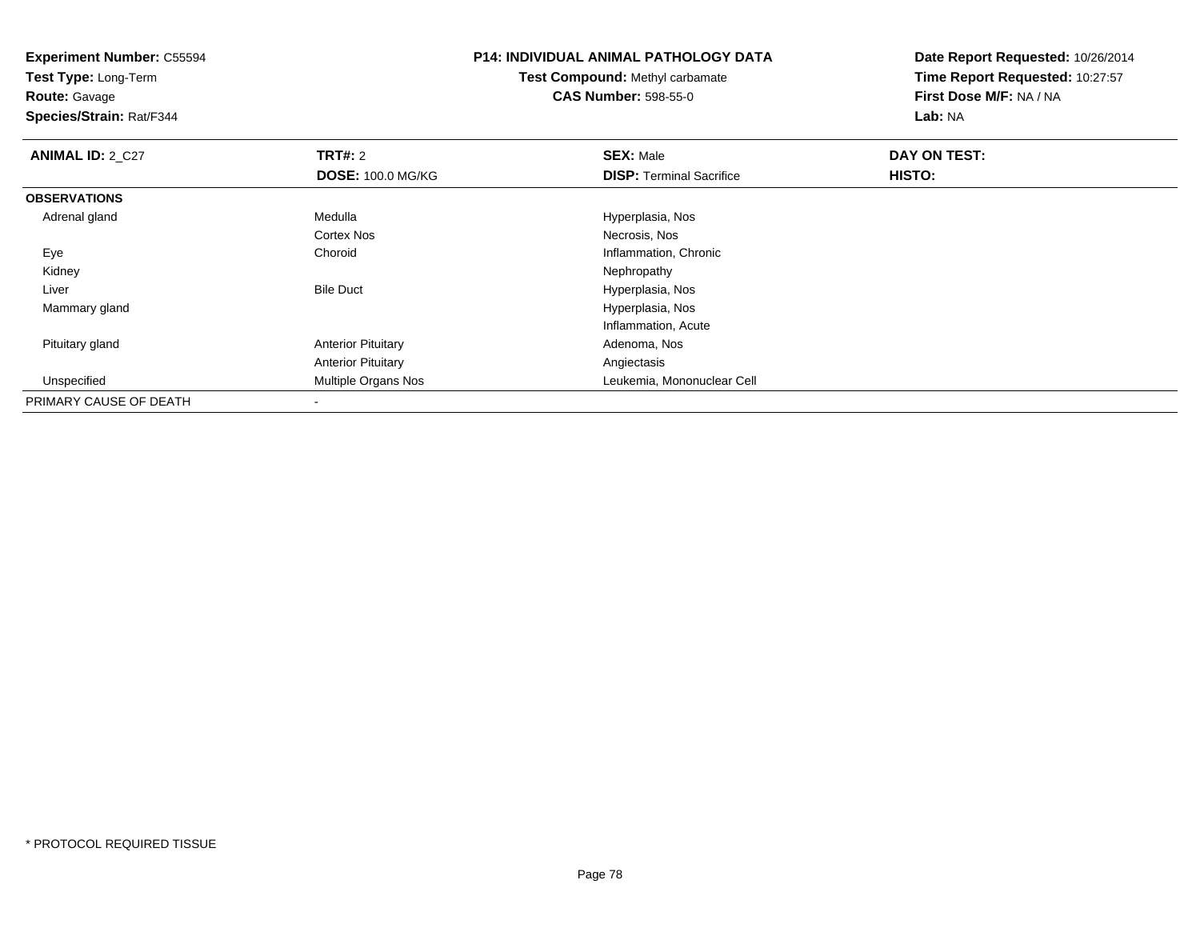**Experiment Number:** C55594
**Test Type:** Long-Term
**Route:** Gavage
**Species/Strain:** Rat/F344

**P14: INDIVIDUAL ANIMAL PATHOLOGY DATA**
**Test Compound:** Methyl carbamate
**CAS Number:** 598-55-0

**Date Report Requested:** 10/26/2014
**Time Report Requested:** 10:27:57
**First Dose M/F:** NA / NA
**Lab:** NA

| **ANIMAL ID:** 2_C27 | **TRT#:** 2 | **SEX:** Male | **DAY ON TEST:** |
|---|---|---|---|
| | **DOSE:** 100.0 MG/KG | **DISP:** Terminal Sacrifice | **HISTO:** |
| **OBSERVATIONS** | | | |
| Adrenal gland | Medulla | Hyperplasia, Nos | |
| | Cortex Nos | Necrosis, Nos | |
| Eye | Choroid | Inflammation, Chronic | |
| Kidney | | Nephropathy | |
| Liver | Bile Duct | Hyperplasia, Nos | |
| Mammary gland | | Hyperplasia, Nos | |
| | | Inflammation, Acute | |
| Pituitary gland | Anterior Pituitary | Adenoma, Nos | |
| | Anterior Pituitary | Angiectasis | |
| Unspecified | Multiple Organs Nos | Leukemia, Mononuclear Cell | |
| PRIMARY CAUSE OF DEATH | - | | |

* PROTOCOL REQUIRED TISSUE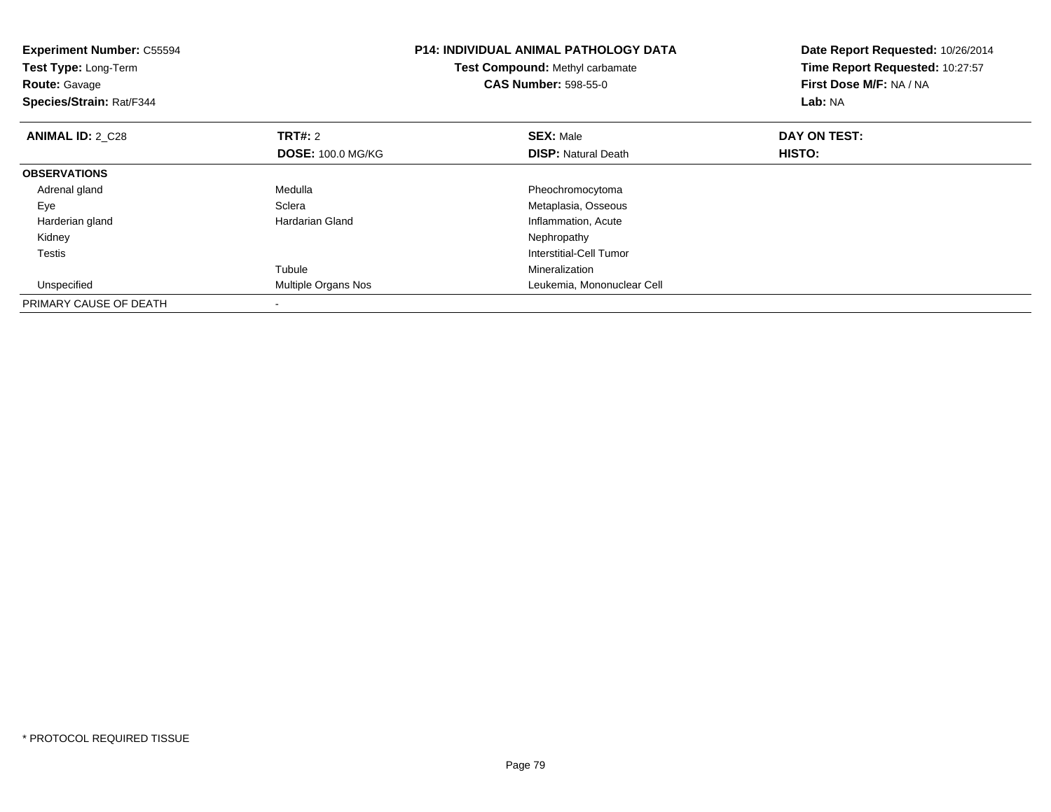**Experiment Number:** C55594
**Test Type:** Long-Term
**Route:** Gavage
**Species/Strain:** Rat/F344

**P14: INDIVIDUAL ANIMAL PATHOLOGY DATA**
**Test Compound:** Methyl carbamate
**CAS Number:** 598-55-0

**Date Report Requested:** 10/26/2014
**Time Report Requested:** 10:27:57
**First Dose M/F:** NA / NA
**Lab:** NA

| **ANIMAL ID:** 2_C28 | **TRT#:** 2 | **SEX:** Male | **DAY ON TEST:** |
|---|---|---|---|
| | **DOSE:** 100.0 MG/KG | **DISP:** Natural Death | **HISTO:** |
| **OBSERVATIONS** | | | |
| Adrenal gland | Medulla | Pheochromocytoma | |
| Eye | Sclera | Metaplasia, Osseous | |
| Harderian gland | Hardarian Gland | Inflammation, Acute | |
| Kidney | | Nephropathy | |
| Testis | | Interstitial-Cell Tumor | |
| | Tubule | Mineralization | |
| Unspecified | Multiple Organs Nos | Leukemia, Mononuclear Cell | |
| PRIMARY CAUSE OF DEATH | - | | |

* PROTOCOL REQUIRED TISSUE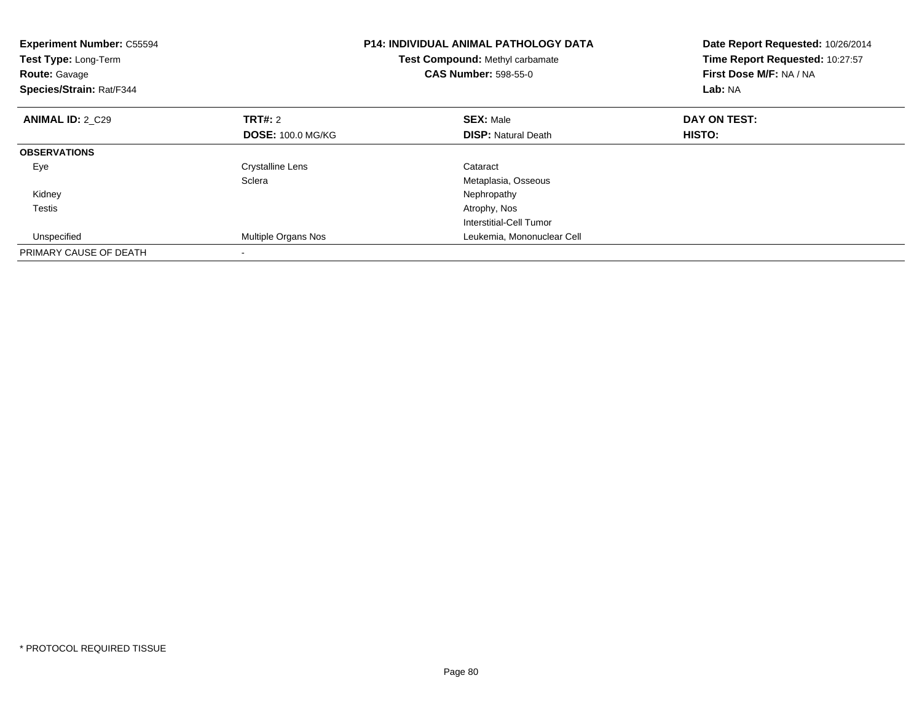**Experiment Number:** C55594
**Test Type:** Long-Term
**Route:** Gavage
**Species/Strain:** Rat/F344

**P14: INDIVIDUAL ANIMAL PATHOLOGY DATA**
**Test Compound:** Methyl carbamate
**CAS Number:** 598-55-0

**Date Report Requested:** 10/26/2014
**Time Report Requested:** 10:27:57
**First Dose M/F:** NA / NA
**Lab:** NA

| **ANIMAL ID:** 2_C29 | **TRT#:** 2 | **SEX:** Male | **DAY ON TEST:** |
|---|---|---|---|
| | **DOSE:** 100.0 MG/KG | **DISP:** Natural Death | **HISTO:** |
| **OBSERVATIONS** | | | |
| Eye | Crystalline Lens | Cataract | |
| | Sclera | Metaplasia, Osseous | |
| Kidney | | Nephropathy | |
| Testis | | Atrophy, Nos | |
| | | Interstitial-Cell Tumor | |
| Unspecified | Multiple Organs Nos | Leukemia, Mononuclear Cell | |
| PRIMARY CAUSE OF DEATH | - | | |

* PROTOCOL REQUIRED TISSUE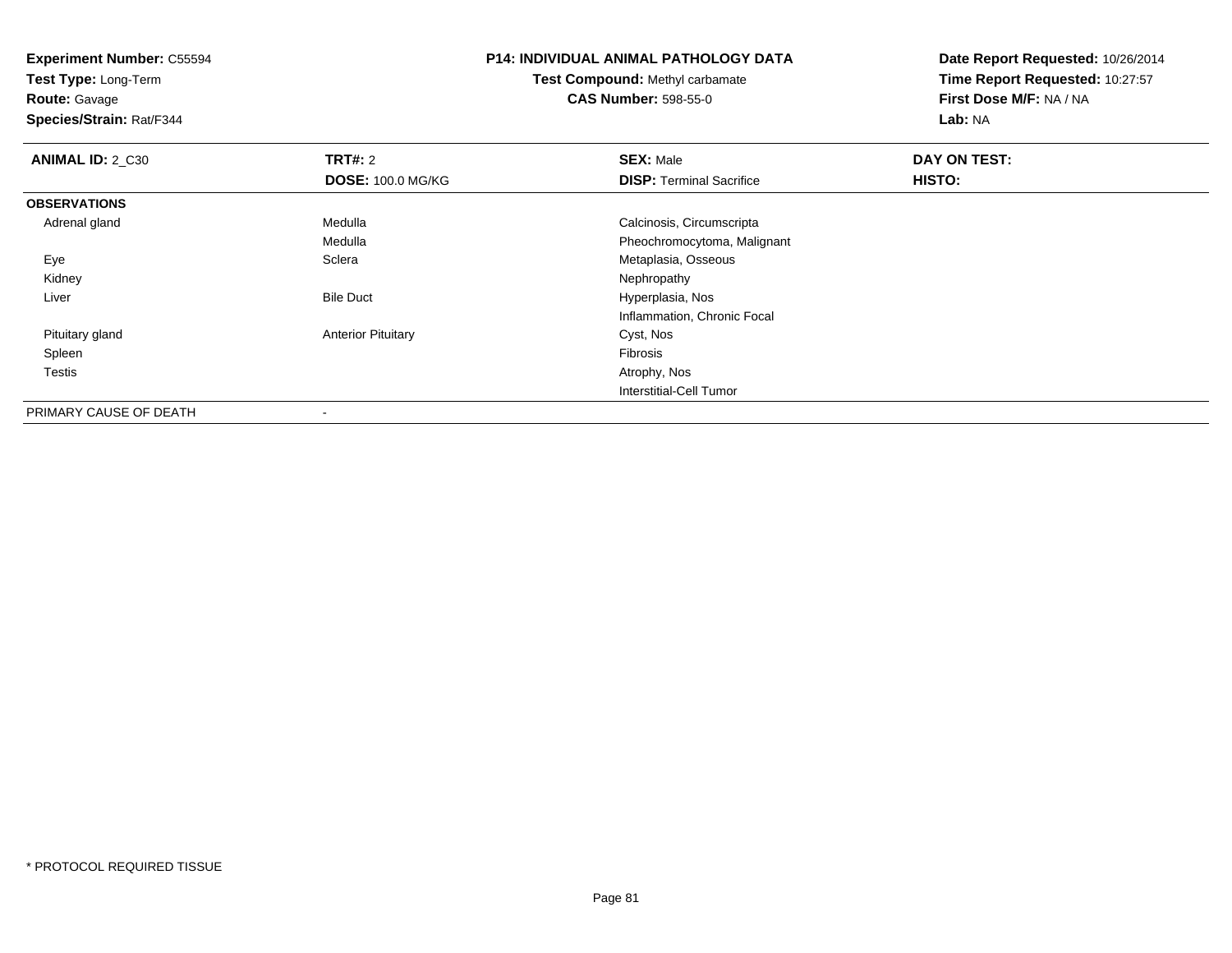**Experiment Number:** C55594
**Test Type:** Long-Term
**Route:** Gavage
**Species/Strain:** Rat/F344

**P14: INDIVIDUAL ANIMAL PATHOLOGY DATA**
**Test Compound:** Methyl carbamate
**CAS Number:** 598-55-0

**Date Report Requested:** 10/26/2014
**Time Report Requested:** 10:27:57
**First Dose M/F:** NA / NA
**Lab:** NA

| **ANIMAL ID:** 2_C30 | **TRT#:** 2 | **SEX:** Male | **DAY ON TEST:** |
|---|---|---|---|
| | **DOSE:** 100.0 MG/KG | **DISP:** Terminal Sacrifice | **HISTO:** |
| **OBSERVATIONS** | | | |
| Adrenal gland | Medulla | Calcinosis, Circumscripta | |
| | Medulla | Pheochromocytoma, Malignant | |
| Eye | Sclera | Metaplasia, Osseous | |
| Kidney | | Nephropathy | |
| Liver | Bile Duct | Hyperplasia, Nos | |
| | | Inflammation, Chronic Focal | |
| Pituitary gland | Anterior Pituitary | Cyst, Nos | |
| Spleen | | Fibrosis | |
| Testis | | Atrophy, Nos | |
| | | Interstitial-Cell Tumor | |
| PRIMARY CAUSE OF DEATH | - | | |

* PROTOCOL REQUIRED TISSUE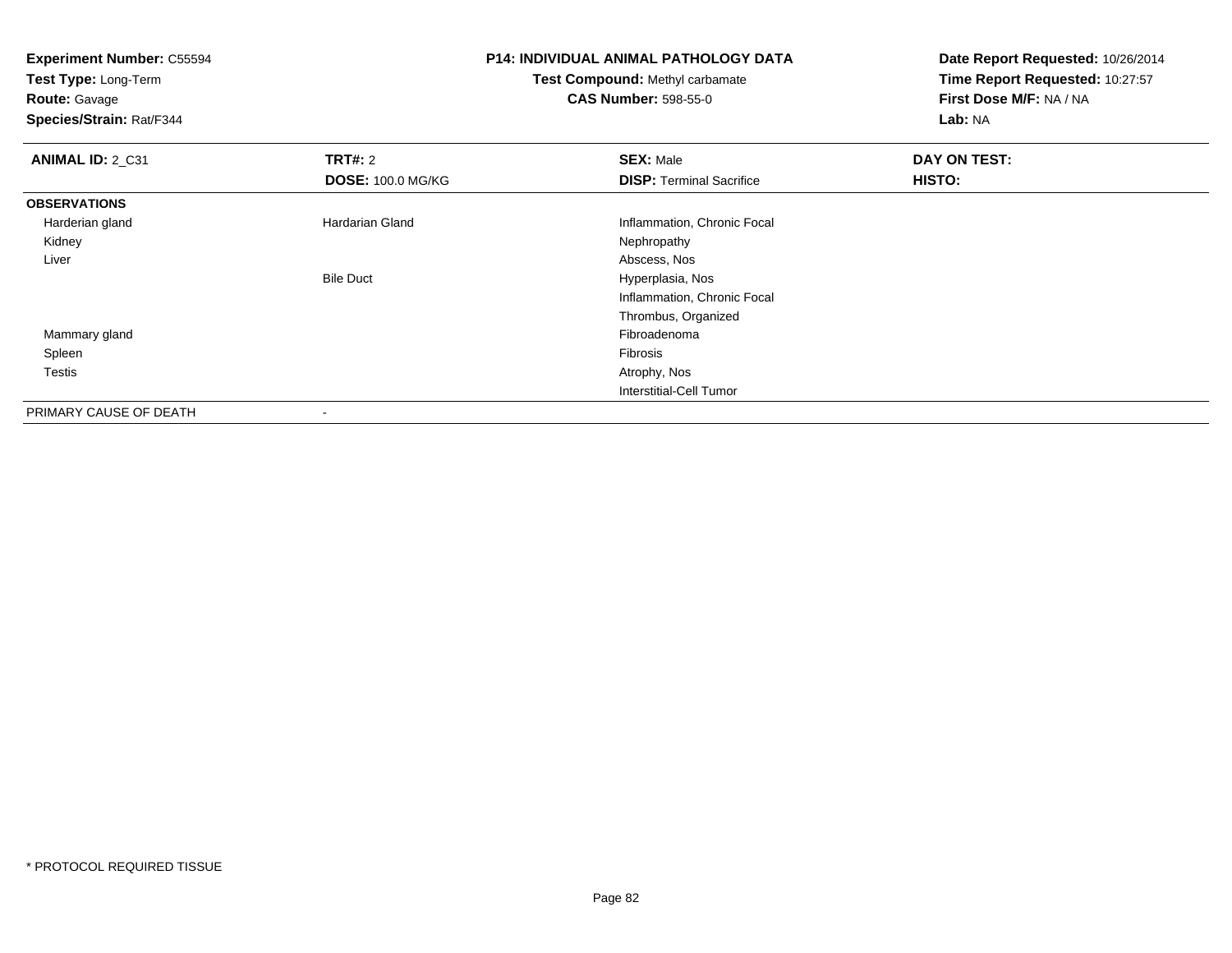**Experiment Number:** C55594
**Test Type:** Long-Term
**Route:** Gavage
**Species/Strain:** Rat/F344

**P14: INDIVIDUAL ANIMAL PATHOLOGY DATA**
**Test Compound:** Methyl carbamate
**CAS Number:** 598-55-0

**Date Report Requested:** 10/26/2014
**Time Report Requested:** 10:27:57
**First Dose M/F:** NA / NA
**Lab:** NA

| **ANIMAL ID:** 2_C31 | **TRT#:** 2 | **SEX:** Male | **DAY ON TEST:** |
|---|---|---|---|
| | **DOSE:** 100.0 MG/KG | **DISP:** Terminal Sacrifice | **HISTO:** |
| **OBSERVATIONS** | | | |
| Harderian gland | Hardarian Gland | Inflammation, Chronic Focal | |
| Kidney | | Nephropathy | |
| Liver | | Abscess, Nos | |
| | Bile Duct | Hyperplasia, Nos | |
| | | Inflammation, Chronic Focal | |
| | | Thrombus, Organized | |
| Mammary gland | | Fibroadenoma | |
| Spleen | | Fibrosis | |
| Testis | | Atrophy, Nos | |
| | | Interstitial-Cell Tumor | |
| PRIMARY CAUSE OF DEATH | - | | |

* PROTOCOL REQUIRED TISSUE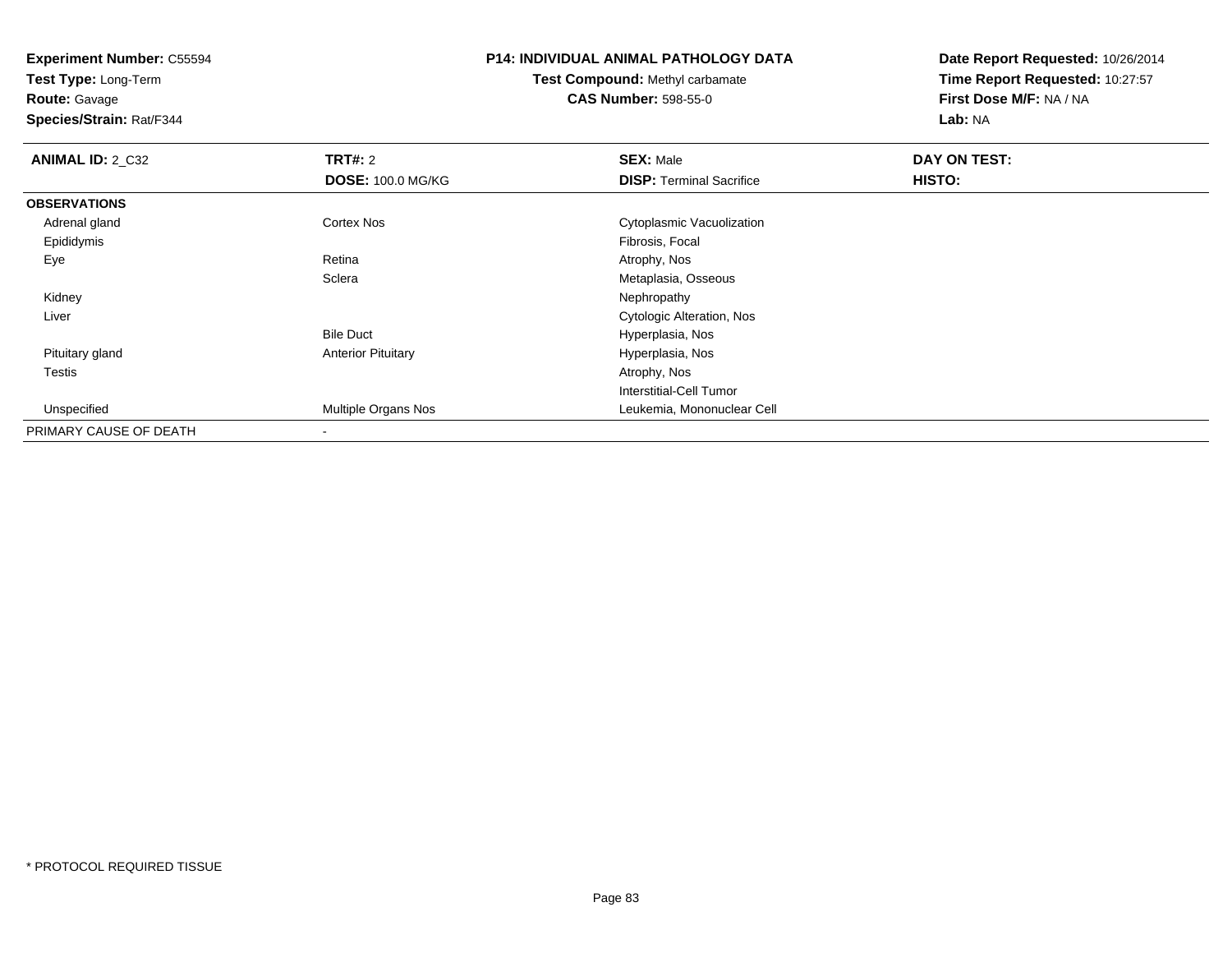**Experiment Number:** C55594
**Test Type:** Long-Term
**Route:** Gavage
**Species/Strain:** Rat/F344

**P14: INDIVIDUAL ANIMAL PATHOLOGY DATA**
**Test Compound:** Methyl carbamate
**CAS Number:** 598-55-0

**Date Report Requested:** 10/26/2014
**Time Report Requested:** 10:27:57
**First Dose M/F:** NA / NA
**Lab:** NA

| **ANIMAL ID:** 2_C32 | **TRT#:** 2 | **SEX:** Male | **DAY ON TEST:** |
|---|---|---|---|
| | **DOSE:** 100.0 MG/KG | **DISP:** Terminal Sacrifice | **HISTO:** |
| **OBSERVATIONS** | | | |
| Adrenal gland | Cortex Nos | Cytoplasmic Vacuolization | |
| Epididymis | | Fibrosis, Focal | |
| Eye | Retina | Atrophy, Nos | |
| | Sclera | Metaplasia, Osseous | |
| Kidney | | Nephropathy | |
| Liver | | Cytologic Alteration, Nos | |
| | Bile Duct | Hyperplasia, Nos | |
| Pituitary gland | Anterior Pituitary | Hyperplasia, Nos | |
| Testis | | Atrophy, Nos | |
| | | Interstitial-Cell Tumor | |
| Unspecified | Multiple Organs Nos | Leukemia, Mononuclear Cell | |
| PRIMARY CAUSE OF DEATH | - | | |

* PROTOCOL REQUIRED TISSUE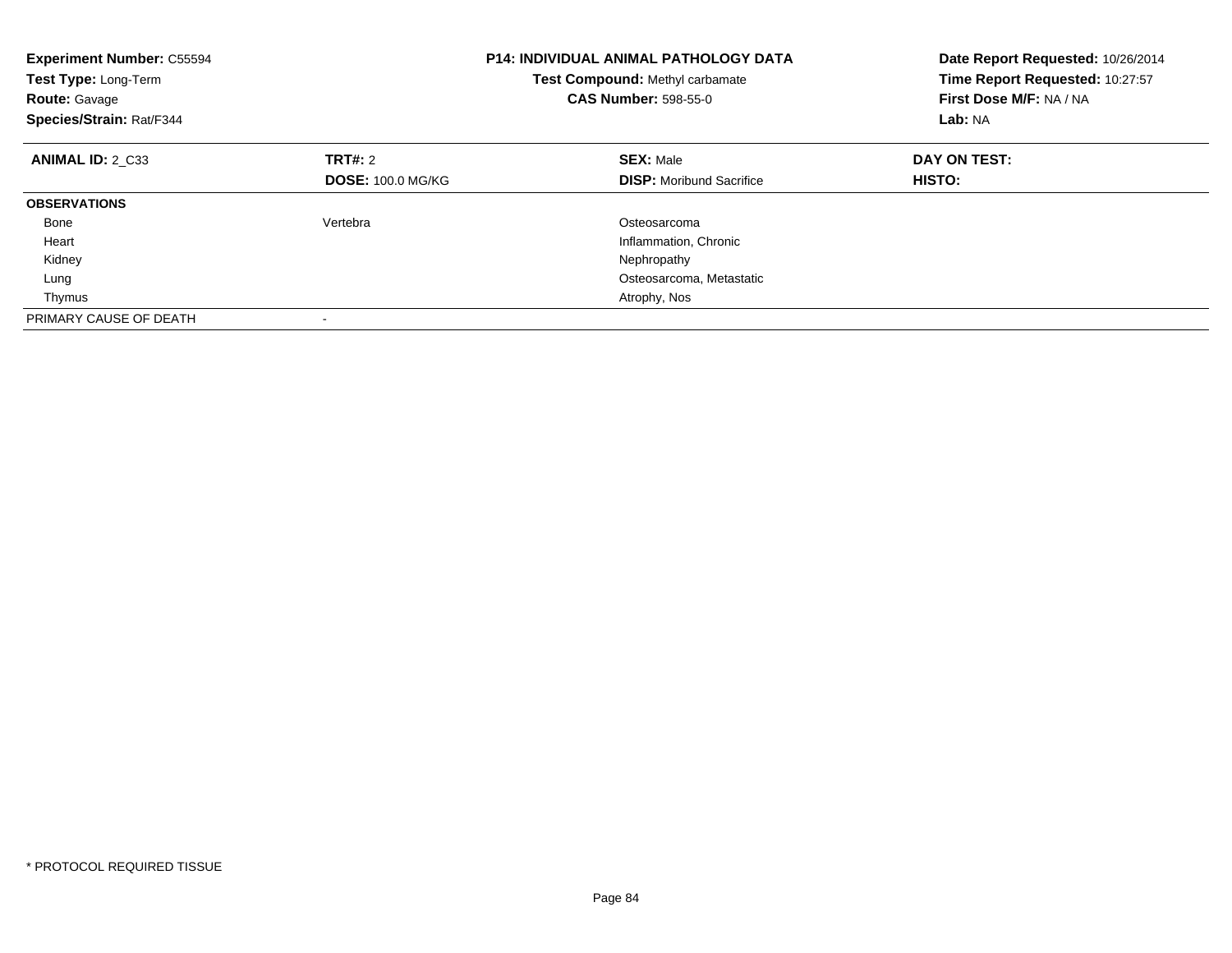**Experiment Number:** C55594
**Test Type:** Long-Term
**Route:** Gavage
**Species/Strain:** Rat/F344

**P14: INDIVIDUAL ANIMAL PATHOLOGY DATA**
**Test Compound:** Methyl carbamate
**CAS Number:** 598-55-0

**Date Report Requested:** 10/26/2014
**Time Report Requested:** 10:27:57
**First Dose M/F:** NA / NA
**Lab:** NA

| **ANIMAL ID:** 2_C33 | **TRT#:** 2 | **SEX:** Male | **DAY ON TEST:** |
|---|---|---|---|
| | **DOSE:** 100.0 MG/KG | **DISP:** Moribund Sacrifice | **HISTO:** |
| **OBSERVATIONS** | | | |
| Bone | Vertebra | Osteosarcoma | |
| Heart | | Inflammation, Chronic | |
| Kidney | | Nephropathy | |
| Lung | | Osteosarcoma, Metastatic | |
| Thymus | | Atrophy, Nos | |
| PRIMARY CAUSE OF DEATH | - | | |

* PROTOCOL REQUIRED TISSUE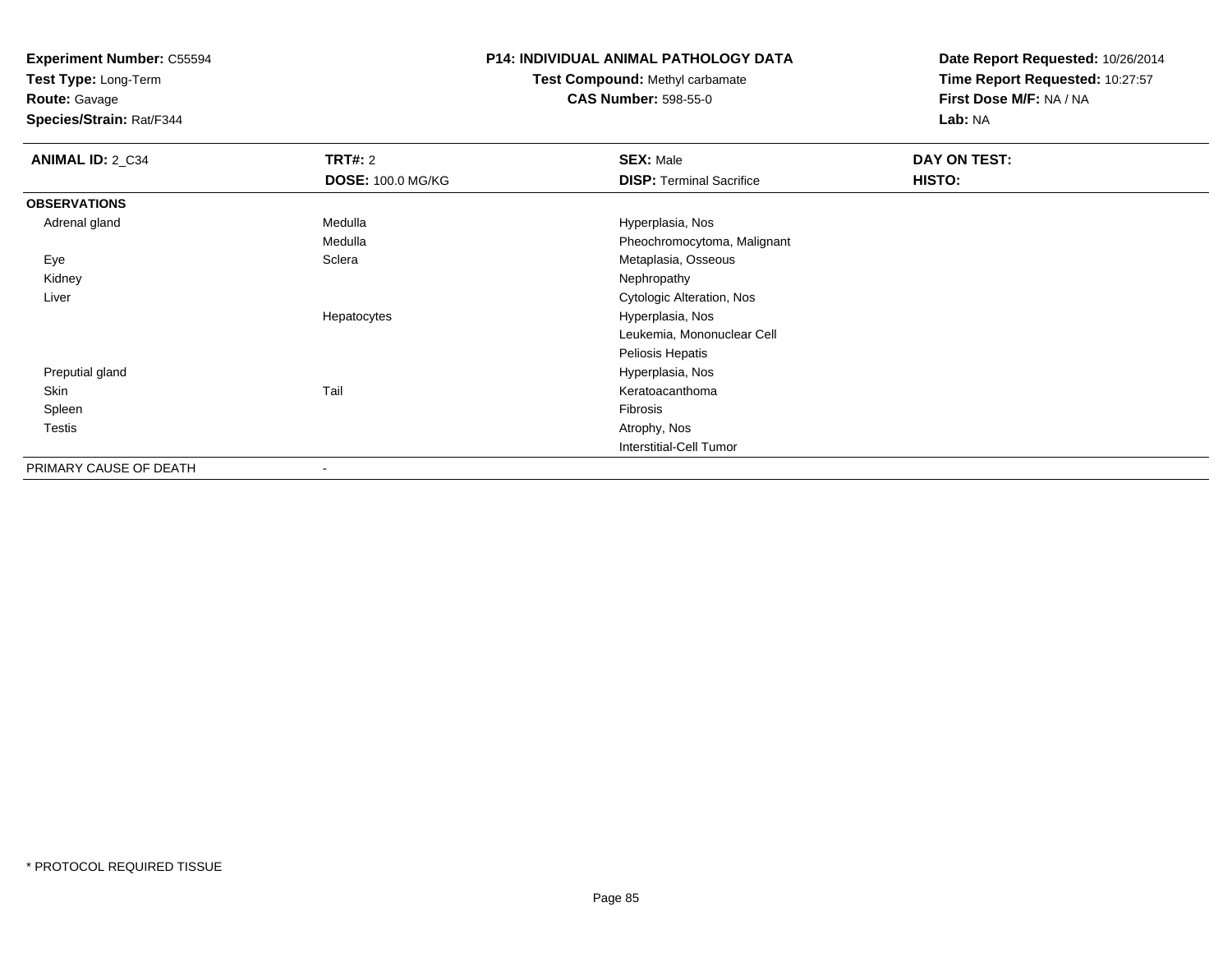**Experiment Number:** C55594
**Test Type:** Long-Term
**Route:** Gavage
**Species/Strain:** Rat/F344

**P14: INDIVIDUAL ANIMAL PATHOLOGY DATA**
**Test Compound:** Methyl carbamate
**CAS Number:** 598-55-0

**Date Report Requested:** 10/26/2014
**Time Report Requested:** 10:27:57
**First Dose M/F:** NA / NA
**Lab:** NA

| **ANIMAL ID:** 2_C34 | **TRT#:** 2 | **SEX:** Male | **DAY ON TEST:** |
|---|---|---|---|
| | **DOSE:** 100.0 MG/KG | **DISP:** Terminal Sacrifice | **HISTO:** |
| **OBSERVATIONS** | | | |
| Adrenal gland | Medulla | Hyperplasia, Nos | |
| | Medulla | Pheochromocytoma, Malignant | |
| Eye | Sclera | Metaplasia, Osseous | |
| Kidney | | Nephropathy | |
| Liver | | Cytologic Alteration, Nos | |
| | Hepatocytes | Hyperplasia, Nos | |
| | | Leukemia, Mononuclear Cell | |
| | | Peliosis Hepatis | |
| Preputial gland | | Hyperplasia, Nos | |
| Skin | Tail | Keratoacanthoma | |
| Spleen | | Fibrosis | |
| Testis | | Atrophy, Nos | |
| | | Interstitial-Cell Tumor | |
| PRIMARY CAUSE OF DEATH | - | | |

* PROTOCOL REQUIRED TISSUE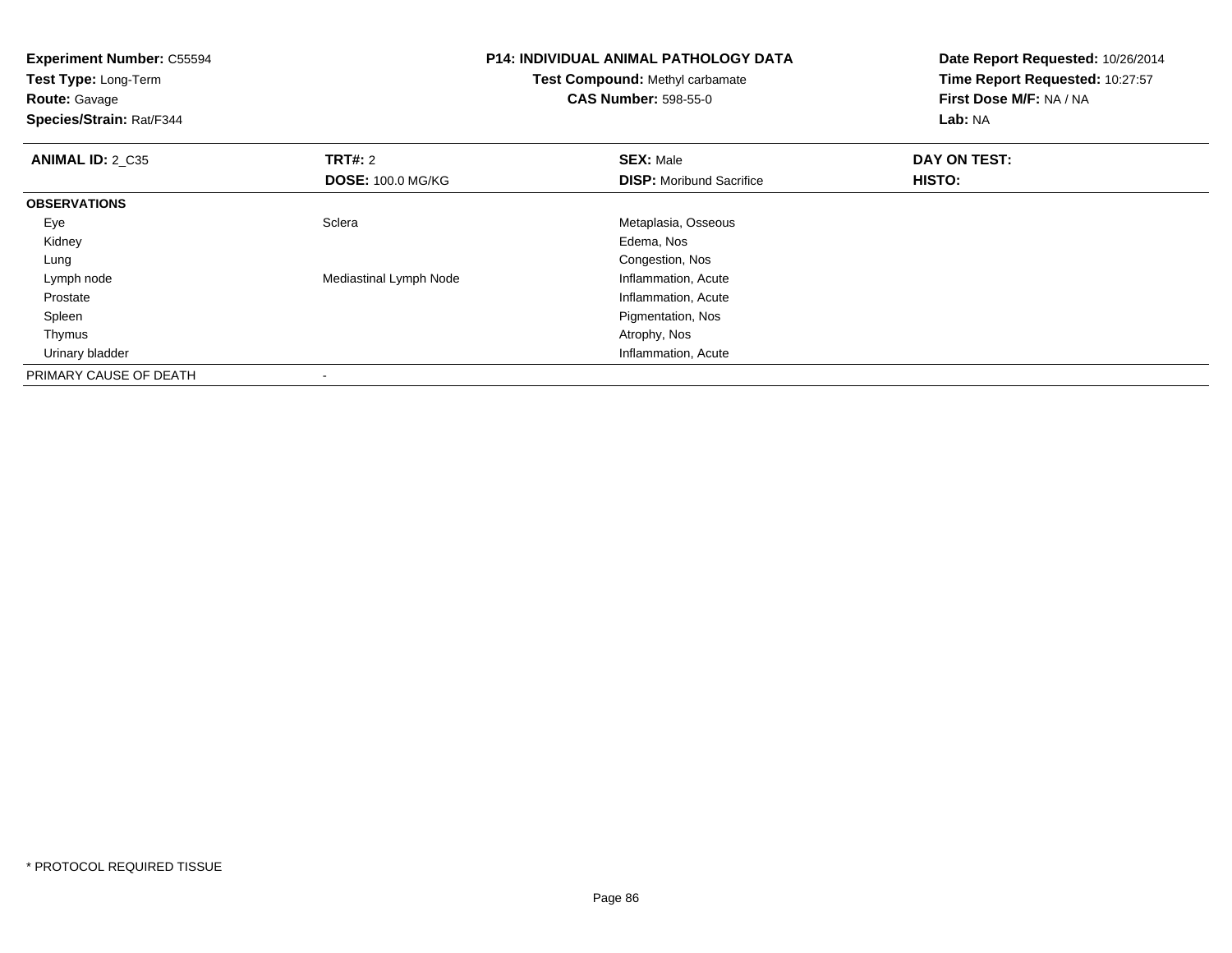**Experiment Number:** C55594
**Test Type:** Long-Term
**Route:** Gavage
**Species/Strain:** Rat/F344

**P14: INDIVIDUAL ANIMAL PATHOLOGY DATA**
**Test Compound:** Methyl carbamate
**CAS Number:** 598-55-0

**Date Report Requested:** 10/26/2014
**Time Report Requested:** 10:27:57
**First Dose M/F:** NA / NA
**Lab:** NA

| **ANIMAL ID:** 2_C35 | **TRT#:** 2 | **SEX:** Male | **DAY ON TEST:** |
|---|---|---|---|
| | **DOSE:** 100.0 MG/KG | **DISP:** Moribund Sacrifice | **HISTO:** |
| **OBSERVATIONS** | | | |
| Eye | Sclera | Metaplasia, Osseous | |
| Kidney | | Edema, Nos | |
| Lung | | Congestion, Nos | |
| Lymph node | Mediastinal Lymph Node | Inflammation, Acute | |
| Prostate | | Inflammation, Acute | |
| Spleen | | Pigmentation, Nos | |
| Thymus | | Atrophy, Nos | |
| Urinary bladder | | Inflammation, Acute | |
| PRIMARY CAUSE OF DEATH | - | | |

\* PROTOCOL REQUIRED TISSUE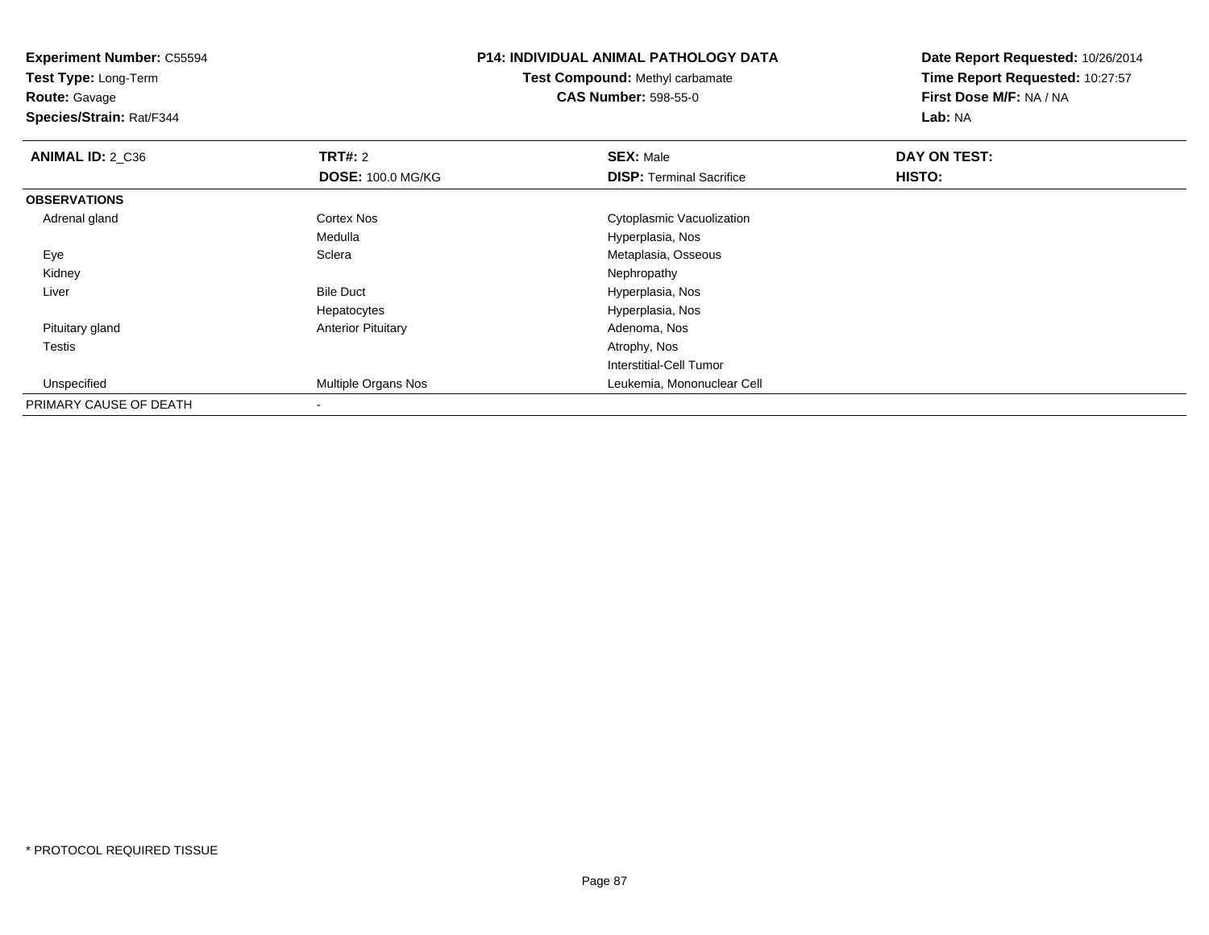**Experiment Number:** C55594
**Test Type:** Long-Term
**Route:** Gavage
**Species/Strain:** Rat/F344

**P14: INDIVIDUAL ANIMAL PATHOLOGY DATA**
**Test Compound:** Methyl carbamate
**CAS Number:** 598-55-0

**Date Report Requested:** 10/26/2014
**Time Report Requested:** 10:27:57
**First Dose M/F:** NA / NA
**Lab:** NA

| **ANIMAL ID:** 2_C36 | **TRT#:** 2 | **SEX:** Male | **DAY ON TEST:** |
|---|---|---|---|
| | **DOSE:** 100.0 MG/KG | **DISP:** Terminal Sacrifice | **HISTO:** |
| **OBSERVATIONS** | | | |
| Adrenal gland | Cortex Nos | Cytoplasmic Vacuolization | |
| | Medulla | Hyperplasia, Nos | |
| Eye | Sclera | Metaplasia, Osseous | |
| Kidney | | Nephropathy | |
| Liver | Bile Duct | Hyperplasia, Nos | |
| | Hepatocytes | Hyperplasia, Nos | |
| Pituitary gland | Anterior Pituitary | Adenoma, Nos | |
| Testis | | Atrophy, Nos | |
| | | Interstitial-Cell Tumor | |
| Unspecified | Multiple Organs Nos | Leukemia, Mononuclear Cell | |
| PRIMARY CAUSE OF DEATH | - | | |

* PROTOCOL REQUIRED TISSUE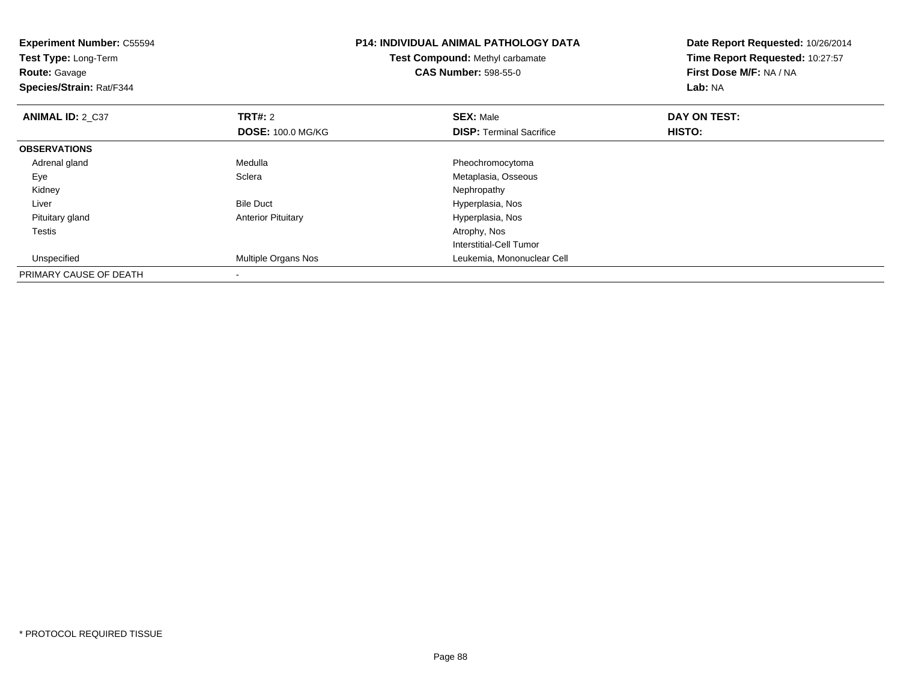**Experiment Number:** C55594
**Test Type:** Long-Term
**Route:** Gavage
**Species/Strain:** Rat/F344

**P14: INDIVIDUAL ANIMAL PATHOLOGY DATA**
**Test Compound:** Methyl carbamate
**CAS Number:** 598-55-0

**Date Report Requested:** 10/26/2014
**Time Report Requested:** 10:27:57
**First Dose M/F:** NA / NA
**Lab:** NA

| **ANIMAL ID:** 2_C37 | **TRT#:** 2 | **SEX:** Male | **DAY ON TEST:** |
|---|---|---|---|
| | **DOSE:** 100.0 MG/KG | **DISP:** Terminal Sacrifice | **HISTO:** |
| **OBSERVATIONS** | | | |
| Adrenal gland | Medulla | Pheochromocytoma | |
| Eye | Sclera | Metaplasia, Osseous | |
| Kidney | | Nephropathy | |
| Liver | Bile Duct | Hyperplasia, Nos | |
| Pituitary gland | Anterior Pituitary | Hyperplasia, Nos | |
| Testis | | Atrophy, Nos | |
| | | Interstitial-Cell Tumor | |
| Unspecified | Multiple Organs Nos | Leukemia, Mononuclear Cell | |
| PRIMARY CAUSE OF DEATH | - | | |

* PROTOCOL REQUIRED TISSUE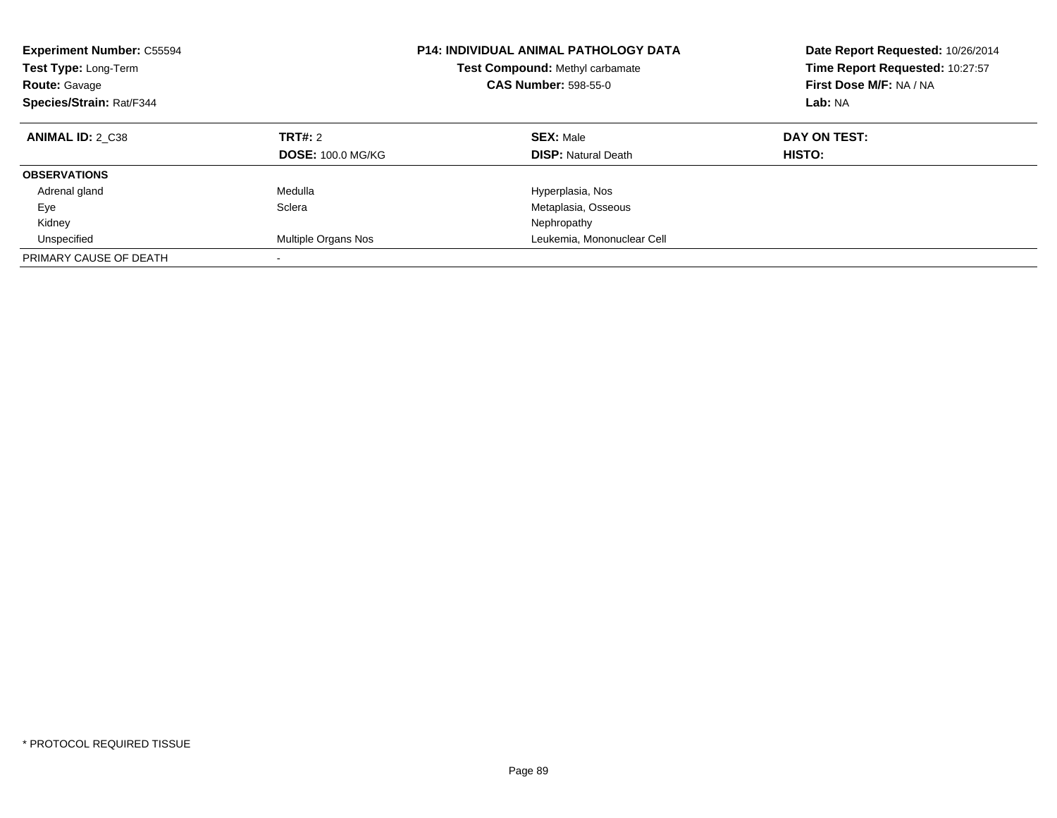**Experiment Number:** C55594
**Test Type:** Long-Term
**Route:** Gavage
**Species/Strain:** Rat/F344

**P14: INDIVIDUAL ANIMAL PATHOLOGY DATA**
**Test Compound:** Methyl carbamate
**CAS Number:** 598-55-0

**Date Report Requested:** 10/26/2014
**Time Report Requested:** 10:27:57
**First Dose M/F:** NA / NA
**Lab:** NA

| **ANIMAL ID:** 2_C38 | **TRT#:** 2 | **SEX:** Male | **DAY ON TEST:** |
|---|---|---|---|
| | **DOSE:** 100.0 MG/KG | **DISP:** Natural Death | **HISTO:** |
| **OBSERVATIONS** | | | |
| Adrenal gland | Medulla | Hyperplasia, Nos | |
| Eye | Sclera | Metaplasia, Osseous | |
| Kidney | | Nephropathy | |
| Unspecified | Multiple Organs Nos | Leukemia, Mononuclear Cell | |
| PRIMARY CAUSE OF DEATH | - | | |

* PROTOCOL REQUIRED TISSUE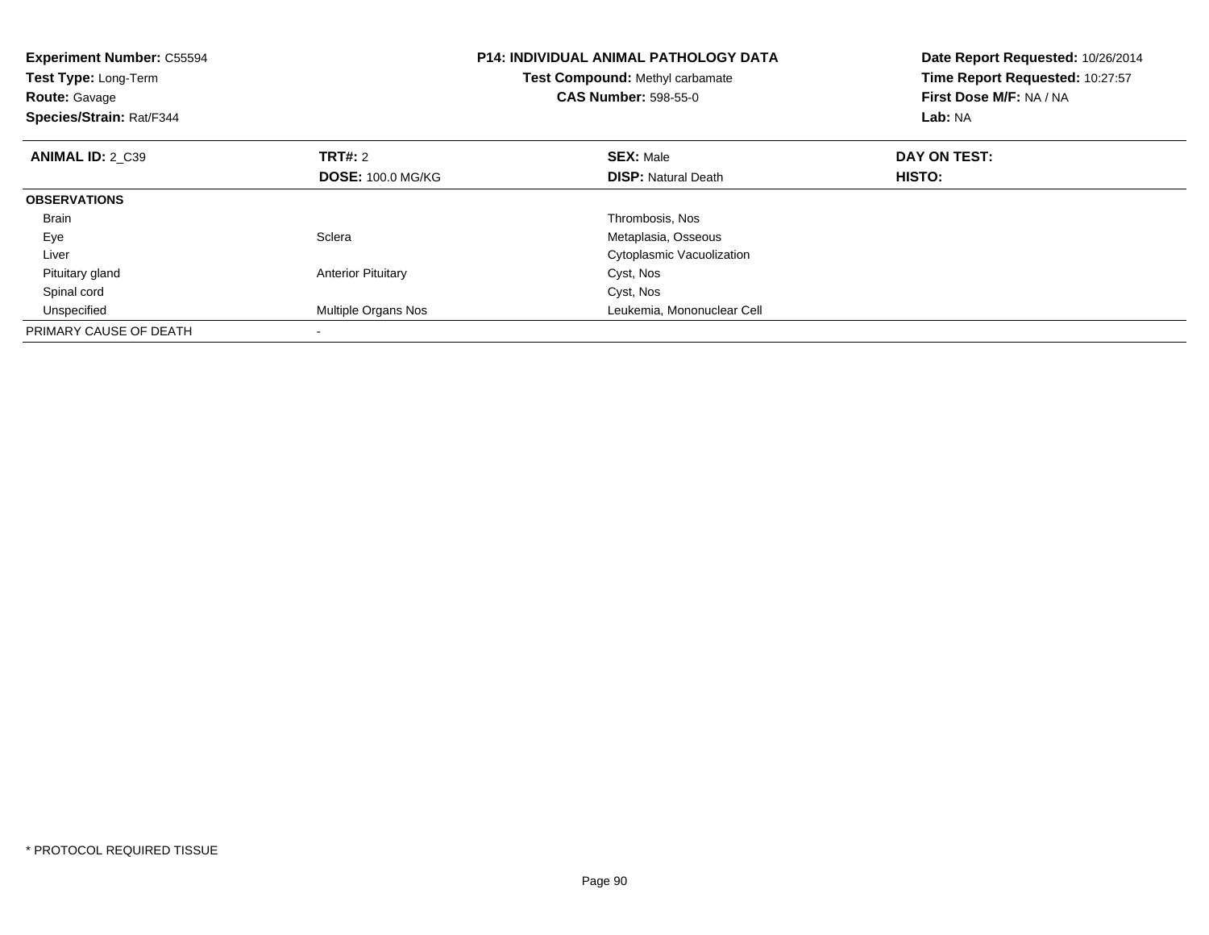**Experiment Number:** C55594
**Test Type:** Long-Term
**Route:** Gavage
**Species/Strain:** Rat/F344

**P14: INDIVIDUAL ANIMAL PATHOLOGY DATA**
**Test Compound:** Methyl carbamate
**CAS Number:** 598-55-0

**Date Report Requested:** 10/26/2014
**Time Report Requested:** 10:27:57
**First Dose M/F:** NA / NA
**Lab:** NA

| **ANIMAL ID:** 2_C39 | **TRT#:** 2 | **SEX:** Male | **DAY ON TEST:** |
|---|---|---|---|
| | **DOSE:** 100.0 MG/KG | **DISP:** Natural Death | **HISTO:** |
| **OBSERVATIONS** | | | |
| Brain | | Thrombosis, Nos | |
| Eye | Sclera | Metaplasia, Osseous | |
| Liver | | Cytoplasmic Vacuolization | |
| Pituitary gland | Anterior Pituitary | Cyst, Nos | |
| Spinal cord | | Cyst, Nos | |
| Unspecified | Multiple Organs Nos | Leukemia, Mononuclear Cell | |
| PRIMARY CAUSE OF DEATH | - | | |

* PROTOCOL REQUIRED TISSUE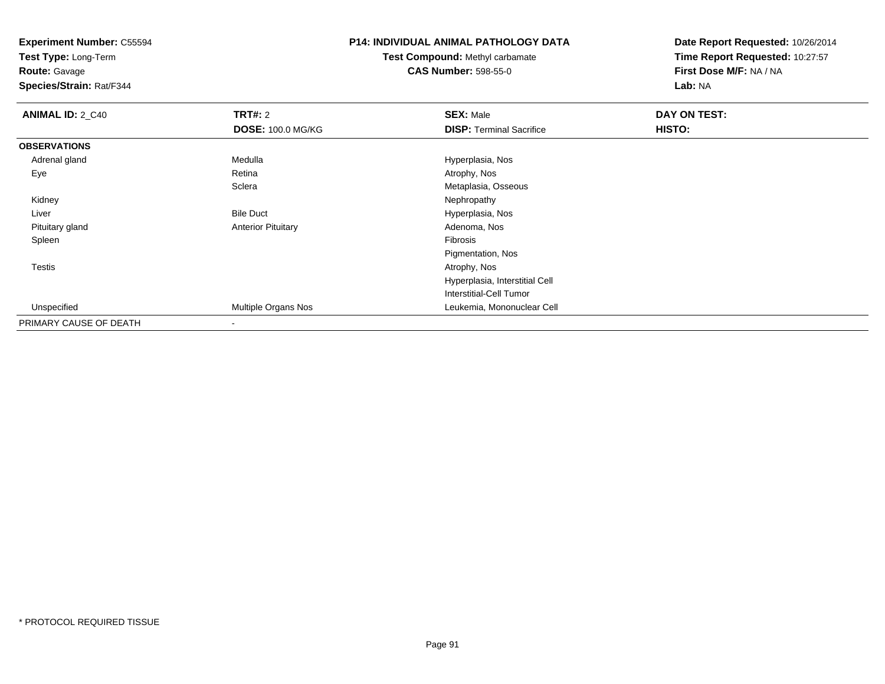**Experiment Number:** C55594
**Test Type:** Long-Term
**Route:** Gavage
**Species/Strain:** Rat/F344

**P14: INDIVIDUAL ANIMAL PATHOLOGY DATA**
**Test Compound:** Methyl carbamate
**CAS Number:** 598-55-0

**Date Report Requested:** 10/26/2014
**Time Report Requested:** 10:27:57
**First Dose M/F:** NA / NA
**Lab:** NA

| **ANIMAL ID:** 2_C40 | **TRT#:** 2 | **SEX:** Male | **DAY ON TEST:** |
|---|---|---|---|
| | **DOSE:** 100.0 MG/KG | **DISP:** Terminal Sacrifice | **HISTO:** |
| **OBSERVATIONS** | | | |
| Adrenal gland | Medulla | Hyperplasia, Nos | |
| Eye | Retina | Atrophy, Nos | |
| | Sclera | Metaplasia, Osseous | |
| Kidney | | Nephropathy | |
| Liver | Bile Duct | Hyperplasia, Nos | |
| Pituitary gland | Anterior Pituitary | Adenoma, Nos | |
| Spleen | | Fibrosis | |
| | | Pigmentation, Nos | |
| Testis | | Atrophy, Nos | |
| | | Hyperplasia, Interstitial Cell | |
| | | Interstitial-Cell Tumor | |
| Unspecified | Multiple Organs Nos | Leukemia, Mononuclear Cell | |
| PRIMARY CAUSE OF DEATH | - | | |

* PROTOCOL REQUIRED TISSUE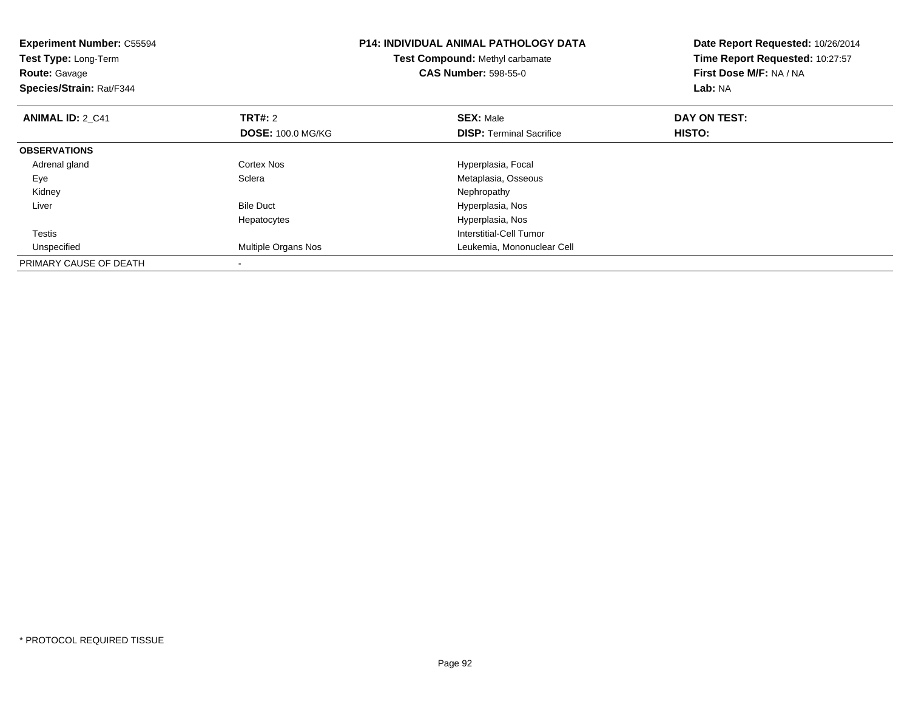**Experiment Number:** C55594
**Test Type:** Long-Term
**Route:** Gavage
**Species/Strain:** Rat/F344

**P14: INDIVIDUAL ANIMAL PATHOLOGY DATA**
**Test Compound:** Methyl carbamate
**CAS Number:** 598-55-0

**Date Report Requested:** 10/26/2014
**Time Report Requested:** 10:27:57
**First Dose M/F:** NA / NA
**Lab:** NA

| **ANIMAL ID:** 2_C41 | **TRT#:** 2 | **SEX:** Male | **DAY ON TEST:** |
|---|---|---|---|
| | **DOSE:** 100.0 MG/KG | **DISP:** Terminal Sacrifice | **HISTO:** |
| **OBSERVATIONS** | | | |
| Adrenal gland | Cortex Nos | Hyperplasia, Focal | |
| Eye | Sclera | Metaplasia, Osseous | |
| Kidney | | Nephropathy | |
| Liver | Bile Duct | Hyperplasia, Nos | |
| | Hepatocytes | Hyperplasia, Nos | |
| Testis | | Interstitial-Cell Tumor | |
| Unspecified | Multiple Organs Nos | Leukemia, Mononuclear Cell | |
| PRIMARY CAUSE OF DEATH | - | | |

* PROTOCOL REQUIRED TISSUE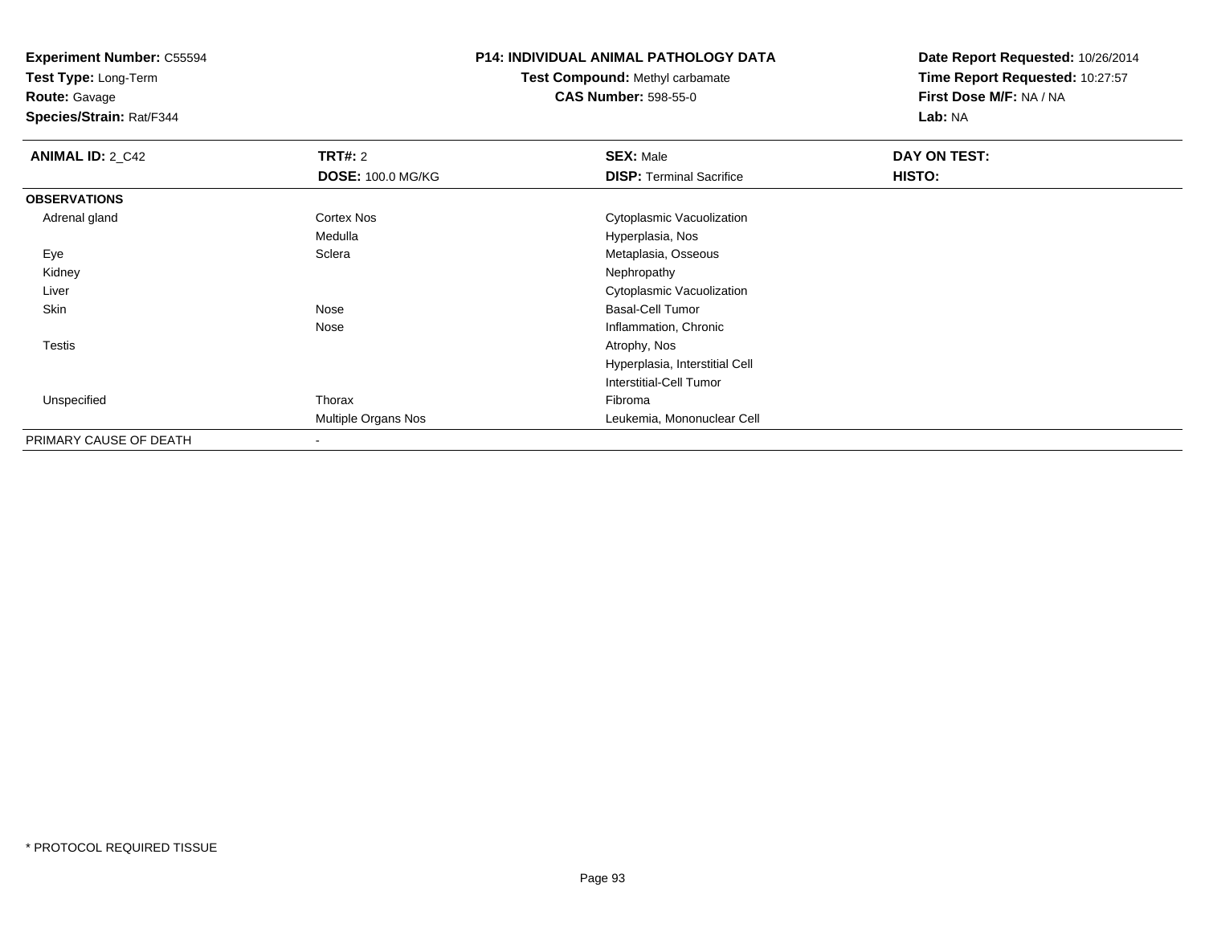**Experiment Number:** C55594
**Test Type:** Long-Term
**Route:** Gavage
**Species/Strain:** Rat/F344

**P14: INDIVIDUAL ANIMAL PATHOLOGY DATA**
**Test Compound:** Methyl carbamate
**CAS Number:** 598-55-0

**Date Report Requested:** 10/26/2014
**Time Report Requested:** 10:27:57
**First Dose M/F:** NA / NA
**Lab:** NA

| **ANIMAL ID:** 2_C42 | **TRT#:** 2 | **SEX:** Male | **DAY ON TEST:** |
|---|---|---|---|
| | **DOSE:** 100.0 MG/KG | **DISP:** Terminal Sacrifice | **HISTO:** |
| **OBSERVATIONS** | | | |
| Adrenal gland | Cortex Nos | Cytoplasmic Vacuolization | |
| | Medulla | Hyperplasia, Nos | |
| Eye | Sclera | Metaplasia, Osseous | |
| Kidney | | Nephropathy | |
| Liver | | Cytoplasmic Vacuolization | |
| Skin | Nose | Basal-Cell Tumor | |
| | Nose | Inflammation, Chronic | |
| Testis | | Atrophy, Nos | |
| | | Hyperplasia, Interstitial Cell | |
| | | Interstitial-Cell Tumor | |
| Unspecified | Thorax | Fibroma | |
| | Multiple Organs Nos | Leukemia, Mononuclear Cell | |
| PRIMARY CAUSE OF DEATH | - | | |

* PROTOCOL REQUIRED TISSUE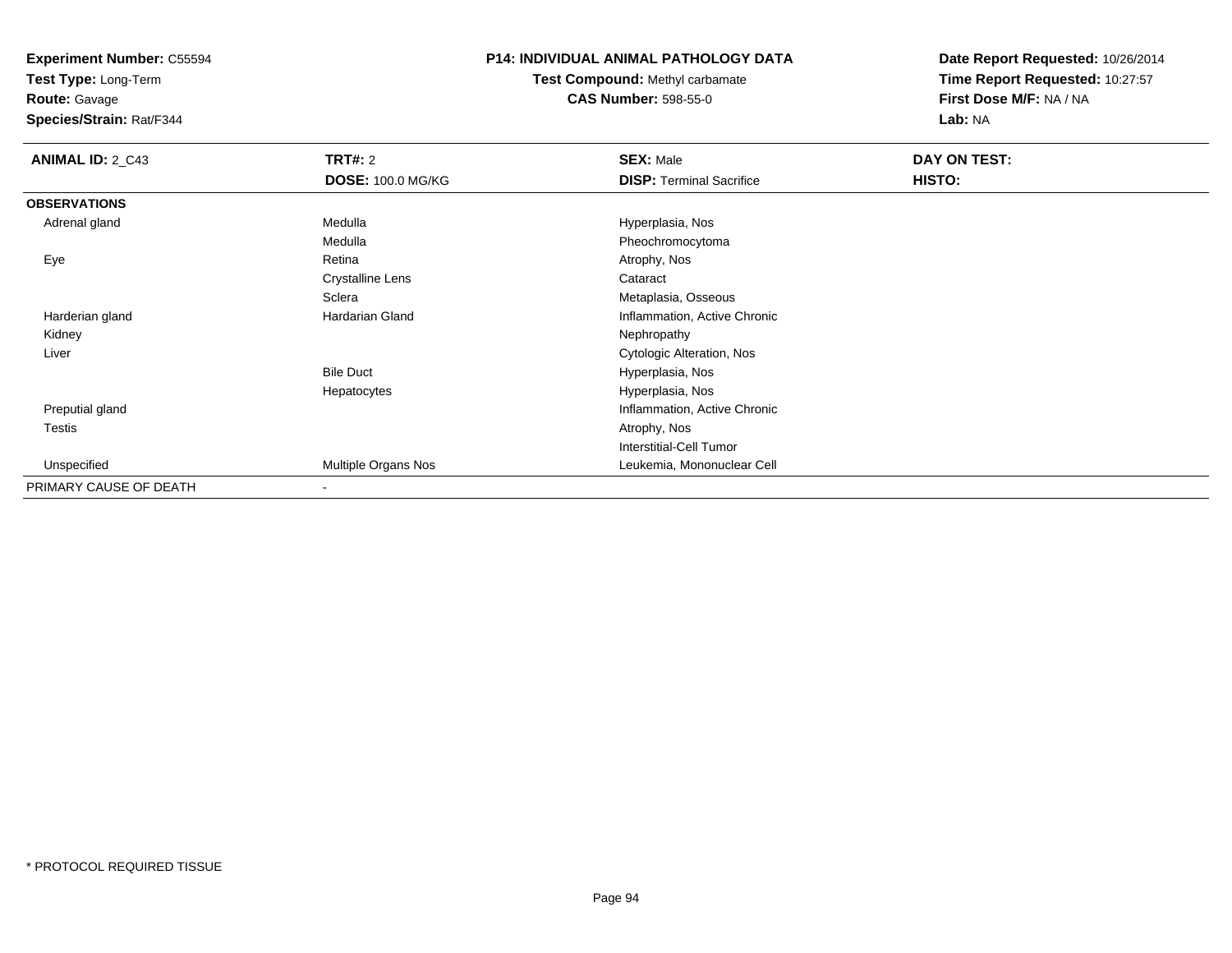**Experiment Number:** C55594
**Test Type:** Long-Term
**Route:** Gavage
**Species/Strain:** Rat/F344

**P14: INDIVIDUAL ANIMAL PATHOLOGY DATA**
**Test Compound:** Methyl carbamate
**CAS Number:** 598-55-0

**Date Report Requested:** 10/26/2014
**Time Report Requested:** 10:27:57
**First Dose M/F:** NA / NA
**Lab:** NA

| **ANIMAL ID:** 2_C43 | **TRT#:** 2 | **SEX:** Male | **DAY ON TEST:** |
|---|---|---|---|
| | **DOSE:** 100.0 MG/KG | **DISP:** Terminal Sacrifice | **HISTO:** |
| **OBSERVATIONS** | | | |
| Adrenal gland | Medulla | Hyperplasia, Nos | |
| | Medulla | Pheochromocytoma | |
| Eye | Retina | Atrophy, Nos | |
| | Crystalline Lens | Cataract | |
| | Sclera | Metaplasia, Osseous | |
| Harderian gland | Hardarian Gland | Inflammation, Active Chronic | |
| Kidney | | Nephropathy | |
| Liver | | Cytologic Alteration, Nos | |
| | Bile Duct | Hyperplasia, Nos | |
| | Hepatocytes | Hyperplasia, Nos | |
| Preputial gland | | Inflammation, Active Chronic | |
| Testis | | Atrophy, Nos | |
| | | Interstitial-Cell Tumor | |
| Unspecified | Multiple Organs Nos | Leukemia, Mononuclear Cell | |
| PRIMARY CAUSE OF DEATH | - | | |

* PROTOCOL REQUIRED TISSUE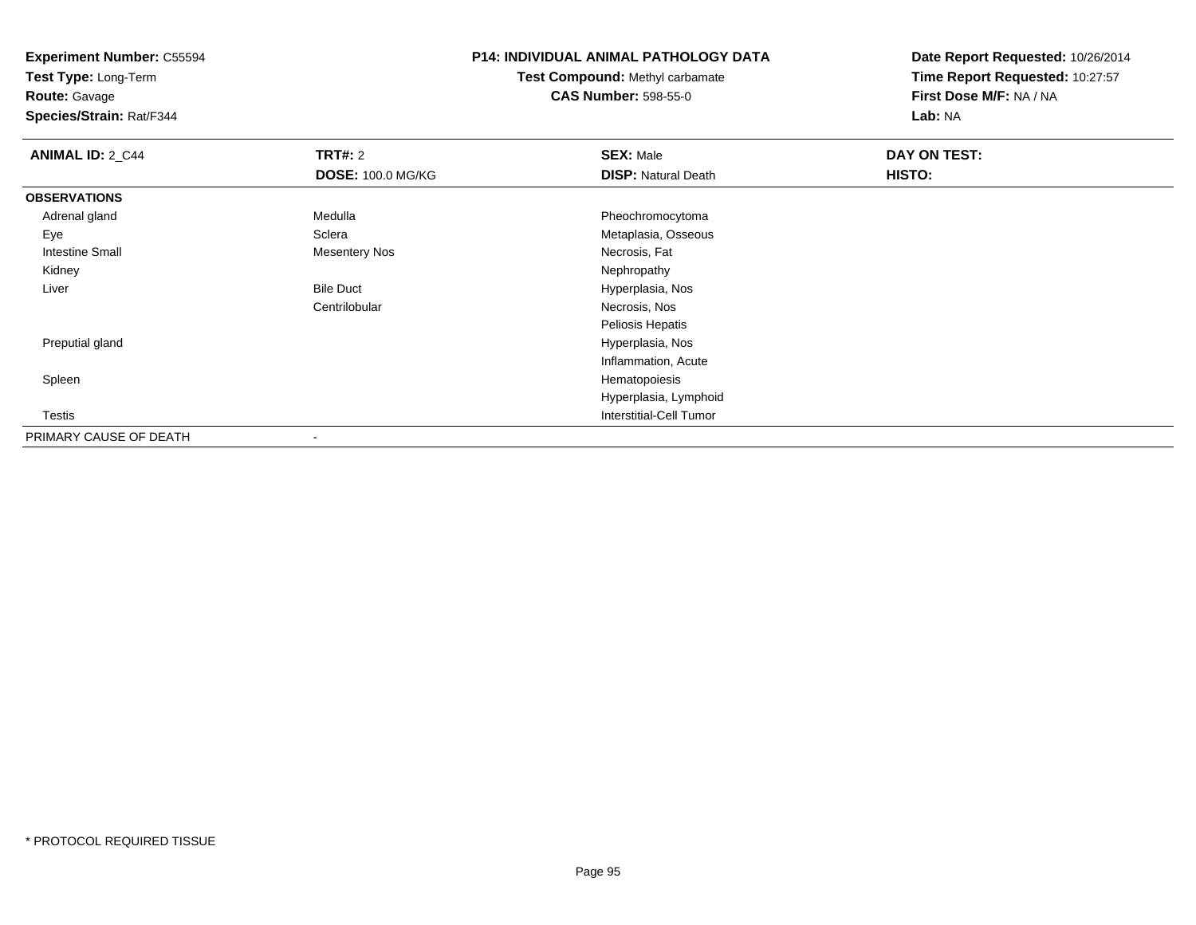**Experiment Number:** C55594
**Test Type:** Long-Term
**Route:** Gavage
**Species/Strain:** Rat/F344

**P14: INDIVIDUAL ANIMAL PATHOLOGY DATA**
**Test Compound:** Methyl carbamate
**CAS Number:** 598-55-0

**Date Report Requested:** 10/26/2014
**Time Report Requested:** 10:27:57
**First Dose M/F:** NA / NA
**Lab:** NA

| **ANIMAL ID:** 2_C44 | **TRT#:** 2 | **SEX:** Male | **DAY ON TEST:** |
|---|---|---|---|
| | **DOSE:** 100.0 MG/KG | **DISP:** Natural Death | **HISTO:** |
| **OBSERVATIONS** | | | |
| Adrenal gland | Medulla | Pheochromocytoma | |
| Eye | Sclera | Metaplasia, Osseous | |
| Intestine Small | Mesentery Nos | Necrosis, Fat | |
| Kidney | | Nephropathy | |
| Liver | Bile Duct | Hyperplasia, Nos | |
| | Centrilobular | Necrosis, Nos | |
| | | Peliosis Hepatis | |
| Preputial gland | | Hyperplasia, Nos | |
| | | Inflammation, Acute | |
| Spleen | | Hematopoiesis | |
| | | Hyperplasia, Lymphoid | |
| Testis | | Interstitial-Cell Tumor | |
| PRIMARY CAUSE OF DEATH | - | | |

* PROTOCOL REQUIRED TISSUE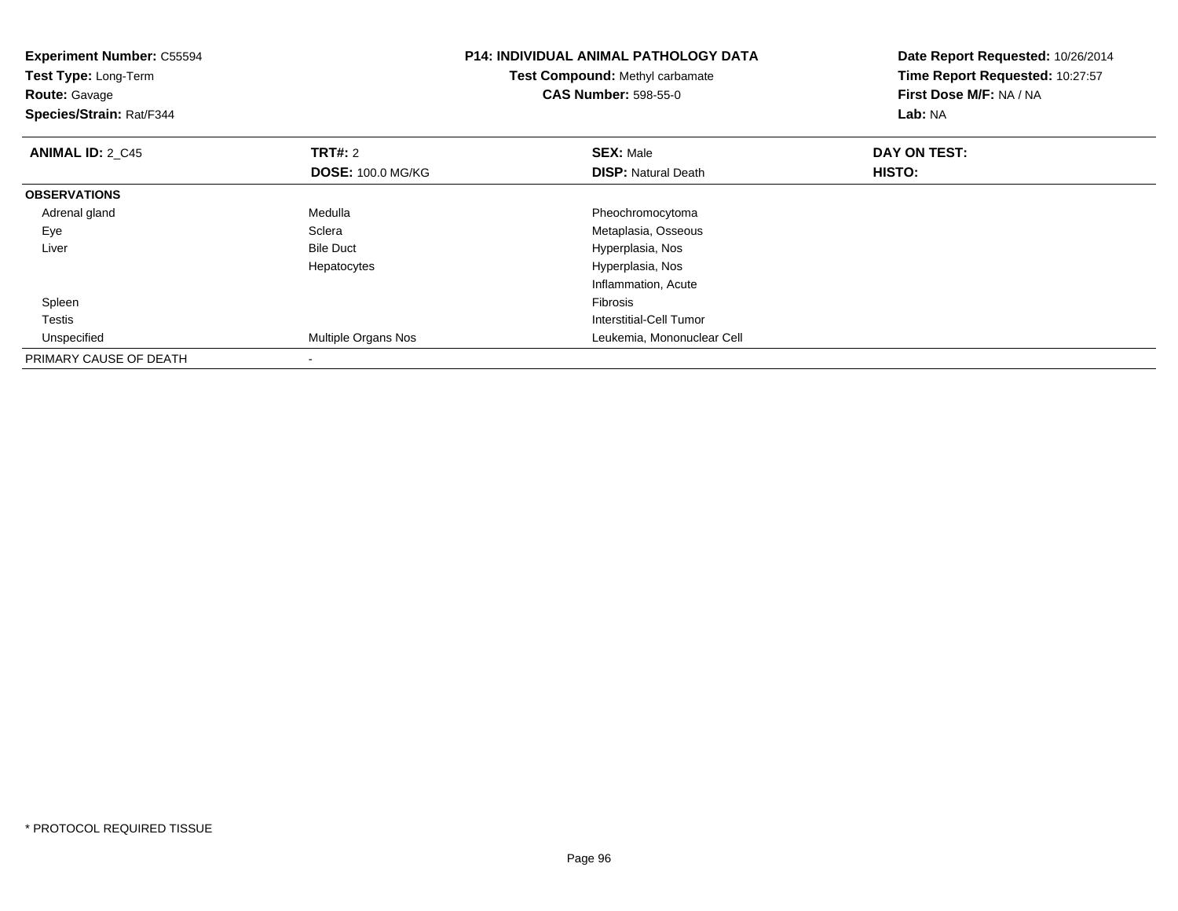**Experiment Number:** C55594
**Test Type:** Long-Term
**Route:** Gavage
**Species/Strain:** Rat/F344

**P14: INDIVIDUAL ANIMAL PATHOLOGY DATA**
**Test Compound:** Methyl carbamate
**CAS Number:** 598-55-0

**Date Report Requested:** 10/26/2014
**Time Report Requested:** 10:27:57
**First Dose M/F:** NA / NA
**Lab:** NA

| **ANIMAL ID:** 2_C45 | **TRT#:** 2 | **SEX:** Male | **DAY ON TEST:** |
|---|---|---|---|
| | **DOSE:** 100.0 MG/KG | **DISP:** Natural Death | **HISTO:** |
| **OBSERVATIONS** | | | |
| Adrenal gland | Medulla | Pheochromocytoma | |
| Eye | Sclera | Metaplasia, Osseous | |
| Liver | Bile Duct | Hyperplasia, Nos | |
| | Hepatocytes | Hyperplasia, Nos | |
| | | Inflammation, Acute | |
| Spleen | | Fibrosis | |
| Testis | | Interstitial-Cell Tumor | |
| Unspecified | Multiple Organs Nos | Leukemia, Mononuclear Cell | |
| PRIMARY CAUSE OF DEATH | - | | |

* PROTOCOL REQUIRED TISSUE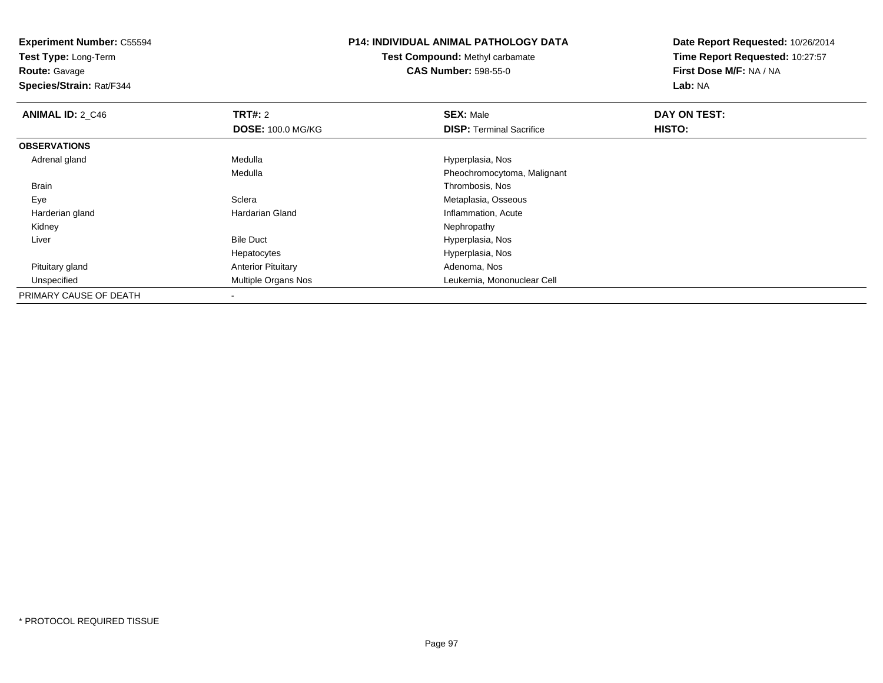**Experiment Number:** C55594
**Test Type:** Long-Term
**Route:** Gavage
**Species/Strain:** Rat/F344

**P14: INDIVIDUAL ANIMAL PATHOLOGY DATA**
**Test Compound:** Methyl carbamate
**CAS Number:** 598-55-0

**Date Report Requested:** 10/26/2014
**Time Report Requested:** 10:27:57
**First Dose M/F:** NA / NA
**Lab:** NA

| **ANIMAL ID:** 2_C46 | **TRT#:** 2 | **SEX:** Male | **DAY ON TEST:** |
|---|---|---|---|
| | **DOSE:** 100.0 MG/KG | **DISP:** Terminal Sacrifice | **HISTO:** |
| **OBSERVATIONS** | | | |
| Adrenal gland | Medulla | Hyperplasia, Nos | |
| | Medulla | Pheochromocytoma, Malignant | |
| Brain | | Thrombosis, Nos | |
| Eye | Sclera | Metaplasia, Osseous | |
| Harderian gland | Hardarian Gland | Inflammation, Acute | |
| Kidney | | Nephropathy | |
| Liver | Bile Duct | Hyperplasia, Nos | |
| | Hepatocytes | Hyperplasia, Nos | |
| Pituitary gland | Anterior Pituitary | Adenoma, Nos | |
| Unspecified | Multiple Organs Nos | Leukemia, Mononuclear Cell | |
| PRIMARY CAUSE OF DEATH | - | | |

* PROTOCOL REQUIRED TISSUE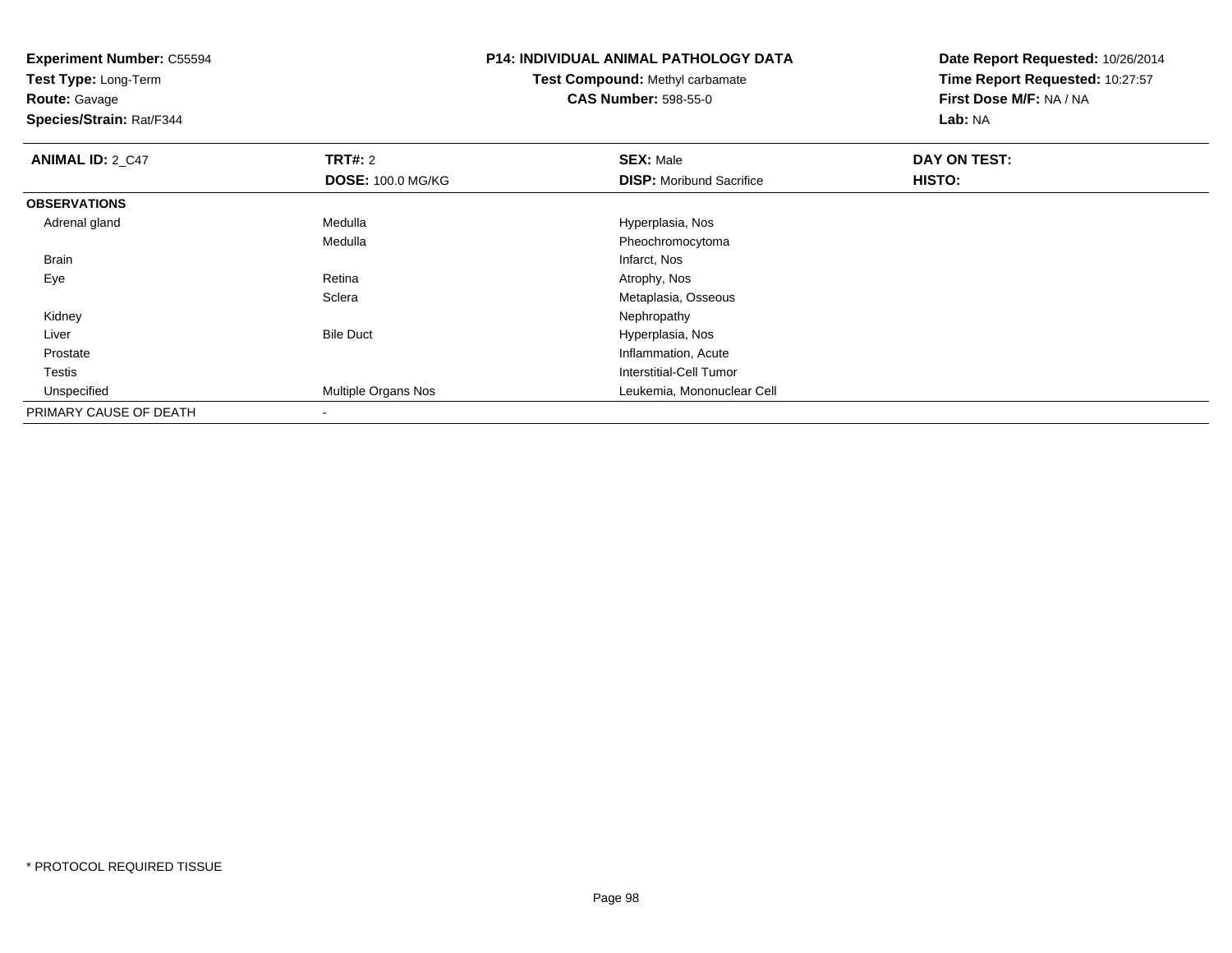**Experiment Number:** C55594
**Test Type:** Long-Term
**Route:** Gavage
**Species/Strain:** Rat/F344

**P14: INDIVIDUAL ANIMAL PATHOLOGY DATA**
**Test Compound:** Methyl carbamate
**CAS Number:** 598-55-0

**Date Report Requested:** 10/26/2014
**Time Report Requested:** 10:27:57
**First Dose M/F:** NA / NA
**Lab:** NA

| **ANIMAL ID:** 2_C47 | **TRT#:** 2 | **SEX:** Male | **DAY ON TEST:** |
|---|---|---|---|
| | **DOSE:** 100.0 MG/KG | **DISP:** Moribund Sacrifice | **HISTO:** |
| **OBSERVATIONS** | | | |
| Adrenal gland | Medulla | Hyperplasia, Nos | |
| | Medulla | Pheochromocytoma | |
| Brain | | Infarct, Nos | |
| Eye | Retina | Atrophy, Nos | |
| | Sclera | Metaplasia, Osseous | |
| Kidney | | Nephropathy | |
| Liver | Bile Duct | Hyperplasia, Nos | |
| Prostate | | Inflammation, Acute | |
| Testis | | Interstitial-Cell Tumor | |
| Unspecified | Multiple Organs Nos | Leukemia, Mononuclear Cell | |
| PRIMARY CAUSE OF DEATH | - | | |

\* PROTOCOL REQUIRED TISSUE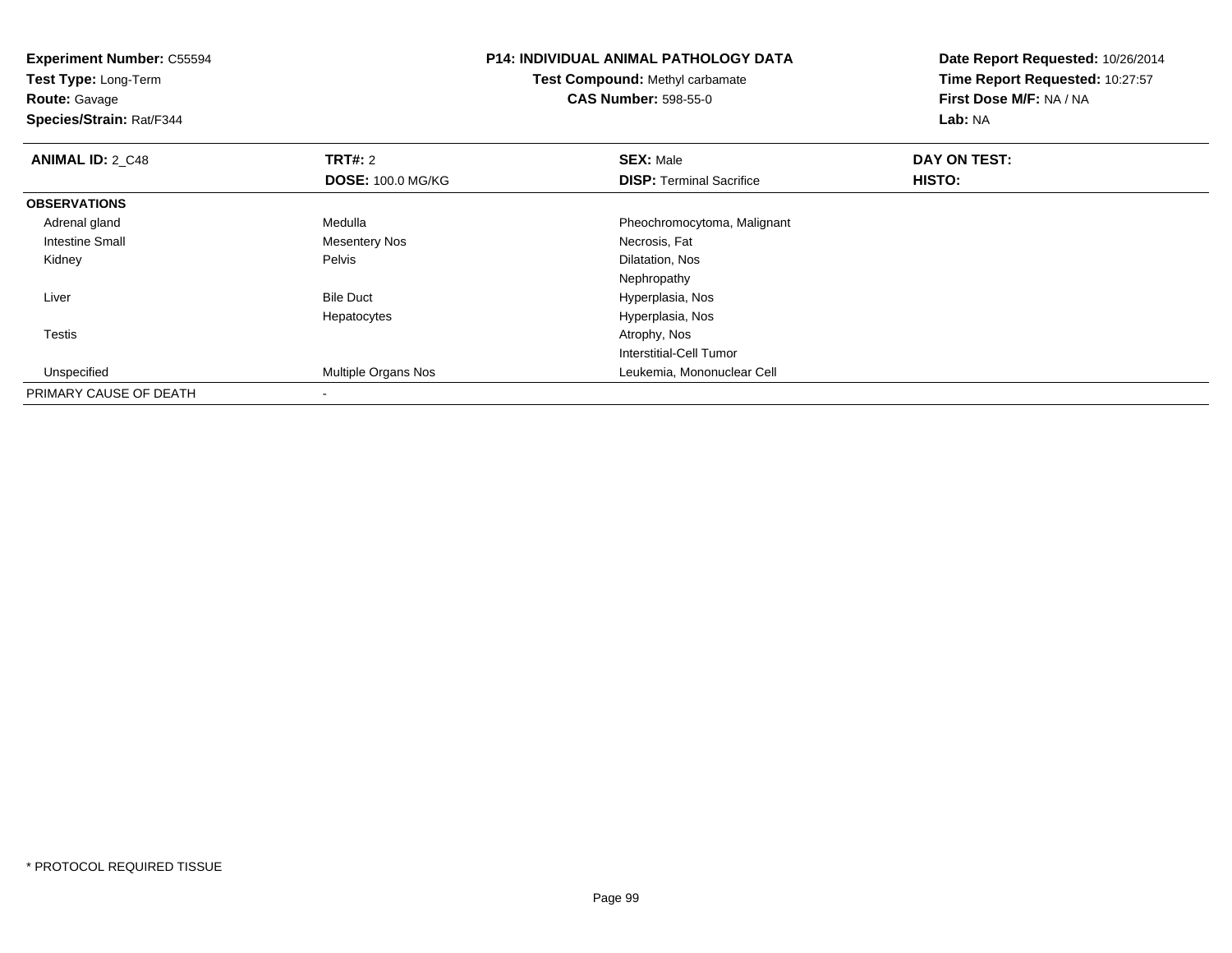**Experiment Number:** C55594
**Test Type:** Long-Term
**Route:** Gavage
**Species/Strain:** Rat/F344

**P14: INDIVIDUAL ANIMAL PATHOLOGY DATA**
**Test Compound:** Methyl carbamate
**CAS Number:** 598-55-0

**Date Report Requested:** 10/26/2014
**Time Report Requested:** 10:27:57
**First Dose M/F:** NA / NA
**Lab:** NA

| **ANIMAL ID:** 2_C48 | **TRT#:** 2 | **SEX:** Male | **DAY ON TEST:** |
|---|---|---|---|
| | **DOSE:** 100.0 MG/KG | **DISP:** Terminal Sacrifice | **HISTO:** |
| **OBSERVATIONS** | | | |
| Adrenal gland | Medulla | Pheochromocytoma, Malignant | |
| Intestine Small | Mesentery Nos | Necrosis, Fat | |
| Kidney | Pelvis | Dilatation, Nos | |
| | | Nephropathy | |
| Liver | Bile Duct | Hyperplasia, Nos | |
| | Hepatocytes | Hyperplasia, Nos | |
| Testis | | Atrophy, Nos | |
| | | Interstitial-Cell Tumor | |
| Unspecified | Multiple Organs Nos | Leukemia, Mononuclear Cell | |
| PRIMARY CAUSE OF DEATH | - | | |

* PROTOCOL REQUIRED TISSUE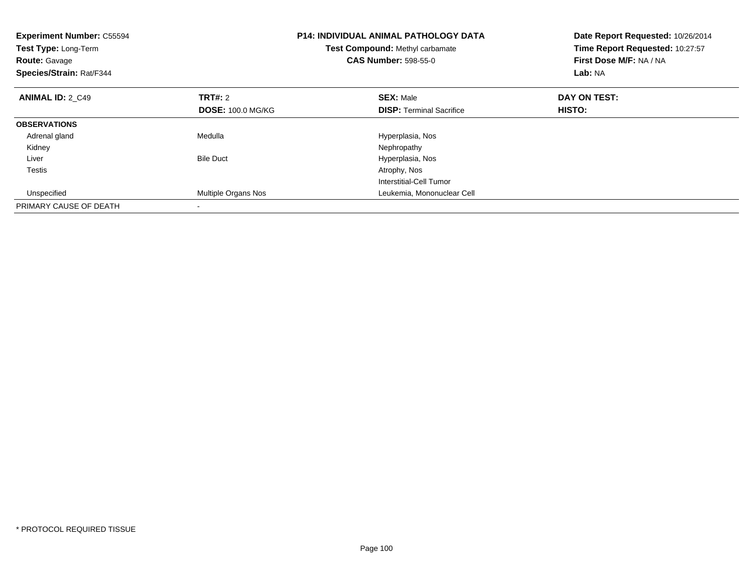**Experiment Number:** C55594
**Test Type:** Long-Term
**Route:** Gavage
**Species/Strain:** Rat/F344

**P14: INDIVIDUAL ANIMAL PATHOLOGY DATA**
**Test Compound:** Methyl carbamate
**CAS Number:** 598-55-0

**Date Report Requested:** 10/26/2014
**Time Report Requested:** 10:27:57
**First Dose M/F:** NA / NA
**Lab:** NA

| **ANIMAL ID:** 2_C49 | **TRT#:** 2 | **SEX:** Male | **DAY ON TEST:** |
|---|---|---|---|
| | **DOSE:** 100.0 MG/KG | **DISP:** Terminal Sacrifice | **HISTO:** |
| **OBSERVATIONS** | | | |
| Adrenal gland | Medulla | Hyperplasia, Nos | |
| Kidney | | Nephropathy | |
| Liver | Bile Duct | Hyperplasia, Nos | |
| Testis | | Atrophy, Nos | |
| | | Interstitial-Cell Tumor | |
| Unspecified | Multiple Organs Nos | Leukemia, Mononuclear Cell | |
| PRIMARY CAUSE OF DEATH | - | | |

* PROTOCOL REQUIRED TISSUE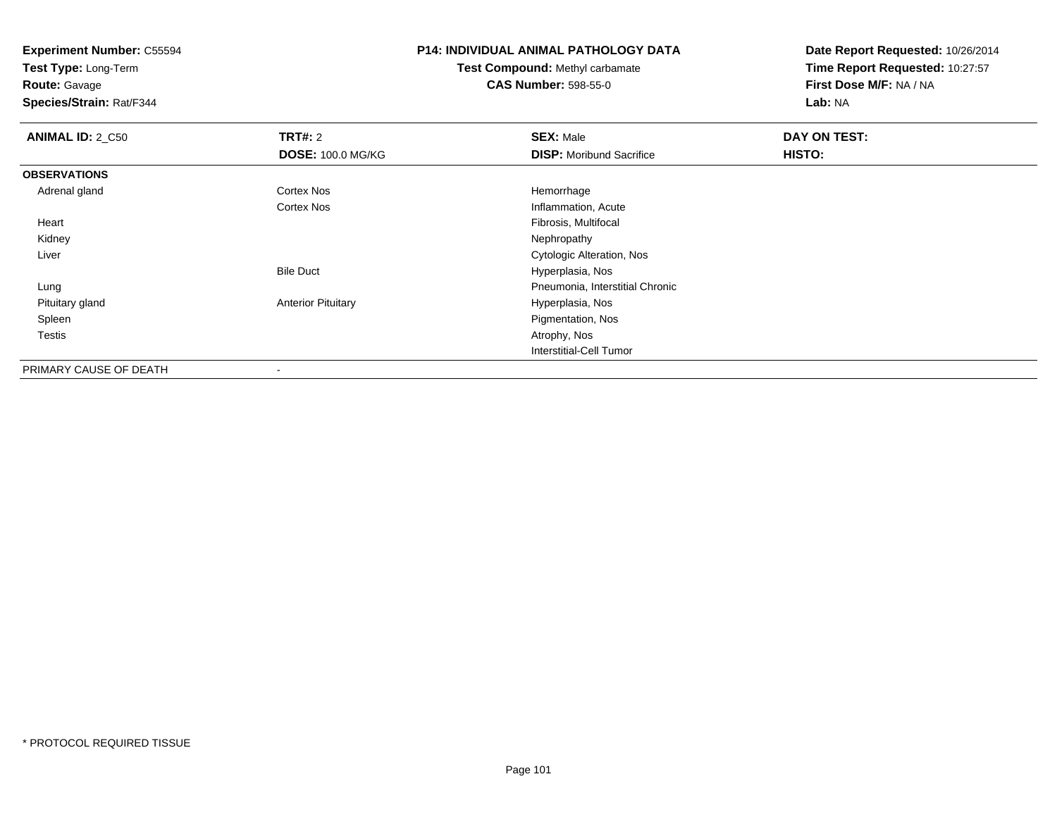**Experiment Number:** C55594
**Test Type:** Long-Term
**Route:** Gavage
**Species/Strain:** Rat/F344

**P14: INDIVIDUAL ANIMAL PATHOLOGY DATA**
**Test Compound:** Methyl carbamate
**CAS Number:** 598-55-0

**Date Report Requested:** 10/26/2014
**Time Report Requested:** 10:27:57
**First Dose M/F:** NA / NA
**Lab:** NA

| **ANIMAL ID:** 2_C50 | **TRT#:** 2 | **SEX:** Male | **DAY ON TEST:** |
|---|---|---|---|
| | **DOSE:** 100.0 MG/KG | **DISP:** Moribund Sacrifice | **HISTO:** |
| **OBSERVATIONS** | | | |
| Adrenal gland | Cortex Nos | Hemorrhage | |
| | Cortex Nos | Inflammation, Acute | |
| Heart | | Fibrosis, Multifocal | |
| Kidney | | Nephropathy | |
| Liver | | Cytologic Alteration, Nos | |
| | Bile Duct | Hyperplasia, Nos | |
| Lung | | Pneumonia, Interstitial Chronic | |
| Pituitary gland | Anterior Pituitary | Hyperplasia, Nos | |
| Spleen | | Pigmentation, Nos | |
| Testis | | Atrophy, Nos | |
| | | Interstitial-Cell Tumor | |
| PRIMARY CAUSE OF DEATH | - | | |

* PROTOCOL REQUIRED TISSUE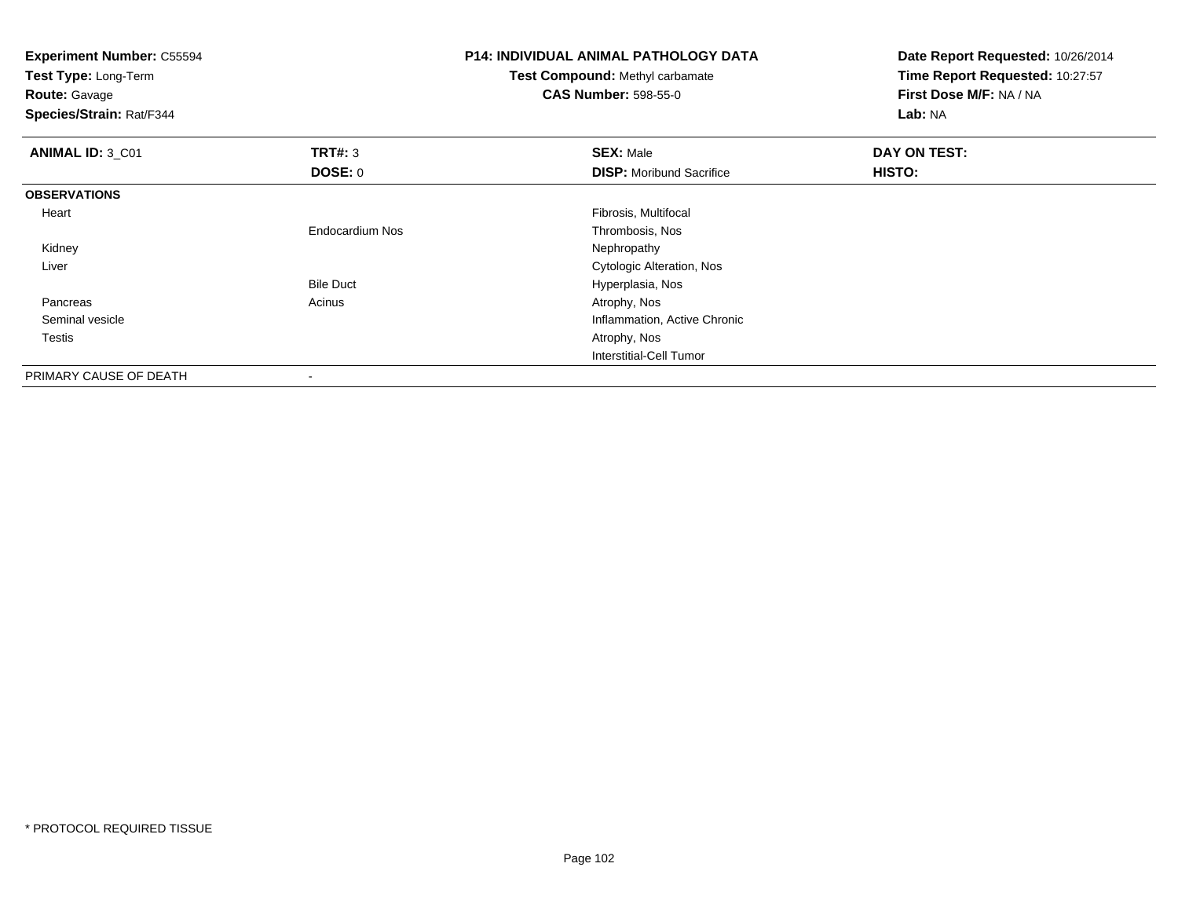**Experiment Number:** C55594
**Test Type:** Long-Term
**Route:** Gavage
**Species/Strain:** Rat/F344

**P14: INDIVIDUAL ANIMAL PATHOLOGY DATA**
**Test Compound:** Methyl carbamate
**CAS Number:** 598-55-0

**Date Report Requested:** 10/26/2014
**Time Report Requested:** 10:27:57
**First Dose M/F:** NA / NA
**Lab:** NA

| ANIMAL ID: 3_C01 | TRT#: 3 | SEX: Male | DAY ON TEST: |
|---|---|---|---|
| | DOSE: 0 | DISP: Moribund Sacrifice | HISTO: |
| **OBSERVATIONS** | | | |
| Heart | | Fibrosis, Multifocal | |
| | Endocardium Nos | Thrombosis, Nos | |
| Kidney | | Nephropathy | |
| Liver | | Cytologic Alteration, Nos | |
| | Bile Duct | Hyperplasia, Nos | |
| Pancreas | Acinus | Atrophy, Nos | |
| Seminal vesicle | | Inflammation, Active Chronic | |
| Testis | | Atrophy, Nos | |
| | | Interstitial-Cell Tumor | |
| PRIMARY CAUSE OF DEATH | - | | |

* PROTOCOL REQUIRED TISSUE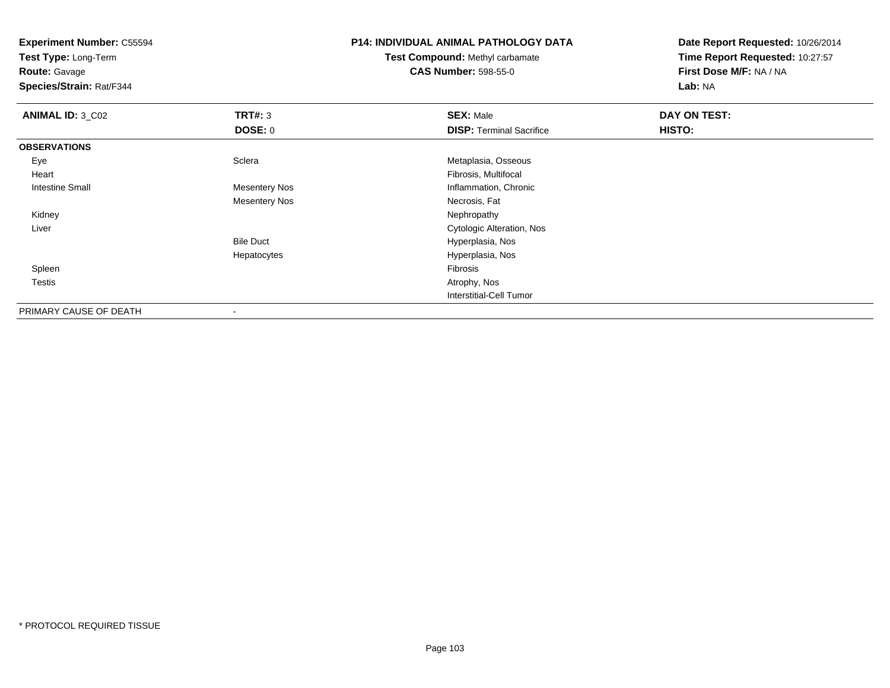**Experiment Number:** C55594
**Test Type:** Long-Term
**Route:** Gavage
**Species/Strain:** Rat/F344

**P14: INDIVIDUAL ANIMAL PATHOLOGY DATA**
**Test Compound:** Methyl carbamate
**CAS Number:** 598-55-0

**Date Report Requested:** 10/26/2014
**Time Report Requested:** 10:27:57
**First Dose M/F:** NA / NA
**Lab:** NA

| **ANIMAL ID:** 3_C02 | **TRT#:** 3 | **SEX:** Male | **DAY ON TEST:** |
|---|---|---|---|
| | **DOSE:** 0 | **DISP:** Terminal Sacrifice | **HISTO:** |
| **OBSERVATIONS** | | | |
| Eye | Sclera | Metaplasia, Osseous | |
| Heart | | Fibrosis, Multifocal | |
| Intestine Small | Mesentery Nos | Inflammation, Chronic | |
| | Mesentery Nos | Necrosis, Fat | |
| Kidney | | Nephropathy | |
| Liver | | Cytologic Alteration, Nos | |
| | Bile Duct | Hyperplasia, Nos | |
| | Hepatocytes | Hyperplasia, Nos | |
| Spleen | | Fibrosis | |
| Testis | | Atrophy, Nos | |
| | | Interstitial-Cell Tumor | |
| PRIMARY CAUSE OF DEATH | - | | |

\* PROTOCOL REQUIRED TISSUE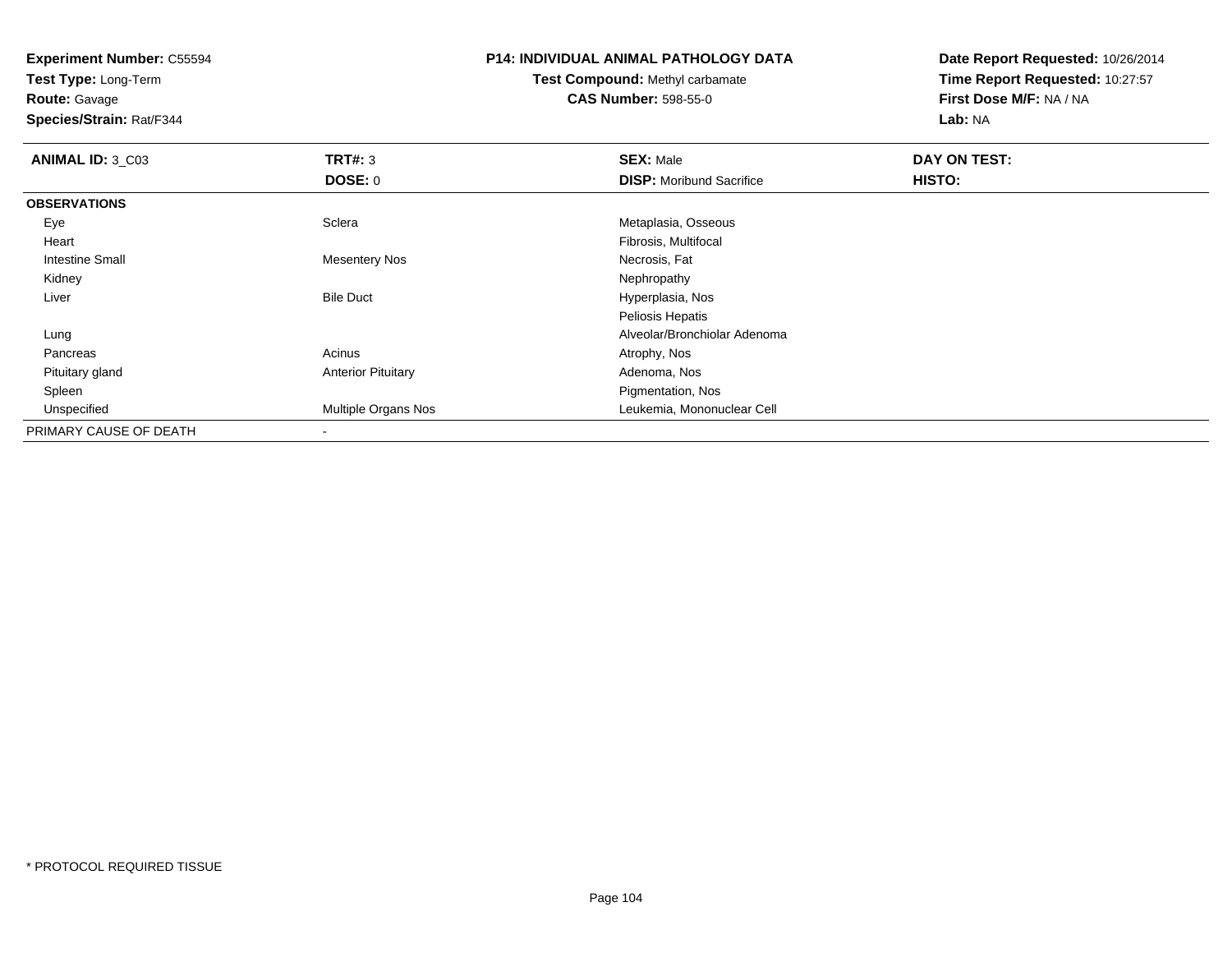**Experiment Number:** C55594
**Test Type:** Long-Term
**Route:** Gavage
**Species/Strain:** Rat/F344

**P14: INDIVIDUAL ANIMAL PATHOLOGY DATA**
**Test Compound:** Methyl carbamate
**CAS Number:** 598-55-0

**Date Report Requested:** 10/26/2014
**Time Report Requested:** 10:27:57
**First Dose M/F:** NA / NA
**Lab:** NA

| **ANIMAL ID:** 3_C03 | **TRT#:** 3 | **SEX:** Male | **DAY ON TEST:** |
|---|---|---|---|
| | **DOSE:** 0 | **DISP:** Moribund Sacrifice | **HISTO:** |
| **OBSERVATIONS** | | | |
| Eye | Sclera | Metaplasia, Osseous | |
| Heart | | Fibrosis, Multifocal | |
| Intestine Small | Mesentery Nos | Necrosis, Fat | |
| Kidney | | Nephropathy | |
| Liver | Bile Duct | Hyperplasia, Nos | |
| | | Peliosis Hepatis | |
| Lung | | Alveolar/Bronchiolar Adenoma | |
| Pancreas | Acinus | Atrophy, Nos | |
| Pituitary gland | Anterior Pituitary | Adenoma, Nos | |
| Spleen | | Pigmentation, Nos | |
| Unspecified | Multiple Organs Nos | Leukemia, Mononuclear Cell | |
| PRIMARY CAUSE OF DEATH | - | | |

* PROTOCOL REQUIRED TISSUE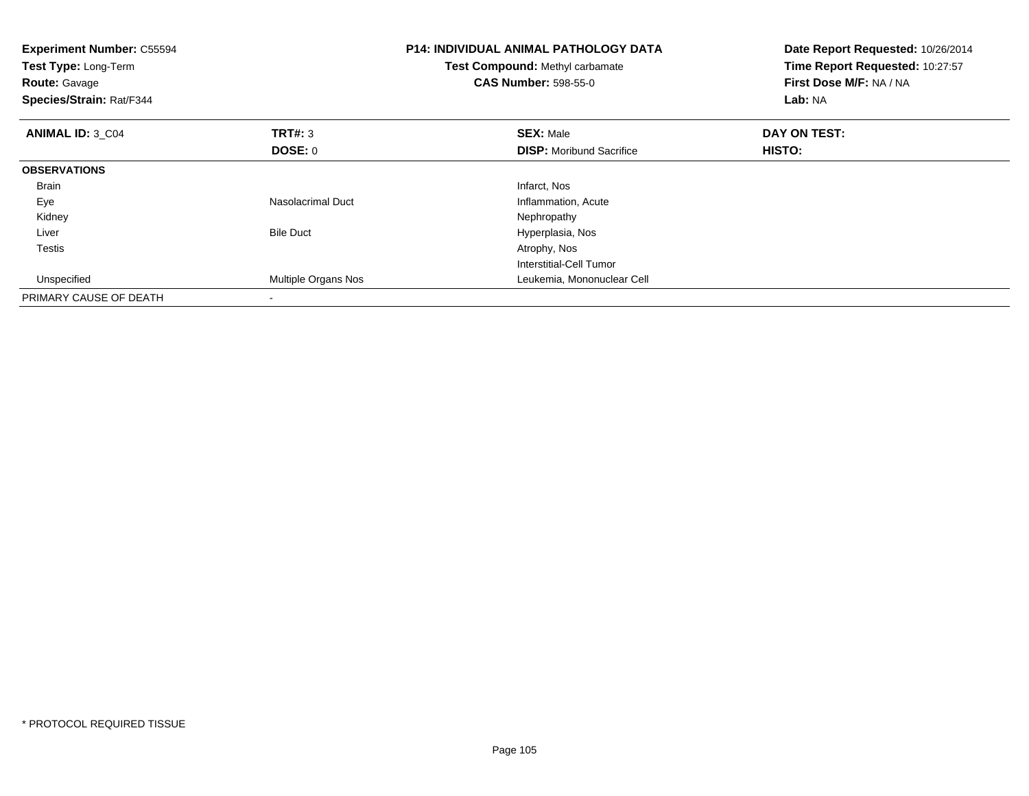**Experiment Number:** C55594
**Test Type:** Long-Term
**Route:** Gavage
**Species/Strain:** Rat/F344

**P14: INDIVIDUAL ANIMAL PATHOLOGY DATA**
**Test Compound:** Methyl carbamate
**CAS Number:** 598-55-0

**Date Report Requested:** 10/26/2014
**Time Report Requested:** 10:27:57
**First Dose M/F:** NA / NA
**Lab:** NA

| **ANIMAL ID:** 3_C04 | **TRT#:** 3 | **SEX:** Male | **DAY ON TEST:** |
|---|---|---|---|
| | **DOSE:** 0 | **DISP:** Moribund Sacrifice | **HISTO:** |
| **OBSERVATIONS** | | | |
| Brain | | Infarct, Nos | |
| Eye | Nasolacrimal Duct | Inflammation, Acute | |
| Kidney | | Nephropathy | |
| Liver | Bile Duct | Hyperplasia, Nos | |
| Testis | | Atrophy, Nos | |
| | | Interstitial-Cell Tumor | |
| Unspecified | Multiple Organs Nos | Leukemia, Mononuclear Cell | |
| PRIMARY CAUSE OF DEATH | - | | |

* PROTOCOL REQUIRED TISSUE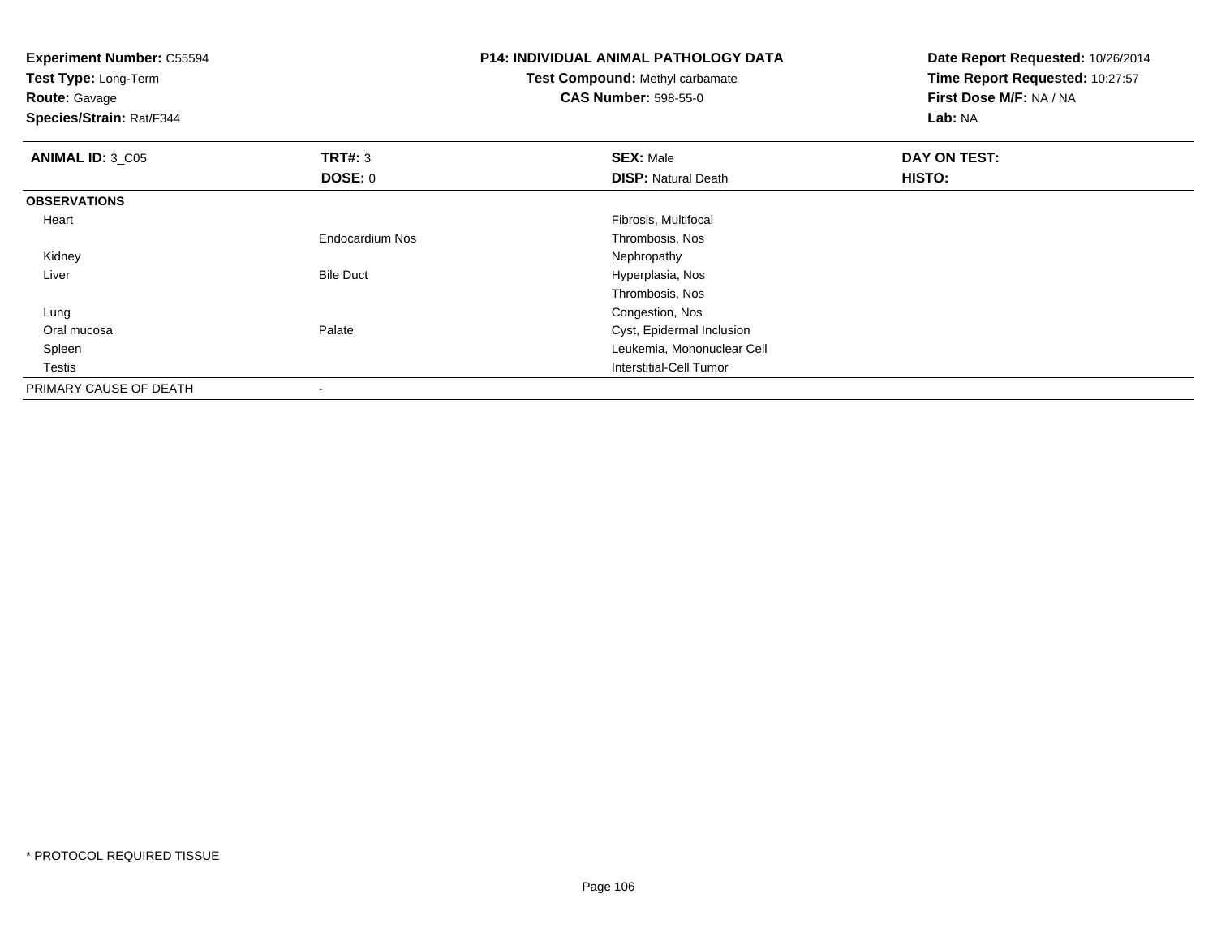**Experiment Number:** C55594
**Test Type:** Long-Term
**Route:** Gavage
**Species/Strain:** Rat/F344

**P14: INDIVIDUAL ANIMAL PATHOLOGY DATA**
**Test Compound:** Methyl carbamate
**CAS Number:** 598-55-0

**Date Report Requested:** 10/26/2014
**Time Report Requested:** 10:27:57
**First Dose M/F:** NA / NA
**Lab:** NA

| **ANIMAL ID:** 3_C05 | **TRT#:** 3 | **SEX:** Male | **DAY ON TEST:** |
|---|---|---|---|
| | **DOSE:** 0 | **DISP:** Natural Death | **HISTO:** |
| **OBSERVATIONS** | | | |
| Heart | | Fibrosis, Multifocal | |
| | Endocardium Nos | Thrombosis, Nos | |
| Kidney | | Nephropathy | |
| Liver | Bile Duct | Hyperplasia, Nos | |
| | | Thrombosis, Nos | |
| Lung | | Congestion, Nos | |
| Oral mucosa | Palate | Cyst, Epidermal Inclusion | |
| Spleen | | Leukemia, Mononuclear Cell | |
| Testis | | Interstitial-Cell Tumor | |
| PRIMARY CAUSE OF DEATH | - | | |

* PROTOCOL REQUIRED TISSUE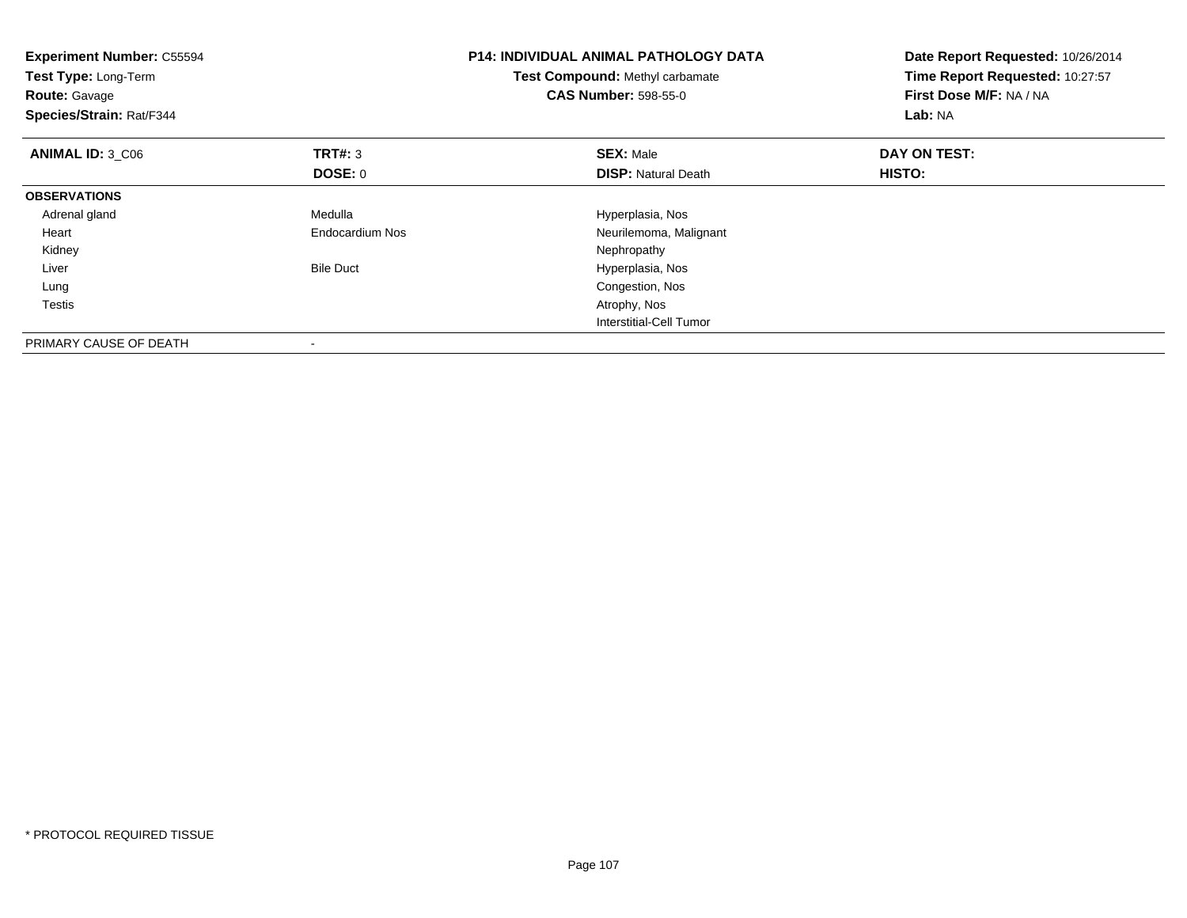**Experiment Number:** C55594
**Test Type:** Long-Term
**Route:** Gavage
**Species/Strain:** Rat/F344

**P14: INDIVIDUAL ANIMAL PATHOLOGY DATA**
**Test Compound:** Methyl carbamate
**CAS Number:** 598-55-0

**Date Report Requested:** 10/26/2014
**Time Report Requested:** 10:27:57
**First Dose M/F:** NA / NA
**Lab:** NA

| **ANIMAL ID:** 3_C06 | **TRT#:** 3 | **SEX:** Male | **DAY ON TEST:** |
|---|---|---|---|
| | **DOSE:** 0 | **DISP:** Natural Death | **HISTO:** |
| **OBSERVATIONS** | | | |
| Adrenal gland | Medulla | Hyperplasia, Nos | |
| Heart | Endocardium Nos | Neurilemoma, Malignant | |
| Kidney | | Nephropathy | |
| Liver | Bile Duct | Hyperplasia, Nos | |
| Lung | | Congestion, Nos | |
| Testis | | Atrophy, Nos | |
| | | Interstitial-Cell Tumor | |
| PRIMARY CAUSE OF DEATH | - | | |

* PROTOCOL REQUIRED TISSUE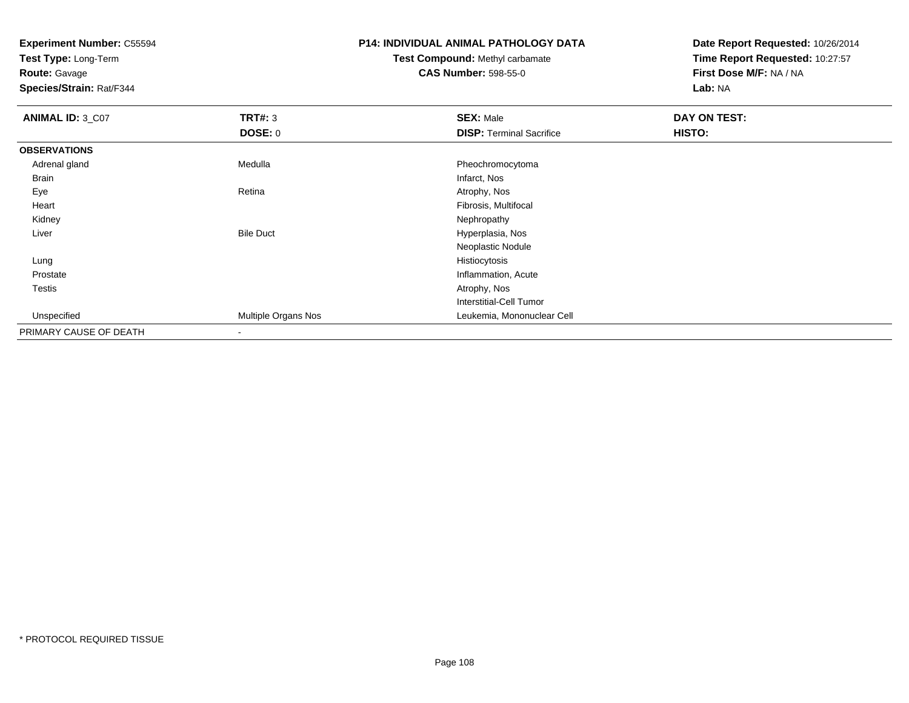**Experiment Number:** C55594
**Test Type:** Long-Term
**Route:** Gavage
**Species/Strain:** Rat/F344

**P14: INDIVIDUAL ANIMAL PATHOLOGY DATA**
**Test Compound:** Methyl carbamate
**CAS Number:** 598-55-0

**Date Report Requested:** 10/26/2014
**Time Report Requested:** 10:27:57
**First Dose M/F:** NA / NA
**Lab:** NA

| **ANIMAL ID:** 3_C07 | **TRT#:** 3 | **SEX:** Male | **DAY ON TEST:** |
|---|---|---|---|
| | **DOSE:** 0 | **DISP:** Terminal Sacrifice | **HISTO:** |
| **OBSERVATIONS** | | | |
| Adrenal gland | Medulla | Pheochromocytoma | |
| Brain | | Infarct, Nos | |
| Eye | Retina | Atrophy, Nos | |
| Heart | | Fibrosis, Multifocal | |
| Kidney | | Nephropathy | |
| Liver | Bile Duct | Hyperplasia, Nos | |
| | | Neoplastic Nodule | |
| Lung | | Histiocytosis | |
| Prostate | | Inflammation, Acute | |
| Testis | | Atrophy, Nos | |
| | | Interstitial-Cell Tumor | |
| Unspecified | Multiple Organs Nos | Leukemia, Mononuclear Cell | |
| PRIMARY CAUSE OF DEATH | - | | |

* PROTOCOL REQUIRED TISSUE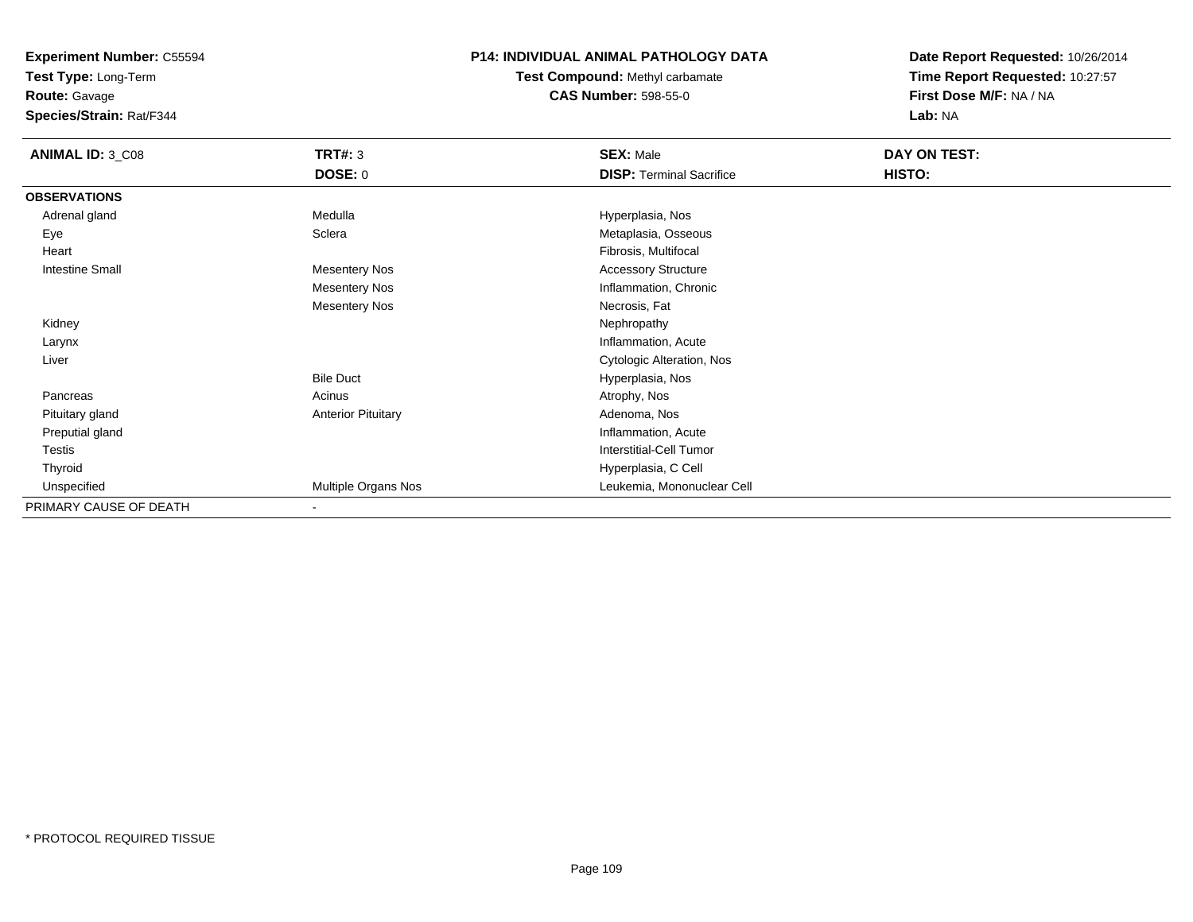**Experiment Number:** C55594
**Test Type:** Long-Term
**Route:** Gavage
**Species/Strain:** Rat/F344

**P14: INDIVIDUAL ANIMAL PATHOLOGY DATA**
**Test Compound:** Methyl carbamate
**CAS Number:** 598-55-0

**Date Report Requested:** 10/26/2014
**Time Report Requested:** 10:27:57
**First Dose M/F:** NA / NA
**Lab:** NA

| **ANIMAL ID:** 3_C08 | **TRT#:** 3 | **SEX:** Male | **DAY ON TEST:** |
|---|---|---|---|
| | **DOSE:** 0 | **DISP:** Terminal Sacrifice | **HISTO:** |
| **OBSERVATIONS** | | | |
| Adrenal gland | Medulla | Hyperplasia, Nos | |
| Eye | Sclera | Metaplasia, Osseous | |
| Heart | | Fibrosis, Multifocal | |
| Intestine Small | Mesentery Nos | Accessory Structure | |
| | Mesentery Nos | Inflammation, Chronic | |
| | Mesentery Nos | Necrosis, Fat | |
| Kidney | | Nephropathy | |
| Larynx | | Inflammation, Acute | |
| Liver | | Cytologic Alteration, Nos | |
| | Bile Duct | Hyperplasia, Nos | |
| Pancreas | Acinus | Atrophy, Nos | |
| Pituitary gland | Anterior Pituitary | Adenoma, Nos | |
| Preputial gland | | Inflammation, Acute | |
| Testis | | Interstitial-Cell Tumor | |
| Thyroid | | Hyperplasia, C Cell | |
| Unspecified | Multiple Organs Nos | Leukemia, Mononuclear Cell | |
| PRIMARY CAUSE OF DEATH | - | | |

* PROTOCOL REQUIRED TISSUE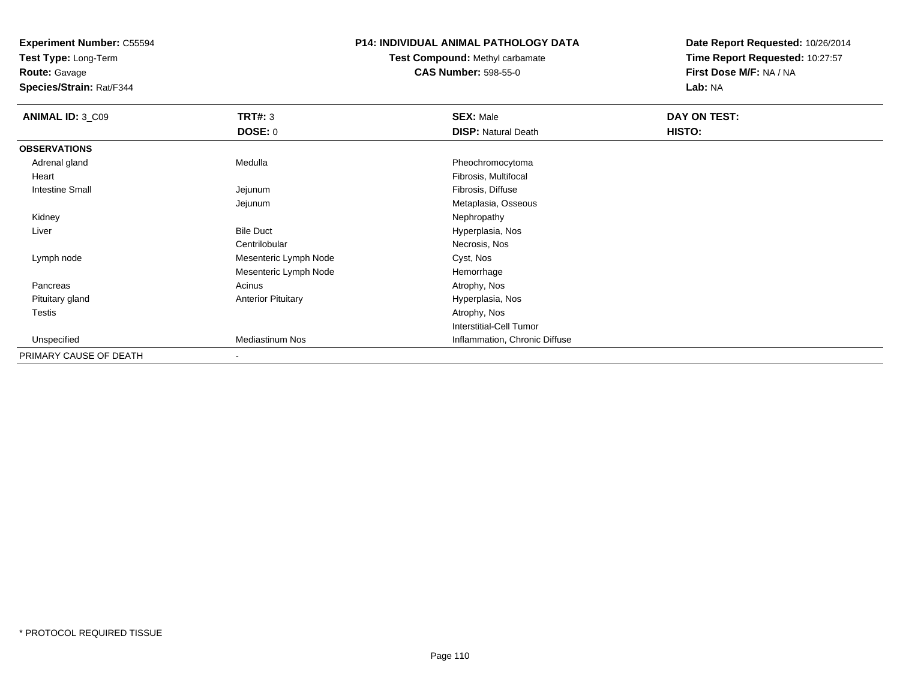**Experiment Number:** C55594
**Test Type:** Long-Term
**Route:** Gavage
**Species/Strain:** Rat/F344

## P14: INDIVIDUAL ANIMAL PATHOLOGY DATA

**Test Compound:** Methyl carbamate
**CAS Number:** 598-55-0

**Date Report Requested:** 10/26/2014
**Time Report Requested:** 10:27:57
**First Dose M/F:** NA / NA
**Lab:** NA

| **ANIMAL ID:** 3_C09 | **TRT#:** 3 | **SEX:** Male | **DAY ON TEST:** |
|---|---|---|---|
| | **DOSE:** 0 | **DISP:** Natural Death | **HISTO:** |
| **OBSERVATIONS** | | | |
| Adrenal gland | Medulla | Pheochromocytoma | |
| Heart | | Fibrosis, Multifocal | |
| Intestine Small | Jejunum | Fibrosis, Diffuse | |
| | Jejunum | Metaplasia, Osseous | |
| Kidney | | Nephropathy | |
| Liver | Bile Duct | Hyperplasia, Nos | |
| | Centrilobular | Necrosis, Nos | |
| Lymph node | Mesenteric Lymph Node | Cyst, Nos | |
| | Mesenteric Lymph Node | Hemorrhage | |
| Pancreas | Acinus | Atrophy, Nos | |
| Pituitary gland | Anterior Pituitary | Hyperplasia, Nos | |
| Testis | | Atrophy, Nos | |
| | | Interstitial-Cell Tumor | |
| Unspecified | Mediastinum Nos | Inflammation, Chronic Diffuse | |
| PRIMARY CAUSE OF DEATH | - | | |

* PROTOCOL REQUIRED TISSUE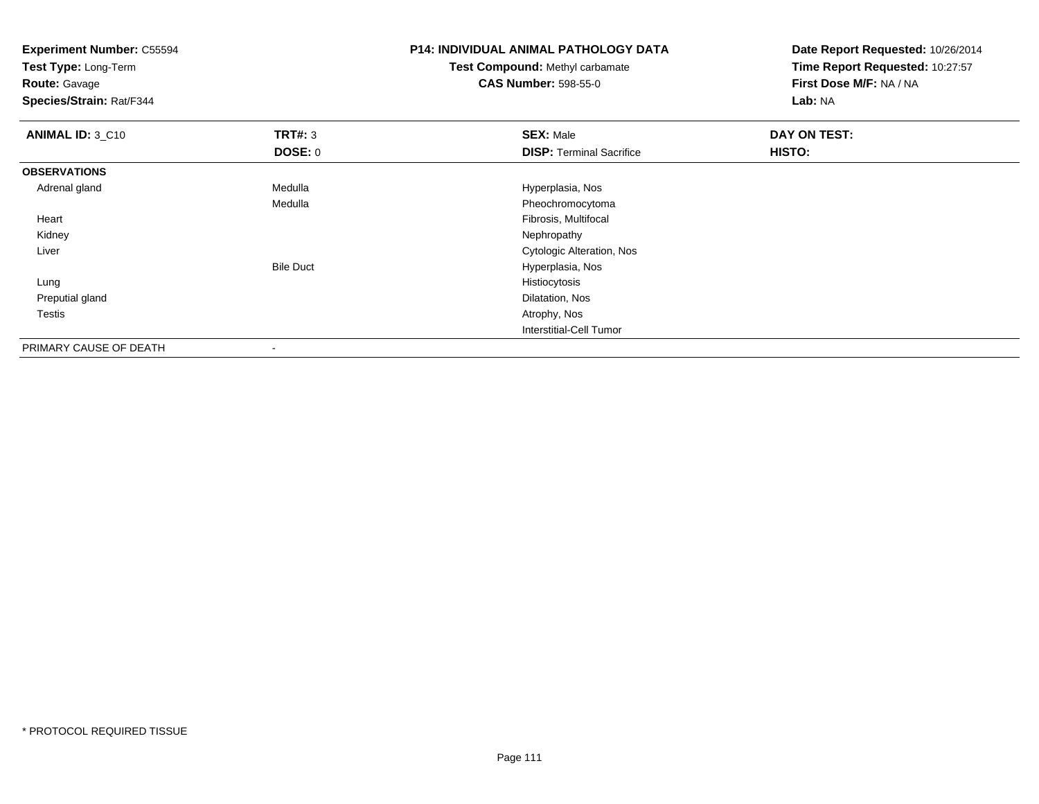**Experiment Number:** C55594
**Test Type:** Long-Term
**Route:** Gavage
**Species/Strain:** Rat/F344

# P14: INDIVIDUAL ANIMAL PATHOLOGY DATA

**Test Compound:** Methyl carbamate
**CAS Number:** 598-55-0

**Date Report Requested:** 10/26/2014
**Time Report Requested:** 10:27:57
**First Dose M/F:** NA / NA
**Lab:** NA

| **ANIMAL ID:** 3_C10 | **TRT#:** 3 | **SEX:** Male | **DAY ON TEST:** |
|---|---|---|---|
| | **DOSE:** 0 | **DISP:** Terminal Sacrifice | **HISTO:** |
| **OBSERVATIONS** | | | |
| Adrenal gland | Medulla | Hyperplasia, Nos | |
| | Medulla | Pheochromocytoma | |
| Heart | | Fibrosis, Multifocal | |
| Kidney | | Nephropathy | |
| Liver | | Cytologic Alteration, Nos | |
| | Bile Duct | Hyperplasia, Nos | |
| Lung | | Histiocytosis | |
| Preputial gland | | Dilatation, Nos | |
| Testis | | Atrophy, Nos | |
| | | Interstitial-Cell Tumor | |
| PRIMARY CAUSE OF DEATH | - | | |

* PROTOCOL REQUIRED TISSUE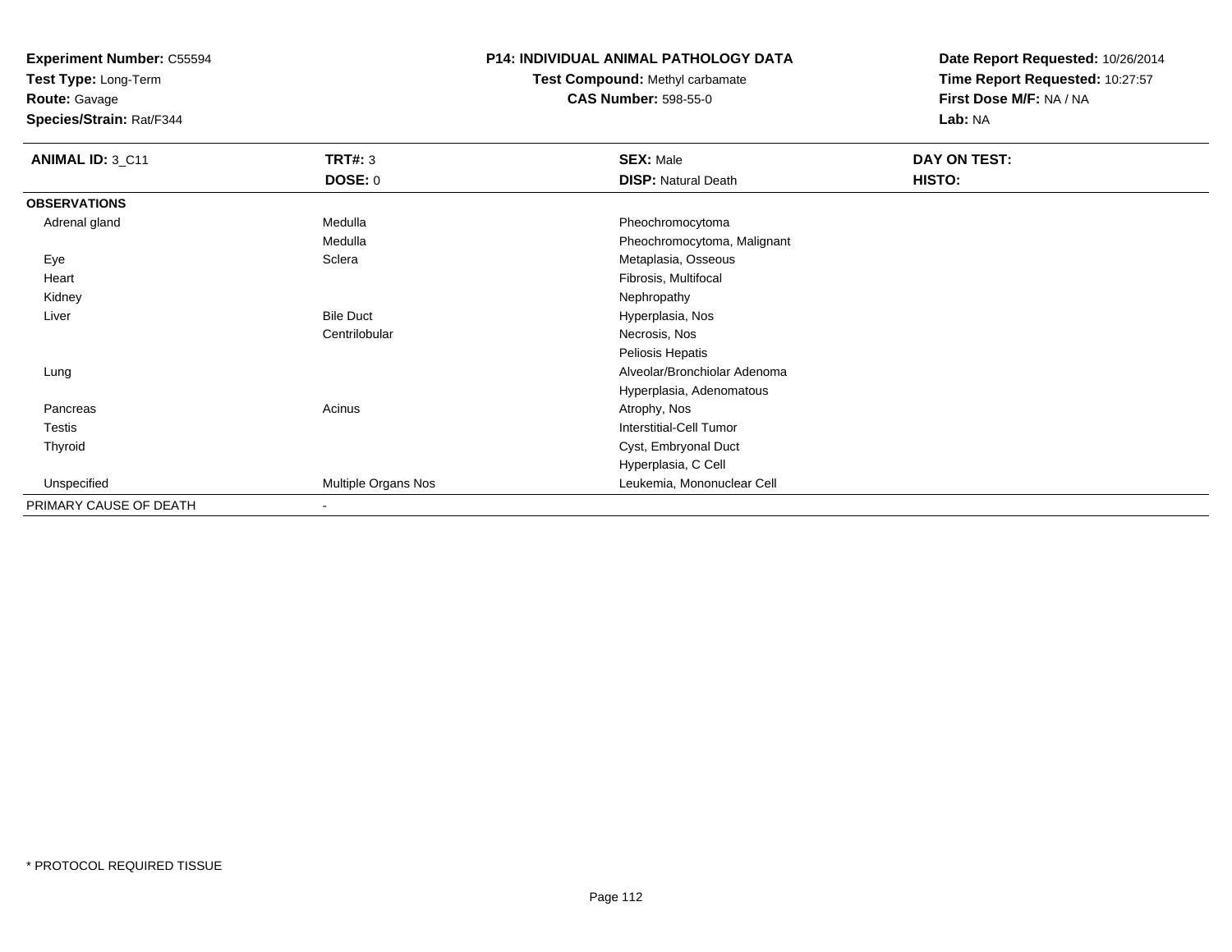**Experiment Number:** C55594
**Test Type:** Long-Term
**Route:** Gavage
**Species/Strain:** Rat/F344

**P14: INDIVIDUAL ANIMAL PATHOLOGY DATA**
**Test Compound:** Methyl carbamate
**CAS Number:** 598-55-0

**Date Report Requested:** 10/26/2014
**Time Report Requested:** 10:27:57
**First Dose M/F:** NA / NA
**Lab:** NA

| **ANIMAL ID:** 3_C11 | **TRT#:** 3 | **SEX:** Male | **DAY ON TEST:** |
|---|---|---|---|
| | **DOSE:** 0 | **DISP:** Natural Death | **HISTO:** |
| **OBSERVATIONS** | | | |
| Adrenal gland | Medulla | Pheochromocytoma | |
| | Medulla | Pheochromocytoma, Malignant | |
| Eye | Sclera | Metaplasia, Osseous | |
| Heart | | Fibrosis, Multifocal | |
| Kidney | | Nephropathy | |
| Liver | Bile Duct | Hyperplasia, Nos | |
| | Centrilobular | Necrosis, Nos | |
| | | Peliosis Hepatis | |
| Lung | | Alveolar/Bronchiolar Adenoma | |
| | | Hyperplasia, Adenomatous | |
| Pancreas | Acinus | Atrophy, Nos | |
| Testis | | Interstitial-Cell Tumor | |
| Thyroid | | Cyst, Embryonal Duct | |
| | | Hyperplasia, C Cell | |
| Unspecified | Multiple Organs Nos | Leukemia, Mononuclear Cell | |
| PRIMARY CAUSE OF DEATH | - | | |

* PROTOCOL REQUIRED TISSUE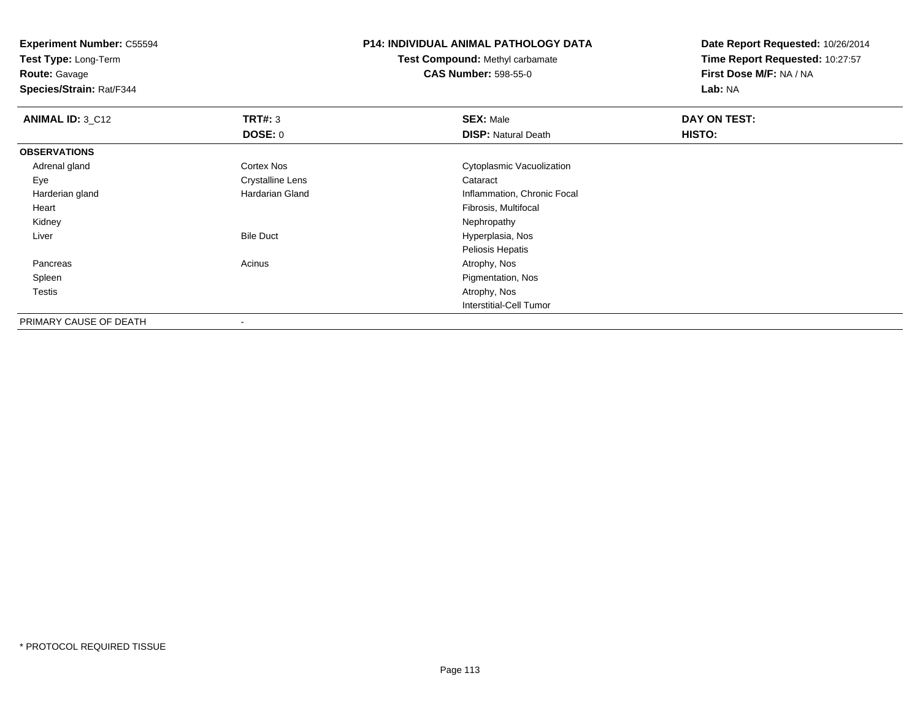**Experiment Number:** C55594
**Test Type:** Long-Term
**Route:** Gavage
**Species/Strain:** Rat/F344

**P14: INDIVIDUAL ANIMAL PATHOLOGY DATA**
**Test Compound:** Methyl carbamate
**CAS Number:** 598-55-0

**Date Report Requested:** 10/26/2014
**Time Report Requested:** 10:27:57
**First Dose M/F:** NA / NA
**Lab:** NA

| **ANIMAL ID:** 3_C12 | **TRT#:** 3 | **SEX:** Male | **DAY ON TEST:** |
|---|---|---|---|
| | **DOSE:** 0 | **DISP:** Natural Death | **HISTO:** |
| **OBSERVATIONS** | | | |
| Adrenal gland | Cortex Nos | Cytoplasmic Vacuolization | |
| Eye | Crystalline Lens | Cataract | |
| Harderian gland | Hardarian Gland | Inflammation, Chronic Focal | |
| Heart | | Fibrosis, Multifocal | |
| Kidney | | Nephropathy | |
| Liver | Bile Duct | Hyperplasia, Nos | |
| | | Peliosis Hepatis | |
| Pancreas | Acinus | Atrophy, Nos | |
| Spleen | | Pigmentation, Nos | |
| Testis | | Atrophy, Nos | |
| | | Interstitial-Cell Tumor | |
| PRIMARY CAUSE OF DEATH | - | | |

* PROTOCOL REQUIRED TISSUE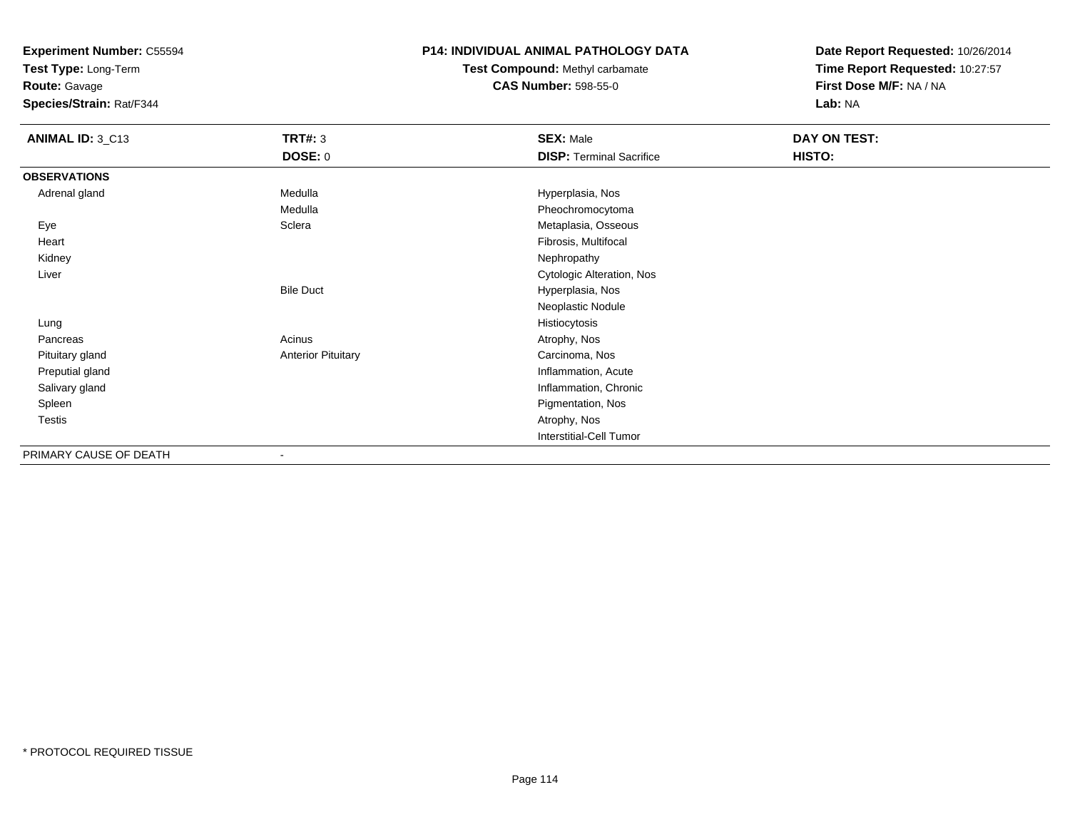**Experiment Number:** C55594
**Test Type:** Long-Term
**Route:** Gavage
**Species/Strain:** Rat/F344

**P14: INDIVIDUAL ANIMAL PATHOLOGY DATA**
**Test Compound:** Methyl carbamate
**CAS Number:** 598-55-0

**Date Report Requested:** 10/26/2014
**Time Report Requested:** 10:27:57
**First Dose M/F:** NA / NA
**Lab:** NA

| **ANIMAL ID:** 3_C13 | **TRT#:** 3 | **SEX:** Male | **DAY ON TEST:** |
|---|---|---|---|
| | **DOSE:** 0 | **DISP:** Terminal Sacrifice | **HISTO:** |
| **OBSERVATIONS** | | | |
| Adrenal gland | Medulla | Hyperplasia, Nos | |
| | Medulla | Pheochromocytoma | |
| Eye | Sclera | Metaplasia, Osseous | |
| Heart | | Fibrosis, Multifocal | |
| Kidney | | Nephropathy | |
| Liver | | Cytologic Alteration, Nos | |
| | Bile Duct | Hyperplasia, Nos | |
| | | Neoplastic Nodule | |
| Lung | | Histiocytosis | |
| Pancreas | Acinus | Atrophy, Nos | |
| Pituitary gland | Anterior Pituitary | Carcinoma, Nos | |
| Preputial gland | | Inflammation, Acute | |
| Salivary gland | | Inflammation, Chronic | |
| Spleen | | Pigmentation, Nos | |
| Testis | | Atrophy, Nos | |
| | | Interstitial-Cell Tumor | |
| PRIMARY CAUSE OF DEATH | - | | |

* PROTOCOL REQUIRED TISSUE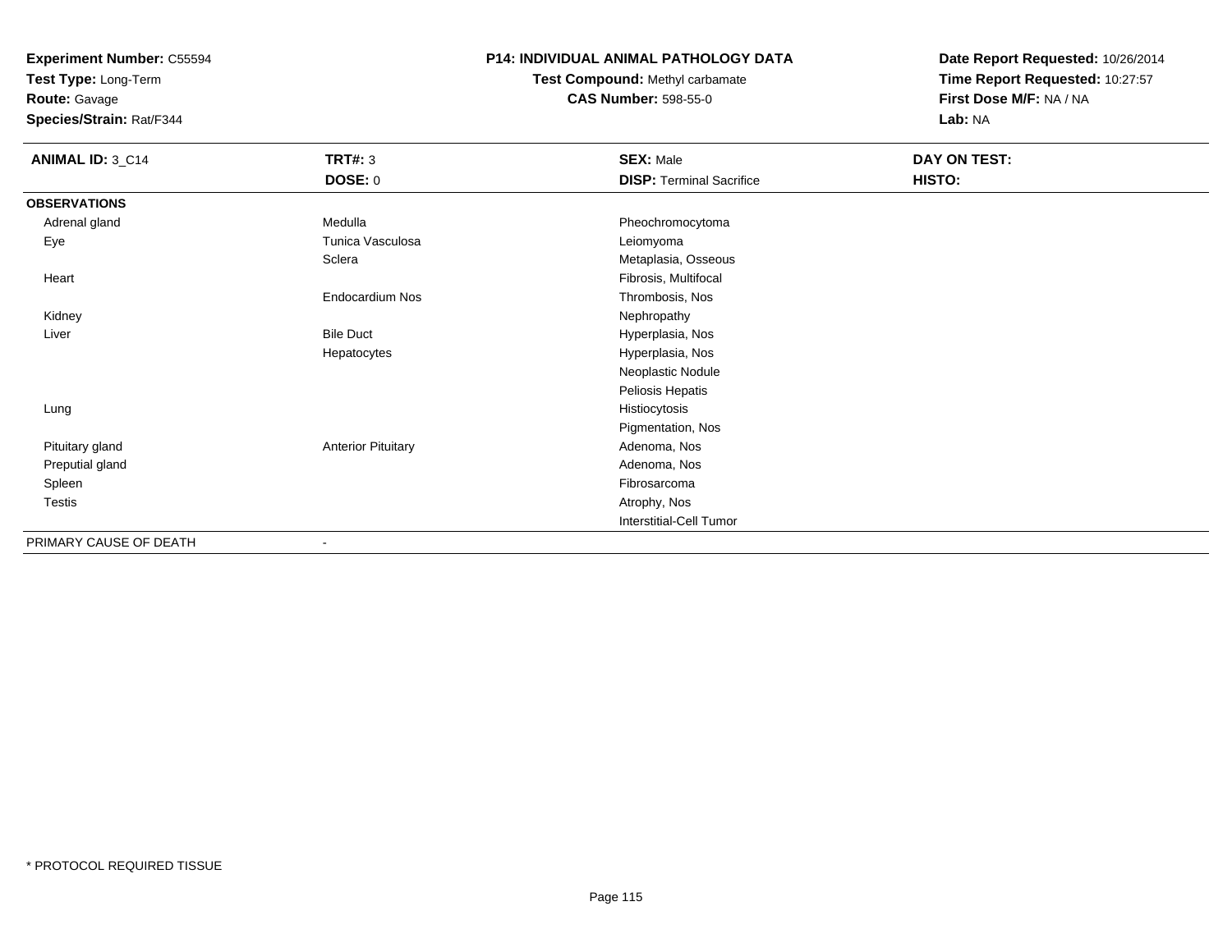**Experiment Number:** C55594
**Test Type:** Long-Term
**Route:** Gavage
**Species/Strain:** Rat/F344

**P14: INDIVIDUAL ANIMAL PATHOLOGY DATA**
**Test Compound:** Methyl carbamate
**CAS Number:** 598-55-0

**Date Report Requested:** 10/26/2014
**Time Report Requested:** 10:27:57
**First Dose M/F:** NA / NA
**Lab:** NA

| **ANIMAL ID:** 3_C14 | **TRT#:** 3 | **SEX:** Male | **DAY ON TEST:** |
|---|---|---|---|
| | **DOSE:** 0 | **DISP:** Terminal Sacrifice | **HISTO:** |
| **OBSERVATIONS** | | | |
| Adrenal gland | Medulla | Pheochromocytoma | |
| Eye | Tunica Vasculosa | Leiomyoma | |
| | Sclera | Metaplasia, Osseous | |
| Heart | | Fibrosis, Multifocal | |
| | Endocardium Nos | Thrombosis, Nos | |
| Kidney | | Nephropathy | |
| Liver | Bile Duct | Hyperplasia, Nos | |
| | Hepatocytes | Hyperplasia, Nos | |
| | | Neoplastic Nodule | |
| | | Peliosis Hepatis | |
| Lung | | Histiocytosis | |
| | | Pigmentation, Nos | |
| Pituitary gland | Anterior Pituitary | Adenoma, Nos | |
| Preputial gland | | Adenoma, Nos | |
| Spleen | | Fibrosarcoma | |
| Testis | | Atrophy, Nos | |
| | | Interstitial-Cell Tumor | |
| PRIMARY CAUSE OF DEATH | - | | |

* PROTOCOL REQUIRED TISSUE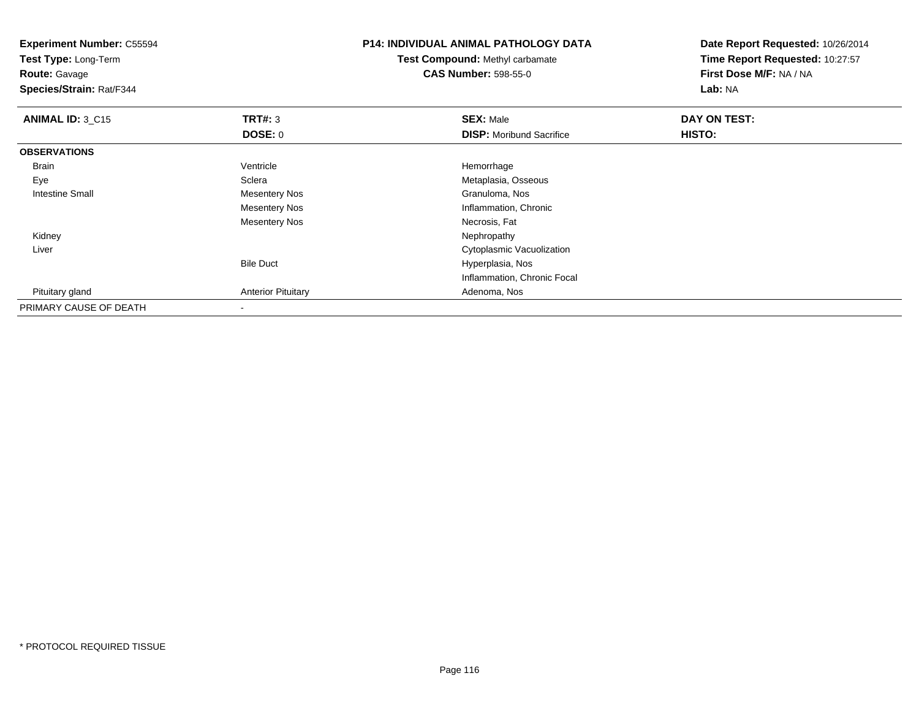**Experiment Number:** C55594
**Test Type:** Long-Term
**Route:** Gavage
**Species/Strain:** Rat/F344

**P14: INDIVIDUAL ANIMAL PATHOLOGY DATA**
**Test Compound:** Methyl carbamate
**CAS Number:** 598-55-0

**Date Report Requested:** 10/26/2014
**Time Report Requested:** 10:27:57
**First Dose M/F:** NA / NA
**Lab:** NA

| **ANIMAL ID:** 3_C15 | **TRT#:** 3 | **SEX:** Male | **DAY ON TEST:** |
|---|---|---|---|
| | **DOSE:** 0 | **DISP:** Moribund Sacrifice | **HISTO:** |
| **OBSERVATIONS** | | | |
| Brain | Ventricle | Hemorrhage | |
| Eye | Sclera | Metaplasia, Osseous | |
| Intestine Small | Mesentery Nos | Granuloma, Nos | |
| | Mesentery Nos | Inflammation, Chronic | |
| | Mesentery Nos | Necrosis, Fat | |
| Kidney | | Nephropathy | |
| Liver | | Cytoplasmic Vacuolization | |
| | Bile Duct | Hyperplasia, Nos | |
| | | Inflammation, Chronic Focal | |
| Pituitary gland | Anterior Pituitary | Adenoma, Nos | |
| PRIMARY CAUSE OF DEATH | - | | |

* PROTOCOL REQUIRED TISSUE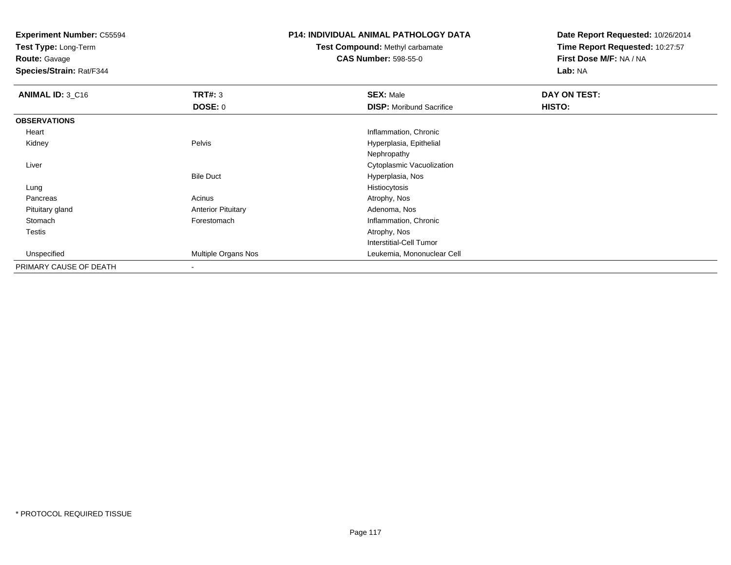**Experiment Number:** C55594
**Test Type:** Long-Term
**Route:** Gavage
**Species/Strain:** Rat/F344

**P14: INDIVIDUAL ANIMAL PATHOLOGY DATA**
**Test Compound:** Methyl carbamate
**CAS Number:** 598-55-0

**Date Report Requested:** 10/26/2014
**Time Report Requested:** 10:27:57
**First Dose M/F:** NA / NA
**Lab:** NA

| **ANIMAL ID:** 3_C16 | **TRT#:** 3 | **SEX:** Male | **DAY ON TEST:** |
|---|---|---|---|
| | **DOSE:** 0 | **DISP:** Moribund Sacrifice | **HISTO:** |
| **OBSERVATIONS** | | | |
| Heart | | Inflammation, Chronic | |
| Kidney | Pelvis | Hyperplasia, Epithelial | |
| | | Nephropathy | |
| Liver | | Cytoplasmic Vacuolization | |
| | Bile Duct | Hyperplasia, Nos | |
| Lung | | Histiocytosis | |
| Pancreas | Acinus | Atrophy, Nos | |
| Pituitary gland | Anterior Pituitary | Adenoma, Nos | |
| Stomach | Forestomach | Inflammation, Chronic | |
| Testis | | Atrophy, Nos | |
| | | Interstitial-Cell Tumor | |
| Unspecified | Multiple Organs Nos | Leukemia, Mononuclear Cell | |
| PRIMARY CAUSE OF DEATH | - | | |

* PROTOCOL REQUIRED TISSUE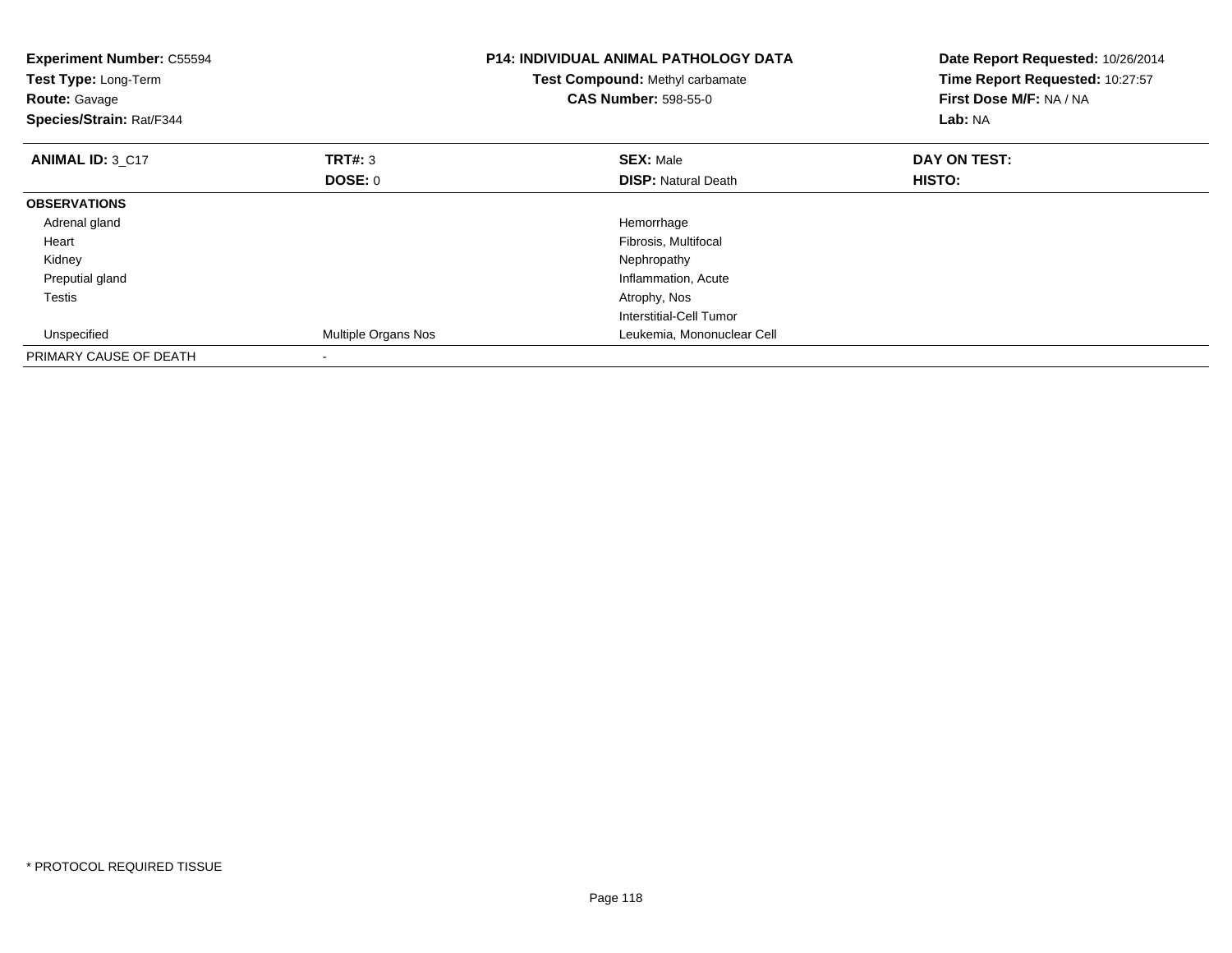**Experiment Number:** C55594
**Test Type:** Long-Term
**Route:** Gavage
**Species/Strain:** Rat/F344

**P14: INDIVIDUAL ANIMAL PATHOLOGY DATA**
**Test Compound:** Methyl carbamate
**CAS Number:** 598-55-0

**Date Report Requested:** 10/26/2014
**Time Report Requested:** 10:27:57
**First Dose M/F:** NA / NA
**Lab:** NA

| **ANIMAL ID:** 3_C17 | **TRT#:** 3 | **SEX:** Male | **DAY ON TEST:** |
|---|---|---|---|
| | **DOSE:** 0 | **DISP:** Natural Death | **HISTO:** |
| **OBSERVATIONS** | | | |
| Adrenal gland | | Hemorrhage | |
| Heart | | Fibrosis, Multifocal | |
| Kidney | | Nephropathy | |
| Preputial gland | | Inflammation, Acute | |
| Testis | | Atrophy, Nos | |
| | | Interstitial-Cell Tumor | |
| Unspecified | Multiple Organs Nos | Leukemia, Mononuclear Cell | |
| PRIMARY CAUSE OF DEATH | - | | |

* PROTOCOL REQUIRED TISSUE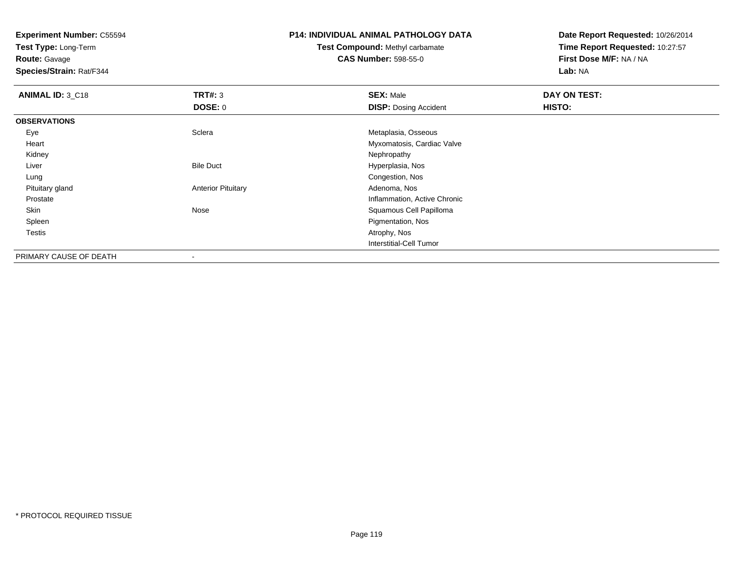**Experiment Number:** C55594
**Test Type:** Long-Term
**Route:** Gavage
**Species/Strain:** Rat/F344

**P14: INDIVIDUAL ANIMAL PATHOLOGY DATA**
**Test Compound:** Methyl carbamate
**CAS Number:** 598-55-0

**Date Report Requested:** 10/26/2014
**Time Report Requested:** 10:27:57
**First Dose M/F:** NA / NA
**Lab:** NA

| **ANIMAL ID:** 3_C18 | **TRT#:** 3 | **SEX:** Male | **DAY ON TEST:** |
|---|---|---|---|
| | **DOSE:** 0 | **DISP:** Dosing Accident | **HISTO:** |
| **OBSERVATIONS** | | | |
| Eye | Sclera | Metaplasia, Osseous | |
| Heart | | Myxomatosis, Cardiac Valve | |
| Kidney | | Nephropathy | |
| Liver | Bile Duct | Hyperplasia, Nos | |
| Lung | | Congestion, Nos | |
| Pituitary gland | Anterior Pituitary | Adenoma, Nos | |
| Prostate | | Inflammation, Active Chronic | |
| Skin | Nose | Squamous Cell Papilloma | |
| Spleen | | Pigmentation, Nos | |
| Testis | | Atrophy, Nos | |
| | | Interstitial-Cell Tumor | |
| PRIMARY CAUSE OF DEATH | - | | |

\* PROTOCOL REQUIRED TISSUE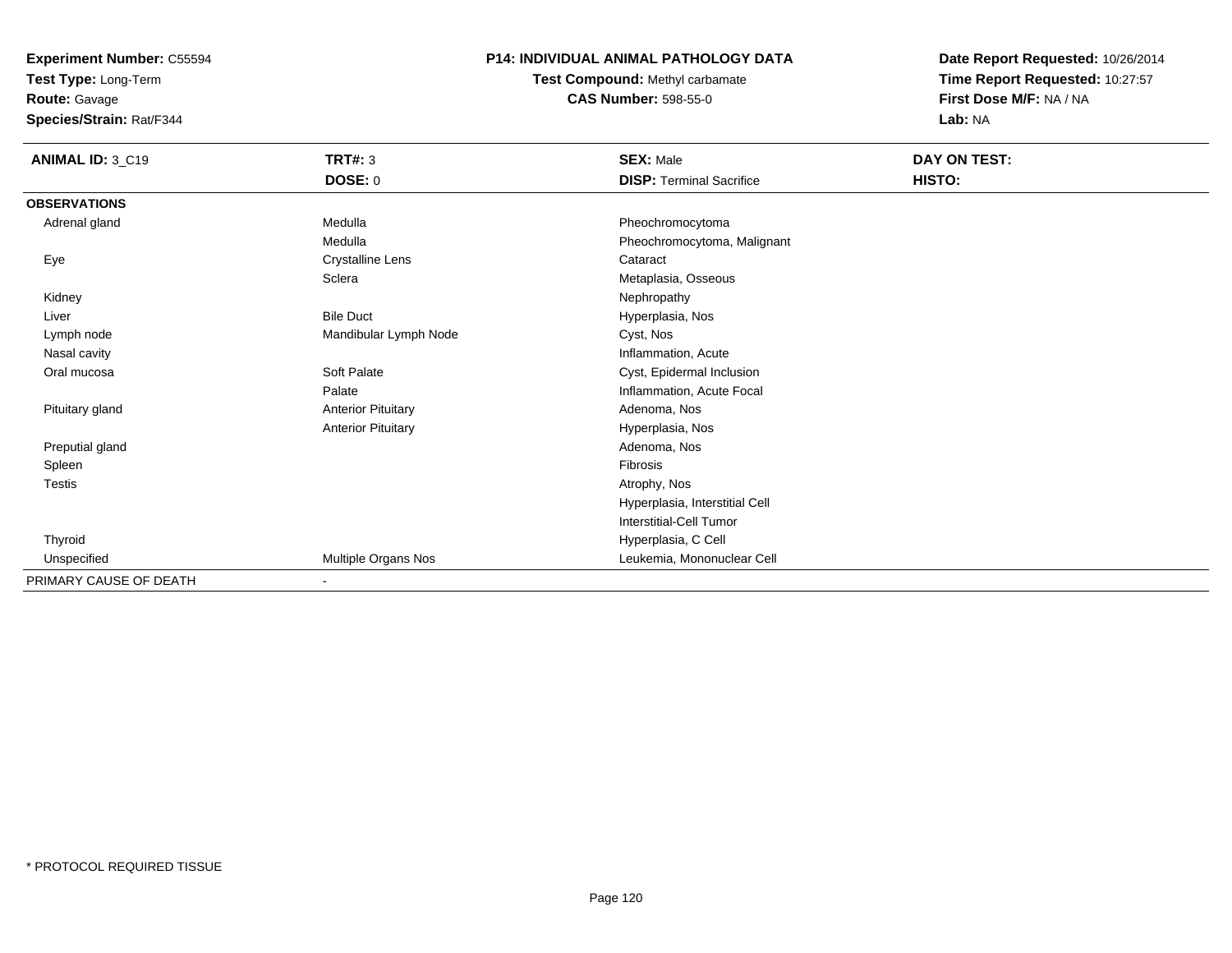**Experiment Number:** C55594
**Test Type:** Long-Term
**Route:** Gavage
**Species/Strain:** Rat/F344

**P14: INDIVIDUAL ANIMAL PATHOLOGY DATA**
**Test Compound:** Methyl carbamate
**CAS Number:** 598-55-0

**Date Report Requested:** 10/26/2014
**Time Report Requested:** 10:27:57
**First Dose M/F:** NA / NA
**Lab:** NA

| **ANIMAL ID:** 3_C19 | **TRT#:** 3 | **SEX:** Male | **DAY ON TEST:** |
|---|---|---|---|
| | **DOSE:** 0 | **DISP:** Terminal Sacrifice | **HISTO:** |
| **OBSERVATIONS** | | | |
| Adrenal gland | Medulla | Pheochromocytoma | |
| | Medulla | Pheochromocytoma, Malignant | |
| Eye | Crystalline Lens | Cataract | |
| | Sclera | Metaplasia, Osseous | |
| Kidney | | Nephropathy | |
| Liver | Bile Duct | Hyperplasia, Nos | |
| Lymph node | Mandibular Lymph Node | Cyst, Nos | |
| Nasal cavity | | Inflammation, Acute | |
| Oral mucosa | Soft Palate | Cyst, Epidermal Inclusion | |
| | Palate | Inflammation, Acute Focal | |
| Pituitary gland | Anterior Pituitary | Adenoma, Nos | |
| | Anterior Pituitary | Hyperplasia, Nos | |
| Preputial gland | | Adenoma, Nos | |
| Spleen | | Fibrosis | |
| Testis | | Atrophy, Nos | |
| | | Hyperplasia, Interstitial Cell | |
| | | Interstitial-Cell Tumor | |
| Thyroid | | Hyperplasia, C Cell | |
| Unspecified | Multiple Organs Nos | Leukemia, Mononuclear Cell | |
| PRIMARY CAUSE OF DEATH | - | | |

* PROTOCOL REQUIRED TISSUE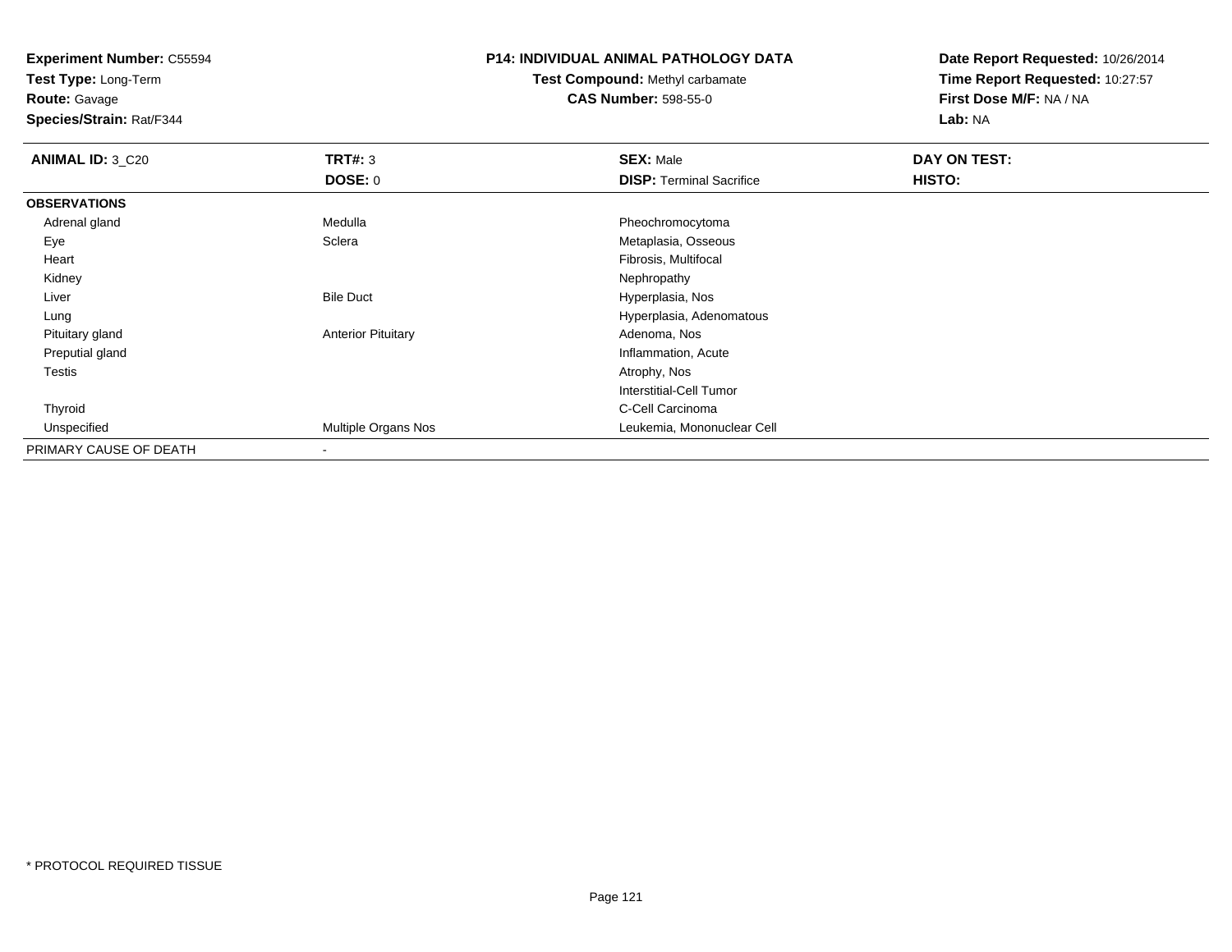**Experiment Number:** C55594
**Test Type:** Long-Term
**Route:** Gavage
**Species/Strain:** Rat/F344

**P14: INDIVIDUAL ANIMAL PATHOLOGY DATA**
**Test Compound:** Methyl carbamate
**CAS Number:** 598-55-0

**Date Report Requested:** 10/26/2014
**Time Report Requested:** 10:27:57
**First Dose M/F:** NA / NA
**Lab:** NA

| **ANIMAL ID:** 3_C20 | **TRT#:** 3 | **SEX:** Male | **DAY ON TEST:** |
|---|---|---|---|
| | **DOSE:** 0 | **DISP:** Terminal Sacrifice | **HISTO:** |
| **OBSERVATIONS** | | | |
| Adrenal gland | Medulla | Pheochromocytoma | |
| Eye | Sclera | Metaplasia, Osseous | |
| Heart | | Fibrosis, Multifocal | |
| Kidney | | Nephropathy | |
| Liver | Bile Duct | Hyperplasia, Nos | |
| Lung | | Hyperplasia, Adenomatous | |
| Pituitary gland | Anterior Pituitary | Adenoma, Nos | |
| Preputial gland | | Inflammation, Acute | |
| Testis | | Atrophy, Nos | |
| | | Interstitial-Cell Tumor | |
| Thyroid | | C-Cell Carcinoma | |
| Unspecified | Multiple Organs Nos | Leukemia, Mononuclear Cell | |
| PRIMARY CAUSE OF DEATH | - | | |

* PROTOCOL REQUIRED TISSUE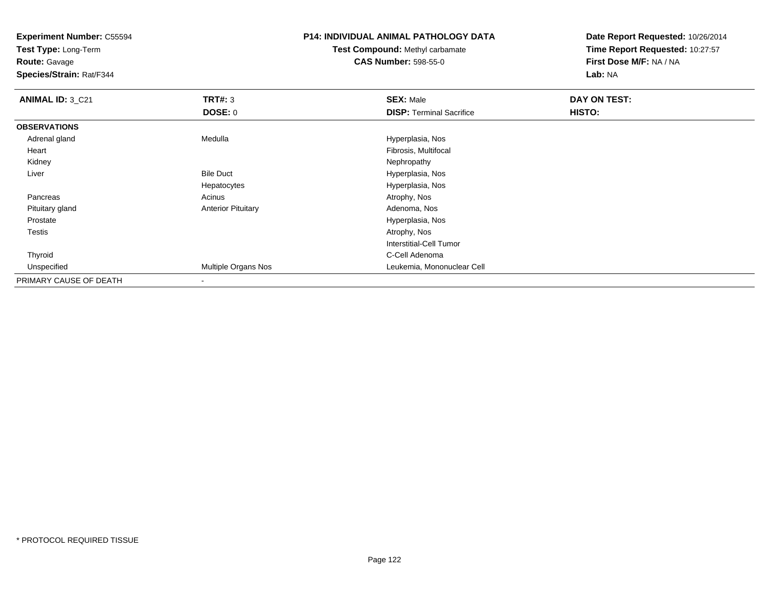**Experiment Number:** C55594
**Test Type:** Long-Term
**Route:** Gavage
**Species/Strain:** Rat/F344

**P14: INDIVIDUAL ANIMAL PATHOLOGY DATA**
**Test Compound:** Methyl carbamate
**CAS Number:** 598-55-0

**Date Report Requested:** 10/26/2014
**Time Report Requested:** 10:27:57
**First Dose M/F:** NA / NA
**Lab:** NA

| **ANIMAL ID:** 3_C21 | **TRT#:** 3 | **SEX:** Male | **DAY ON TEST:** |
|---|---|---|---|
| | **DOSE:** 0 | **DISP:** Terminal Sacrifice | **HISTO:** |
| **OBSERVATIONS** | | | |
| Adrenal gland | Medulla | Hyperplasia, Nos | |
| Heart | | Fibrosis, Multifocal | |
| Kidney | | Nephropathy | |
| Liver | Bile Duct | Hyperplasia, Nos | |
| | Hepatocytes | Hyperplasia, Nos | |
| Pancreas | Acinus | Atrophy, Nos | |
| Pituitary gland | Anterior Pituitary | Adenoma, Nos | |
| Prostate | | Hyperplasia, Nos | |
| Testis | | Atrophy, Nos | |
| | | Interstitial-Cell Tumor | |
| Thyroid | | C-Cell Adenoma | |
| Unspecified | Multiple Organs Nos | Leukemia, Mononuclear Cell | |
| PRIMARY CAUSE OF DEATH | - | | |

\* PROTOCOL REQUIRED TISSUE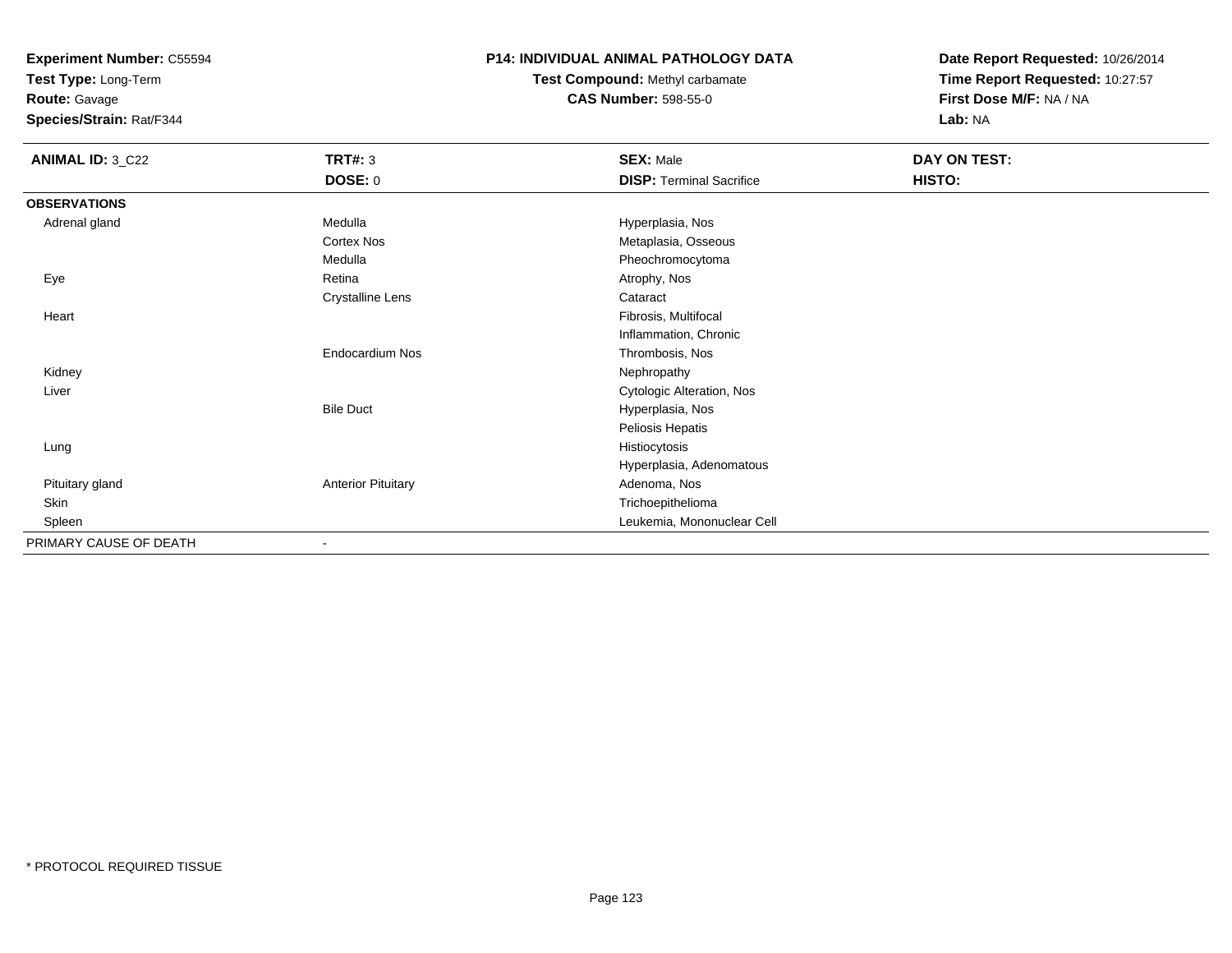**Experiment Number:** C55594
**Test Type:** Long-Term
**Route:** Gavage
**Species/Strain:** Rat/F344

**P14: INDIVIDUAL ANIMAL PATHOLOGY DATA**
**Test Compound:** Methyl carbamate
**CAS Number:** 598-55-0

**Date Report Requested:** 10/26/2014
**Time Report Requested:** 10:27:57
**First Dose M/F:** NA / NA
**Lab:** NA

| ANIMAL ID: 3_C22 | TRT#: 3 | SEX: Male | DAY ON TEST: |
|---|---|---|---|
| | DOSE: 0 | DISP: Terminal Sacrifice | HISTO: |
| **OBSERVATIONS** | | | |
| Adrenal gland | Medulla | Hyperplasia, Nos | |
| | Cortex Nos | Metaplasia, Osseous | |
| | Medulla | Pheochromocytoma | |
| Eye | Retina | Atrophy, Nos | |
| | Crystalline Lens | Cataract | |
| Heart | | Fibrosis, Multifocal | |
| | | Inflammation, Chronic | |
| | Endocardium Nos | Thrombosis, Nos | |
| Kidney | | Nephropathy | |
| Liver | | Cytologic Alteration, Nos | |
| | Bile Duct | Hyperplasia, Nos | |
| | | Peliosis Hepatis | |
| Lung | | Histiocytosis | |
| | | Hyperplasia, Adenomatous | |
| Pituitary gland | Anterior Pituitary | Adenoma, Nos | |
| Skin | | Trichoepithelioma | |
| Spleen | | Leukemia, Mononuclear Cell | |
| PRIMARY CAUSE OF DEATH | - | | |

* PROTOCOL REQUIRED TISSUE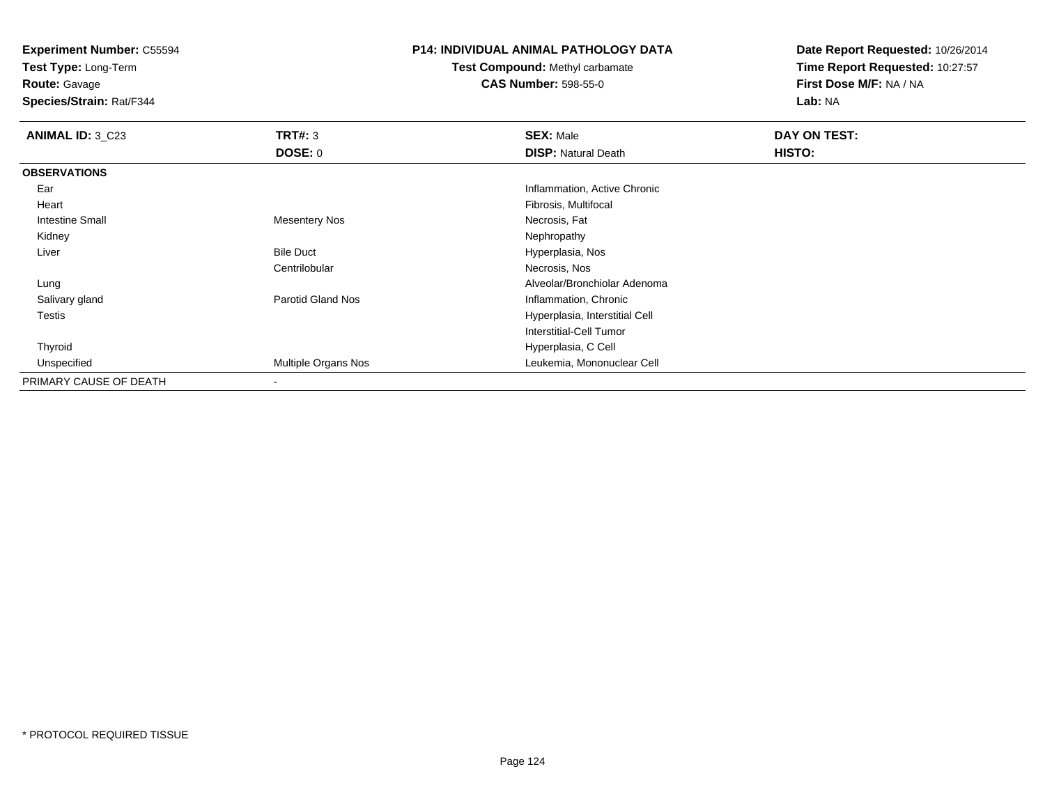**Experiment Number:** C55594
**Test Type:** Long-Term
**Route:** Gavage
**Species/Strain:** Rat/F344

**P14: INDIVIDUAL ANIMAL PATHOLOGY DATA**
**Test Compound:** Methyl carbamate
**CAS Number:** 598-55-0

**Date Report Requested:** 10/26/2014
**Time Report Requested:** 10:27:57
**First Dose M/F:** NA / NA
**Lab:** NA

| **ANIMAL ID:** 3_C23 | **TRT#:** 3 | **SEX:** Male | **DAY ON TEST:** |
|---|---|---|---|
| | **DOSE:** 0 | **DISP:** Natural Death | **HISTO:** |
| **OBSERVATIONS** | | | |
| Ear | | Inflammation, Active Chronic | |
| Heart | | Fibrosis, Multifocal | |
| Intestine Small | Mesentery Nos | Necrosis, Fat | |
| Kidney | | Nephropathy | |
| Liver | Bile Duct | Hyperplasia, Nos | |
| | Centrilobular | Necrosis, Nos | |
| Lung | | Alveolar/Bronchiolar Adenoma | |
| Salivary gland | Parotid Gland Nos | Inflammation, Chronic | |
| Testis | | Hyperplasia, Interstitial Cell | |
| | | Interstitial-Cell Tumor | |
| Thyroid | | Hyperplasia, C Cell | |
| Unspecified | Multiple Organs Nos | Leukemia, Mononuclear Cell | |
| PRIMARY CAUSE OF DEATH | - | | |

* PROTOCOL REQUIRED TISSUE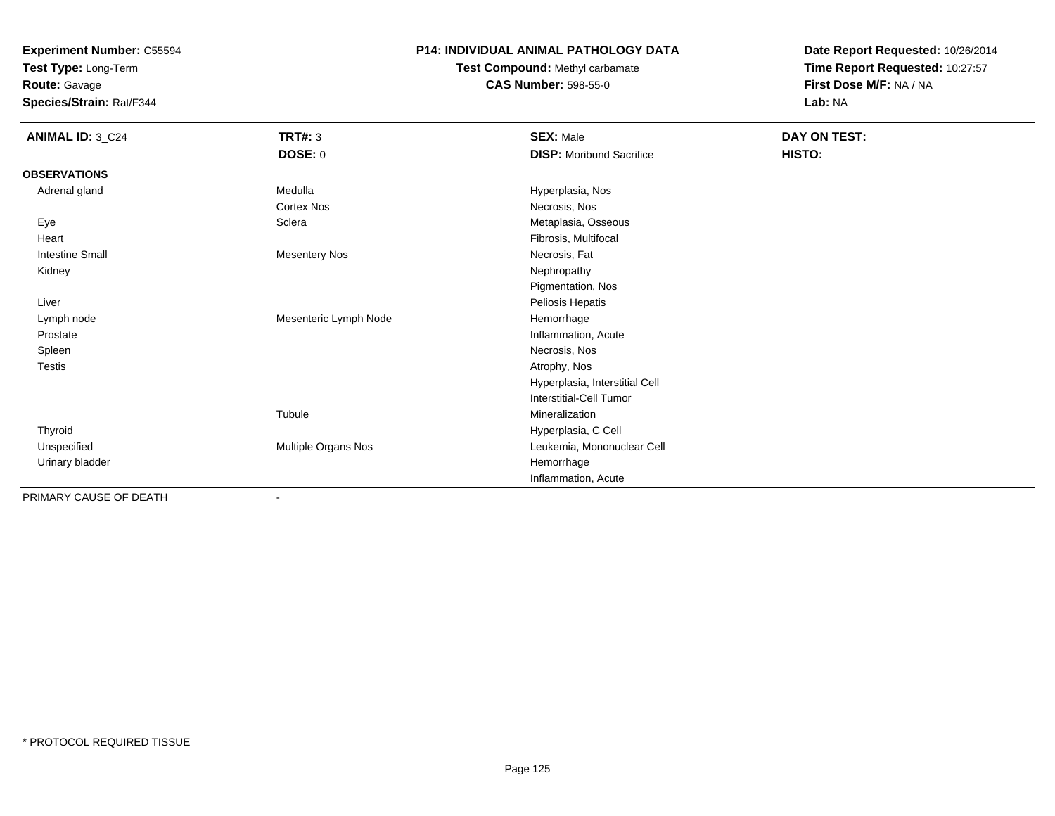**Experiment Number:** C55594
**Test Type:** Long-Term
**Route:** Gavage
**Species/Strain:** Rat/F344

**P14: INDIVIDUAL ANIMAL PATHOLOGY DATA**
**Test Compound:** Methyl carbamate
**CAS Number:** 598-55-0

**Date Report Requested:** 10/26/2014
**Time Report Requested:** 10:27:57
**First Dose M/F:** NA / NA
**Lab:** NA

| **ANIMAL ID:** 3_C24 | **TRT#:** 3 | **SEX:** Male | **DAY ON TEST:** |
|---|---|---|---|
| | **DOSE:** 0 | **DISP:** Moribund Sacrifice | **HISTO:** |
| **OBSERVATIONS** | | | |
| Adrenal gland | Medulla | Hyperplasia, Nos | |
| | Cortex Nos | Necrosis, Nos | |
| Eye | Sclera | Metaplasia, Osseous | |
| Heart | | Fibrosis, Multifocal | |
| Intestine Small | Mesentery Nos | Necrosis, Fat | |
| Kidney | | Nephropathy | |
| | | Pigmentation, Nos | |
| Liver | | Peliosis Hepatis | |
| Lymph node | Mesenteric Lymph Node | Hemorrhage | |
| Prostate | | Inflammation, Acute | |
| Spleen | | Necrosis, Nos | |
| Testis | | Atrophy, Nos | |
| | | Hyperplasia, Interstitial Cell | |
| | | Interstitial-Cell Tumor | |
| | Tubule | Mineralization | |
| Thyroid | | Hyperplasia, C Cell | |
| Unspecified | Multiple Organs Nos | Leukemia, Mononuclear Cell | |
| Urinary bladder | | Hemorrhage | |
| | | Inflammation, Acute | |
| PRIMARY CAUSE OF DEATH | - | | |

* PROTOCOL REQUIRED TISSUE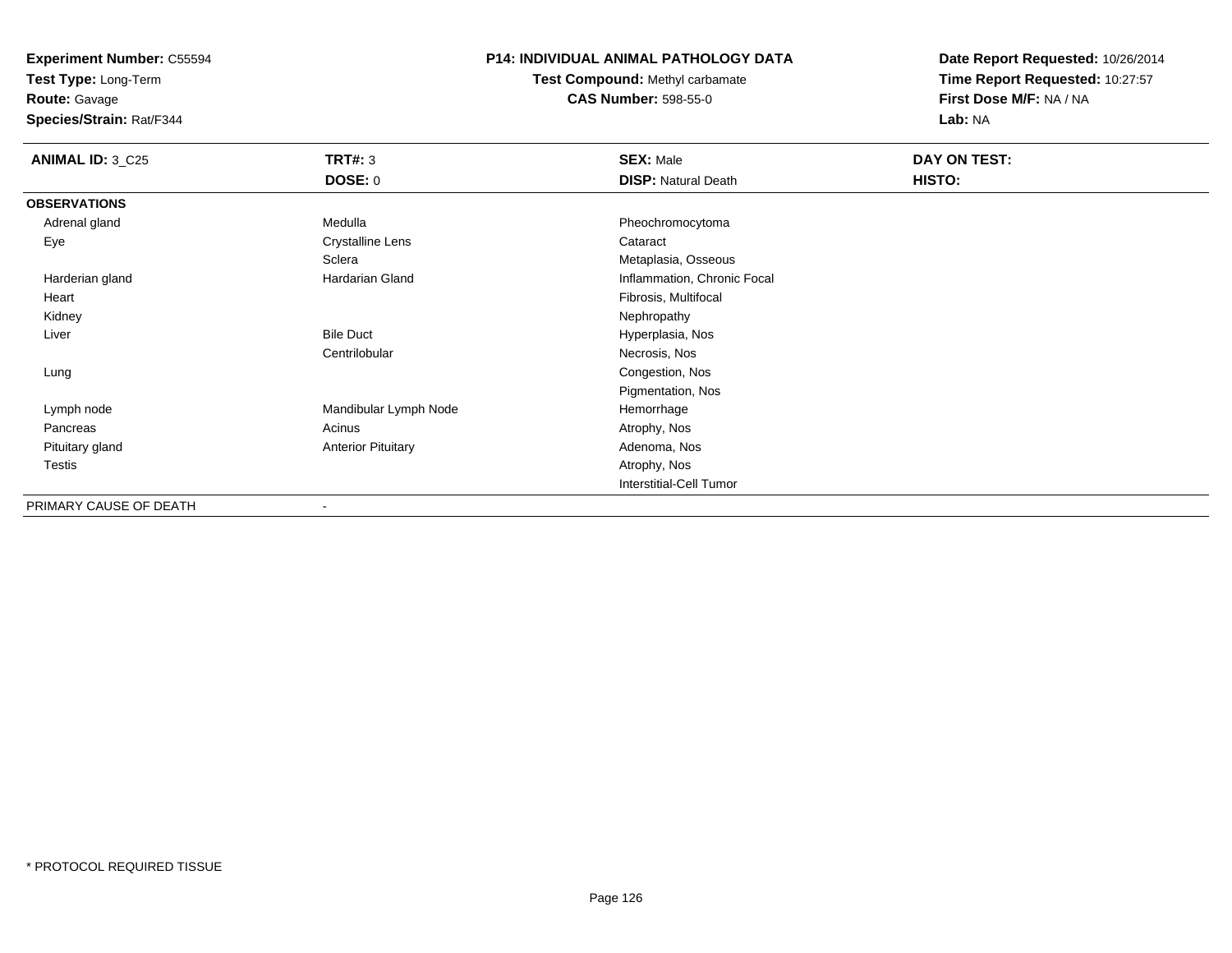**Experiment Number:** C55594
**Test Type:** Long-Term
**Route:** Gavage
**Species/Strain:** Rat/F344

**P14: INDIVIDUAL ANIMAL PATHOLOGY DATA**
**Test Compound:** Methyl carbamate
**CAS Number:** 598-55-0

**Date Report Requested:** 10/26/2014
**Time Report Requested:** 10:27:57
**First Dose M/F:** NA / NA
**Lab:** NA

| **ANIMAL ID:** 3_C25 | **TRT#:** 3 | **SEX:** Male | **DAY ON TEST:** |
|---|---|---|---|
| | **DOSE:** 0 | **DISP:** Natural Death | **HISTO:** |
| **OBSERVATIONS** | | | |
| Adrenal gland | Medulla | Pheochromocytoma | |
| Eye | Crystalline Lens | Cataract | |
| | Sclera | Metaplasia, Osseous | |
| Harderian gland | Hardarian Gland | Inflammation, Chronic Focal | |
| Heart | | Fibrosis, Multifocal | |
| Kidney | | Nephropathy | |
| Liver | Bile Duct | Hyperplasia, Nos | |
| | Centrilobular | Necrosis, Nos | |
| Lung | | Congestion, Nos | |
| | | Pigmentation, Nos | |
| Lymph node | Mandibular Lymph Node | Hemorrhage | |
| Pancreas | Acinus | Atrophy, Nos | |
| Pituitary gland | Anterior Pituitary | Adenoma, Nos | |
| Testis | | Atrophy, Nos | |
| | | Interstitial-Cell Tumor | |
| PRIMARY CAUSE OF DEATH | - | | |

* PROTOCOL REQUIRED TISSUE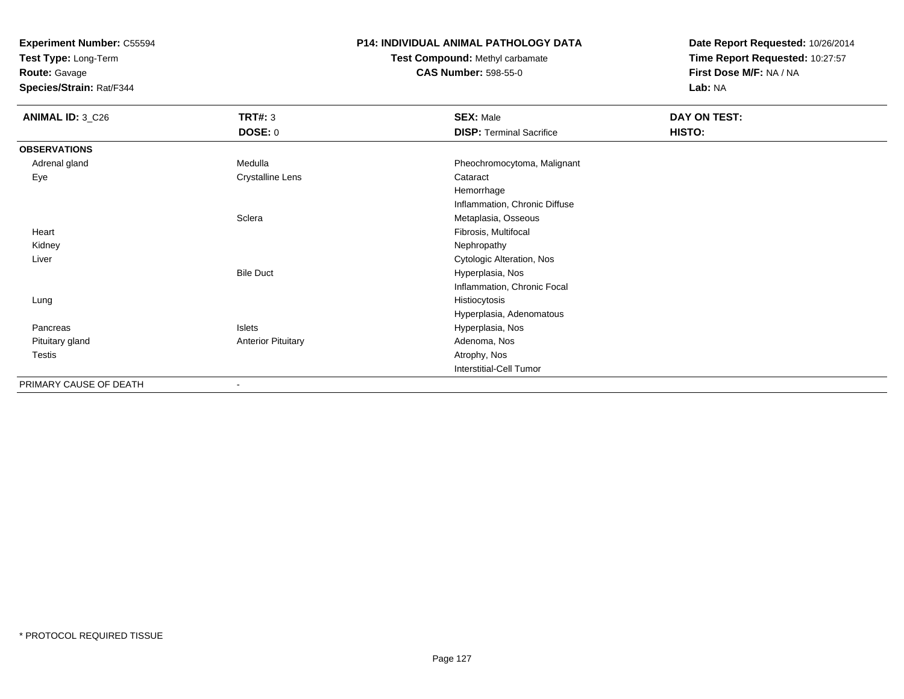**Experiment Number:** C55594
**Test Type:** Long-Term
**Route:** Gavage
**Species/Strain:** Rat/F344

**P14: INDIVIDUAL ANIMAL PATHOLOGY DATA**
**Test Compound:** Methyl carbamate
**CAS Number:** 598-55-0

**Date Report Requested:** 10/26/2014
**Time Report Requested:** 10:27:57
**First Dose M/F:** NA / NA
**Lab:** NA

| **ANIMAL ID:** 3_C26 | **TRT#:** 3<br>**DOSE:** 0 | **SEX:** Male<br>**DISP:** Terminal Sacrifice | **DAY ON TEST:**<br>**HISTO:** |
|---|---|---|---|
| **OBSERVATIONS** | | | |
| Adrenal gland | Medulla | Pheochromocytoma, Malignant | |
| Eye | Crystalline Lens | Cataract | |
| | | Hemorrhage | |
| | | Inflammation, Chronic Diffuse | |
| | Sclera | Metaplasia, Osseous | |
| Heart | | Fibrosis, Multifocal | |
| Kidney | | Nephropathy | |
| Liver | | Cytologic Alteration, Nos | |
| | Bile Duct | Hyperplasia, Nos | |
| | | Inflammation, Chronic Focal | |
| Lung | | Histiocytosis | |
| | | Hyperplasia, Adenomatous | |
| Pancreas | Islets | Hyperplasia, Nos | |
| Pituitary gland | Anterior Pituitary | Adenoma, Nos | |
| Testis | | Atrophy, Nos | |
| | | Interstitial-Cell Tumor | |
| PRIMARY CAUSE OF DEATH | - | | |

* PROTOCOL REQUIRED TISSUE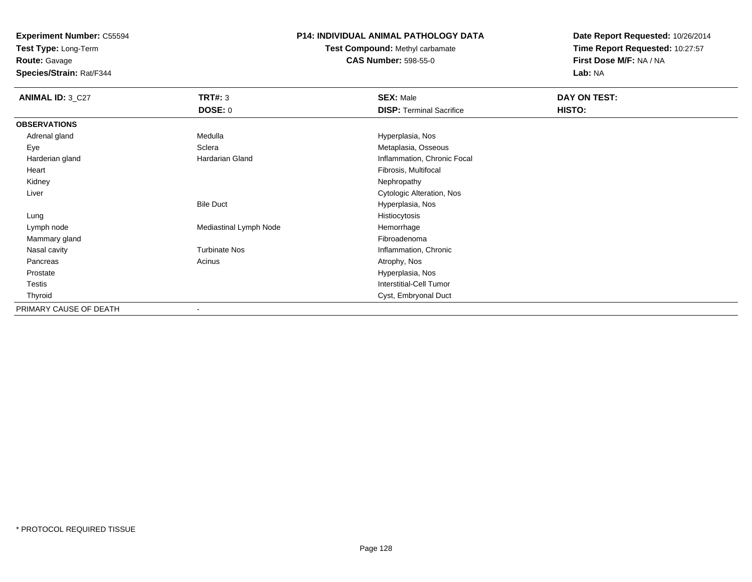**Experiment Number:** C55594
**Test Type:** Long-Term
**Route:** Gavage
**Species/Strain:** Rat/F344

**P14: INDIVIDUAL ANIMAL PATHOLOGY DATA**
**Test Compound:** Methyl carbamate
**CAS Number:** 598-55-0

**Date Report Requested:** 10/26/2014
**Time Report Requested:** 10:27:57
**First Dose M/F:** NA / NA
**Lab:** NA

| **ANIMAL ID:** 3_C27 | **TRT#:** 3 | **SEX:** Male | **DAY ON TEST:** |
|---|---|---|---|
| | **DOSE:** 0 | **DISP:** Terminal Sacrifice | **HISTO:** |
| **OBSERVATIONS** | | | |
| Adrenal gland | Medulla | Hyperplasia, Nos | |
| Eye | Sclera | Metaplasia, Osseous | |
| Harderian gland | Hardarian Gland | Inflammation, Chronic Focal | |
| Heart | | Fibrosis, Multifocal | |
| Kidney | | Nephropathy | |
| Liver | | Cytologic Alteration, Nos | |
| | Bile Duct | Hyperplasia, Nos | |
| Lung | | Histiocytosis | |
| Lymph node | Mediastinal Lymph Node | Hemorrhage | |
| Mammary gland | | Fibroadenoma | |
| Nasal cavity | Turbinate Nos | Inflammation, Chronic | |
| Pancreas | Acinus | Atrophy, Nos | |
| Prostate | | Hyperplasia, Nos | |
| Testis | | Interstitial-Cell Tumor | |
| Thyroid | | Cyst, Embryonal Duct | |
| PRIMARY CAUSE OF DEATH | - | | |

* PROTOCOL REQUIRED TISSUE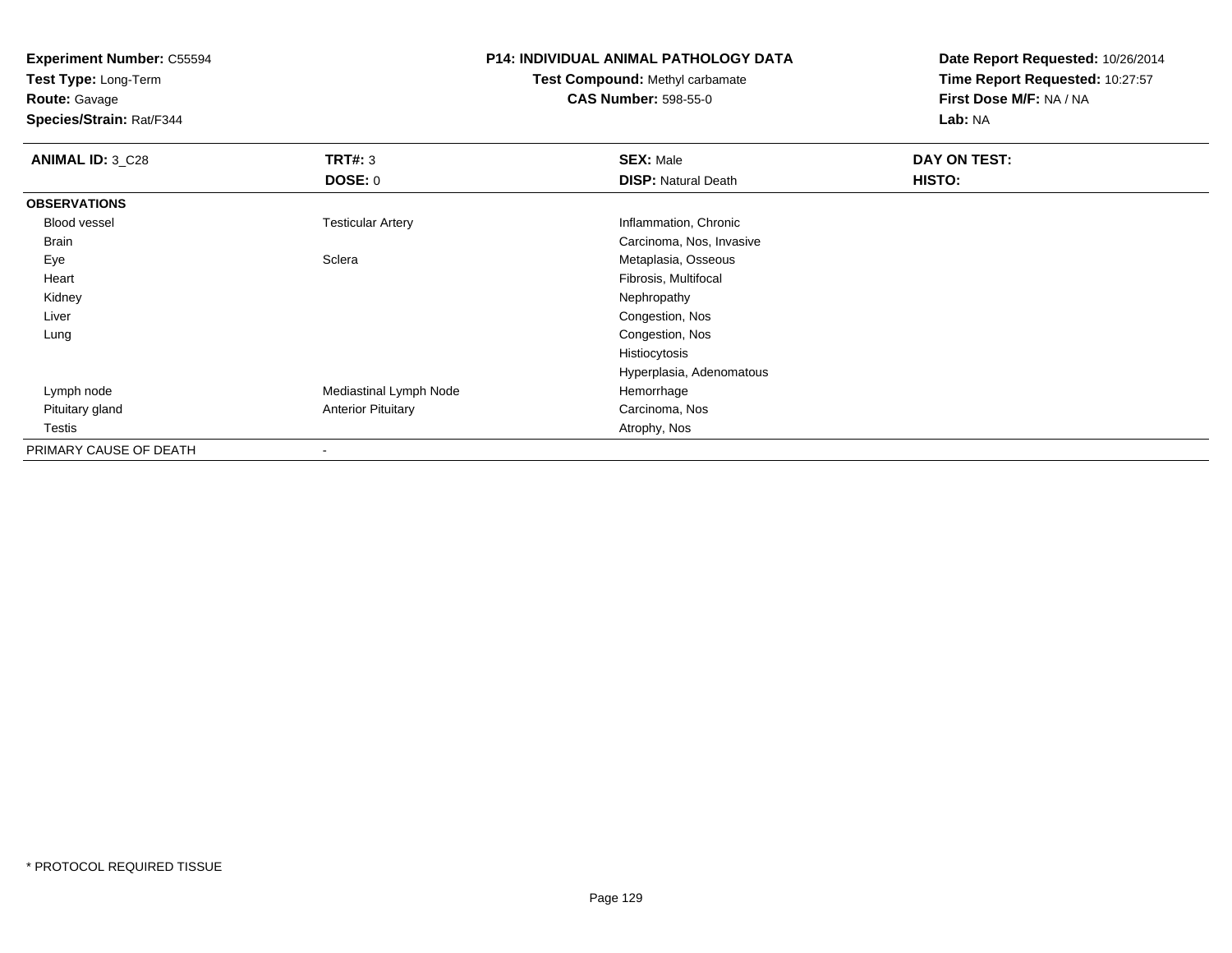**Experiment Number:** C55594
**Test Type:** Long-Term
**Route:** Gavage
**Species/Strain:** Rat/F344

**P14: INDIVIDUAL ANIMAL PATHOLOGY DATA**
**Test Compound:** Methyl carbamate
**CAS Number:** 598-55-0

**Date Report Requested:** 10/26/2014
**Time Report Requested:** 10:27:57
**First Dose M/F:** NA / NA
**Lab:** NA

| **ANIMAL ID:** 3_C28 | **TRT#:** 3 | **SEX:** Male | **DAY ON TEST:** |
|---|---|---|---|
| | **DOSE:** 0 | **DISP:** Natural Death | **HISTO:** |
| **OBSERVATIONS** | | | |
| Blood vessel | Testicular Artery | Inflammation, Chronic | |
| Brain | | Carcinoma, Nos, Invasive | |
| Eye | Sclera | Metaplasia, Osseous | |
| Heart | | Fibrosis, Multifocal | |
| Kidney | | Nephropathy | |
| Liver | | Congestion, Nos | |
| Lung | | Congestion, Nos | |
| | | Histiocytosis | |
| | | Hyperplasia, Adenomatous | |
| Lymph node | Mediastinal Lymph Node | Hemorrhage | |
| Pituitary gland | Anterior Pituitary | Carcinoma, Nos | |
| Testis | | Atrophy, Nos | |
| PRIMARY CAUSE OF DEATH | - | | |

* PROTOCOL REQUIRED TISSUE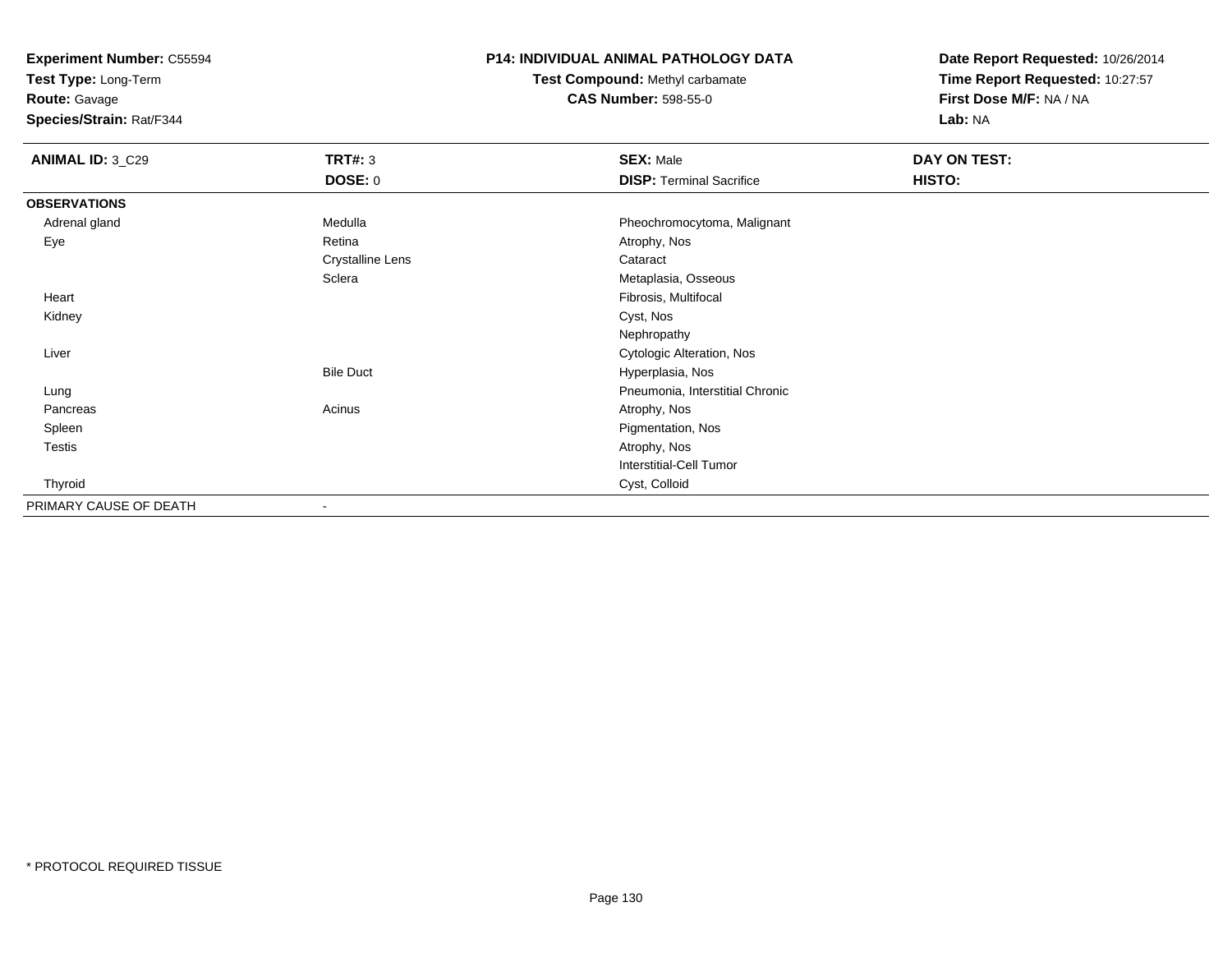**Experiment Number:** C55594
**Test Type:** Long-Term
**Route:** Gavage
**Species/Strain:** Rat/F344

**P14: INDIVIDUAL ANIMAL PATHOLOGY DATA**
**Test Compound:** Methyl carbamate
**CAS Number:** 598-55-0

**Date Report Requested:** 10/26/2014
**Time Report Requested:** 10:27:57
**First Dose M/F:** NA / NA
**Lab:** NA

| **ANIMAL ID:** 3_C29 | **TRT#:** 3 | **SEX:** Male | **DAY ON TEST:** |
|---|---|---|---|
| | **DOSE:** 0 | **DISP:** Terminal Sacrifice | **HISTO:** |
| **OBSERVATIONS** | | | |
| Adrenal gland | Medulla | Pheochromocytoma, Malignant | |
| Eye | Retina | Atrophy, Nos | |
| | Crystalline Lens | Cataract | |
| | Sclera | Metaplasia, Osseous | |
| Heart | | Fibrosis, Multifocal | |
| Kidney | | Cyst, Nos | |
| | | Nephropathy | |
| Liver | | Cytologic Alteration, Nos | |
| | Bile Duct | Hyperplasia, Nos | |
| Lung | | Pneumonia, Interstitial Chronic | |
| Pancreas | Acinus | Atrophy, Nos | |
| Spleen | | Pigmentation, Nos | |
| Testis | | Atrophy, Nos | |
| | | Interstitial-Cell Tumor | |
| Thyroid | | Cyst, Colloid | |
| PRIMARY CAUSE OF DEATH | - | | |

* PROTOCOL REQUIRED TISSUE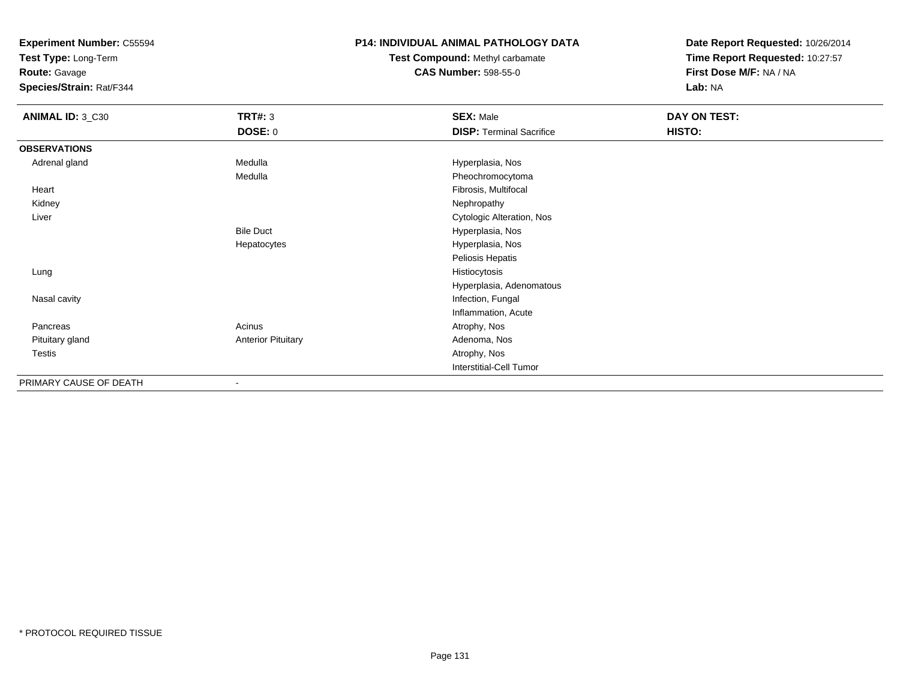**Experiment Number:** C55594
**Test Type:** Long-Term
**Route:** Gavage
**Species/Strain:** Rat/F344

**P14: INDIVIDUAL ANIMAL PATHOLOGY DATA**
**Test Compound:** Methyl carbamate
**CAS Number:** 598-55-0

**Date Report Requested:** 10/26/2014
**Time Report Requested:** 10:27:57
**First Dose M/F:** NA / NA
**Lab:** NA

| **ANIMAL ID:** 3_C30 | **TRT#:** 3 | **SEX:** Male | **DAY ON TEST:** |
|---|---|---|---|
| | **DOSE:** 0 | **DISP:** Terminal Sacrifice | **HISTO:** |
| **OBSERVATIONS** | | | |
| Adrenal gland | Medulla | Hyperplasia, Nos | |
| | Medulla | Pheochromocytoma | |
| Heart | | Fibrosis, Multifocal | |
| Kidney | | Nephropathy | |
| Liver | | Cytologic Alteration, Nos | |
| | Bile Duct | Hyperplasia, Nos | |
| | Hepatocytes | Hyperplasia, Nos | |
| | | Peliosis Hepatis | |
| Lung | | Histiocytosis | |
| | | Hyperplasia, Adenomatous | |
| Nasal cavity | | Infection, Fungal | |
| | | Inflammation, Acute | |
| Pancreas | Acinus | Atrophy, Nos | |
| Pituitary gland | Anterior Pituitary | Adenoma, Nos | |
| Testis | | Atrophy, Nos | |
| | | Interstitial-Cell Tumor | |
| PRIMARY CAUSE OF DEATH | - | | |

* PROTOCOL REQUIRED TISSUE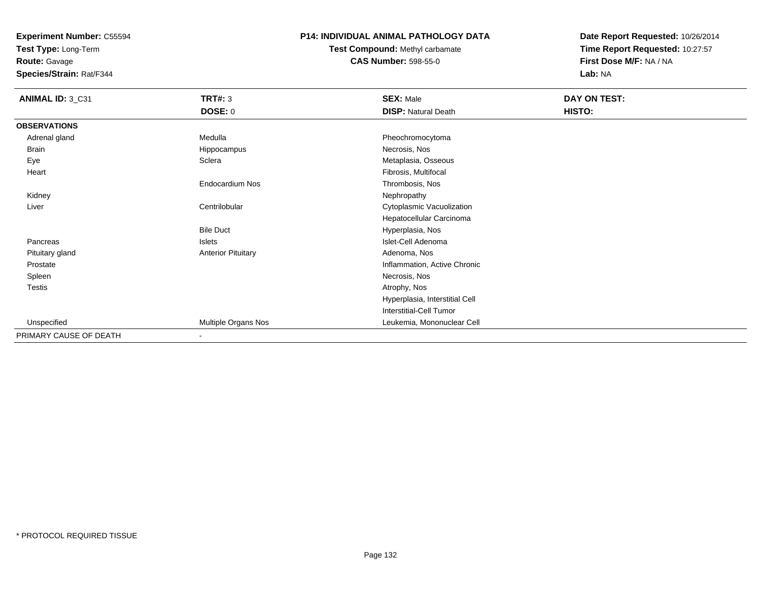**Experiment Number:** C55594
**Test Type:** Long-Term
**Route:** Gavage
**Species/Strain:** Rat/F344

**P14: INDIVIDUAL ANIMAL PATHOLOGY DATA**
**Test Compound:** Methyl carbamate
**CAS Number:** 598-55-0

**Date Report Requested:** 10/26/2014
**Time Report Requested:** 10:27:57
**First Dose M/F:** NA / NA
**Lab:** NA

| **ANIMAL ID:** 3_C31 | **TRT#:** 3 | **SEX:** Male | **DAY ON TEST:** |
|---|---|---|---|
| | **DOSE:** 0 | **DISP:** Natural Death | **HISTO:** |
| **OBSERVATIONS** | | | |
| Adrenal gland | Medulla | Pheochromocytoma | |
| Brain | Hippocampus | Necrosis, Nos | |
| Eye | Sclera | Metaplasia, Osseous | |
| Heart | | Fibrosis, Multifocal | |
| | Endocardium Nos | Thrombosis, Nos | |
| Kidney | | Nephropathy | |
| Liver | Centrilobular | Cytoplasmic Vacuolization | |
| | | Hepatocellular Carcinoma | |
| | Bile Duct | Hyperplasia, Nos | |
| Pancreas | Islets | Islet-Cell Adenoma | |
| Pituitary gland | Anterior Pituitary | Adenoma, Nos | |
| Prostate | | Inflammation, Active Chronic | |
| Spleen | | Necrosis, Nos | |
| Testis | | Atrophy, Nos | |
| | | Hyperplasia, Interstitial Cell | |
| | | Interstitial-Cell Tumor | |
| Unspecified | Multiple Organs Nos | Leukemia, Mononuclear Cell | |
| PRIMARY CAUSE OF DEATH | - | | |

* PROTOCOL REQUIRED TISSUE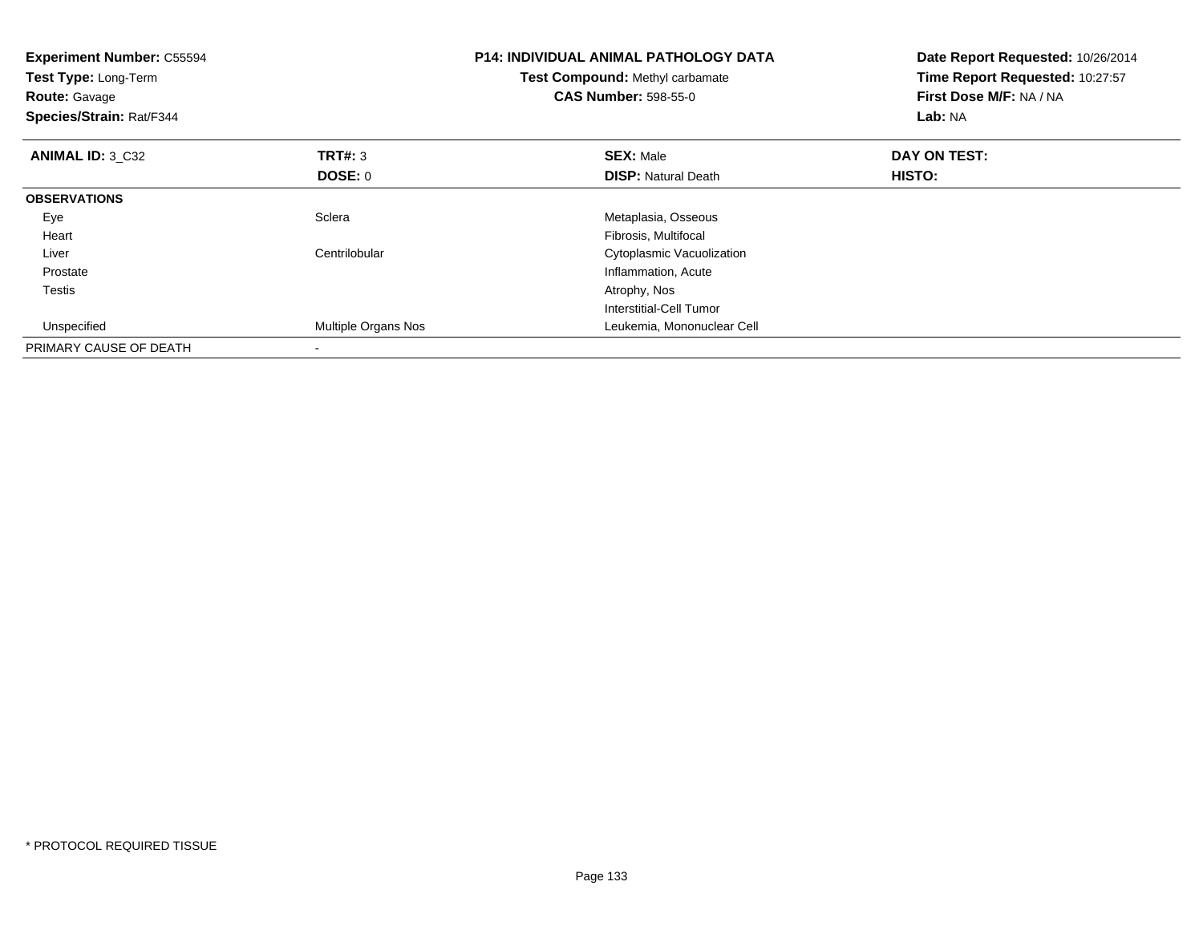**Experiment Number:** C55594
**Test Type:** Long-Term
**Route:** Gavage
**Species/Strain:** Rat/F344

**P14: INDIVIDUAL ANIMAL PATHOLOGY DATA**
**Test Compound:** Methyl carbamate
**CAS Number:** 598-55-0

**Date Report Requested:** 10/26/2014
**Time Report Requested:** 10:27:57
**First Dose M/F:** NA / NA
**Lab:** NA

| **ANIMAL ID:** 3_C32 | **TRT#:** 3 | **SEX:** Male | **DAY ON TEST:** |
|---|---|---|---|
| | **DOSE:** 0 | **DISP:** Natural Death | **HISTO:** |
| **OBSERVATIONS** | | | |
| Eye | Sclera | Metaplasia, Osseous | |
| Heart | | Fibrosis, Multifocal | |
| Liver | Centrilobular | Cytoplasmic Vacuolization | |
| Prostate | | Inflammation, Acute | |
| Testis | | Atrophy, Nos | |
| | | Interstitial-Cell Tumor | |
| Unspecified | Multiple Organs Nos | Leukemia, Mononuclear Cell | |
| PRIMARY CAUSE OF DEATH | - | | |

* PROTOCOL REQUIRED TISSUE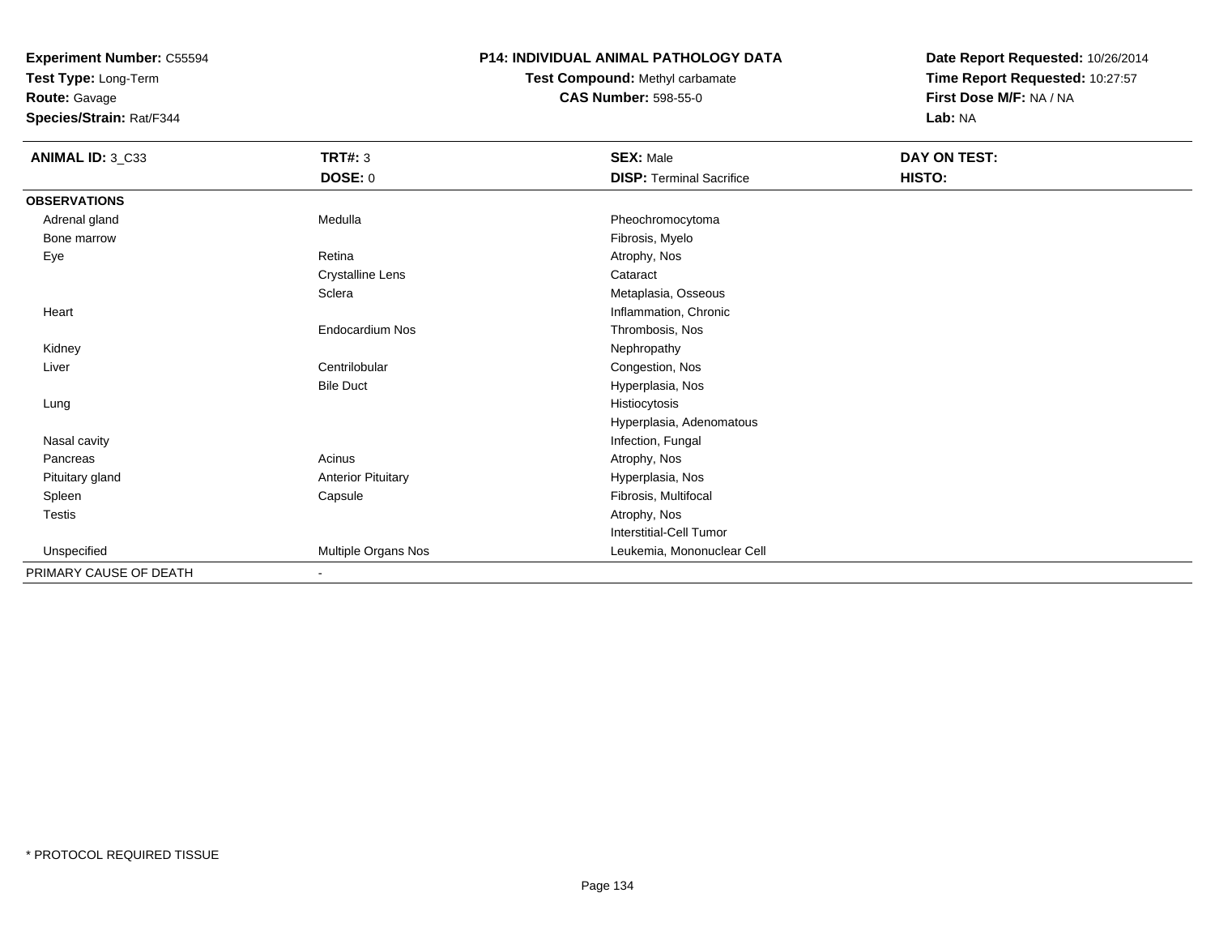**Experiment Number:** C55594
**Test Type:** Long-Term
**Route:** Gavage
**Species/Strain:** Rat/F344

# P14: INDIVIDUAL ANIMAL PATHOLOGY DATA

**Test Compound:** Methyl carbamate
**CAS Number:** 598-55-0

**Date Report Requested:** 10/26/2014
**Time Report Requested:** 10:27:57
**First Dose M/F:** NA / NA
**Lab:** NA

| **ANIMAL ID:** 3_C33 | **TRT#:** 3 | **SEX:** Male | **DAY ON TEST:** |
|---|---|---|---|
| | **DOSE:** 0 | **DISP:** Terminal Sacrifice | **HISTO:** |
| **OBSERVATIONS** | | | |
| Adrenal gland | Medulla | Pheochromocytoma | |
| Bone marrow | | Fibrosis, Myelo | |
| Eye | Retina | Atrophy, Nos | |
| | Crystalline Lens | Cataract | |
| | Sclera | Metaplasia, Osseous | |
| Heart | | Inflammation, Chronic | |
| | Endocardium Nos | Thrombosis, Nos | |
| Kidney | | Nephropathy | |
| Liver | Centrilobular | Congestion, Nos | |
| | Bile Duct | Hyperplasia, Nos | |
| Lung | | Histiocytosis | |
| | | Hyperplasia, Adenomatous | |
| Nasal cavity | | Infection, Fungal | |
| Pancreas | Acinus | Atrophy, Nos | |
| Pituitary gland | Anterior Pituitary | Hyperplasia, Nos | |
| Spleen | Capsule | Fibrosis, Multifocal | |
| Testis | | Atrophy, Nos | |
| | | Interstitial-Cell Tumor | |
| Unspecified | Multiple Organs Nos | Leukemia, Mononuclear Cell | |
| PRIMARY CAUSE OF DEATH | - | | |

* PROTOCOL REQUIRED TISSUE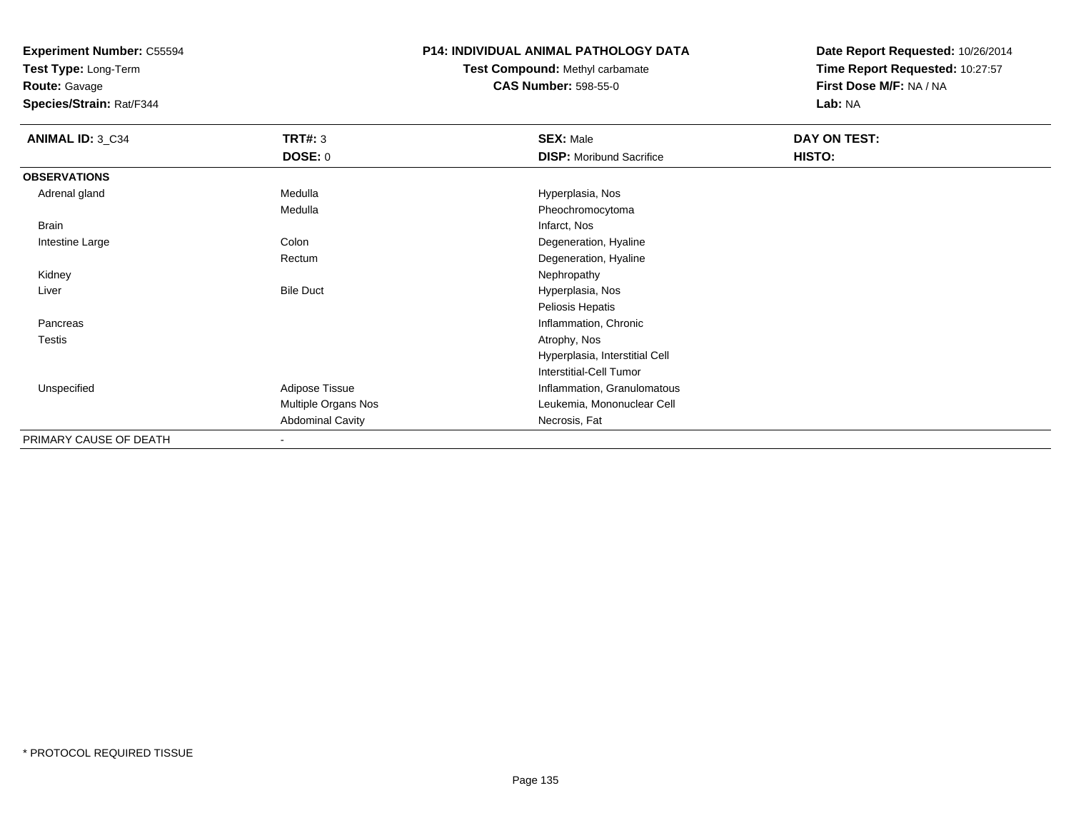**Experiment Number:** C55594
**Test Type:** Long-Term
**Route:** Gavage
**Species/Strain:** Rat/F344

**P14: INDIVIDUAL ANIMAL PATHOLOGY DATA**
**Test Compound:** Methyl carbamate
**CAS Number:** 598-55-0

**Date Report Requested:** 10/26/2014
**Time Report Requested:** 10:27:57
**First Dose M/F:** NA / NA
**Lab:** NA

| **ANIMAL ID:** 3_C34 | **TRT#:** 3 | **SEX:** Male | **DAY ON TEST:** |
|---|---|---|---|
| | **DOSE:** 0 | **DISP:** Moribund Sacrifice | **HISTO:** |
| **OBSERVATIONS** | | | |
| Adrenal gland | Medulla | Hyperplasia, Nos | |
| | Medulla | Pheochromocytoma | |
| Brain | | Infarct, Nos | |
| Intestine Large | Colon | Degeneration, Hyaline | |
| | Rectum | Degeneration, Hyaline | |
| Kidney | | Nephropathy | |
| Liver | Bile Duct | Hyperplasia, Nos | |
| | | Peliosis Hepatis | |
| Pancreas | | Inflammation, Chronic | |
| Testis | | Atrophy, Nos | |
| | | Hyperplasia, Interstitial Cell | |
| | | Interstitial-Cell Tumor | |
| Unspecified | Adipose Tissue | Inflammation, Granulomatous | |
| | Multiple Organs Nos | Leukemia, Mononuclear Cell | |
| | Abdominal Cavity | Necrosis, Fat | |
| PRIMARY CAUSE OF DEATH | - | | |

* PROTOCOL REQUIRED TISSUE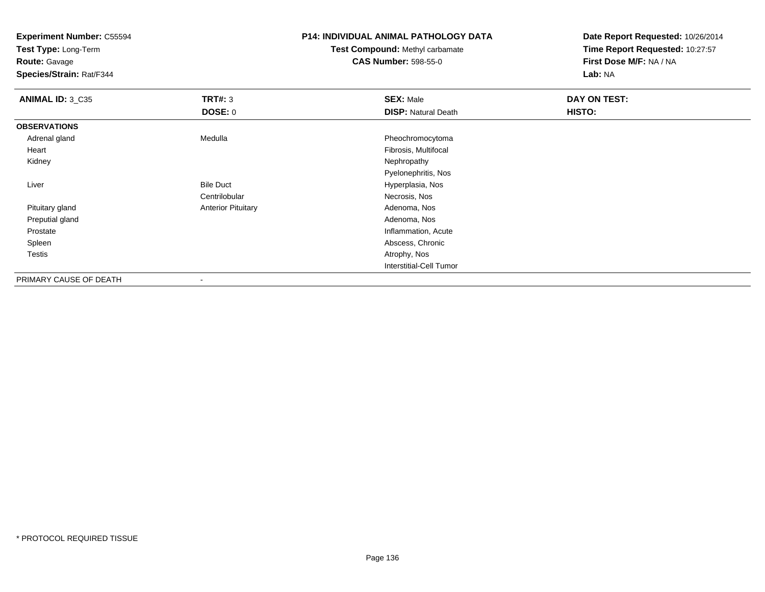**Experiment Number:** C55594
**Test Type:** Long-Term
**Route:** Gavage
**Species/Strain:** Rat/F344

**P14: INDIVIDUAL ANIMAL PATHOLOGY DATA**
**Test Compound:** Methyl carbamate
**CAS Number:** 598-55-0

**Date Report Requested:** 10/26/2014
**Time Report Requested:** 10:27:57
**First Dose M/F:** NA / NA
**Lab:** NA

| **ANIMAL ID:** 3_C35 | **TRT#:** 3 | **SEX:** Male | **DAY ON TEST:** |
|---|---|---|---|
| | **DOSE:** 0 | **DISP:** Natural Death | **HISTO:** |
| **OBSERVATIONS** | | | |
| Adrenal gland | Medulla | Pheochromocytoma | |
| Heart | | Fibrosis, Multifocal | |
| Kidney | | Nephropathy | |
| | | Pyelonephritis, Nos | |
| Liver | Bile Duct | Hyperplasia, Nos | |
| | Centrilobular | Necrosis, Nos | |
| Pituitary gland | Anterior Pituitary | Adenoma, Nos | |
| Preputial gland | | Adenoma, Nos | |
| Prostate | | Inflammation, Acute | |
| Spleen | | Abscess, Chronic | |
| Testis | | Atrophy, Nos | |
| | | Interstitial-Cell Tumor | |
| PRIMARY CAUSE OF DEATH | - | | |

* PROTOCOL REQUIRED TISSUE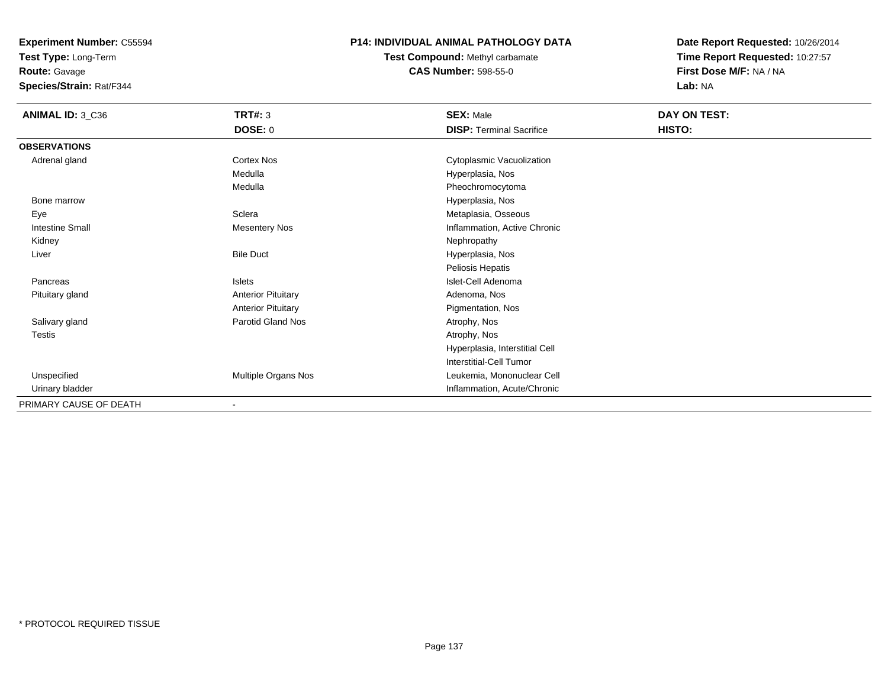**Experiment Number:** C55594
**Test Type:** Long-Term
**Route:** Gavage
**Species/Strain:** Rat/F344

**P14: INDIVIDUAL ANIMAL PATHOLOGY DATA**
**Test Compound:** Methyl carbamate
**CAS Number:** 598-55-0

**Date Report Requested:** 10/26/2014
**Time Report Requested:** 10:27:57
**First Dose M/F:** NA / NA
**Lab:** NA

| **ANIMAL ID:** 3_C36 | **TRT#:** 3 | **SEX:** Male | **DAY ON TEST:** |
|---|---|---|---|
| | **DOSE:** 0 | **DISP:** Terminal Sacrifice | **HISTO:** |
| **OBSERVATIONS** | | | |
| Adrenal gland | Cortex Nos | Cytoplasmic Vacuolization | |
| | Medulla | Hyperplasia, Nos | |
| | Medulla | Pheochromocytoma | |
| Bone marrow | | Hyperplasia, Nos | |
| Eye | Sclera | Metaplasia, Osseous | |
| Intestine Small | Mesentery Nos | Inflammation, Active Chronic | |
| Kidney | | Nephropathy | |
| Liver | Bile Duct | Hyperplasia, Nos | |
| | | Peliosis Hepatis | |
| Pancreas | Islets | Islet-Cell Adenoma | |
| Pituitary gland | Anterior Pituitary | Adenoma, Nos | |
| | Anterior Pituitary | Pigmentation, Nos | |
| Salivary gland | Parotid Gland Nos | Atrophy, Nos | |
| Testis | | Atrophy, Nos | |
| | | Hyperplasia, Interstitial Cell | |
| | | Interstitial-Cell Tumor | |
| Unspecified | Multiple Organs Nos | Leukemia, Mononuclear Cell | |
| Urinary bladder | | Inflammation, Acute/Chronic | |
| PRIMARY CAUSE OF DEATH | - | | |

* PROTOCOL REQUIRED TISSUE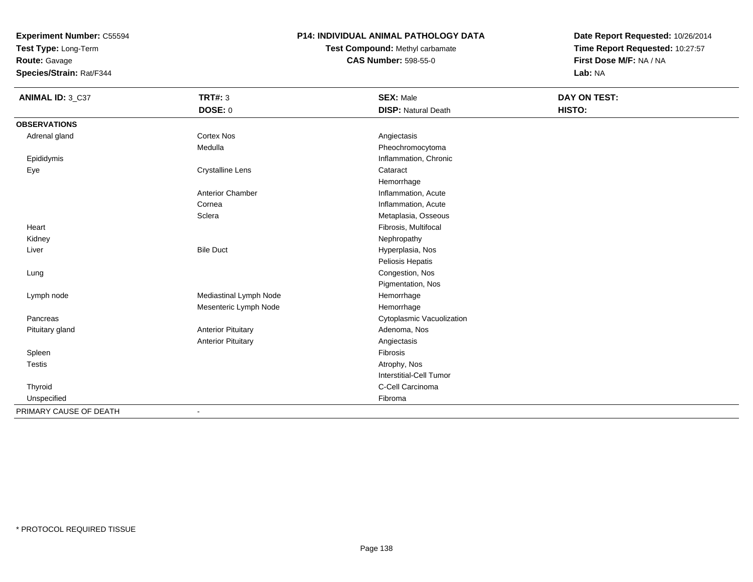**Experiment Number:** C55594
**Test Type:** Long-Term
**Route:** Gavage
**Species/Strain:** Rat/F344

**P14: INDIVIDUAL ANIMAL PATHOLOGY DATA**
**Test Compound:** Methyl carbamate
**CAS Number:** 598-55-0

**Date Report Requested:** 10/26/2014
**Time Report Requested:** 10:27:57
**First Dose M/F:** NA / NA
**Lab:** NA

| ANIMAL ID: 3_C37 | TRT#: 3 | SEX: Male | DAY ON TEST: |
|---|---|---|---|
| | DOSE: 0 | DISP: Natural Death | HISTO: |
| **OBSERVATIONS** | | | |
| Adrenal gland | Cortex Nos | Angiectasis | |
| | Medulla | Pheochromocytoma | |
| Epididymis | | Inflammation, Chronic | |
| Eye | Crystalline Lens | Cataract | |
| | | Hemorrhage | |
| | Anterior Chamber | Inflammation, Acute | |
| | Cornea | Inflammation, Acute | |
| | Sclera | Metaplasia, Osseous | |
| Heart | | Fibrosis, Multifocal | |
| Kidney | | Nephropathy | |
| Liver | Bile Duct | Hyperplasia, Nos | |
| | | Peliosis Hepatis | |
| Lung | | Congestion, Nos | |
| | | Pigmentation, Nos | |
| Lymph node | Mediastinal Lymph Node | Hemorrhage | |
| | Mesenteric Lymph Node | Hemorrhage | |
| Pancreas | | Cytoplasmic Vacuolization | |
| Pituitary gland | Anterior Pituitary | Adenoma, Nos | |
| | Anterior Pituitary | Angiectasis | |
| Spleen | | Fibrosis | |
| Testis | | Atrophy, Nos | |
| | | Interstitial-Cell Tumor | |
| Thyroid | | C-Cell Carcinoma | |
| Unspecified | | Fibroma | |
| PRIMARY CAUSE OF DEATH | - | | |

* PROTOCOL REQUIRED TISSUE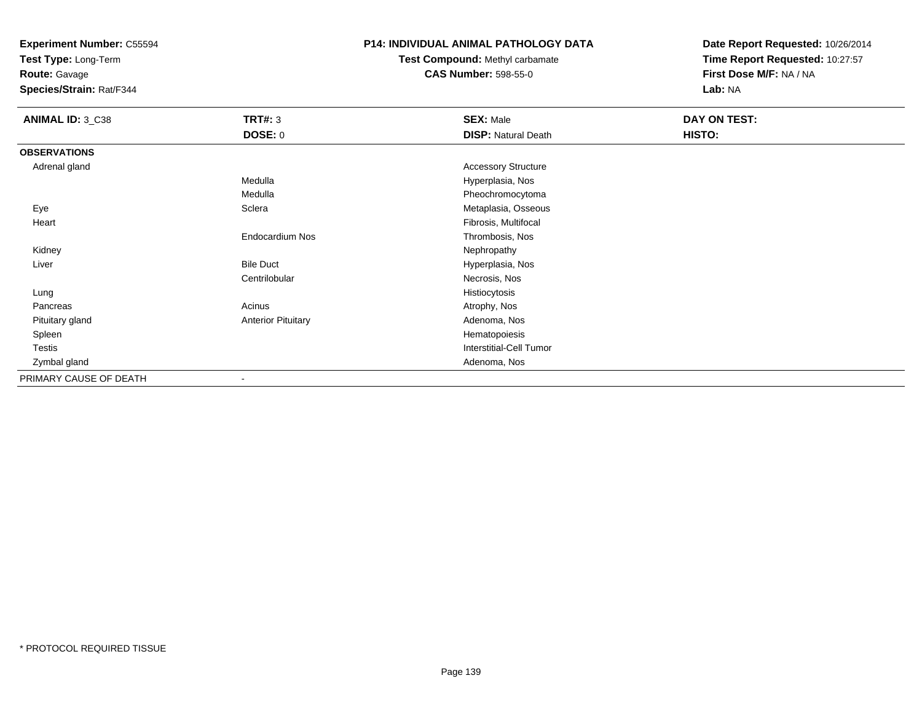**Experiment Number:** C55594
**Test Type:** Long-Term
**Route:** Gavage
**Species/Strain:** Rat/F344

**P14: INDIVIDUAL ANIMAL PATHOLOGY DATA**
**Test Compound:** Methyl carbamate
**CAS Number:** 598-55-0

**Date Report Requested:** 10/26/2014
**Time Report Requested:** 10:27:57
**First Dose M/F:** NA / NA
**Lab:** NA

| **ANIMAL ID:** 3_C38 | **TRT#:** 3 | **SEX:** Male | **DAY ON TEST:** |
|---|---|---|---|
| | **DOSE:** 0 | **DISP:** Natural Death | **HISTO:** |
| **OBSERVATIONS** | | | |
| Adrenal gland | | Accessory Structure | |
| | Medulla | Hyperplasia, Nos | |
| | Medulla | Pheochromocytoma | |
| Eye | Sclera | Metaplasia, Osseous | |
| Heart | | Fibrosis, Multifocal | |
| | Endocardium Nos | Thrombosis, Nos | |
| Kidney | | Nephropathy | |
| Liver | Bile Duct | Hyperplasia, Nos | |
| | Centrilobular | Necrosis, Nos | |
| Lung | | Histiocytosis | |
| Pancreas | Acinus | Atrophy, Nos | |
| Pituitary gland | Anterior Pituitary | Adenoma, Nos | |
| Spleen | | Hematopoiesis | |
| Testis | | Interstitial-Cell Tumor | |
| Zymbal gland | | Adenoma, Nos | |
| PRIMARY CAUSE OF DEATH | - | | |

* PROTOCOL REQUIRED TISSUE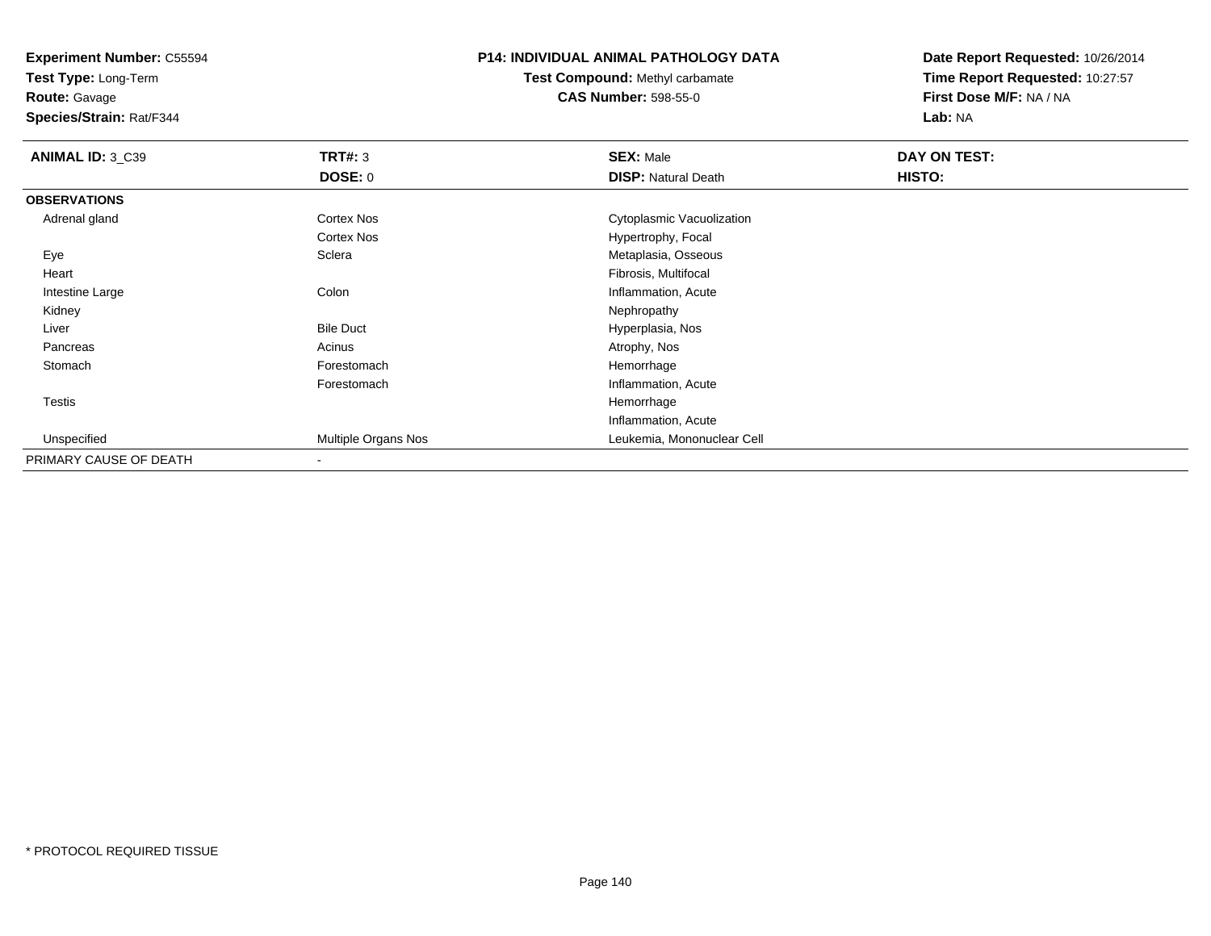**Experiment Number:** C55594
**Test Type:** Long-Term
**Route:** Gavage
**Species/Strain:** Rat/F344

**P14: INDIVIDUAL ANIMAL PATHOLOGY DATA**
**Test Compound:** Methyl carbamate
**CAS Number:** 598-55-0

**Date Report Requested:** 10/26/2014
**Time Report Requested:** 10:27:57
**First Dose M/F:** NA / NA
**Lab:** NA

| **ANIMAL ID:** 3_C39 | **TRT#:** 3 | **SEX:** Male | **DAY ON TEST:** |
|---|---|---|---|
| | **DOSE:** 0 | **DISP:** Natural Death | **HISTO:** |
| **OBSERVATIONS** | | | |
| Adrenal gland | Cortex Nos | Cytoplasmic Vacuolization | |
| | Cortex Nos | Hypertrophy, Focal | |
| Eye | Sclera | Metaplasia, Osseous | |
| Heart | | Fibrosis, Multifocal | |
| Intestine Large | Colon | Inflammation, Acute | |
| Kidney | | Nephropathy | |
| Liver | Bile Duct | Hyperplasia, Nos | |
| Pancreas | Acinus | Atrophy, Nos | |
| Stomach | Forestomach | Hemorrhage | |
| | Forestomach | Inflammation, Acute | |
| Testis | | Hemorrhage | |
| | | Inflammation, Acute | |
| Unspecified | Multiple Organs Nos | Leukemia, Mononuclear Cell | |
| PRIMARY CAUSE OF DEATH | - | | |

* PROTOCOL REQUIRED TISSUE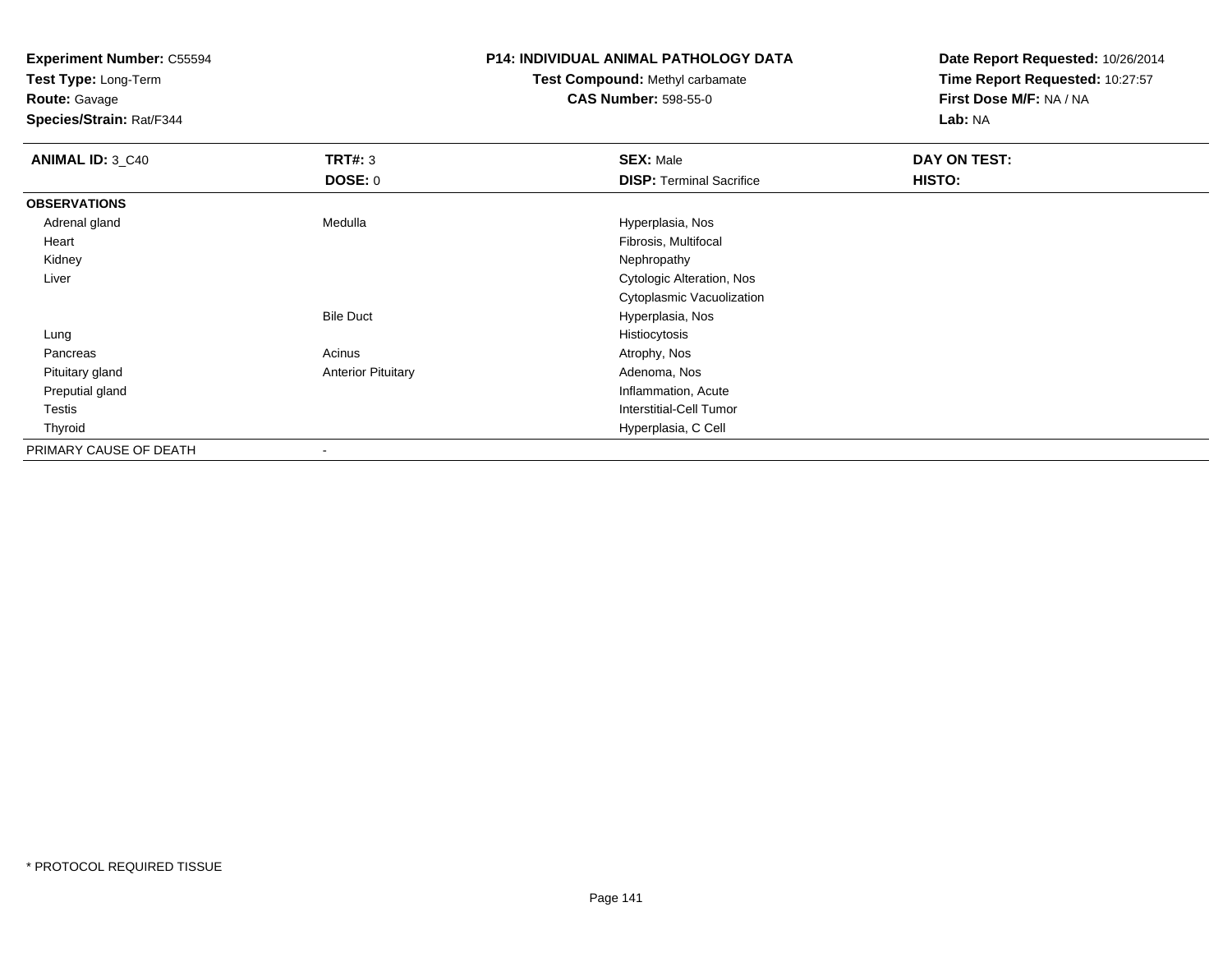**Experiment Number:** C55594
**Test Type:** Long-Term
**Route:** Gavage
**Species/Strain:** Rat/F344

**P14: INDIVIDUAL ANIMAL PATHOLOGY DATA**
**Test Compound:** Methyl carbamate
**CAS Number:** 598-55-0

**Date Report Requested:** 10/26/2014
**Time Report Requested:** 10:27:57
**First Dose M/F:** NA / NA
**Lab:** NA

| **ANIMAL ID:** 3_C40 | **TRT#:** 3 | **SEX:** Male | **DAY ON TEST:** |
|---|---|---|---|
| | **DOSE:** 0 | **DISP:** Terminal Sacrifice | **HISTO:** |
| **OBSERVATIONS** | | | |
| Adrenal gland | Medulla | Hyperplasia, Nos | |
| Heart | | Fibrosis, Multifocal | |
| Kidney | | Nephropathy | |
| Liver | | Cytologic Alteration, Nos | |
| | | Cytoplasmic Vacuolization | |
| | Bile Duct | Hyperplasia, Nos | |
| Lung | | Histiocytosis | |
| Pancreas | Acinus | Atrophy, Nos | |
| Pituitary gland | Anterior Pituitary | Adenoma, Nos | |
| Preputial gland | | Inflammation, Acute | |
| Testis | | Interstitial-Cell Tumor | |
| Thyroid | | Hyperplasia, C Cell | |
| PRIMARY CAUSE OF DEATH | - | | |

* PROTOCOL REQUIRED TISSUE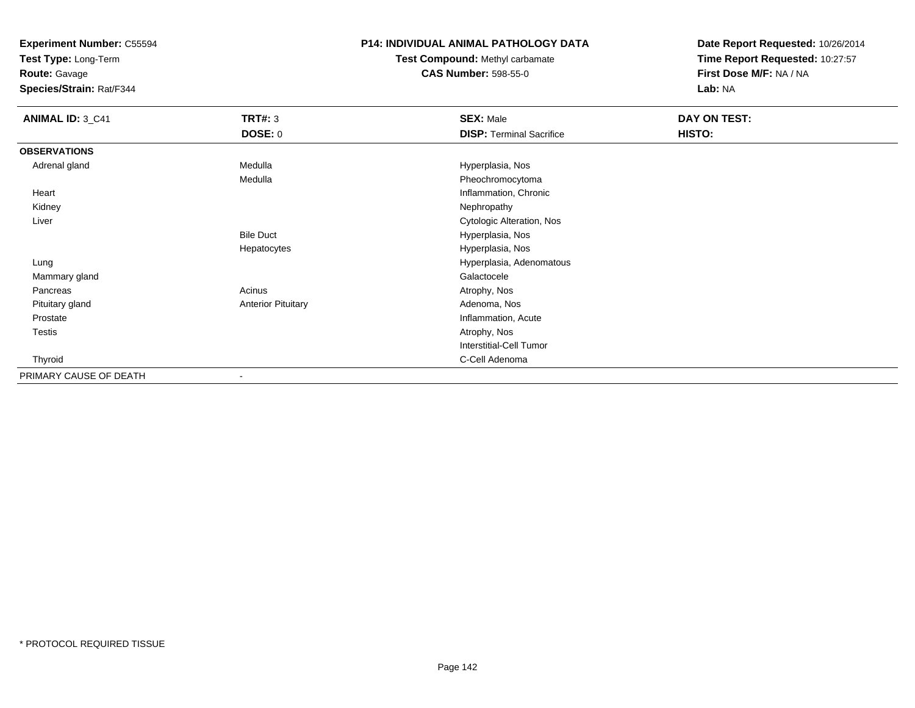**Experiment Number:** C55594
**Test Type:** Long-Term
**Route:** Gavage
**Species/Strain:** Rat/F344

**P14: INDIVIDUAL ANIMAL PATHOLOGY DATA**
**Test Compound:** Methyl carbamate
**CAS Number:** 598-55-0

**Date Report Requested:** 10/26/2014
**Time Report Requested:** 10:27:57
**First Dose M/F:** NA / NA
**Lab:** NA

| **ANIMAL ID:** 3_C41 | **TRT#:** 3 | **SEX:** Male | **DAY ON TEST:** |
|---|---|---|---|
| | **DOSE:** 0 | **DISP:** Terminal Sacrifice | **HISTO:** |
| **OBSERVATIONS** | | | |
| Adrenal gland | Medulla | Hyperplasia, Nos | |
| | Medulla | Pheochromocytoma | |
| Heart | | Inflammation, Chronic | |
| Kidney | | Nephropathy | |
| Liver | | Cytologic Alteration, Nos | |
| | Bile Duct | Hyperplasia, Nos | |
| | Hepatocytes | Hyperplasia, Nos | |
| Lung | | Hyperplasia, Adenomatous | |
| Mammary gland | | Galactocele | |
| Pancreas | Acinus | Atrophy, Nos | |
| Pituitary gland | Anterior Pituitary | Adenoma, Nos | |
| Prostate | | Inflammation, Acute | |
| Testis | | Atrophy, Nos | |
| | | Interstitial-Cell Tumor | |
| Thyroid | | C-Cell Adenoma | |
| PRIMARY CAUSE OF DEATH | - | | |

\* PROTOCOL REQUIRED TISSUE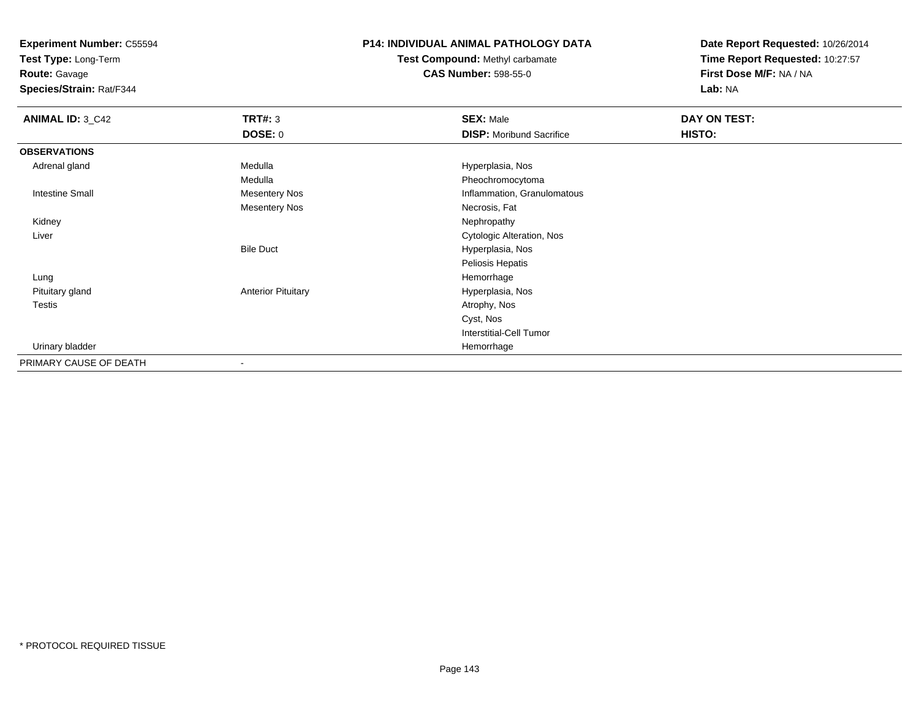**Experiment Number:** C55594
**Test Type:** Long-Term
**Route:** Gavage
**Species/Strain:** Rat/F344

**P14: INDIVIDUAL ANIMAL PATHOLOGY DATA**
**Test Compound:** Methyl carbamate
**CAS Number:** 598-55-0

**Date Report Requested:** 10/26/2014
**Time Report Requested:** 10:27:57
**First Dose M/F:** NA / NA
**Lab:** NA

| **ANIMAL ID:** 3_C42 | **TRT#:** 3 | **SEX:** Male | **DAY ON TEST:** |
|---|---|---|---|
| | **DOSE:** 0 | **DISP:** Moribund Sacrifice | **HISTO:** |
| **OBSERVATIONS** | | | |
| Adrenal gland | Medulla | Hyperplasia, Nos | |
| | Medulla | Pheochromocytoma | |
| Intestine Small | Mesentery Nos | Inflammation, Granulomatous | |
| | Mesentery Nos | Necrosis, Fat | |
| Kidney | | Nephropathy | |
| Liver | | Cytologic Alteration, Nos | |
| | Bile Duct | Hyperplasia, Nos | |
| | | Peliosis Hepatis | |
| Lung | | Hemorrhage | |
| Pituitary gland | Anterior Pituitary | Hyperplasia, Nos | |
| Testis | | Atrophy, Nos | |
| | | Cyst, Nos | |
| | | Interstitial-Cell Tumor | |
| Urinary bladder | | Hemorrhage | |
| PRIMARY CAUSE OF DEATH | - | | |

* PROTOCOL REQUIRED TISSUE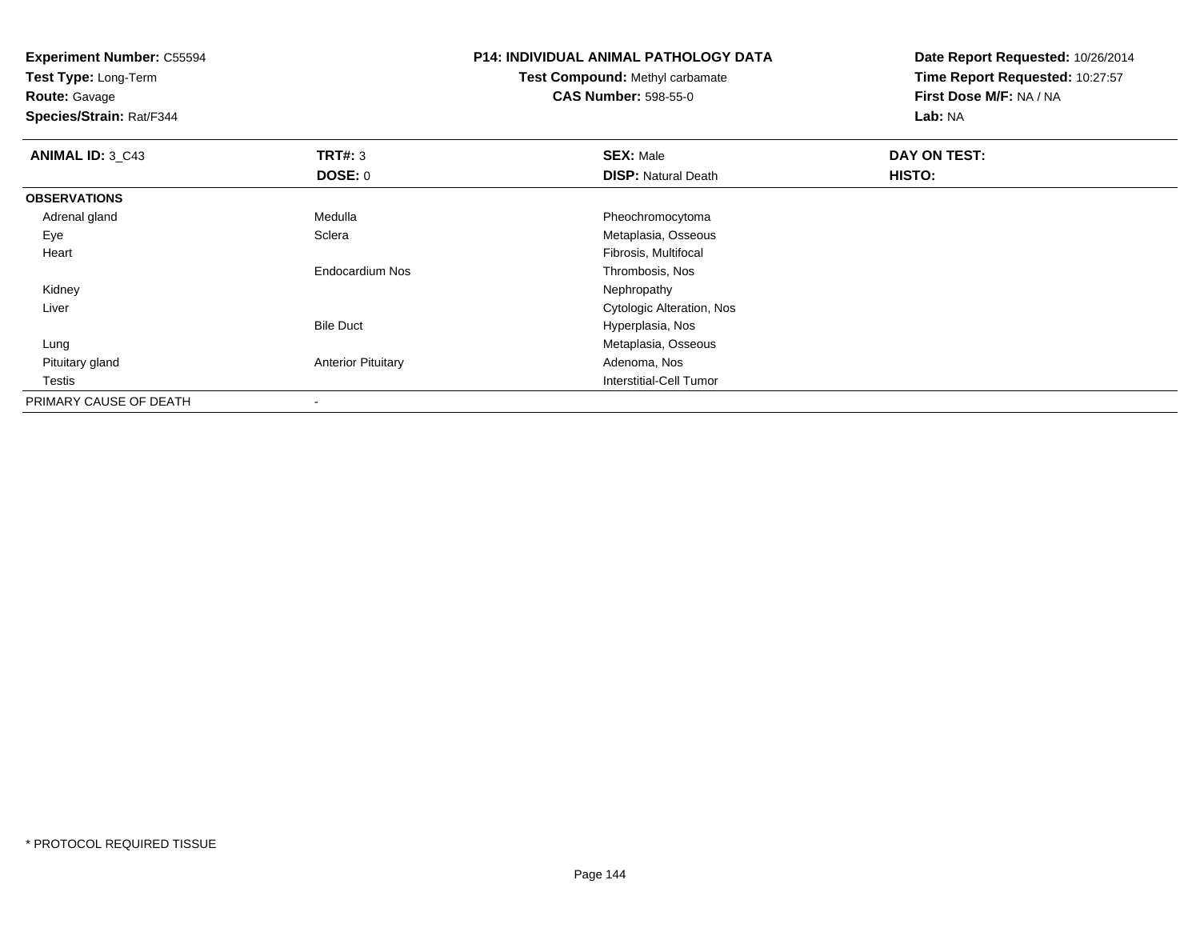**Experiment Number:** C55594
**Test Type:** Long-Term
**Route:** Gavage
**Species/Strain:** Rat/F344

**P14: INDIVIDUAL ANIMAL PATHOLOGY DATA**
**Test Compound:** Methyl carbamate
**CAS Number:** 598-55-0

**Date Report Requested:** 10/26/2014
**Time Report Requested:** 10:27:57
**First Dose M/F:** NA / NA
**Lab:** NA

| **ANIMAL ID:** 3_C43 | **TRT#:** 3 | **SEX:** Male | **DAY ON TEST:** |
|---|---|---|---|
| | **DOSE:** 0 | **DISP:** Natural Death | **HISTO:** |
| **OBSERVATIONS** | | | |
| Adrenal gland | Medulla | Pheochromocytoma | |
| Eye | Sclera | Metaplasia, Osseous | |
| Heart | | Fibrosis, Multifocal | |
| | Endocardium Nos | Thrombosis, Nos | |
| Kidney | | Nephropathy | |
| Liver | | Cytologic Alteration, Nos | |
| | Bile Duct | Hyperplasia, Nos | |
| Lung | | Metaplasia, Osseous | |
| Pituitary gland | Anterior Pituitary | Adenoma, Nos | |
| Testis | | Interstitial-Cell Tumor | |
| PRIMARY CAUSE OF DEATH | - | | |

* PROTOCOL REQUIRED TISSUE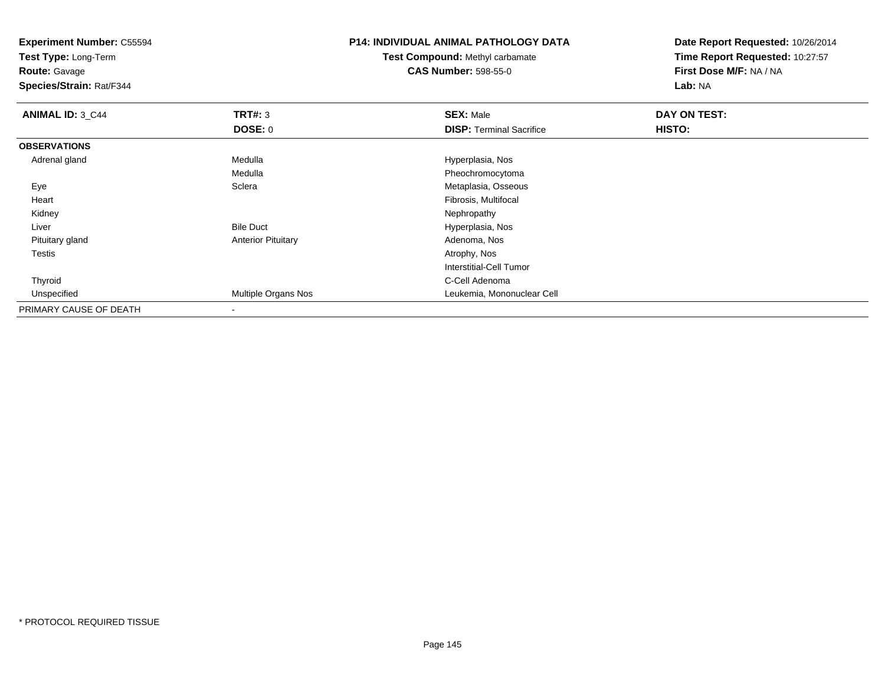**Experiment Number:** C55594
**Test Type:** Long-Term
**Route:** Gavage
**Species/Strain:** Rat/F344

**P14: INDIVIDUAL ANIMAL PATHOLOGY DATA**
**Test Compound:** Methyl carbamate
**CAS Number:** 598-55-0

**Date Report Requested:** 10/26/2014
**Time Report Requested:** 10:27:57
**First Dose M/F:** NA / NA
**Lab:** NA

| **ANIMAL ID:** 3_C44 | **TRT#:** 3 | **SEX:** Male | **DAY ON TEST:** |
|---|---|---|---|
| | **DOSE:** 0 | **DISP:** Terminal Sacrifice | **HISTO:** |
| **OBSERVATIONS** | | | |
| Adrenal gland | Medulla | Hyperplasia, Nos | |
| | Medulla | Pheochromocytoma | |
| Eye | Sclera | Metaplasia, Osseous | |
| Heart | | Fibrosis, Multifocal | |
| Kidney | | Nephropathy | |
| Liver | Bile Duct | Hyperplasia, Nos | |
| Pituitary gland | Anterior Pituitary | Adenoma, Nos | |
| Testis | | Atrophy, Nos | |
| | | Interstitial-Cell Tumor | |
| Thyroid | | C-Cell Adenoma | |
| Unspecified | Multiple Organs Nos | Leukemia, Mononuclear Cell | |
| PRIMARY CAUSE OF DEATH | - | | |

* PROTOCOL REQUIRED TISSUE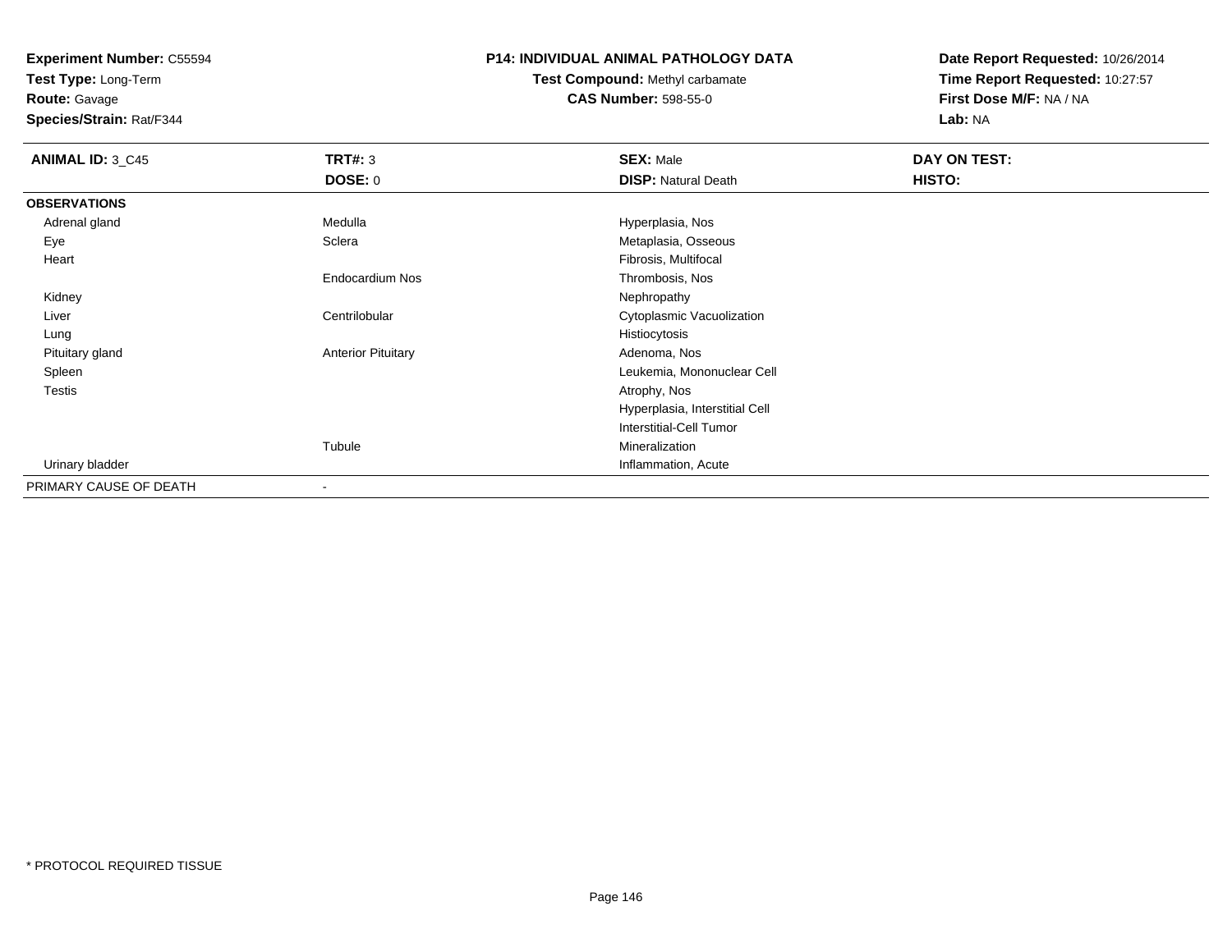**Experiment Number:** C55594
**Test Type:** Long-Term
**Route:** Gavage
**Species/Strain:** Rat/F344

**P14: INDIVIDUAL ANIMAL PATHOLOGY DATA**
**Test Compound:** Methyl carbamate
**CAS Number:** 598-55-0

**Date Report Requested:** 10/26/2014
**Time Report Requested:** 10:27:57
**First Dose M/F:** NA / NA
**Lab:** NA

| **ANIMAL ID:** 3_C45 | **TRT#:** 3 | **SEX:** Male | **DAY ON TEST:** |
|---|---|---|---|
| | **DOSE:** 0 | **DISP:** Natural Death | **HISTO:** |
| **OBSERVATIONS** | | | |
| Adrenal gland | Medulla | Hyperplasia, Nos | |
| Eye | Sclera | Metaplasia, Osseous | |
| Heart | | Fibrosis, Multifocal | |
| | Endocardium Nos | Thrombosis, Nos | |
| Kidney | | Nephropathy | |
| Liver | Centrilobular | Cytoplasmic Vacuolization | |
| Lung | | Histiocytosis | |
| Pituitary gland | Anterior Pituitary | Adenoma, Nos | |
| Spleen | | Leukemia, Mononuclear Cell | |
| Testis | | Atrophy, Nos | |
| | | Hyperplasia, Interstitial Cell | |
| | | Interstitial-Cell Tumor | |
| | Tubule | Mineralization | |
| Urinary bladder | | Inflammation, Acute | |
| PRIMARY CAUSE OF DEATH | - | | |

* PROTOCOL REQUIRED TISSUE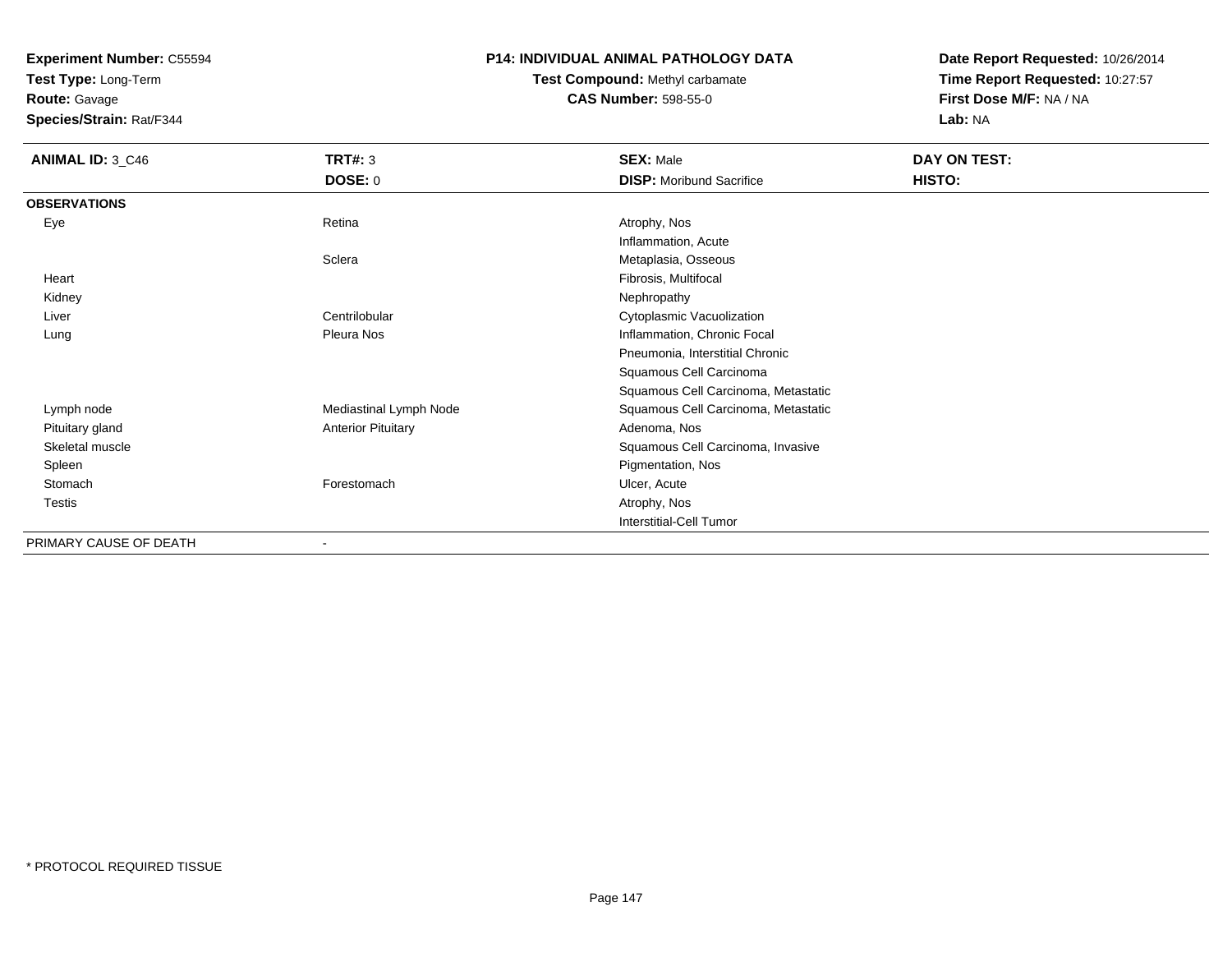**Experiment Number:** C55594
**Test Type:** Long-Term
**Route:** Gavage
**Species/Strain:** Rat/F344

**P14: INDIVIDUAL ANIMAL PATHOLOGY DATA**
**Test Compound:** Methyl carbamate
**CAS Number:** 598-55-0

**Date Report Requested:** 10/26/2014
**Time Report Requested:** 10:27:57
**First Dose M/F:** NA / NA
**Lab:** NA

| **ANIMAL ID:** 3_C46 | **TRT#:** 3 | **SEX:** Male | **DAY ON TEST:** |
|---|---|---|---|
| | **DOSE:** 0 | **DISP:** Moribund Sacrifice | **HISTO:** |
| **OBSERVATIONS** | | | |
| Eye | Retina | Atrophy, Nos | |
| | | Inflammation, Acute | |
| | Sclera | Metaplasia, Osseous | |
| Heart | | Fibrosis, Multifocal | |
| Kidney | | Nephropathy | |
| Liver | Centrilobular | Cytoplasmic Vacuolization | |
| Lung | Pleura Nos | Inflammation, Chronic Focal | |
| | | Pneumonia, Interstitial Chronic | |
| | | Squamous Cell Carcinoma | |
| | | Squamous Cell Carcinoma, Metastatic | |
| Lymph node | Mediastinal Lymph Node | Squamous Cell Carcinoma, Metastatic | |
| Pituitary gland | Anterior Pituitary | Adenoma, Nos | |
| Skeletal muscle | | Squamous Cell Carcinoma, Invasive | |
| Spleen | | Pigmentation, Nos | |
| Stomach | Forestomach | Ulcer, Acute | |
| Testis | | Atrophy, Nos | |
| | | Interstitial-Cell Tumor | |
| PRIMARY CAUSE OF DEATH | - | | |

* PROTOCOL REQUIRED TISSUE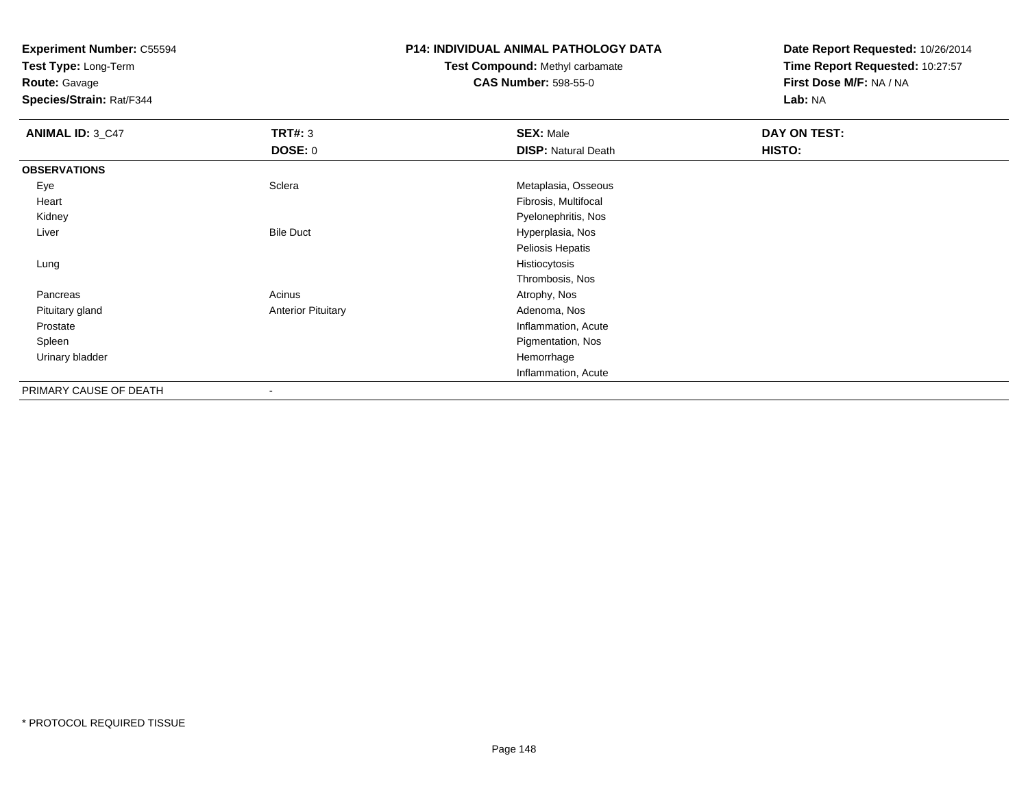**Experiment Number:** C55594
**Test Type:** Long-Term
**Route:** Gavage
**Species/Strain:** Rat/F344

**P14: INDIVIDUAL ANIMAL PATHOLOGY DATA**
**Test Compound:** Methyl carbamate
**CAS Number:** 598-55-0

**Date Report Requested:** 10/26/2014
**Time Report Requested:** 10:27:57
**First Dose M/F:** NA / NA
**Lab:** NA

| **ANIMAL ID:** 3_C47 | **TRT#:** 3 | **SEX:** Male | **DAY ON TEST:** |
|---|---|---|---|
| | **DOSE:** 0 | **DISP:** Natural Death | **HISTO:** |
| **OBSERVATIONS** | | | |
| Eye | Sclera | Metaplasia, Osseous | |
| Heart | | Fibrosis, Multifocal | |
| Kidney | | Pyelonephritis, Nos | |
| Liver | Bile Duct | Hyperplasia, Nos | |
| | | Peliosis Hepatis | |
| Lung | | Histiocytosis | |
| | | Thrombosis, Nos | |
| Pancreas | Acinus | Atrophy, Nos | |
| Pituitary gland | Anterior Pituitary | Adenoma, Nos | |
| Prostate | | Inflammation, Acute | |
| Spleen | | Pigmentation, Nos | |
| Urinary bladder | | Hemorrhage | |
| | | Inflammation, Acute | |
| PRIMARY CAUSE OF DEATH | - | | |

* PROTOCOL REQUIRED TISSUE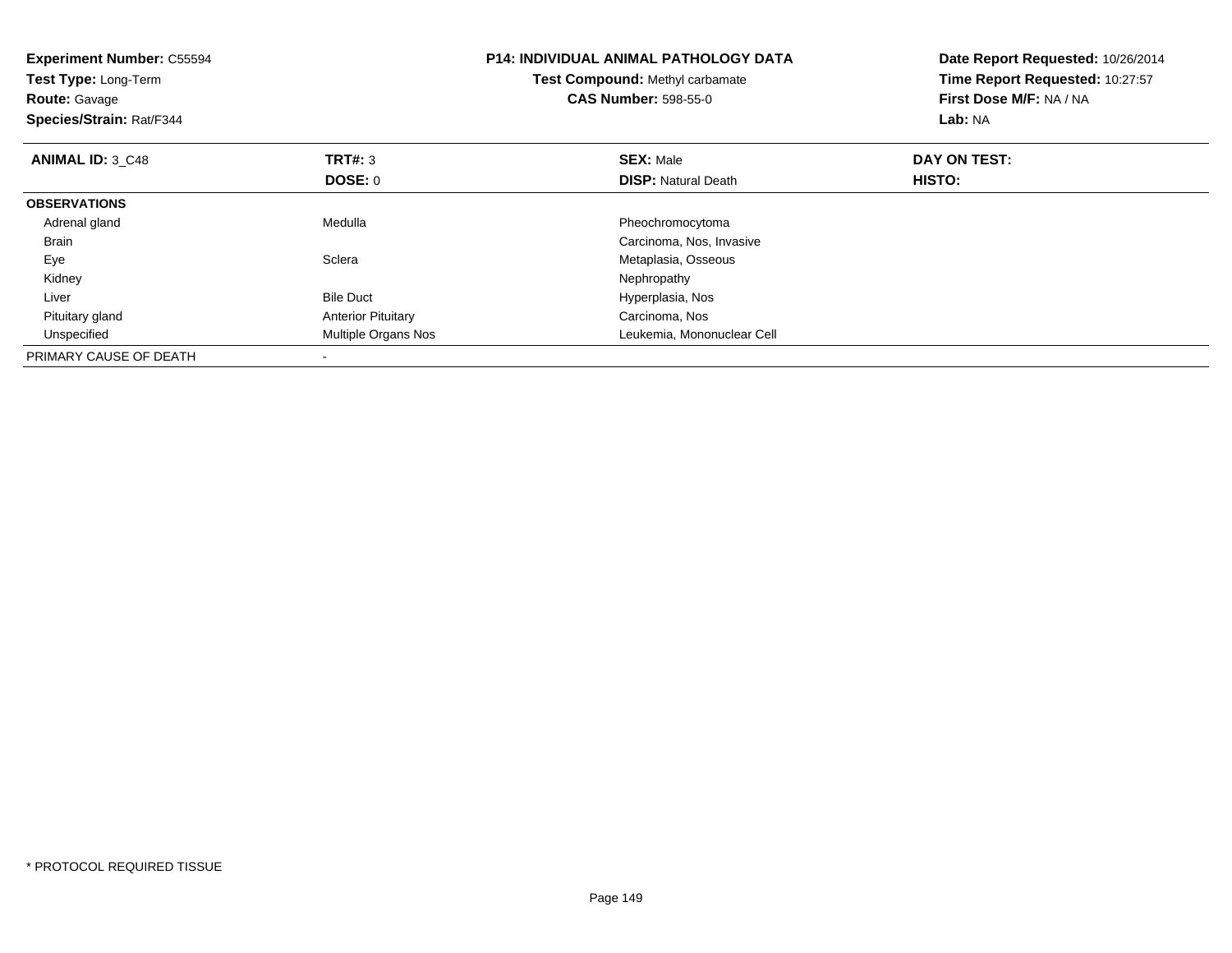**Experiment Number:** C55594
**Test Type:** Long-Term
**Route:** Gavage
**Species/Strain:** Rat/F344

**P14: INDIVIDUAL ANIMAL PATHOLOGY DATA**
**Test Compound:** Methyl carbamate
**CAS Number:** 598-55-0

**Date Report Requested:** 10/26/2014
**Time Report Requested:** 10:27:57
**First Dose M/F:** NA / NA
**Lab:** NA

| **ANIMAL ID:** 3_C48 | **TRT#:** 3 | **SEX:** Male | **DAY ON TEST:** |
|---|---|---|---|
| | **DOSE:** 0 | **DISP:** Natural Death | **HISTO:** |
| **OBSERVATIONS** | | | |
| Adrenal gland | Medulla | Pheochromocytoma | |
| Brain | | Carcinoma, Nos, Invasive | |
| Eye | Sclera | Metaplasia, Osseous | |
| Kidney | | Nephropathy | |
| Liver | Bile Duct | Hyperplasia, Nos | |
| Pituitary gland | Anterior Pituitary | Carcinoma, Nos | |
| Unspecified | Multiple Organs Nos | Leukemia, Mononuclear Cell | |
| PRIMARY CAUSE OF DEATH | - | | |

* PROTOCOL REQUIRED TISSUE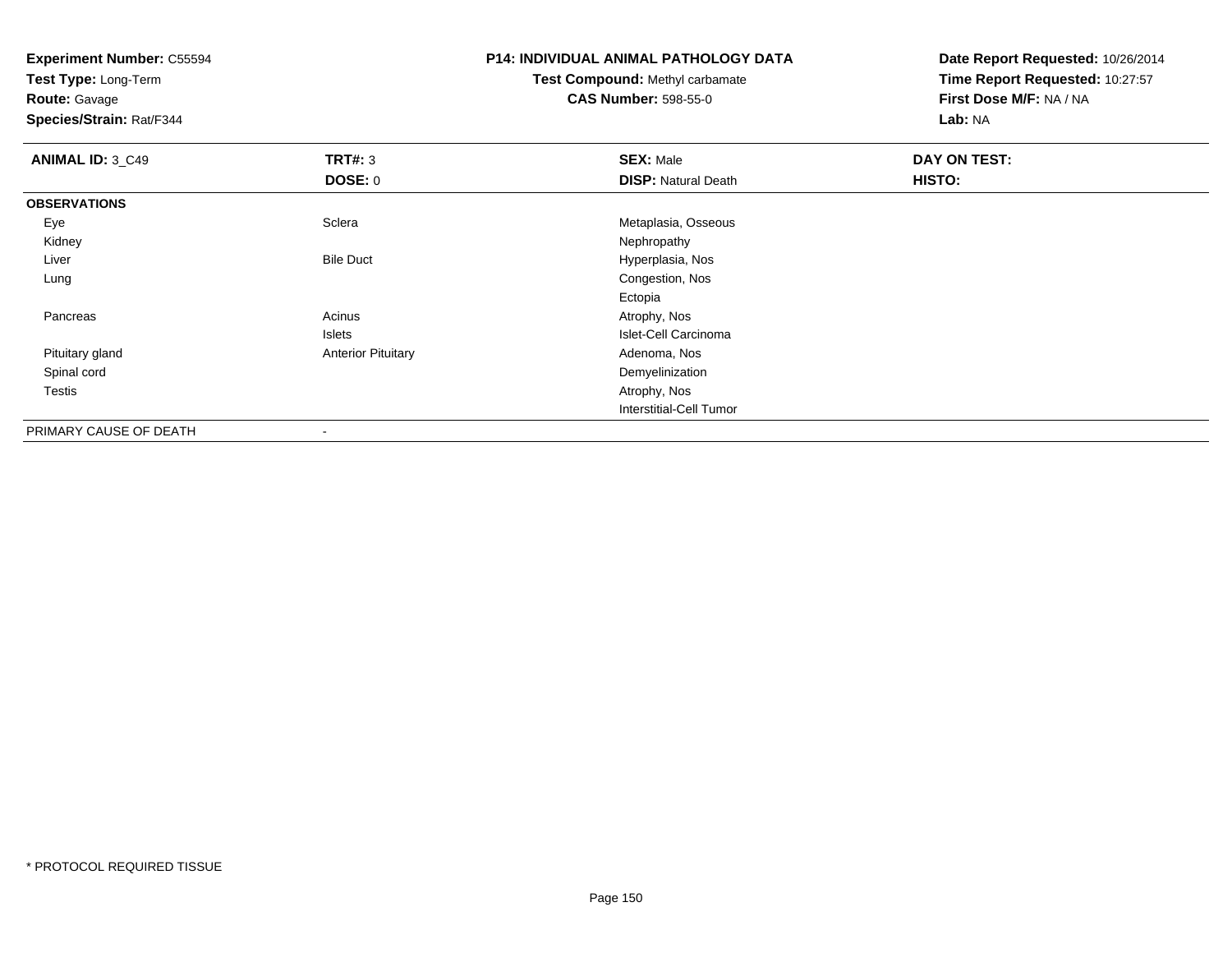**Experiment Number:** C55594
**Test Type:** Long-Term
**Route:** Gavage
**Species/Strain:** Rat/F344

**P14: INDIVIDUAL ANIMAL PATHOLOGY DATA**
**Test Compound:** Methyl carbamate
**CAS Number:** 598-55-0

**Date Report Requested:** 10/26/2014
**Time Report Requested:** 10:27:57
**First Dose M/F:** NA / NA
**Lab:** NA

| **ANIMAL ID:** 3_C49 | **TRT#:** 3 | **SEX:** Male | **DAY ON TEST:** |
|---|---|---|---|
| | **DOSE:** 0 | **DISP:** Natural Death | **HISTO:** |
| **OBSERVATIONS** | | | |
| Eye | Sclera | Metaplasia, Osseous | |
| Kidney | | Nephropathy | |
| Liver | Bile Duct | Hyperplasia, Nos | |
| Lung | | Congestion, Nos | |
| | | Ectopia | |
| Pancreas | Acinus | Atrophy, Nos | |
| | Islets | Islet-Cell Carcinoma | |
| Pituitary gland | Anterior Pituitary | Adenoma, Nos | |
| Spinal cord | | Demyelinization | |
| Testis | | Atrophy, Nos | |
| | | Interstitial-Cell Tumor | |
| PRIMARY CAUSE OF DEATH | - | | |

* PROTOCOL REQUIRED TISSUE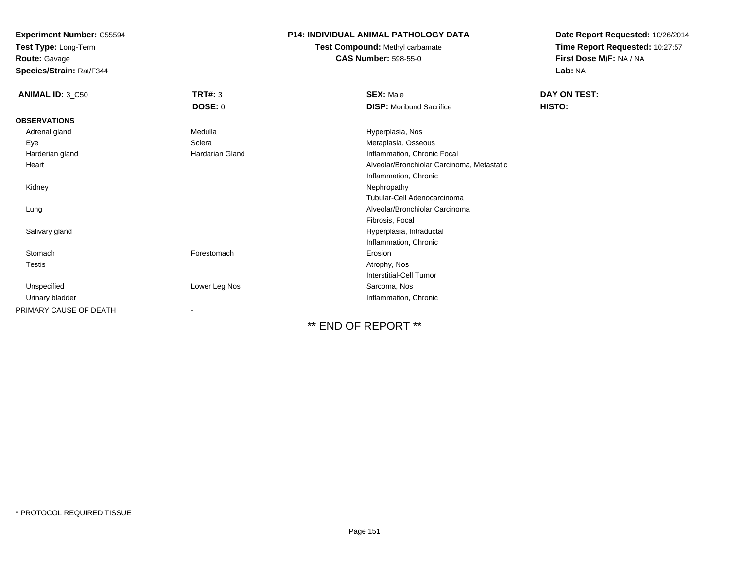**Experiment Number:** C55594
**Test Type:** Long-Term
**Route:** Gavage
**Species/Strain:** Rat/F344

**P14: INDIVIDUAL ANIMAL PATHOLOGY DATA**
**Test Compound:** Methyl carbamate
**CAS Number:** 598-55-0

**Date Report Requested:** 10/26/2014
**Time Report Requested:** 10:27:57
**First Dose M/F:** NA / NA
**Lab:** NA

| **ANIMAL ID:** 3_C50 | **TRT#:** 3 | **SEX:** Male | **DAY ON TEST:** |
|---|---|---|---|
| | **DOSE:** 0 | **DISP:** Moribund Sacrifice | **HISTO:** |
| **OBSERVATIONS** | | | |
| Adrenal gland | Medulla | Hyperplasia, Nos | |
| Eye | Sclera | Metaplasia, Osseous | |
| Harderian gland | Hardarian Gland | Inflammation, Chronic Focal | |
| Heart | | Alveolar/Bronchiolar Carcinoma, Metastatic | |
| | | Inflammation, Chronic | |
| Kidney | | Nephropathy | |
| | | Tubular-Cell Adenocarcinoma | |
| Lung | | Alveolar/Bronchiolar Carcinoma | |
| | | Fibrosis, Focal | |
| Salivary gland | | Hyperplasia, Intraductal | |
| | | Inflammation, Chronic | |
| Stomach | Forestomach | Erosion | |
| Testis | | Atrophy, Nos | |
| | | Interstitial-Cell Tumor | |
| Unspecified | Lower Leg Nos | Sarcoma, Nos | |
| Urinary bladder | | Inflammation, Chronic | |
| PRIMARY CAUSE OF DEATH | - | | |

** END OF REPORT **

* PROTOCOL REQUIRED TISSUE